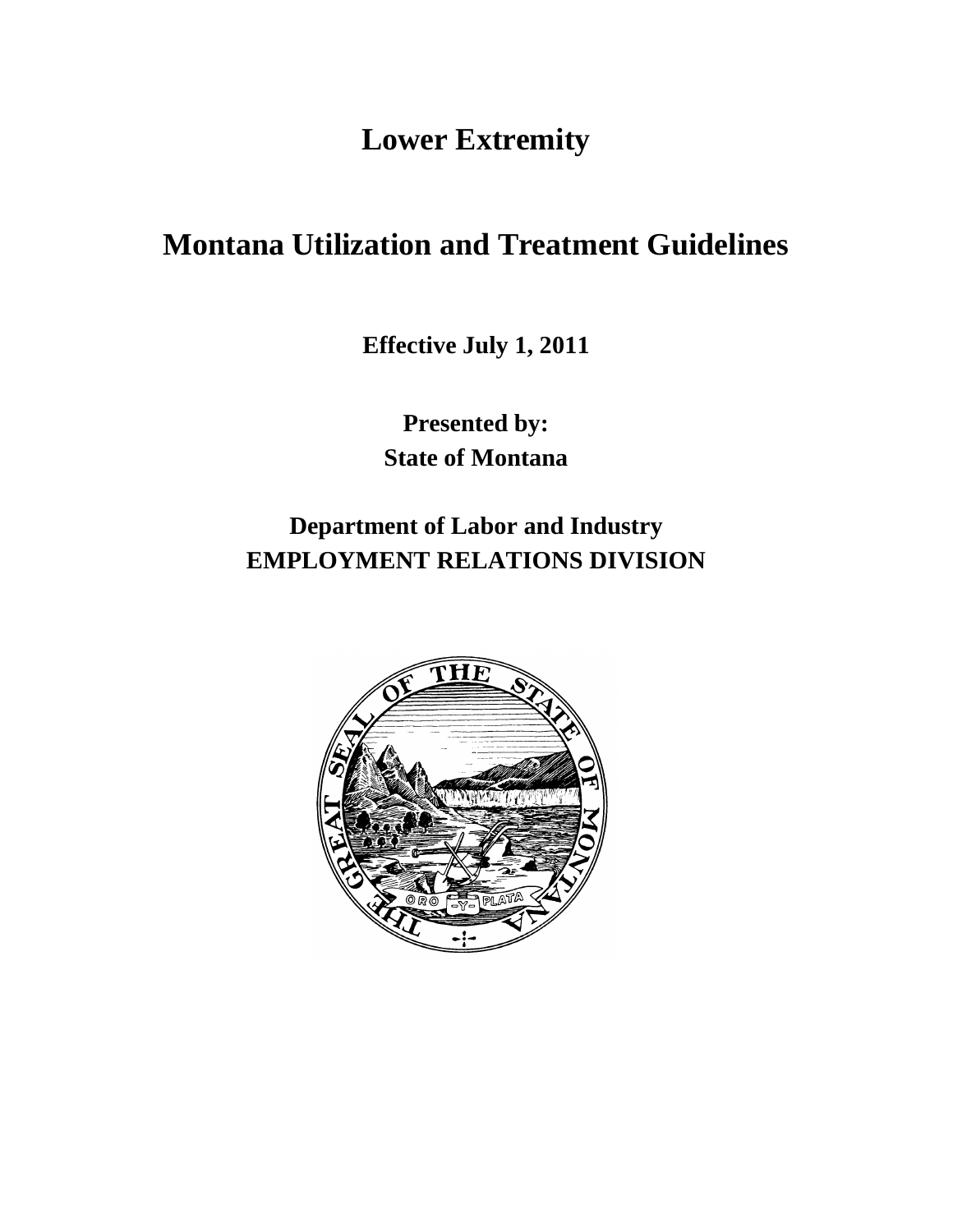# Lower Extremity

# Montana Utilization and Treatment Guidelines

**Effective July 1, 2011**

**Presented by:**
**State of Montana**

## Department of Labor and Industry
## EMPLOYMENT RELATIONS DIVISION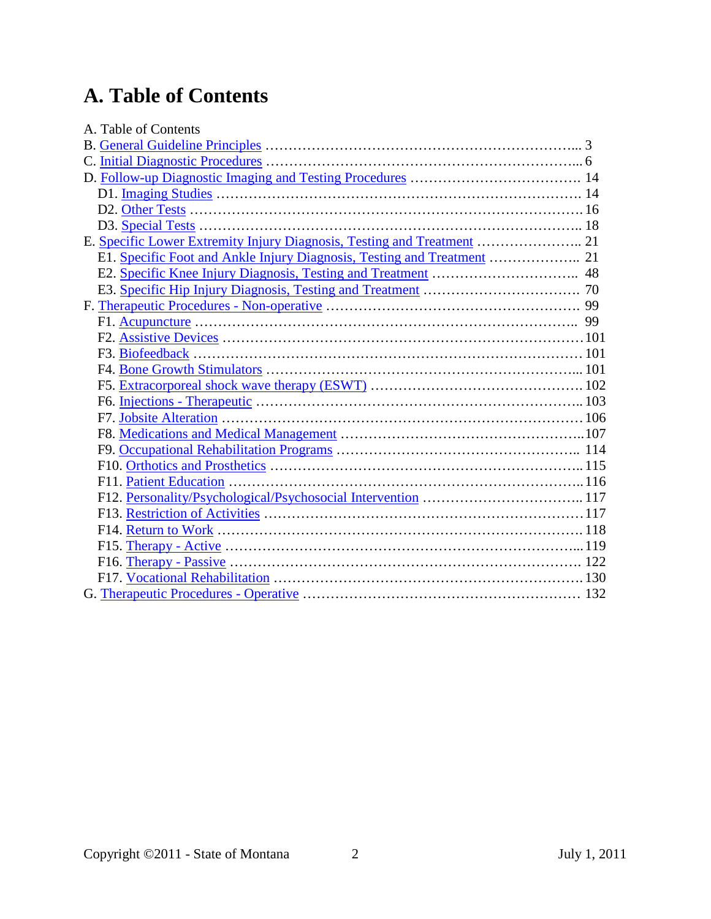# A. Table of Contents

A. Table of Contents

B. General Guideline Principles …………………………………………………………... 3

C. Initial Diagnostic Procedures …………………………………………………………... 6

D. Follow-up Diagnostic Imaging and Testing Procedures ……………………………… 14

- D1. Imaging Studies ……………………………………………………………………… 14
- D2. Other Tests …………………………………………………………………………… 16
- D3. Special Tests ………………………………………………………………………….. 18

E. Specific Lower Extremity Injury Diagnosis, Testing and Treatment ………………….. 21

- E1. Specific Foot and Ankle Injury Diagnosis, Testing and Treatment ………………... 21
- E2. Specific Knee Injury Diagnosis, Testing and Treatment …………………………... 48
- E3. Specific Hip Injury Diagnosis, Testing and Treatment …………………………… 70

F. Therapeutic Procedures - Non-operative ……………………………………………… 99

- F1. Acupuncture ………………………………………………………………………... 99
- F2. Assistive Devices ……………………………………………………………………101
- F3. Biofeedback …………………………………………………………………………101
- F4. Bone Growth Stimulators ………………………………………………………….. 101
- F5. Extracorporeal shock wave therapy (ESWT) ………………………………………102
- F6. Injections - Therapeutic …………………………………………………………….. 103
- F7. Jobsite Alteration ……………………………………………………………………106
- F8. Medications and Medical Management ……………………………………………..107
- F9. Occupational Rehabilitation Programs …………………………………………….. 114
- F10. Orthotics and Prosthetics ………………………………………………………….. 115
- F11. Patient Education …………………………………………………………………..116
- F12. Personality/Psychological/Psychosocial Intervention ……………………………..117
- F13. Restriction of Activities ……………………………………………………………117
- F14. Return to Work ……………………………………………………………………. 118
- F15. Therapy - Active ……………………………………………………………………...119
- F16. Therapy - Passive …………………………………………………………………. 122
- F17. Vocational Rehabilitation ………………………………………………………… 130

G. Therapeutic Procedures - Operative …………………………………………………… 132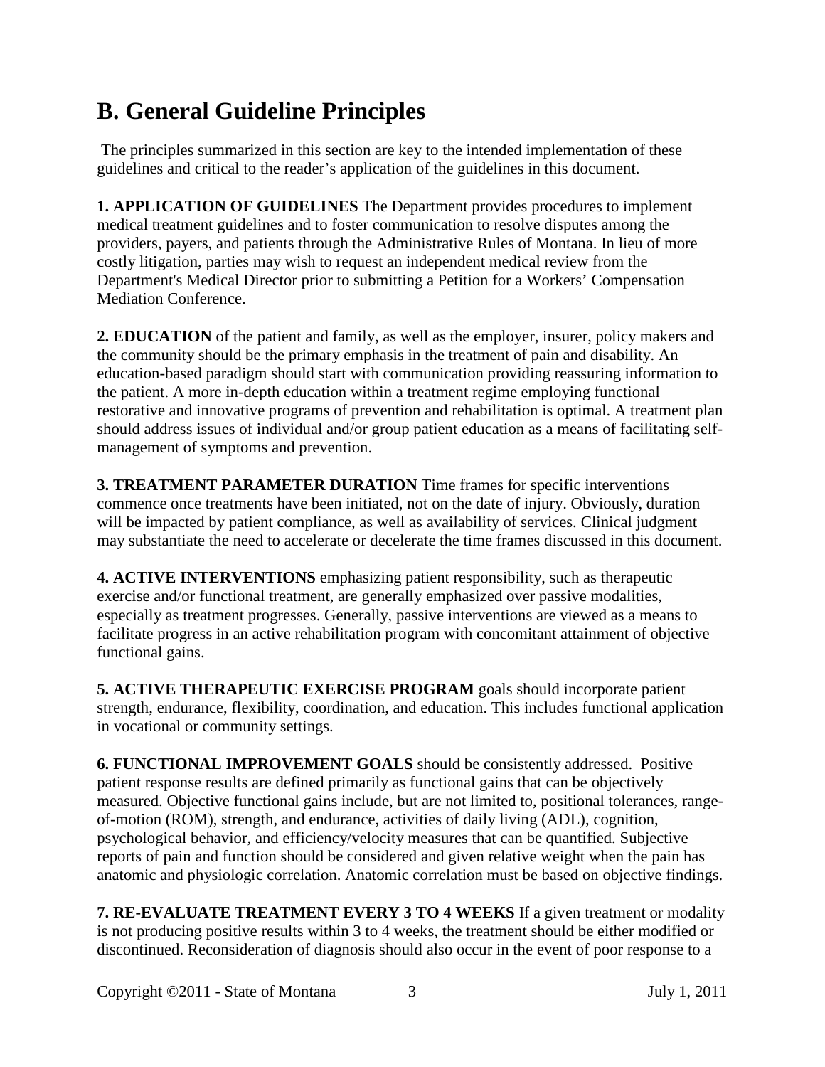## B. General Guideline Principles

The principles summarized in this section are key to the intended implementation of these guidelines and critical to the reader's application of the guidelines in this document.

**1. APPLICATION OF GUIDELINES** The Department provides procedures to implement medical treatment guidelines and to foster communication to resolve disputes among the providers, payers, and patients through the Administrative Rules of Montana. In lieu of more costly litigation, parties may wish to request an independent medical review from the Department's Medical Director prior to submitting a Petition for a Workers' Compensation Mediation Conference.

**2. EDUCATION** of the patient and family, as well as the employer, insurer, policy makers and the community should be the primary emphasis in the treatment of pain and disability. An education-based paradigm should start with communication providing reassuring information to the patient. A more in-depth education within a treatment regime employing functional restorative and innovative programs of prevention and rehabilitation is optimal. A treatment plan should address issues of individual and/or group patient education as a means of facilitating self-management of symptoms and prevention.

**3. TREATMENT PARAMETER DURATION** Time frames for specific interventions commence once treatments have been initiated, not on the date of injury. Obviously, duration will be impacted by patient compliance, as well as availability of services. Clinical judgment may substantiate the need to accelerate or decelerate the time frames discussed in this document.

**4. ACTIVE INTERVENTIONS** emphasizing patient responsibility, such as therapeutic exercise and/or functional treatment, are generally emphasized over passive modalities, especially as treatment progresses. Generally, passive interventions are viewed as a means to facilitate progress in an active rehabilitation program with concomitant attainment of objective functional gains.

**5. ACTIVE THERAPEUTIC EXERCISE PROGRAM** goals should incorporate patient strength, endurance, flexibility, coordination, and education. This includes functional application in vocational or community settings.

**6. FUNCTIONAL IMPROVEMENT GOALS** should be consistently addressed. Positive patient response results are defined primarily as functional gains that can be objectively measured. Objective functional gains include, but are not limited to, positional tolerances, range-of-motion (ROM), strength, and endurance, activities of daily living (ADL), cognition, psychological behavior, and efficiency/velocity measures that can be quantified. Subjective reports of pain and function should be considered and given relative weight when the pain has anatomic and physiologic correlation. Anatomic correlation must be based on objective findings.

**7. RE-EVALUATE TREATMENT EVERY 3 TO 4 WEEKS** If a given treatment or modality is not producing positive results within 3 to 4 weeks, the treatment should be either modified or discontinued. Reconsideration of diagnosis should also occur in the event of poor response to a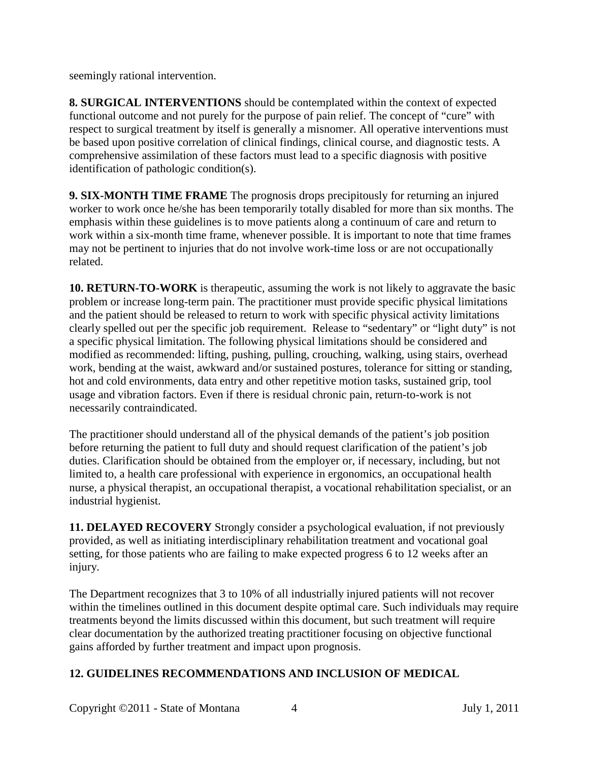seemingly rational intervention.

**8. SURGICAL INTERVENTIONS** should be contemplated within the context of expected functional outcome and not purely for the purpose of pain relief. The concept of "cure" with respect to surgical treatment by itself is generally a misnomer. All operative interventions must be based upon positive correlation of clinical findings, clinical course, and diagnostic tests. A comprehensive assimilation of these factors must lead to a specific diagnosis with positive identification of pathologic condition(s).

**9. SIX-MONTH TIME FRAME** The prognosis drops precipitously for returning an injured worker to work once he/she has been temporarily totally disabled for more than six months. The emphasis within these guidelines is to move patients along a continuum of care and return to work within a six-month time frame, whenever possible. It is important to note that time frames may not be pertinent to injuries that do not involve work-time loss or are not occupationally related.

**10. RETURN-TO-WORK** is therapeutic, assuming the work is not likely to aggravate the basic problem or increase long-term pain. The practitioner must provide specific physical limitations and the patient should be released to return to work with specific physical activity limitations clearly spelled out per the specific job requirement. Release to "sedentary" or "light duty" is not a specific physical limitation. The following physical limitations should be considered and modified as recommended: lifting, pushing, pulling, crouching, walking, using stairs, overhead work, bending at the waist, awkward and/or sustained postures, tolerance for sitting or standing, hot and cold environments, data entry and other repetitive motion tasks, sustained grip, tool usage and vibration factors. Even if there is residual chronic pain, return-to-work is not necessarily contraindicated.

The practitioner should understand all of the physical demands of the patient's job position before returning the patient to full duty and should request clarification of the patient's job duties. Clarification should be obtained from the employer or, if necessary, including, but not limited to, a health care professional with experience in ergonomics, an occupational health nurse, a physical therapist, an occupational therapist, a vocational rehabilitation specialist, or an industrial hygienist.

**11. DELAYED RECOVERY** Strongly consider a psychological evaluation, if not previously provided, as well as initiating interdisciplinary rehabilitation treatment and vocational goal setting, for those patients who are failing to make expected progress 6 to 12 weeks after an injury.

The Department recognizes that 3 to 10% of all industrially injured patients will not recover within the timelines outlined in this document despite optimal care. Such individuals may require treatments beyond the limits discussed within this document, but such treatment will require clear documentation by the authorized treating practitioner focusing on objective functional gains afforded by further treatment and impact upon prognosis.

**12. GUIDELINES RECOMMENDATIONS AND INCLUSION OF MEDICAL**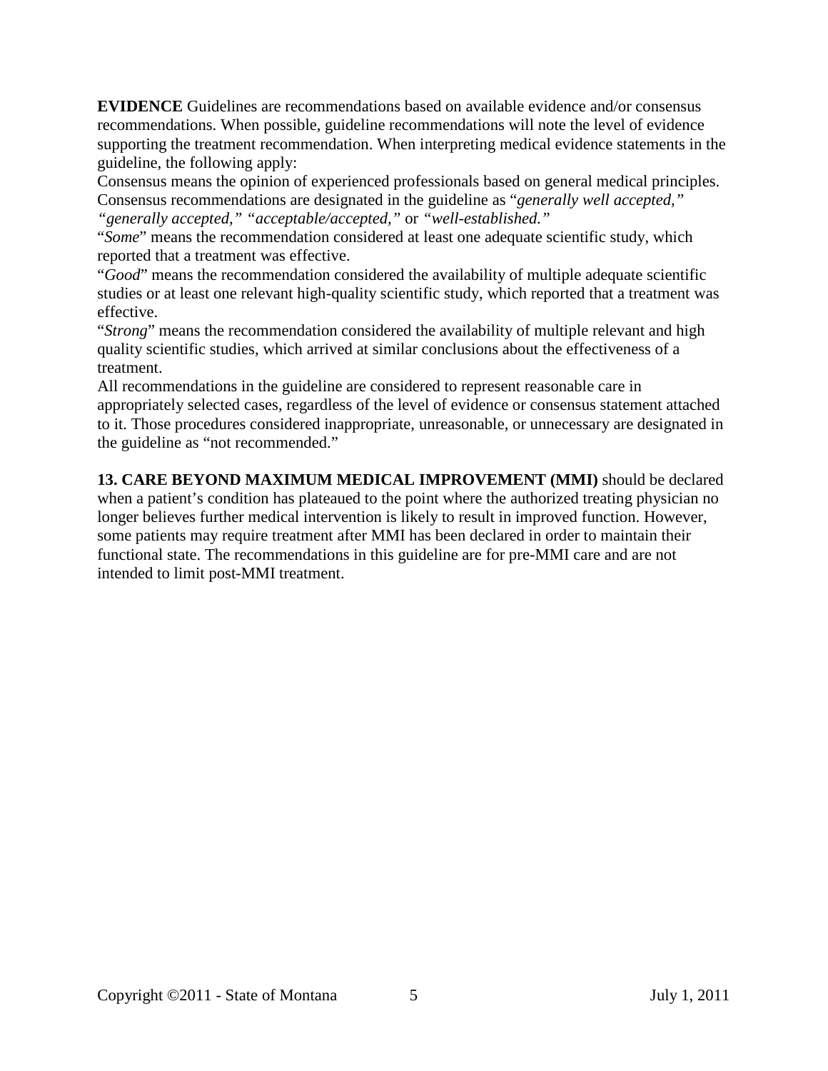**EVIDENCE** Guidelines are recommendations based on available evidence and/or consensus recommendations. When possible, guideline recommendations will note the level of evidence supporting the treatment recommendation. When interpreting medical evidence statements in the guideline, the following apply:

Consensus means the opinion of experienced professionals based on general medical principles. Consensus recommendations are designated in the guideline as "*generally well accepted,*" "*generally accepted,*" "*acceptable/accepted,*" or "*well-established.*"

"*Some*" means the recommendation considered at least one adequate scientific study, which reported that a treatment was effective.

"*Good*" means the recommendation considered the availability of multiple adequate scientific studies or at least one relevant high-quality scientific study, which reported that a treatment was effective.

"*Strong*" means the recommendation considered the availability of multiple relevant and high quality scientific studies, which arrived at similar conclusions about the effectiveness of a treatment.

All recommendations in the guideline are considered to represent reasonable care in appropriately selected cases, regardless of the level of evidence or consensus statement attached to it. Those procedures considered inappropriate, unreasonable, or unnecessary are designated in the guideline as "not recommended."

**13. CARE BEYOND MAXIMUM MEDICAL IMPROVEMENT (MMI)** should be declared when a patient's condition has plateaued to the point where the authorized treating physician no longer believes further medical intervention is likely to result in improved function. However, some patients may require treatment after MMI has been declared in order to maintain their functional state. The recommendations in this guideline are for pre-MMI care and are not intended to limit post-MMI treatment.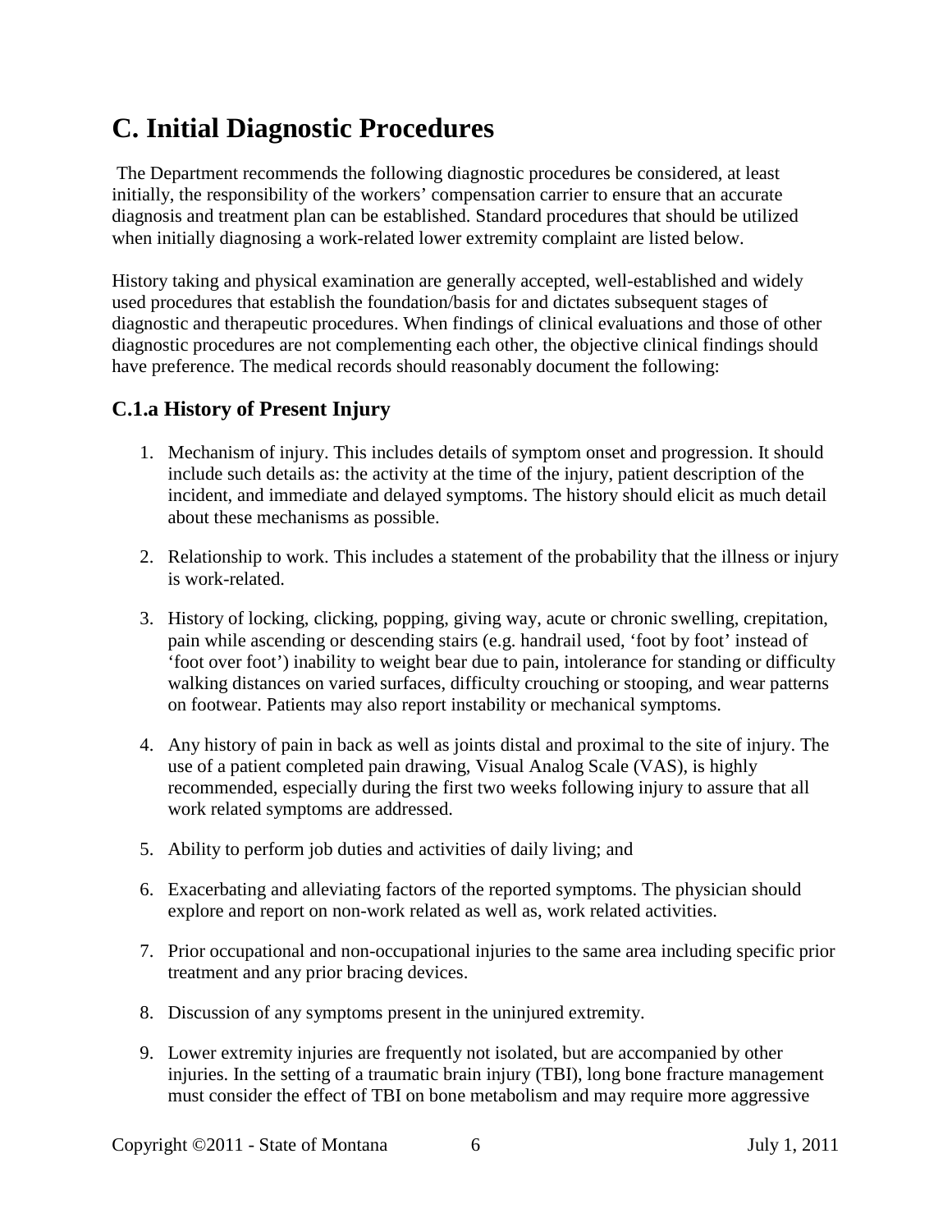# C. Initial Diagnostic Procedures

The Department recommends the following diagnostic procedures be considered, at least initially, the responsibility of the workers' compensation carrier to ensure that an accurate diagnosis and treatment plan can be established. Standard procedures that should be utilized when initially diagnosing a work-related lower extremity complaint are listed below.

History taking and physical examination are generally accepted, well-established and widely used procedures that establish the foundation/basis for and dictates subsequent stages of diagnostic and therapeutic procedures. When findings of clinical evaluations and those of other diagnostic procedures are not complementing each other, the objective clinical findings should have preference. The medical records should reasonably document the following:

## C.1.a History of Present Injury

1. Mechanism of injury. This includes details of symptom onset and progression. It should include such details as: the activity at the time of the injury, patient description of the incident, and immediate and delayed symptoms. The history should elicit as much detail about these mechanisms as possible.
2. Relationship to work. This includes a statement of the probability that the illness or injury is work-related.
3. History of locking, clicking, popping, giving way, acute or chronic swelling, crepitation, pain while ascending or descending stairs (e.g. handrail used, 'foot by foot' instead of 'foot over foot') inability to weight bear due to pain, intolerance for standing or difficulty walking distances on varied surfaces, difficulty crouching or stooping, and wear patterns on footwear. Patients may also report instability or mechanical symptoms.
4. Any history of pain in back as well as joints distal and proximal to the site of injury. The use of a patient completed pain drawing, Visual Analog Scale (VAS), is highly recommended, especially during the first two weeks following injury to assure that all work related symptoms are addressed.
5. Ability to perform job duties and activities of daily living; and
6. Exacerbating and alleviating factors of the reported symptoms. The physician should explore and report on non-work related as well as, work related activities.
7. Prior occupational and non-occupational injuries to the same area including specific prior treatment and any prior bracing devices.
8. Discussion of any symptoms present in the uninjured extremity.
9. Lower extremity injuries are frequently not isolated, but are accompanied by other injuries. In the setting of a traumatic brain injury (TBI), long bone fracture management must consider the effect of TBI on bone metabolism and may require more aggressive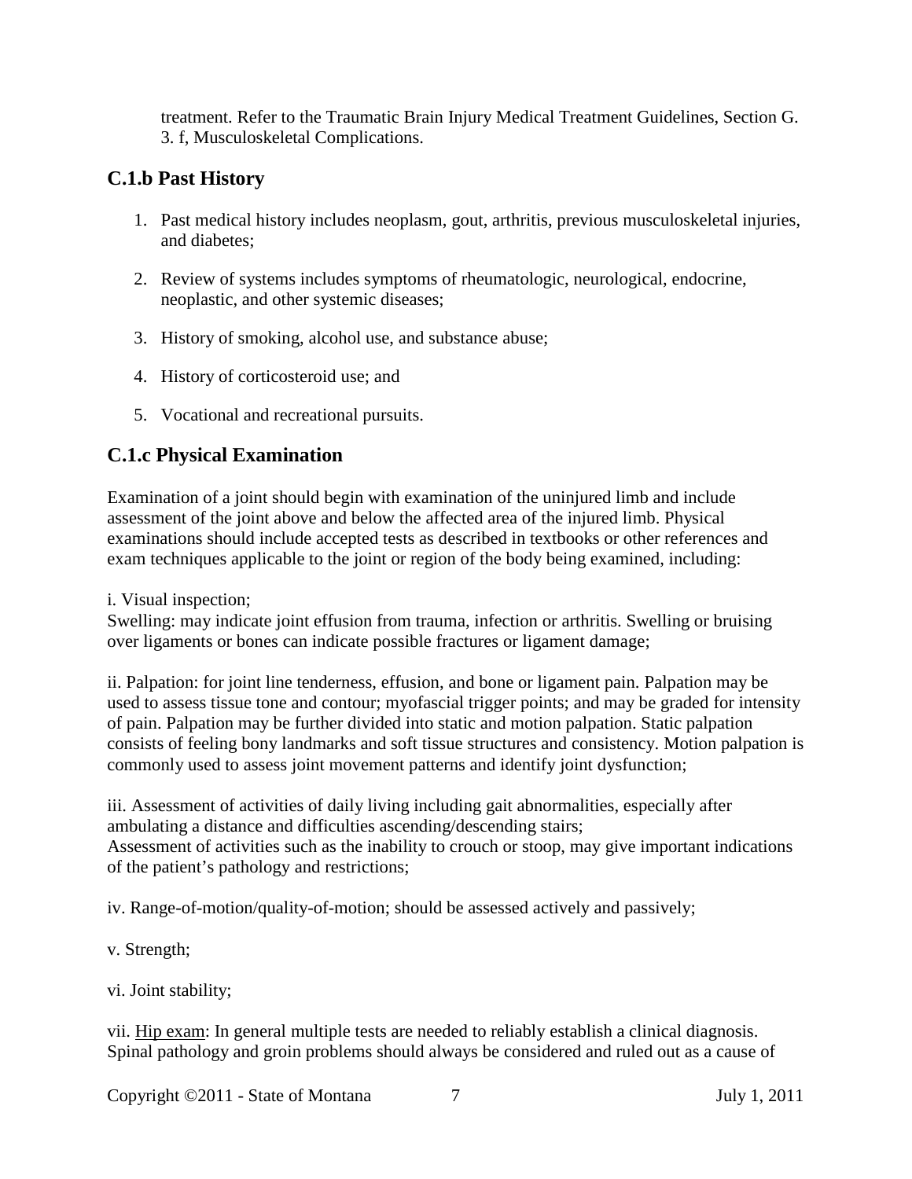treatment. Refer to the Traumatic Brain Injury Medical Treatment Guidelines, Section G. 3. f, Musculoskeletal Complications.

## C.1.b Past History

1. Past medical history includes neoplasm, gout, arthritis, previous musculoskeletal injuries, and diabetes;
2. Review of systems includes symptoms of rheumatologic, neurological, endocrine, neoplastic, and other systemic diseases;
3. History of smoking, alcohol use, and substance abuse;
4. History of corticosteroid use; and
5. Vocational and recreational pursuits.

## C.1.c Physical Examination

Examination of a joint should begin with examination of the uninjured limb and include assessment of the joint above and below the affected area of the injured limb. Physical examinations should include accepted tests as described in textbooks or other references and exam techniques applicable to the joint or region of the body being examined, including:

i. Visual inspection;
Swelling: may indicate joint effusion from trauma, infection or arthritis. Swelling or bruising over ligaments or bones can indicate possible fractures or ligament damage;

ii. Palpation: for joint line tenderness, effusion, and bone or ligament pain. Palpation may be used to assess tissue tone and contour; myofascial trigger points; and may be graded for intensity of pain. Palpation may be further divided into static and motion palpation. Static palpation consists of feeling bony landmarks and soft tissue structures and consistency. Motion palpation is commonly used to assess joint movement patterns and identify joint dysfunction;

iii. Assessment of activities of daily living including gait abnormalities, especially after ambulating a distance and difficulties ascending/descending stairs;
Assessment of activities such as the inability to crouch or stoop, may give important indications of the patient's pathology and restrictions;

iv. Range-of-motion/quality-of-motion; should be assessed actively and passively;

v. Strength;

vi. Joint stability;

vii. Hip exam: In general multiple tests are needed to reliably establish a clinical diagnosis. Spinal pathology and groin problems should always be considered and ruled out as a cause of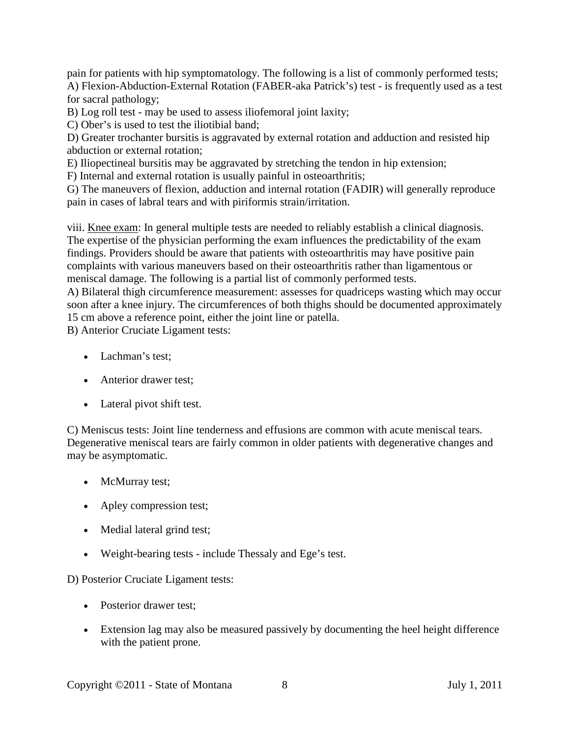pain for patients with hip symptomatology. The following is a list of commonly performed tests;
A) Flexion-Abduction-External Rotation (FABER-aka Patrick's) test - is frequently used as a test for sacral pathology;
B) Log roll test - may be used to assess iliofemoral joint laxity;
C) Ober's is used to test the iliotibial band;
D) Greater trochanter bursitis is aggravated by external rotation and adduction and resisted hip abduction or external rotation;
E) Iliopectineal bursitis may be aggravated by stretching the tendon in hip extension;
F) Internal and external rotation is usually painful in osteoarthritis;
G) The maneuvers of flexion, adduction and internal rotation (FADIR) will generally reproduce pain in cases of labral tears and with piriformis strain/irritation.

viii. <u>Knee exam</u>: In general multiple tests are needed to reliably establish a clinical diagnosis. The expertise of the physician performing the exam influences the predictability of the exam findings. Providers should be aware that patients with osteoarthritis may have positive pain complaints with various maneuvers based on their osteoarthritis rather than ligamentous or meniscal damage. The following is a partial list of commonly performed tests.
A) Bilateral thigh circumference measurement: assesses for quadriceps wasting which may occur soon after a knee injury. The circumferences of both thighs should be documented approximately 15 cm above a reference point, either the joint line or patella.
B) Anterior Cruciate Ligament tests:

- Lachman's test;
- Anterior drawer test;
- Lateral pivot shift test.

C) Meniscus tests: Joint line tenderness and effusions are common with acute meniscal tears. Degenerative meniscal tears are fairly common in older patients with degenerative changes and may be asymptomatic.

- McMurray test;
- Apley compression test;
- Medial lateral grind test;
- Weight-bearing tests - include Thessaly and Ege's test.

D) Posterior Cruciate Ligament tests:

- Posterior drawer test;
- Extension lag may also be measured passively by documenting the heel height difference with the patient prone.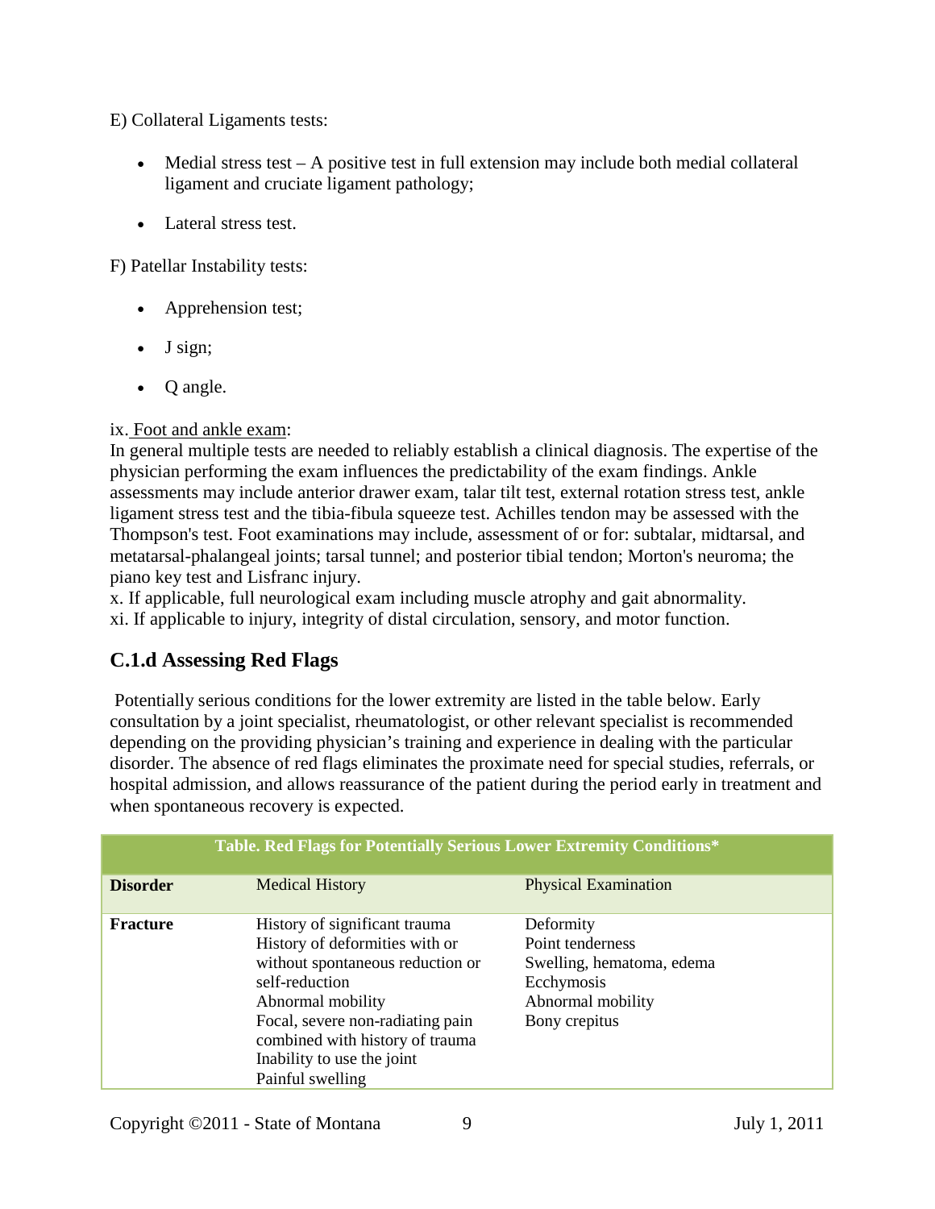E) Collateral Ligaments tests:

- Medial stress test – A positive test in full extension may include both medial collateral ligament and cruciate ligament pathology;
- Lateral stress test.

F) Patellar Instability tests:

- Apprehension test;
- J sign;
- Q angle.

ix. Foot and ankle exam:
In general multiple tests are needed to reliably establish a clinical diagnosis. The expertise of the physician performing the exam influences the predictability of the exam findings. Ankle assessments may include anterior drawer exam, talar tilt test, external rotation stress test, ankle ligament stress test and the tibia-fibula squeeze test. Achilles tendon may be assessed with the Thompson's test. Foot examinations may include, assessment of or for: subtalar, midtarsal, and metatarsal-phalangeal joints; tarsal tunnel; and posterior tibial tendon; Morton's neuroma; the piano key test and Lisfranc injury.
x. If applicable, full neurological exam including muscle atrophy and gait abnormality.
xi. If applicable to injury, integrity of distal circulation, sensory, and motor function.

### C.1.d Assessing Red Flags

Potentially serious conditions for the lower extremity are listed in the table below. Early consultation by a joint specialist, rheumatologist, or other relevant specialist is recommended depending on the providing physician's training and experience in dealing with the particular disorder. The absence of red flags eliminates the proximate need for special studies, referrals, or hospital admission, and allows reassurance of the patient during the period early in treatment and when spontaneous recovery is expected.

| Table. Red Flags for Potentially Serious Lower Extremity Conditions* | | |
|---|---|---|
| **Disorder** | Medical History | Physical Examination |
| **Fracture** | History of significant trauma<br>History of deformities with or without spontaneous reduction or self-reduction<br>Abnormal mobility<br>Focal, severe non-radiating pain combined with history of trauma<br>Inability to use the joint<br>Painful swelling | Deformity<br>Point tenderness<br>Swelling, hematoma, edema<br>Ecchymosis<br>Abnormal mobility<br>Bony crepitus |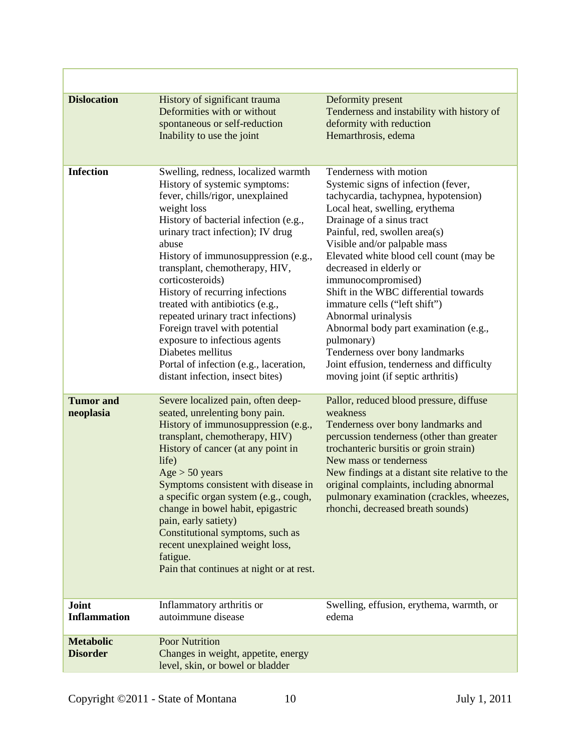| | | |
|---|---|---|
| **Dislocation** | History of significant trauma<br>Deformities with or without spontaneous or self-reduction<br>Inability to use the joint | Deformity present<br>Tenderness and instability with history of deformity with reduction<br>Hemarthrosis, edema |
| **Infection** | Swelling, redness, localized warmth<br>History of systemic symptoms: fever, chills/rigor, unexplained weight loss<br>History of bacterial infection (e.g., urinary tract infection); IV drug abuse<br>History of immunosuppression (e.g., transplant, chemotherapy, HIV, corticosteroids)<br>History of recurring infections treated with antibiotics (e.g., repeated urinary tract infections)<br>Foreign travel with potential exposure to infectious agents<br>Diabetes mellitus<br>Portal of infection (e.g., laceration, distant infection, insect bites) | Tenderness with motion<br>Systemic signs of infection (fever, tachycardia, tachypnea, hypotension)<br>Local heat, swelling, erythema<br>Drainage of a sinus tract<br>Painful, red, swollen area(s)<br>Visible and/or palpable mass<br>Elevated white blood cell count (may be decreased in elderly or immunocompromised)<br>Shift in the WBC differential towards immature cells ("left shift")<br>Abnormal urinalysis<br>Abnormal body part examination (e.g., pulmonary)<br>Tenderness over bony landmarks<br>Joint effusion, tenderness and difficulty moving joint (if septic arthritis) |
| **Tumor and neoplasia** | Severe localized pain, often deep-seated, unrelenting bony pain.<br>History of immunosuppression (e.g., transplant, chemotherapy, HIV)<br>History of cancer (at any point in life)<br>Age > 50 years<br>Symptoms consistent with disease in a specific organ system (e.g., cough, change in bowel habit, epigastric pain, early satiety)<br>Constitutional symptoms, such as recent unexplained weight loss, fatigue.<br>Pain that continues at night or at rest. | Pallor, reduced blood pressure, diffuse weakness<br>Tenderness over bony landmarks and percussion tenderness (other than greater trochanteric bursitis or groin strain)<br>New mass or tenderness<br>New findings at a distant site relative to the original complaints, including abnormal pulmonary examination (crackles, wheezes, rhonchi, decreased breath sounds) |
| **Joint Inflammation** | Inflammatory arthritis or autoimmune disease | Swelling, effusion, erythema, warmth, or edema |
| **Metabolic Disorder** | Poor Nutrition<br>Changes in weight, appetite, energy level, skin, or bowel or bladder | |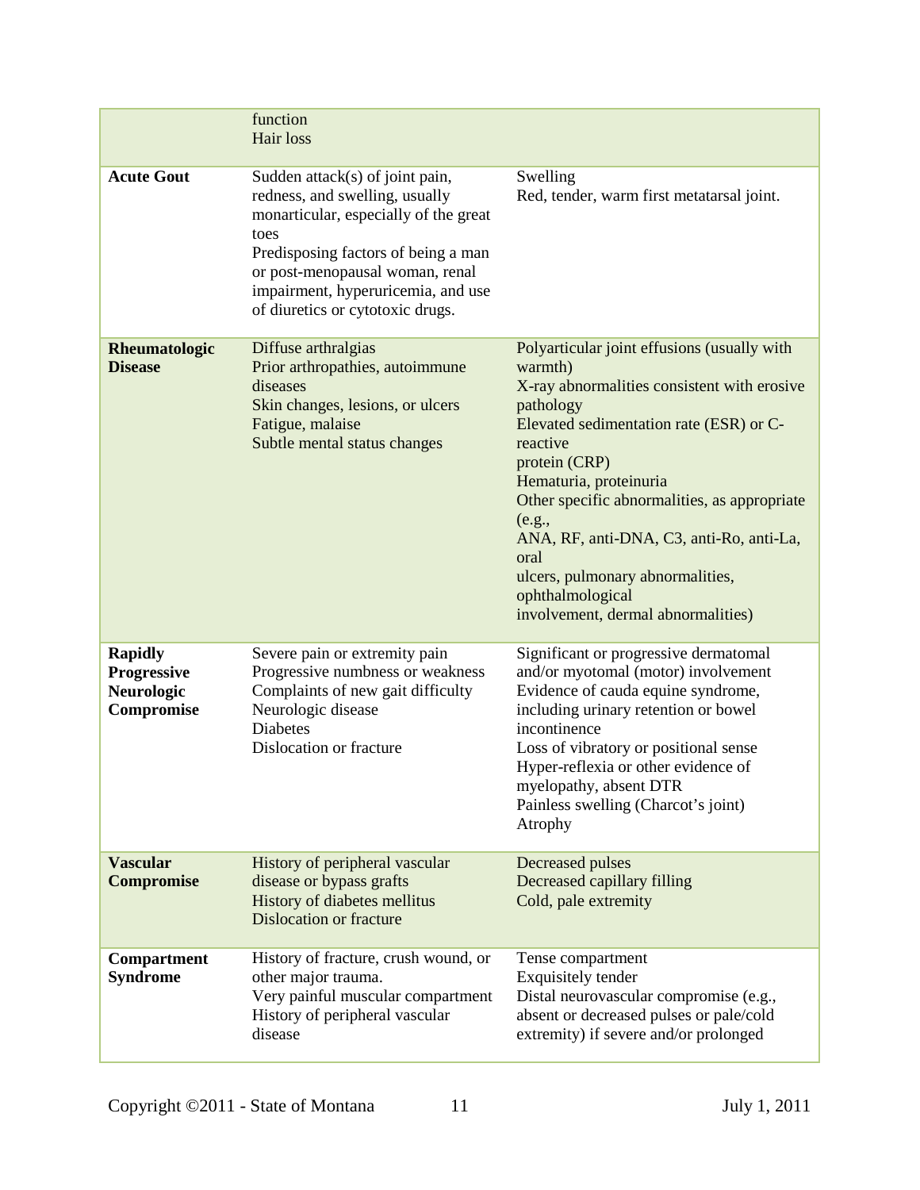|  |  |  |
| --- | --- | --- |
|  | function<br>Hair loss |  |
| **Acute Gout** | Sudden attack(s) of joint pain, redness, and swelling, usually monarticular, especially of the great toes<br>Predisposing factors of being a man or post-menopausal woman, renal impairment, hyperuricemia, and use of diuretics or cytotoxic drugs. | Swelling<br>Red, tender, warm first metatarsal joint. |
| **Rheumatologic Disease** | Diffuse arthralgias<br>Prior arthropathies, autoimmune diseases<br>Skin changes, lesions, or ulcers<br>Fatigue, malaise<br>Subtle mental status changes | Polyarticular joint effusions (usually with warmth)<br>X-ray abnormalities consistent with erosive pathology<br>Elevated sedimentation rate (ESR) or C-reactive protein (CRP)<br>Hematuria, proteinuria<br>Other specific abnormalities, as appropriate (e.g., ANA, RF, anti-DNA, C3, anti-Ro, anti-La, oral ulcers, pulmonary abnormalities, ophthalmological involvement, dermal abnormalities) |
| **Rapidly Progressive Neurologic Compromise** | Severe pain or extremity pain<br>Progressive numbness or weakness<br>Complaints of new gait difficulty<br>Neurologic disease<br>Diabetes<br>Dislocation or fracture | Significant or progressive dermatomal and/or myotomal (motor) involvement<br>Evidence of cauda equine syndrome, including urinary retention or bowel incontinence<br>Loss of vibratory or positional sense<br>Hyper-reflexia or other evidence of myelopathy, absent DTR<br>Painless swelling (Charcot's joint)<br>Atrophy |
| **Vascular Compromise** | History of peripheral vascular disease or bypass grafts<br>History of diabetes mellitus<br>Dislocation or fracture | Decreased pulses<br>Decreased capillary filling<br>Cold, pale extremity |
| **Compartment Syndrome** | History of fracture, crush wound, or other major trauma.<br>Very painful muscular compartment<br>History of peripheral vascular disease | Tense compartment<br>Exquisitely tender<br>Distal neurovascular compromise (e.g., absent or decreased pulses or pale/cold extremity) if severe and/or prolonged |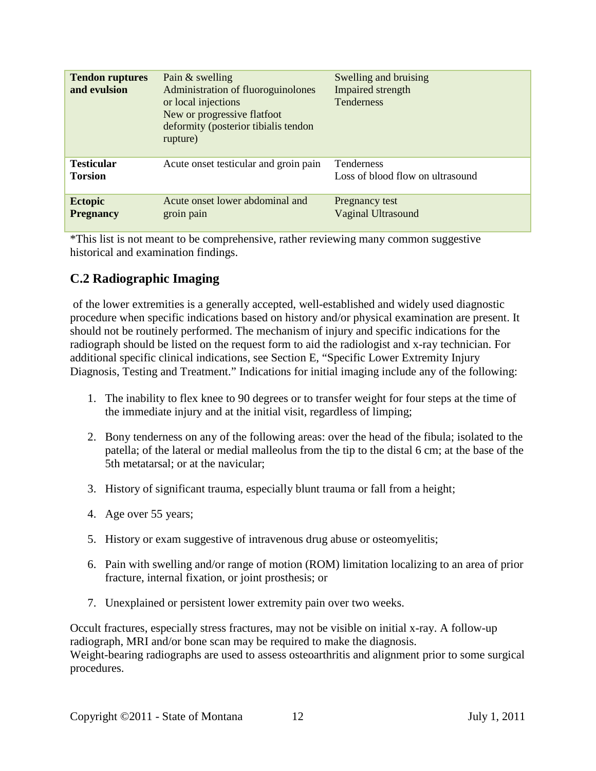| | | |
|---|---|---|
| **Tendon ruptures and evulsion** | Pain & swelling<br>Administration of fluoroguinolones or local injections<br>New or progressive flatfoot deformity (posterior tibialis tendon rupture) | Swelling and bruising<br>Impaired strength<br>Tenderness |
| **Testicular Torsion** | Acute onset testicular and groin pain | Tenderness<br>Loss of blood flow on ultrasound |
| **Ectopic Pregnancy** | Acute onset lower abdominal and groin pain | Pregnancy test<br>Vaginal Ultrasound |

*This list is not meant to be comprehensive, rather reviewing many common suggestive historical and examination findings.

## C.2 Radiographic Imaging

of the lower extremities is a generally accepted, well-established and widely used diagnostic procedure when specific indications based on history and/or physical examination are present. It should not be routinely performed. The mechanism of injury and specific indications for the radiograph should be listed on the request form to aid the radiologist and x-ray technician. For additional specific clinical indications, see Section E, "Specific Lower Extremity Injury Diagnosis, Testing and Treatment." Indications for initial imaging include any of the following:

1. The inability to flex knee to 90 degrees or to transfer weight for four steps at the time of the immediate injury and at the initial visit, regardless of limping;
2. Bony tenderness on any of the following areas: over the head of the fibula; isolated to the patella; of the lateral or medial malleolus from the tip to the distal 6 cm; at the base of the 5th metatarsal; or at the navicular;
3. History of significant trauma, especially blunt trauma or fall from a height;
4. Age over 55 years;
5. History or exam suggestive of intravenous drug abuse or osteomyelitis;
6. Pain with swelling and/or range of motion (ROM) limitation localizing to an area of prior fracture, internal fixation, or joint prosthesis; or
7. Unexplained or persistent lower extremity pain over two weeks.

Occult fractures, especially stress fractures, may not be visible on initial x-ray. A follow-up radiograph, MRI and/or bone scan may be required to make the diagnosis.
Weight-bearing radiographs are used to assess osteoarthritis and alignment prior to some surgical procedures.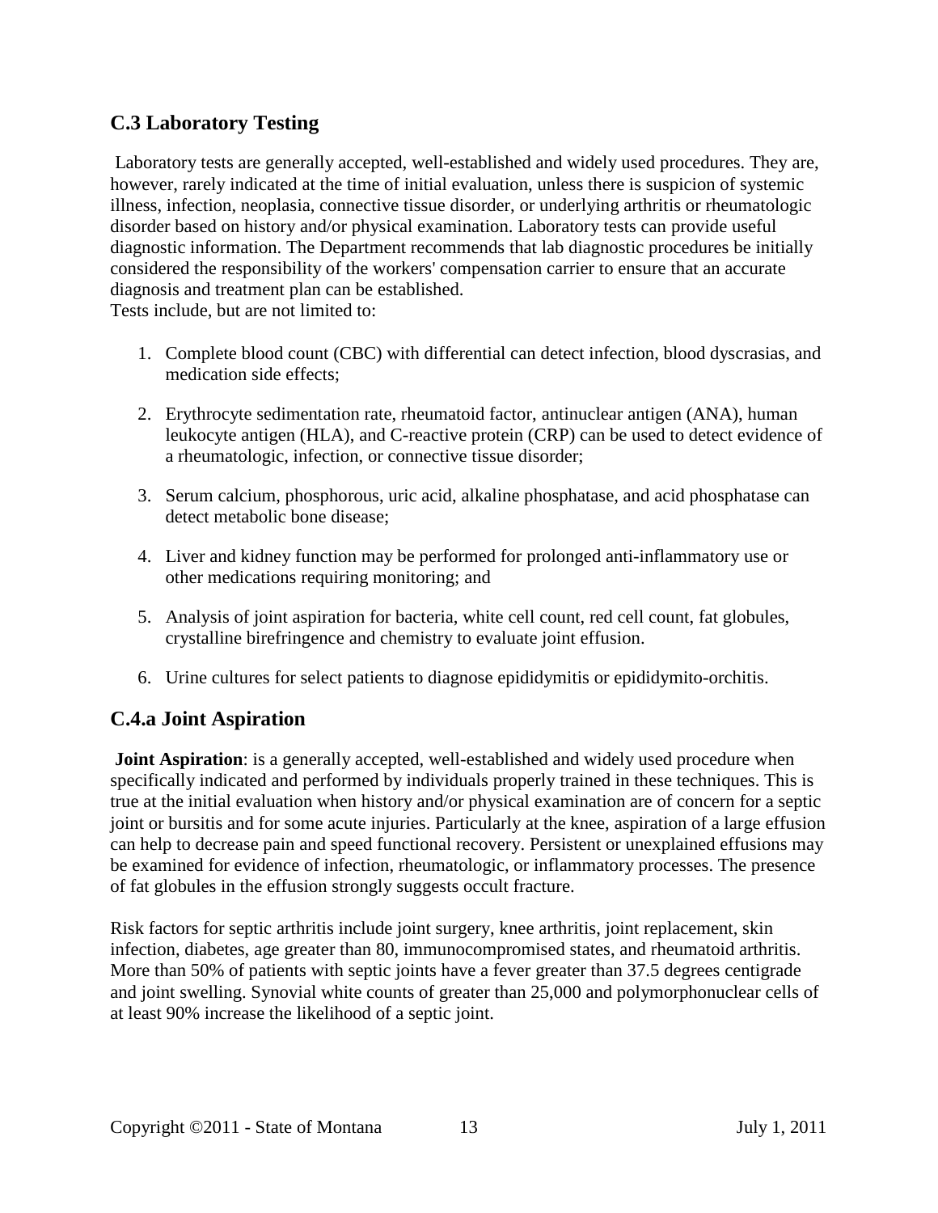## C.3 Laboratory Testing

Laboratory tests are generally accepted, well-established and widely used procedures. They are, however, rarely indicated at the time of initial evaluation, unless there is suspicion of systemic illness, infection, neoplasia, connective tissue disorder, or underlying arthritis or rheumatologic disorder based on history and/or physical examination. Laboratory tests can provide useful diagnostic information. The Department recommends that lab diagnostic procedures be initially considered the responsibility of the workers' compensation carrier to ensure that an accurate diagnosis and treatment plan can be established.
Tests include, but are not limited to:

1. Complete blood count (CBC) with differential can detect infection, blood dyscrasias, and medication side effects;

2. Erythrocyte sedimentation rate, rheumatoid factor, antinuclear antigen (ANA), human leukocyte antigen (HLA), and C-reactive protein (CRP) can be used to detect evidence of a rheumatologic, infection, or connective tissue disorder;

3. Serum calcium, phosphorous, uric acid, alkaline phosphatase, and acid phosphatase can detect metabolic bone disease;

4. Liver and kidney function may be performed for prolonged anti-inflammatory use or other medications requiring monitoring; and

5. Analysis of joint aspiration for bacteria, white cell count, red cell count, fat globules, crystalline birefringence and chemistry to evaluate joint effusion.

6. Urine cultures for select patients to diagnose epididymitis or epididymito-orchitis.

## C.4.a Joint Aspiration

**Joint Aspiration**: is a generally accepted, well-established and widely used procedure when specifically indicated and performed by individuals properly trained in these techniques. This is true at the initial evaluation when history and/or physical examination are of concern for a septic joint or bursitis and for some acute injuries. Particularly at the knee, aspiration of a large effusion can help to decrease pain and speed functional recovery. Persistent or unexplained effusions may be examined for evidence of infection, rheumatologic, or inflammatory processes. The presence of fat globules in the effusion strongly suggests occult fracture.

Risk factors for septic arthritis include joint surgery, knee arthritis, joint replacement, skin infection, diabetes, age greater than 80, immunocompromised states, and rheumatoid arthritis. More than 50% of patients with septic joints have a fever greater than 37.5 degrees centigrade and joint swelling. Synovial white counts of greater than 25,000 and polymorphonuclear cells of at least 90% increase the likelihood of a septic joint.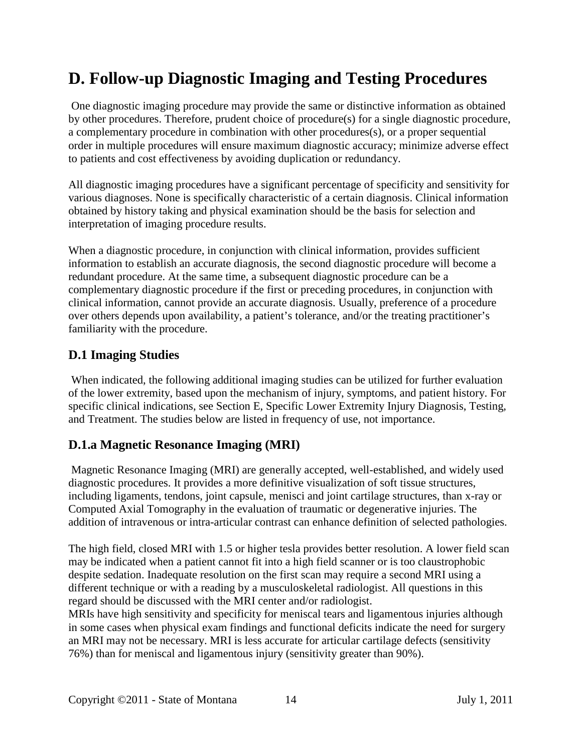# D. Follow-up Diagnostic Imaging and Testing Procedures

One diagnostic imaging procedure may provide the same or distinctive information as obtained by other procedures. Therefore, prudent choice of procedure(s) for a single diagnostic procedure, a complementary procedure in combination with other procedures(s), or a proper sequential order in multiple procedures will ensure maximum diagnostic accuracy; minimize adverse effect to patients and cost effectiveness by avoiding duplication or redundancy.

All diagnostic imaging procedures have a significant percentage of specificity and sensitivity for various diagnoses. None is specifically characteristic of a certain diagnosis. Clinical information obtained by history taking and physical examination should be the basis for selection and interpretation of imaging procedure results.

When a diagnostic procedure, in conjunction with clinical information, provides sufficient information to establish an accurate diagnosis, the second diagnostic procedure will become a redundant procedure. At the same time, a subsequent diagnostic procedure can be a complementary diagnostic procedure if the first or preceding procedures, in conjunction with clinical information, cannot provide an accurate diagnosis. Usually, preference of a procedure over others depends upon availability, a patient's tolerance, and/or the treating practitioner's familiarity with the procedure.

## D.1 Imaging Studies

When indicated, the following additional imaging studies can be utilized for further evaluation of the lower extremity, based upon the mechanism of injury, symptoms, and patient history. For specific clinical indications, see Section E, Specific Lower Extremity Injury Diagnosis, Testing, and Treatment. The studies below are listed in frequency of use, not importance.

## D.1.a Magnetic Resonance Imaging (MRI)

Magnetic Resonance Imaging (MRI) are generally accepted, well-established, and widely used diagnostic procedures. It provides a more definitive visualization of soft tissue structures, including ligaments, tendons, joint capsule, menisci and joint cartilage structures, than x-ray or Computed Axial Tomography in the evaluation of traumatic or degenerative injuries. The addition of intravenous or intra-articular contrast can enhance definition of selected pathologies.

The high field, closed MRI with 1.5 or higher tesla provides better resolution. A lower field scan may be indicated when a patient cannot fit into a high field scanner or is too claustrophobic despite sedation. Inadequate resolution on the first scan may require a second MRI using a different technique or with a reading by a musculoskeletal radiologist. All questions in this regard should be discussed with the MRI center and/or radiologist.
MRIs have high sensitivity and specificity for meniscal tears and ligamentous injuries although in some cases when physical exam findings and functional deficits indicate the need for surgery an MRI may not be necessary. MRI is less accurate for articular cartilage defects (sensitivity 76%) than for meniscal and ligamentous injury (sensitivity greater than 90%).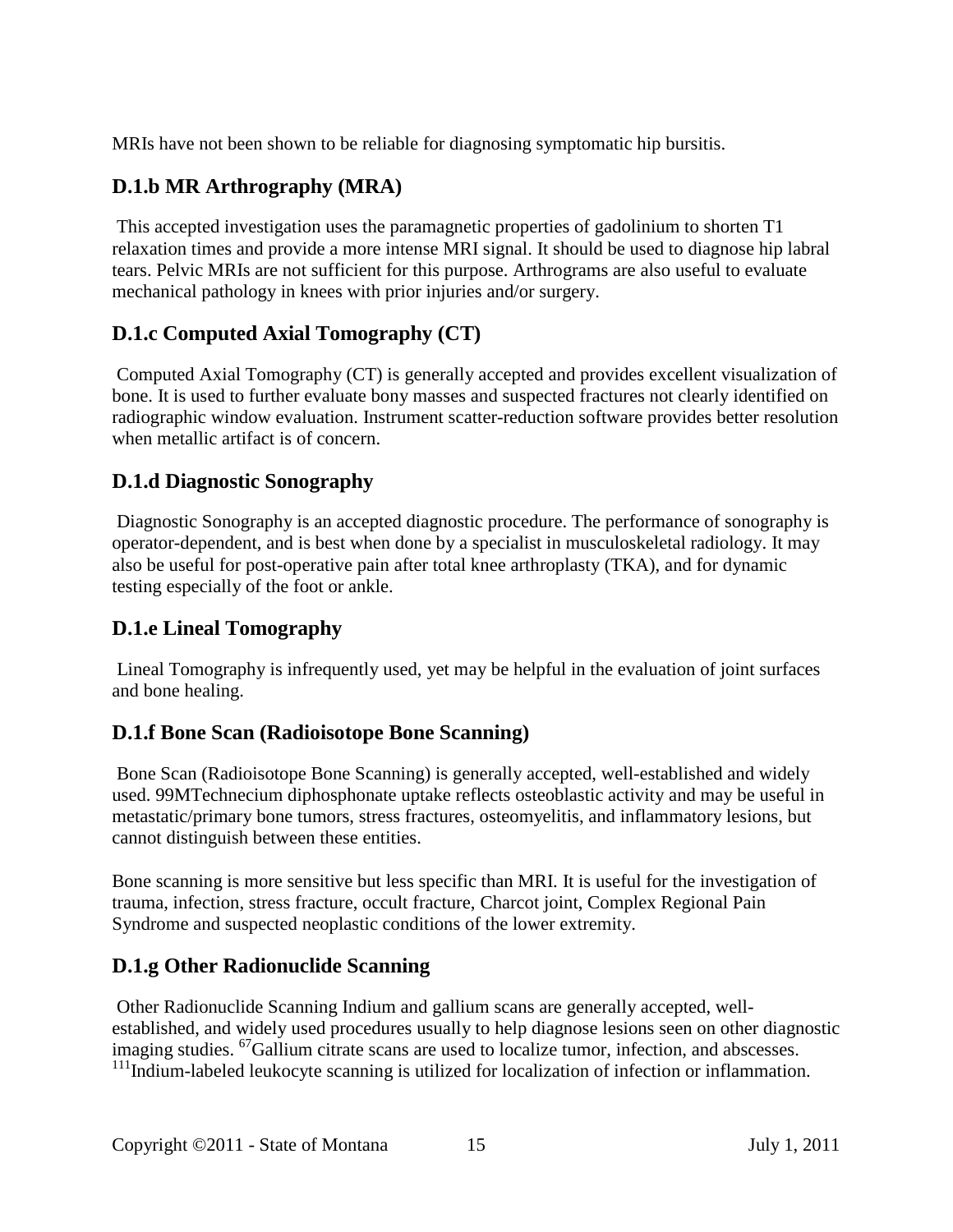MRIs have not been shown to be reliable for diagnosing symptomatic hip bursitis.

### D.1.b MR Arthrography (MRA)

This accepted investigation uses the paramagnetic properties of gadolinium to shorten T1 relaxation times and provide a more intense MRI signal. It should be used to diagnose hip labral tears. Pelvic MRIs are not sufficient for this purpose. Arthrograms are also useful to evaluate mechanical pathology in knees with prior injuries and/or surgery.

### D.1.c Computed Axial Tomography (CT)

Computed Axial Tomography (CT) is generally accepted and provides excellent visualization of bone. It is used to further evaluate bony masses and suspected fractures not clearly identified on radiographic window evaluation. Instrument scatter-reduction software provides better resolution when metallic artifact is of concern.

### D.1.d Diagnostic Sonography

Diagnostic Sonography is an accepted diagnostic procedure. The performance of sonography is operator-dependent, and is best when done by a specialist in musculoskeletal radiology. It may also be useful for post-operative pain after total knee arthroplasty (TKA), and for dynamic testing especially of the foot or ankle.

### D.1.e Lineal Tomography

Lineal Tomography is infrequently used, yet may be helpful in the evaluation of joint surfaces and bone healing.

### D.1.f Bone Scan (Radioisotope Bone Scanning)

Bone Scan (Radioisotope Bone Scanning) is generally accepted, well-established and widely used. 99MTechnecium diphosphonate uptake reflects osteoblastic activity and may be useful in metastatic/primary bone tumors, stress fractures, osteomyelitis, and inflammatory lesions, but cannot distinguish between these entities.

Bone scanning is more sensitive but less specific than MRI. It is useful for the investigation of trauma, infection, stress fracture, occult fracture, Charcot joint, Complex Regional Pain Syndrome and suspected neoplastic conditions of the lower extremity.

### D.1.g Other Radionuclide Scanning

Other Radionuclide Scanning Indium and gallium scans are generally accepted, well-established, and widely used procedures usually to help diagnose lesions seen on other diagnostic imaging studies. $^{67}$Gallium citrate scans are used to localize tumor, infection, and abscesses. $^{111}$Indium-labeled leukocyte scanning is utilized for localization of infection or inflammation.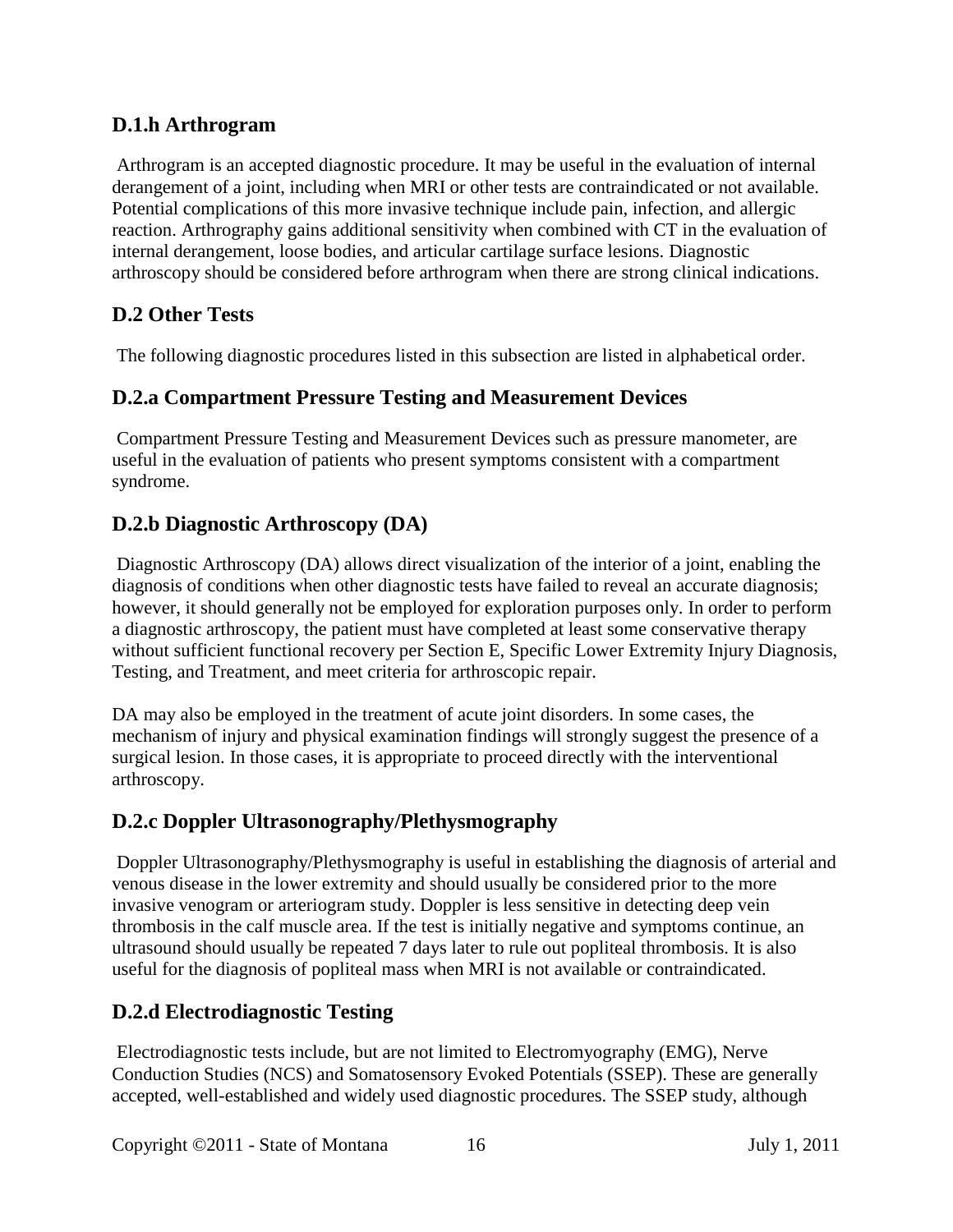### D.1.h Arthrogram

Arthrogram is an accepted diagnostic procedure. It may be useful in the evaluation of internal derangement of a joint, including when MRI or other tests are contraindicated or not available. Potential complications of this more invasive technique include pain, infection, and allergic reaction. Arthrography gains additional sensitivity when combined with CT in the evaluation of internal derangement, loose bodies, and articular cartilage surface lesions. Diagnostic arthroscopy should be considered before arthrogram when there are strong clinical indications.

## D.2 Other Tests

The following diagnostic procedures listed in this subsection are listed in alphabetical order.

### D.2.a Compartment Pressure Testing and Measurement Devices

Compartment Pressure Testing and Measurement Devices such as pressure manometer, are useful in the evaluation of patients who present symptoms consistent with a compartment syndrome.

### D.2.b Diagnostic Arthroscopy (DA)

Diagnostic Arthroscopy (DA) allows direct visualization of the interior of a joint, enabling the diagnosis of conditions when other diagnostic tests have failed to reveal an accurate diagnosis; however, it should generally not be employed for exploration purposes only. In order to perform a diagnostic arthroscopy, the patient must have completed at least some conservative therapy without sufficient functional recovery per Section E, Specific Lower Extremity Injury Diagnosis, Testing, and Treatment, and meet criteria for arthroscopic repair.

DA may also be employed in the treatment of acute joint disorders. In some cases, the mechanism of injury and physical examination findings will strongly suggest the presence of a surgical lesion. In those cases, it is appropriate to proceed directly with the interventional arthroscopy.

### D.2.c Doppler Ultrasonography/Plethysmography

Doppler Ultrasonography/Plethysmography is useful in establishing the diagnosis of arterial and venous disease in the lower extremity and should usually be considered prior to the more invasive venogram or arteriogram study. Doppler is less sensitive in detecting deep vein thrombosis in the calf muscle area. If the test is initially negative and symptoms continue, an ultrasound should usually be repeated 7 days later to rule out popliteal thrombosis. It is also useful for the diagnosis of popliteal mass when MRI is not available or contraindicated.

### D.2.d Electrodiagnostic Testing

Electrodiagnostic tests include, but are not limited to Electromyography (EMG), Nerve Conduction Studies (NCS) and Somatosensory Evoked Potentials (SSEP). These are generally accepted, well-established and widely used diagnostic procedures. The SSEP study, although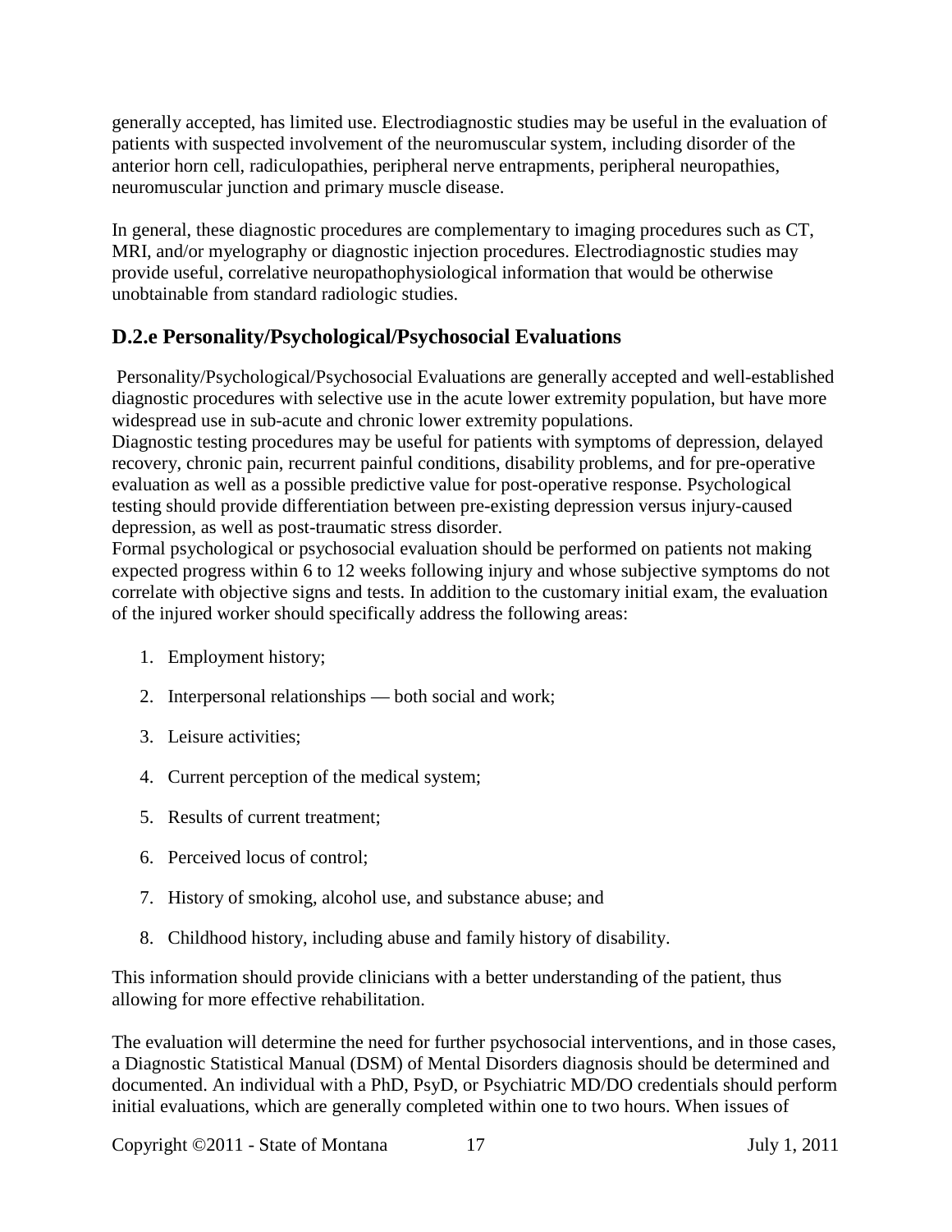generally accepted, has limited use. Electrodiagnostic studies may be useful in the evaluation of patients with suspected involvement of the neuromuscular system, including disorder of the anterior horn cell, radiculopathies, peripheral nerve entrapments, peripheral neuropathies, neuromuscular junction and primary muscle disease.

In general, these diagnostic procedures are complementary to imaging procedures such as CT, MRI, and/or myelography or diagnostic injection procedures. Electrodiagnostic studies may provide useful, correlative neuropathophysiological information that would be otherwise unobtainable from standard radiologic studies.

## D.2.e Personality/Psychological/Psychosocial Evaluations

Personality/Psychological/Psychosocial Evaluations are generally accepted and well-established diagnostic procedures with selective use in the acute lower extremity population, but have more widespread use in sub-acute and chronic lower extremity populations.

Diagnostic testing procedures may be useful for patients with symptoms of depression, delayed recovery, chronic pain, recurrent painful conditions, disability problems, and for pre-operative evaluation as well as a possible predictive value for post-operative response. Psychological testing should provide differentiation between pre-existing depression versus injury-caused depression, as well as post-traumatic stress disorder.

Formal psychological or psychosocial evaluation should be performed on patients not making expected progress within 6 to 12 weeks following injury and whose subjective symptoms do not correlate with objective signs and tests. In addition to the customary initial exam, the evaluation of the injured worker should specifically address the following areas:

1. Employment history;
2. Interpersonal relationships — both social and work;
3. Leisure activities;
4. Current perception of the medical system;
5. Results of current treatment;
6. Perceived locus of control;
7. History of smoking, alcohol use, and substance abuse; and
8. Childhood history, including abuse and family history of disability.

This information should provide clinicians with a better understanding of the patient, thus allowing for more effective rehabilitation.

The evaluation will determine the need for further psychosocial interventions, and in those cases, a Diagnostic Statistical Manual (DSM) of Mental Disorders diagnosis should be determined and documented. An individual with a PhD, PsyD, or Psychiatric MD/DO credentials should perform initial evaluations, which are generally completed within one to two hours. When issues of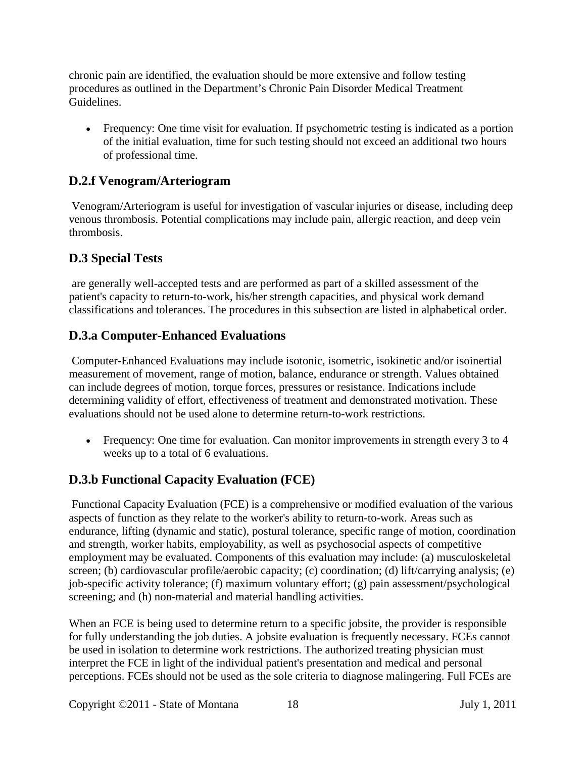chronic pain are identified, the evaluation should be more extensive and follow testing procedures as outlined in the Department's Chronic Pain Disorder Medical Treatment Guidelines.

- Frequency: One time visit for evaluation. If psychometric testing is indicated as a portion of the initial evaluation, time for such testing should not exceed an additional two hours of professional time.

## D.2.f Venogram/Arteriogram

Venogram/Arteriogram is useful for investigation of vascular injuries or disease, including deep venous thrombosis. Potential complications may include pain, allergic reaction, and deep vein thrombosis.

## D.3 Special Tests

are generally well-accepted tests and are performed as part of a skilled assessment of the patient's capacity to return-to-work, his/her strength capacities, and physical work demand classifications and tolerances. The procedures in this subsection are listed in alphabetical order.

## D.3.a Computer-Enhanced Evaluations

Computer-Enhanced Evaluations may include isotonic, isometric, isokinetic and/or isoinertial measurement of movement, range of motion, balance, endurance or strength. Values obtained can include degrees of motion, torque forces, pressures or resistance. Indications include determining validity of effort, effectiveness of treatment and demonstrated motivation. These evaluations should not be used alone to determine return-to-work restrictions.

- Frequency: One time for evaluation. Can monitor improvements in strength every 3 to 4 weeks up to a total of 6 evaluations.

## D.3.b Functional Capacity Evaluation (FCE)

Functional Capacity Evaluation (FCE) is a comprehensive or modified evaluation of the various aspects of function as they relate to the worker's ability to return-to-work. Areas such as endurance, lifting (dynamic and static), postural tolerance, specific range of motion, coordination and strength, worker habits, employability, as well as psychosocial aspects of competitive employment may be evaluated. Components of this evaluation may include: (a) musculoskeletal screen; (b) cardiovascular profile/aerobic capacity; (c) coordination; (d) lift/carrying analysis; (e) job-specific activity tolerance; (f) maximum voluntary effort; (g) pain assessment/psychological screening; and (h) non-material and material handling activities.

When an FCE is being used to determine return to a specific jobsite, the provider is responsible for fully understanding the job duties. A jobsite evaluation is frequently necessary. FCEs cannot be used in isolation to determine work restrictions. The authorized treating physician must interpret the FCE in light of the individual patient's presentation and medical and personal perceptions. FCEs should not be used as the sole criteria to diagnose malingering. Full FCEs are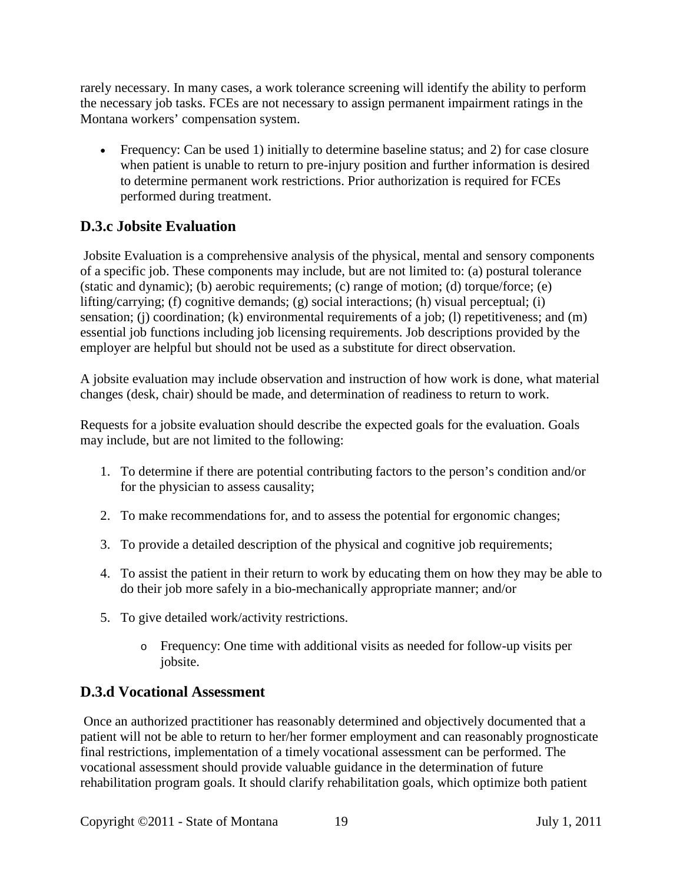rarely necessary. In many cases, a work tolerance screening will identify the ability to perform the necessary job tasks. FCEs are not necessary to assign permanent impairment ratings in the Montana workers' compensation system.

- Frequency: Can be used 1) initially to determine baseline status; and 2) for case closure when patient is unable to return to pre-injury position and further information is desired to determine permanent work restrictions. Prior authorization is required for FCEs performed during treatment.

## D.3.c Jobsite Evaluation

Jobsite Evaluation is a comprehensive analysis of the physical, mental and sensory components of a specific job. These components may include, but are not limited to: (a) postural tolerance (static and dynamic); (b) aerobic requirements; (c) range of motion; (d) torque/force; (e) lifting/carrying; (f) cognitive demands; (g) social interactions; (h) visual perceptual; (i) sensation; (j) coordination; (k) environmental requirements of a job; (l) repetitiveness; and (m) essential job functions including job licensing requirements. Job descriptions provided by the employer are helpful but should not be used as a substitute for direct observation.

A jobsite evaluation may include observation and instruction of how work is done, what material changes (desk, chair) should be made, and determination of readiness to return to work.

Requests for a jobsite evaluation should describe the expected goals for the evaluation. Goals may include, but are not limited to the following:

1. To determine if there are potential contributing factors to the person's condition and/or for the physician to assess causality;
2. To make recommendations for, and to assess the potential for ergonomic changes;
3. To provide a detailed description of the physical and cognitive job requirements;
4. To assist the patient in their return to work by educating them on how they may be able to do their job more safely in a bio-mechanically appropriate manner; and/or
5. To give detailed work/activity restrictions.
    - Frequency: One time with additional visits as needed for follow-up visits per jobsite.

## D.3.d Vocational Assessment

Once an authorized practitioner has reasonably determined and objectively documented that a patient will not be able to return to her/her former employment and can reasonably prognosticate final restrictions, implementation of a timely vocational assessment can be performed. The vocational assessment should provide valuable guidance in the determination of future rehabilitation program goals. It should clarify rehabilitation goals, which optimize both patient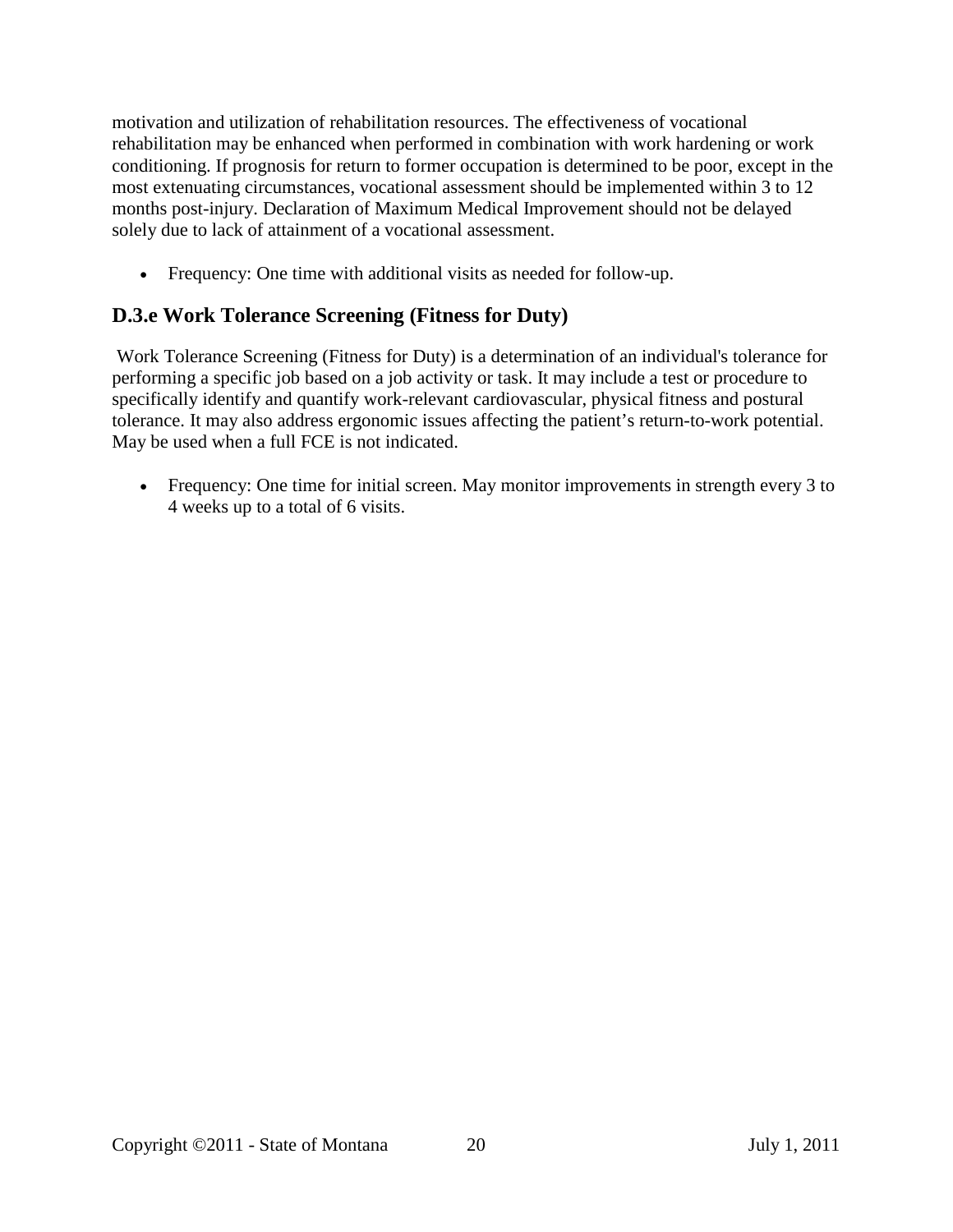motivation and utilization of rehabilitation resources. The effectiveness of vocational rehabilitation may be enhanced when performed in combination with work hardening or work conditioning. If prognosis for return to former occupation is determined to be poor, except in the most extenuating circumstances, vocational assessment should be implemented within 3 to 12 months post-injury. Declaration of Maximum Medical Improvement should not be delayed solely due to lack of attainment of a vocational assessment.

- Frequency: One time with additional visits as needed for follow-up.

### D.3.e Work Tolerance Screening (Fitness for Duty)

Work Tolerance Screening (Fitness for Duty) is a determination of an individual's tolerance for performing a specific job based on a job activity or task. It may include a test or procedure to specifically identify and quantify work-relevant cardiovascular, physical fitness and postural tolerance. It may also address ergonomic issues affecting the patient's return-to-work potential. May be used when a full FCE is not indicated.

- Frequency: One time for initial screen. May monitor improvements in strength every 3 to 4 weeks up to a total of 6 visits.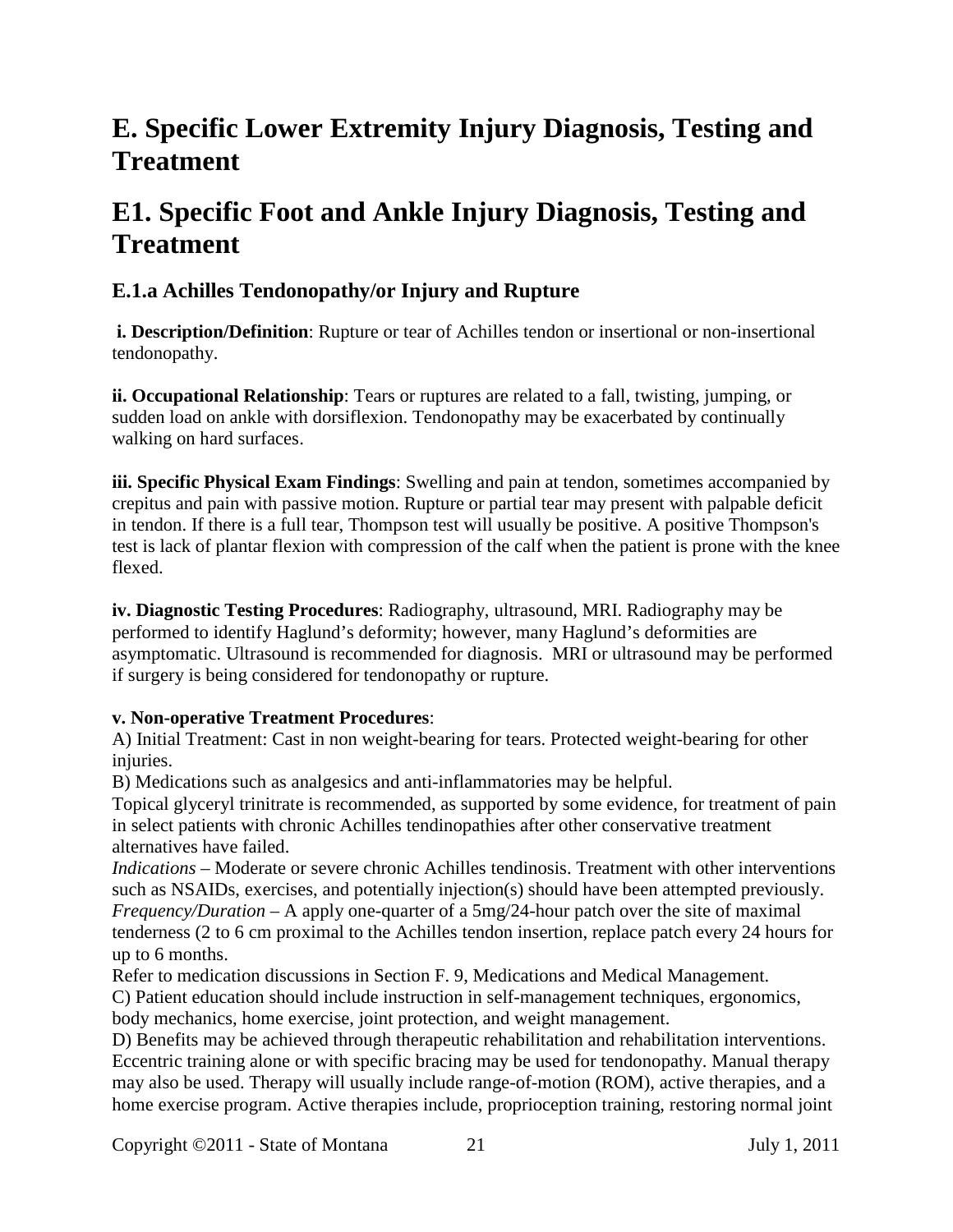# E. Specific Lower Extremity Injury Diagnosis, Testing and Treatment

# E1. Specific Foot and Ankle Injury Diagnosis, Testing and Treatment

## E.1.a Achilles Tendonopathy/or Injury and Rupture

**i. Description/Definition**: Rupture or tear of Achilles tendon or insertional or non-insertional tendonopathy.

**ii. Occupational Relationship**: Tears or ruptures are related to a fall, twisting, jumping, or sudden load on ankle with dorsiflexion. Tendonopathy may be exacerbated by continually walking on hard surfaces.

**iii. Specific Physical Exam Findings**: Swelling and pain at tendon, sometimes accompanied by crepitus and pain with passive motion. Rupture or partial tear may present with palpable deficit in tendon. If there is a full tear, Thompson test will usually be positive. A positive Thompson's test is lack of plantar flexion with compression of the calf when the patient is prone with the knee flexed.

**iv. Diagnostic Testing Procedures**: Radiography, ultrasound, MRI. Radiography may be performed to identify Haglund's deformity; however, many Haglund's deformities are asymptomatic. Ultrasound is recommended for diagnosis. MRI or ultrasound may be performed if surgery is being considered for tendonopathy or rupture.

**v. Non-operative Treatment Procedures**:

A) Initial Treatment: Cast in non weight-bearing for tears. Protected weight-bearing for other injuries.

B) Medications such as analgesics and anti-inflammatories may be helpful.

Topical glyceryl trinitrate is recommended, as supported by some evidence, for treatment of pain in select patients with chronic Achilles tendinopathies after other conservative treatment alternatives have failed.

*Indications* – Moderate or severe chronic Achilles tendinosis. Treatment with other interventions such as NSAIDs, exercises, and potentially injection(s) should have been attempted previously.

*Frequency/Duration* – A apply one-quarter of a 5mg/24-hour patch over the site of maximal tenderness (2 to 6 cm proximal to the Achilles tendon insertion, replace patch every 24 hours for up to 6 months.

Refer to medication discussions in Section F. 9, Medications and Medical Management.

C) Patient education should include instruction in self-management techniques, ergonomics, body mechanics, home exercise, joint protection, and weight management.

D) Benefits may be achieved through therapeutic rehabilitation and rehabilitation interventions. Eccentric training alone or with specific bracing may be used for tendonopathy. Manual therapy may also be used. Therapy will usually include range-of-motion (ROM), active therapies, and a home exercise program. Active therapies include, proprioception training, restoring normal joint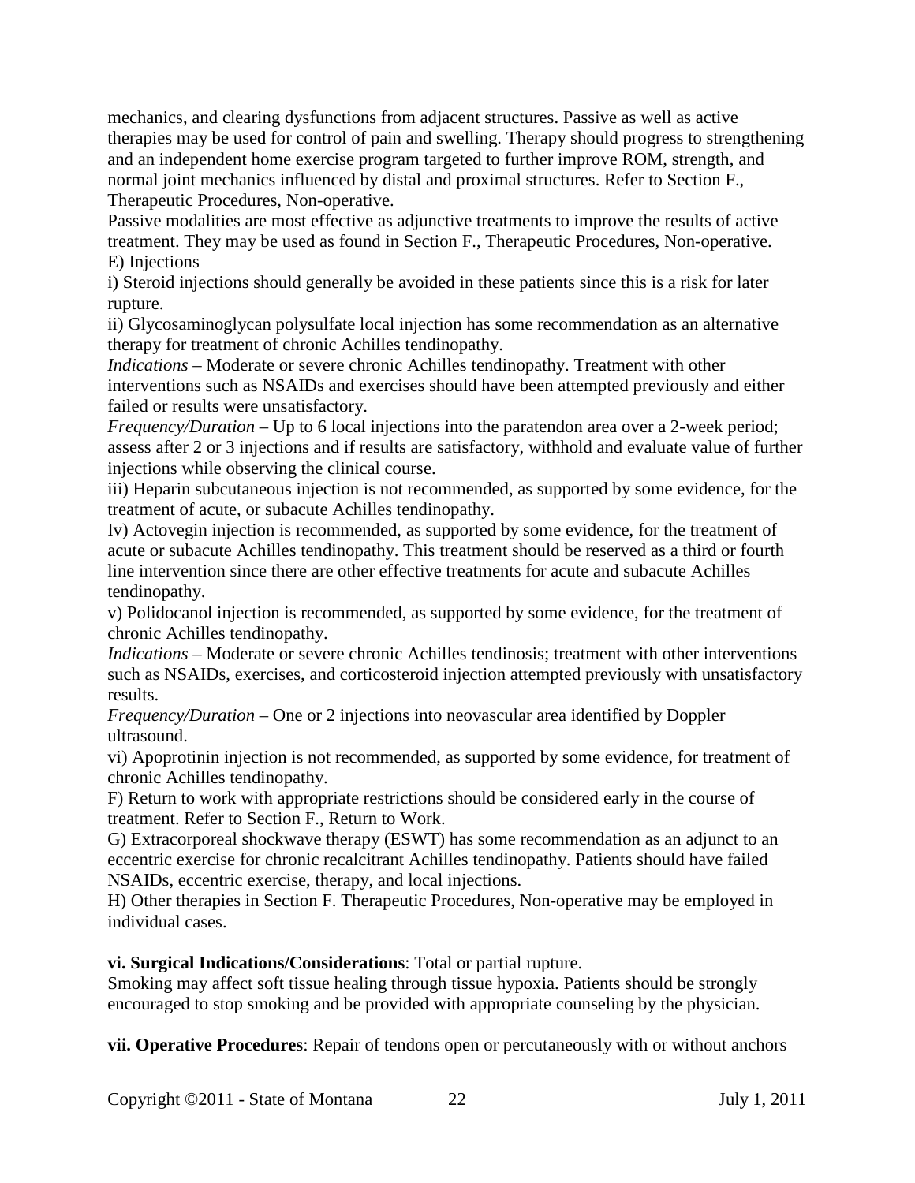mechanics, and clearing dysfunctions from adjacent structures. Passive as well as active therapies may be used for control of pain and swelling. Therapy should progress to strengthening and an independent home exercise program targeted to further improve ROM, strength, and normal joint mechanics influenced by distal and proximal structures. Refer to Section F., Therapeutic Procedures, Non-operative.

Passive modalities are most effective as adjunctive treatments to improve the results of active treatment. They may be used as found in Section F., Therapeutic Procedures, Non-operative.

E) Injections

i) Steroid injections should generally be avoided in these patients since this is a risk for later rupture.

ii) Glycosaminoglycan polysulfate local injection has some recommendation as an alternative therapy for treatment of chronic Achilles tendinopathy.

*Indications* – Moderate or severe chronic Achilles tendinopathy. Treatment with other interventions such as NSAIDs and exercises should have been attempted previously and either failed or results were unsatisfactory.

*Frequency/Duration* – Up to 6 local injections into the paratendon area over a 2-week period; assess after 2 or 3 injections and if results are satisfactory, withhold and evaluate value of further injections while observing the clinical course.

iii) Heparin subcutaneous injection is not recommended, as supported by some evidence, for the treatment of acute, or subacute Achilles tendinopathy.

Iv) Actovegin injection is recommended, as supported by some evidence, for the treatment of acute or subacute Achilles tendinopathy. This treatment should be reserved as a third or fourth line intervention since there are other effective treatments for acute and subacute Achilles tendinopathy.

v) Polidocanol injection is recommended, as supported by some evidence, for the treatment of chronic Achilles tendinopathy.

*Indications* – Moderate or severe chronic Achilles tendinosis; treatment with other interventions such as NSAIDs, exercises, and corticosteroid injection attempted previously with unsatisfactory results.

*Frequency/Duration* – One or 2 injections into neovascular area identified by Doppler ultrasound.

vi) Apoprotinin injection is not recommended, as supported by some evidence, for treatment of chronic Achilles tendinopathy.

F) Return to work with appropriate restrictions should be considered early in the course of treatment. Refer to Section F., Return to Work.

G) Extracorporeal shockwave therapy (ESWT) has some recommendation as an adjunct to an eccentric exercise for chronic recalcitrant Achilles tendinopathy. Patients should have failed NSAIDs, eccentric exercise, therapy, and local injections.

H) Other therapies in Section F. Therapeutic Procedures, Non-operative may be employed in individual cases.

**vi. Surgical Indications/Considerations**: Total or partial rupture.

Smoking may affect soft tissue healing through tissue hypoxia. Patients should be strongly encouraged to stop smoking and be provided with appropriate counseling by the physician.

**vii. Operative Procedures**: Repair of tendons open or percutaneously with or without anchors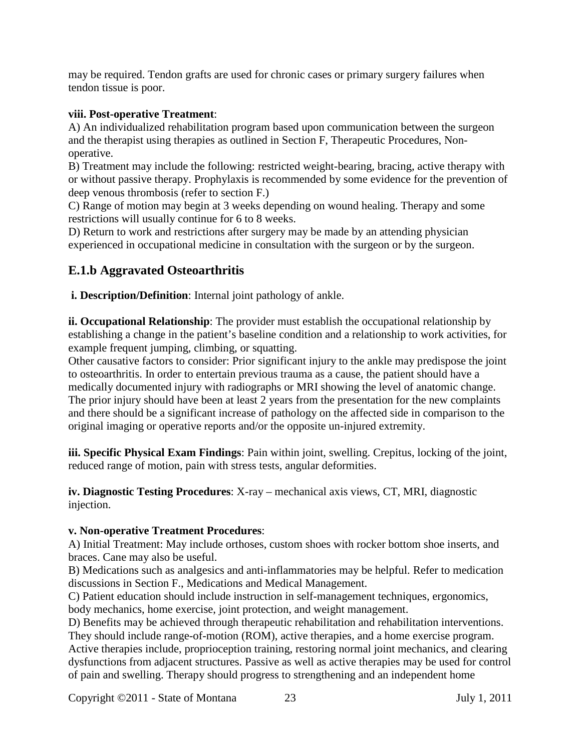may be required. Tendon grafts are used for chronic cases or primary surgery failures when tendon tissue is poor.

**viii. Post-operative Treatment**:

A) An individualized rehabilitation program based upon communication between the surgeon and the therapist using therapies as outlined in Section F, Therapeutic Procedures, Non-operative.

B) Treatment may include the following: restricted weight-bearing, bracing, active therapy with or without passive therapy. Prophylaxis is recommended by some evidence for the prevention of deep venous thrombosis (refer to section F.)

C) Range of motion may begin at 3 weeks depending on wound healing. Therapy and some restrictions will usually continue for 6 to 8 weeks.

D) Return to work and restrictions after surgery may be made by an attending physician experienced in occupational medicine in consultation with the surgeon or by the surgeon.

## E.1.b Aggravated Osteoarthritis

**i. Description/Definition**: Internal joint pathology of ankle.

**ii. Occupational Relationship**: The provider must establish the occupational relationship by establishing a change in the patient's baseline condition and a relationship to work activities, for example frequent jumping, climbing, or squatting.

Other causative factors to consider: Prior significant injury to the ankle may predispose the joint to osteoarthritis. In order to entertain previous trauma as a cause, the patient should have a medically documented injury with radiographs or MRI showing the level of anatomic change. The prior injury should have been at least 2 years from the presentation for the new complaints and there should be a significant increase of pathology on the affected side in comparison to the original imaging or operative reports and/or the opposite un-injured extremity.

**iii. Specific Physical Exam Findings**: Pain within joint, swelling. Crepitus, locking of the joint, reduced range of motion, pain with stress tests, angular deformities.

**iv. Diagnostic Testing Procedures**: X-ray – mechanical axis views, CT, MRI, diagnostic injection.

**v. Non-operative Treatment Procedures**:

A) Initial Treatment: May include orthoses, custom shoes with rocker bottom shoe inserts, and braces. Cane may also be useful.

B) Medications such as analgesics and anti-inflammatories may be helpful. Refer to medication discussions in Section F., Medications and Medical Management.

C) Patient education should include instruction in self-management techniques, ergonomics, body mechanics, home exercise, joint protection, and weight management.

D) Benefits may be achieved through therapeutic rehabilitation and rehabilitation interventions. They should include range-of-motion (ROM), active therapies, and a home exercise program. Active therapies include, proprioception training, restoring normal joint mechanics, and clearing dysfunctions from adjacent structures. Passive as well as active therapies may be used for control of pain and swelling. Therapy should progress to strengthening and an independent home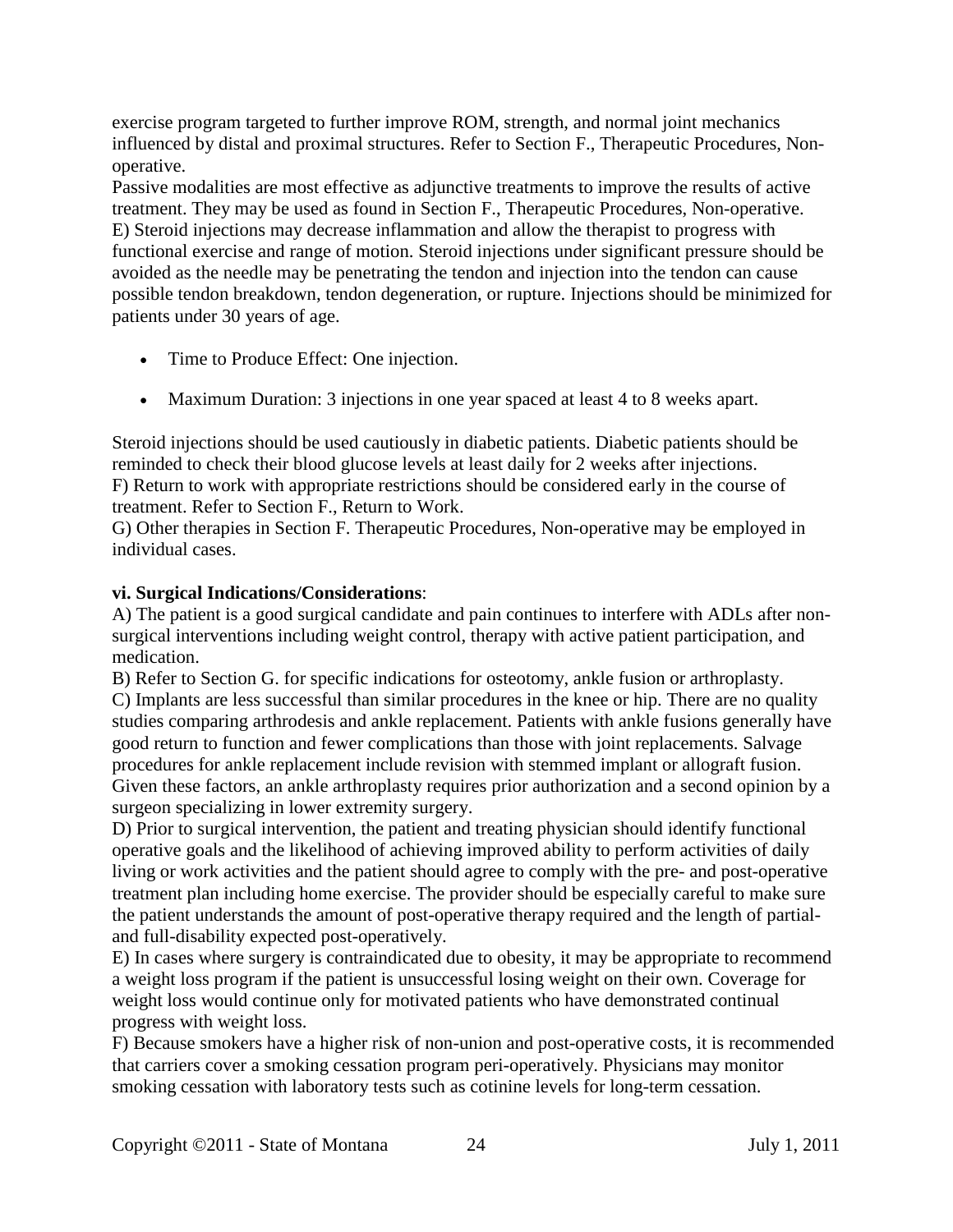exercise program targeted to further improve ROM, strength, and normal joint mechanics influenced by distal and proximal structures. Refer to Section F., Therapeutic Procedures, Non-operative.

Passive modalities are most effective as adjunctive treatments to improve the results of active treatment. They may be used as found in Section F., Therapeutic Procedures, Non-operative.

E) Steroid injections may decrease inflammation and allow the therapist to progress with functional exercise and range of motion. Steroid injections under significant pressure should be avoided as the needle may be penetrating the tendon and injection into the tendon can cause possible tendon breakdown, tendon degeneration, or rupture. Injections should be minimized for patients under 30 years of age.

- Time to Produce Effect: One injection.
- Maximum Duration: 3 injections in one year spaced at least 4 to 8 weeks apart.

Steroid injections should be used cautiously in diabetic patients. Diabetic patients should be reminded to check their blood glucose levels at least daily for 2 weeks after injections.

F) Return to work with appropriate restrictions should be considered early in the course of treatment. Refer to Section F., Return to Work.

G) Other therapies in Section F. Therapeutic Procedures, Non-operative may be employed in individual cases.

**vi. Surgical Indications/Considerations**:

A) The patient is a good surgical candidate and pain continues to interfere with ADLs after non-surgical interventions including weight control, therapy with active patient participation, and medication.

B) Refer to Section G. for specific indications for osteotomy, ankle fusion or arthroplasty.

C) Implants are less successful than similar procedures in the knee or hip. There are no quality studies comparing arthrodesis and ankle replacement. Patients with ankle fusions generally have good return to function and fewer complications than those with joint replacements. Salvage procedures for ankle replacement include revision with stemmed implant or allograft fusion. Given these factors, an ankle arthroplasty requires prior authorization and a second opinion by a surgeon specializing in lower extremity surgery.

D) Prior to surgical intervention, the patient and treating physician should identify functional operative goals and the likelihood of achieving improved ability to perform activities of daily living or work activities and the patient should agree to comply with the pre- and post-operative treatment plan including home exercise. The provider should be especially careful to make sure the patient understands the amount of post-operative therapy required and the length of partial- and full-disability expected post-operatively.

E) In cases where surgery is contraindicated due to obesity, it may be appropriate to recommend a weight loss program if the patient is unsuccessful losing weight on their own. Coverage for weight loss would continue only for motivated patients who have demonstrated continual progress with weight loss.

F) Because smokers have a higher risk of non-union and post-operative costs, it is recommended that carriers cover a smoking cessation program peri-operatively. Physicians may monitor smoking cessation with laboratory tests such as cotinine levels for long-term cessation.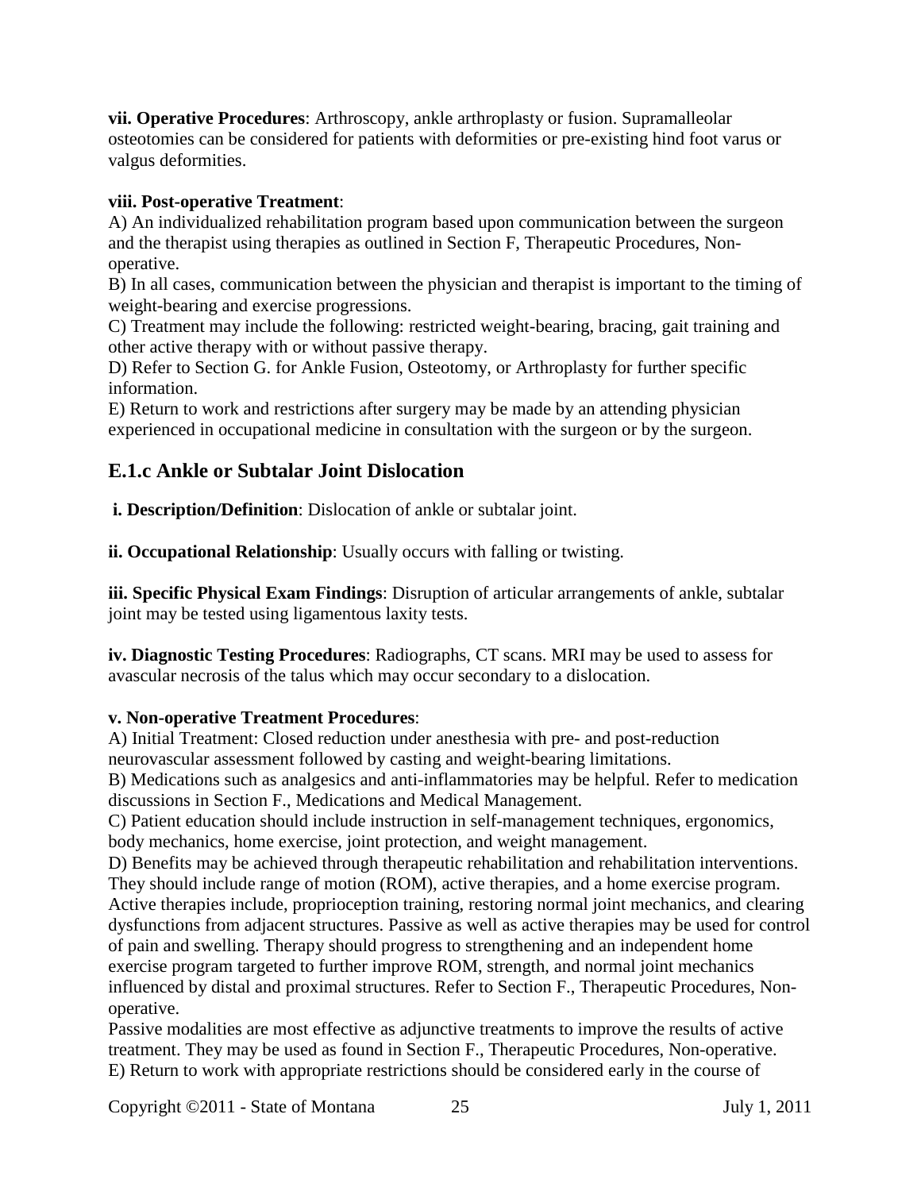**vii. Operative Procedures**: Arthroscopy, ankle arthroplasty or fusion. Supramalleolar osteotomies can be considered for patients with deformities or pre-existing hind foot varus or valgus deformities.

**viii. Post-operative Treatment**:
A) An individualized rehabilitation program based upon communication between the surgeon and the therapist using therapies as outlined in Section F, Therapeutic Procedures, Non-operative.
B) In all cases, communication between the physician and therapist is important to the timing of weight-bearing and exercise progressions.
C) Treatment may include the following: restricted weight-bearing, bracing, gait training and other active therapy with or without passive therapy.
D) Refer to Section G. for Ankle Fusion, Osteotomy, or Arthroplasty for further specific information.
E) Return to work and restrictions after surgery may be made by an attending physician experienced in occupational medicine in consultation with the surgeon or by the surgeon.

## E.1.c Ankle or Subtalar Joint Dislocation

**i. Description/Definition**: Dislocation of ankle or subtalar joint.

**ii. Occupational Relationship**: Usually occurs with falling or twisting.

**iii. Specific Physical Exam Findings**: Disruption of articular arrangements of ankle, subtalar joint may be tested using ligamentous laxity tests.

**iv. Diagnostic Testing Procedures**: Radiographs, CT scans. MRI may be used to assess for avascular necrosis of the talus which may occur secondary to a dislocation.

**v. Non-operative Treatment Procedures**:
A) Initial Treatment: Closed reduction under anesthesia with pre- and post-reduction neurovascular assessment followed by casting and weight-bearing limitations.
B) Medications such as analgesics and anti-inflammatories may be helpful. Refer to medication discussions in Section F., Medications and Medical Management.
C) Patient education should include instruction in self-management techniques, ergonomics, body mechanics, home exercise, joint protection, and weight management.
D) Benefits may be achieved through therapeutic rehabilitation and rehabilitation interventions. They should include range of motion (ROM), active therapies, and a home exercise program. Active therapies include, proprioception training, restoring normal joint mechanics, and clearing dysfunctions from adjacent structures. Passive as well as active therapies may be used for control of pain and swelling. Therapy should progress to strengthening and an independent home exercise program targeted to further improve ROM, strength, and normal joint mechanics influenced by distal and proximal structures. Refer to Section F., Therapeutic Procedures, Non-operative.
Passive modalities are most effective as adjunctive treatments to improve the results of active treatment. They may be used as found in Section F., Therapeutic Procedures, Non-operative.
E) Return to work with appropriate restrictions should be considered early in the course of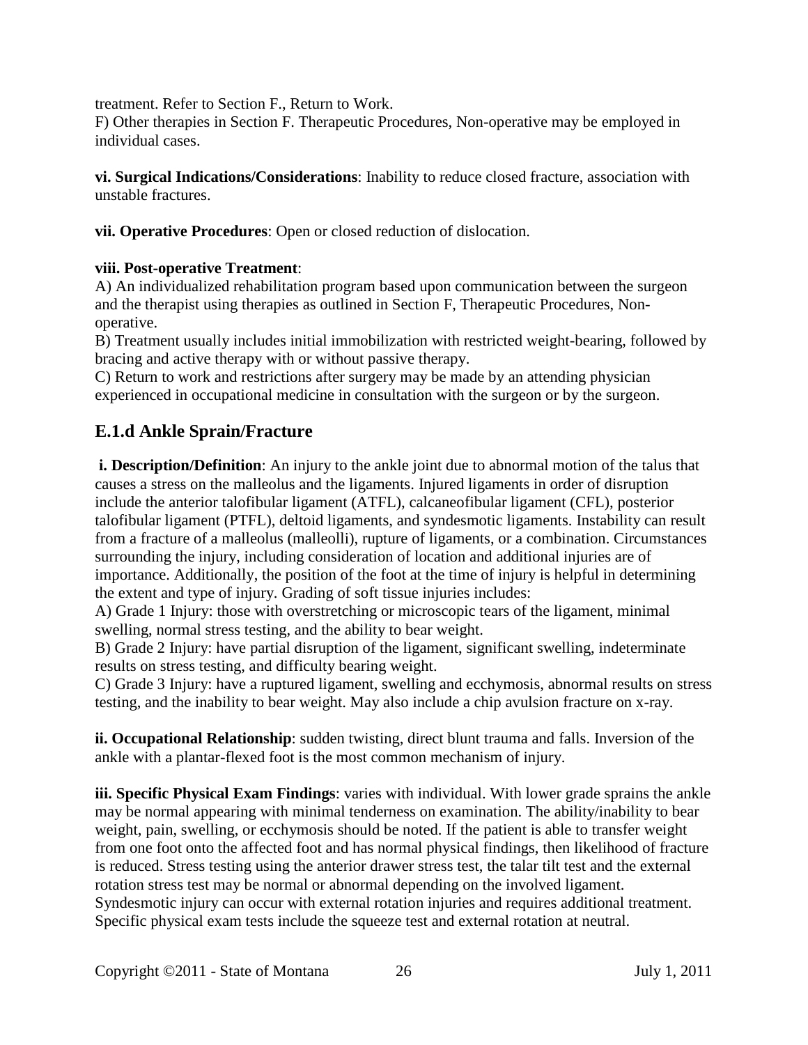treatment. Refer to Section F., Return to Work.

F) Other therapies in Section F. Therapeutic Procedures, Non-operative may be employed in individual cases.

**vi. Surgical Indications/Considerations**: Inability to reduce closed fracture, association with unstable fractures.

**vii. Operative Procedures**: Open or closed reduction of dislocation.

**viii. Post-operative Treatment**:

A) An individualized rehabilitation program based upon communication between the surgeon and the therapist using therapies as outlined in Section F, Therapeutic Procedures, Non-operative.

B) Treatment usually includes initial immobilization with restricted weight-bearing, followed by bracing and active therapy with or without passive therapy.

C) Return to work and restrictions after surgery may be made by an attending physician experienced in occupational medicine in consultation with the surgeon or by the surgeon.

## E.1.d Ankle Sprain/Fracture

**i. Description/Definition**: An injury to the ankle joint due to abnormal motion of the talus that causes a stress on the malleolus and the ligaments. Injured ligaments in order of disruption include the anterior talofibular ligament (ATFL), calcaneofibular ligament (CFL), posterior talofibular ligament (PTFL), deltoid ligaments, and syndesmotic ligaments. Instability can result from a fracture of a malleolus (malleolli), rupture of ligaments, or a combination. Circumstances surrounding the injury, including consideration of location and additional injuries are of importance. Additionally, the position of the foot at the time of injury is helpful in determining the extent and type of injury. Grading of soft tissue injuries includes:

A) Grade 1 Injury: those with overstretching or microscopic tears of the ligament, minimal swelling, normal stress testing, and the ability to bear weight.

B) Grade 2 Injury: have partial disruption of the ligament, significant swelling, indeterminate results on stress testing, and difficulty bearing weight.

C) Grade 3 Injury: have a ruptured ligament, swelling and ecchymosis, abnormal results on stress testing, and the inability to bear weight. May also include a chip avulsion fracture on x-ray.

**ii. Occupational Relationship**: sudden twisting, direct blunt trauma and falls. Inversion of the ankle with a plantar-flexed foot is the most common mechanism of injury.

**iii. Specific Physical Exam Findings**: varies with individual. With lower grade sprains the ankle may be normal appearing with minimal tenderness on examination. The ability/inability to bear weight, pain, swelling, or ecchymosis should be noted. If the patient is able to transfer weight from one foot onto the affected foot and has normal physical findings, then likelihood of fracture is reduced. Stress testing using the anterior drawer stress test, the talar tilt test and the external rotation stress test may be normal or abnormal depending on the involved ligament. Syndesmotic injury can occur with external rotation injuries and requires additional treatment. Specific physical exam tests include the squeeze test and external rotation at neutral.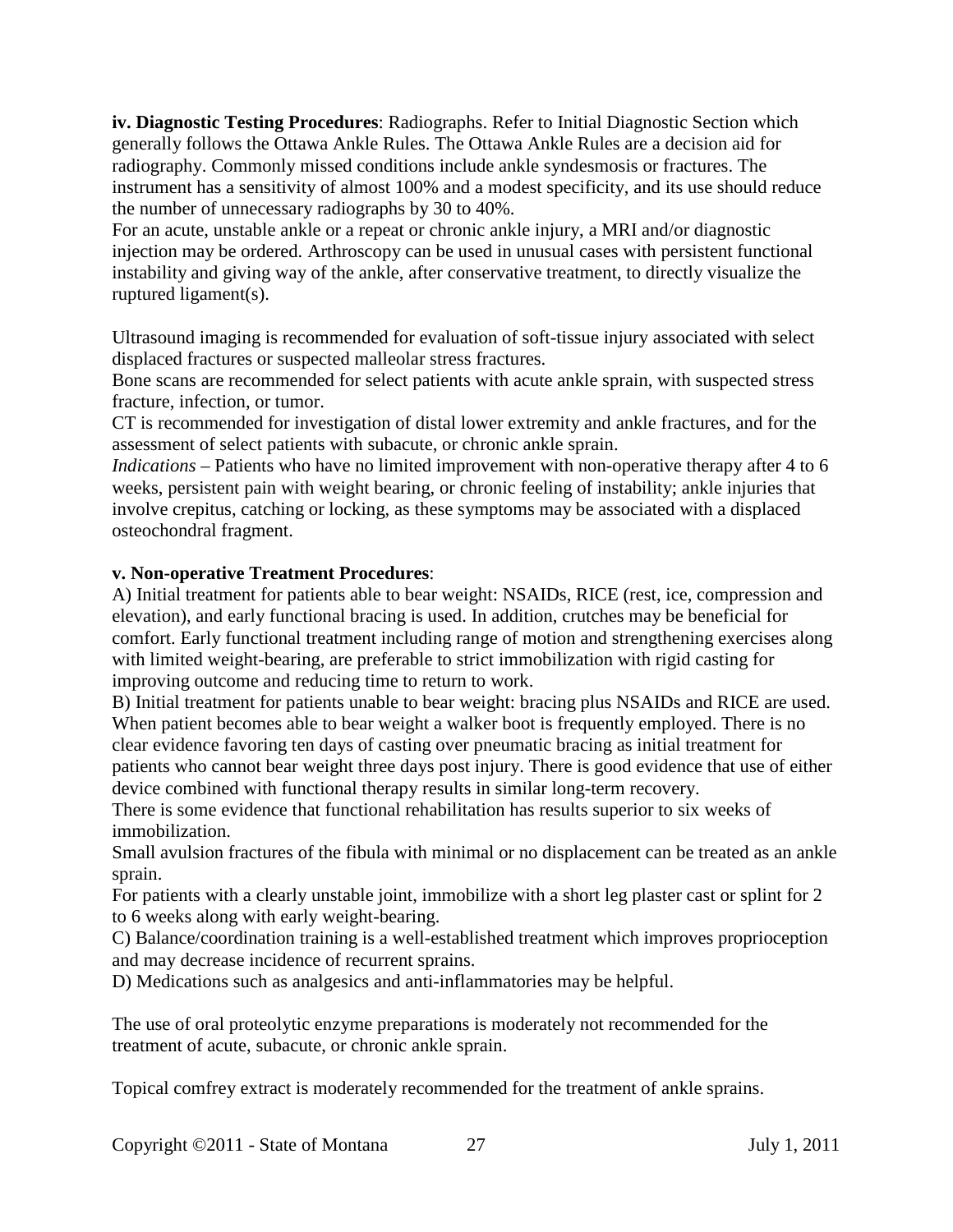**iv. Diagnostic Testing Procedures**: Radiographs. Refer to Initial Diagnostic Section which generally follows the Ottawa Ankle Rules. The Ottawa Ankle Rules are a decision aid for radiography. Commonly missed conditions include ankle syndesmosis or fractures. The instrument has a sensitivity of almost 100% and a modest specificity, and its use should reduce the number of unnecessary radiographs by 30 to 40%.

For an acute, unstable ankle or a repeat or chronic ankle injury, a MRI and/or diagnostic injection may be ordered. Arthroscopy can be used in unusual cases with persistent functional instability and giving way of the ankle, after conservative treatment, to directly visualize the ruptured ligament(s).

Ultrasound imaging is recommended for evaluation of soft-tissue injury associated with select displaced fractures or suspected malleolar stress fractures.

Bone scans are recommended for select patients with acute ankle sprain, with suspected stress fracture, infection, or tumor.

CT is recommended for investigation of distal lower extremity and ankle fractures, and for the assessment of select patients with subacute, or chronic ankle sprain.

*Indications* – Patients who have no limited improvement with non-operative therapy after 4 to 6 weeks, persistent pain with weight bearing, or chronic feeling of instability; ankle injuries that involve crepitus, catching or locking, as these symptoms may be associated with a displaced osteochondral fragment.

**v. Non-operative Treatment Procedures**:

A) Initial treatment for patients able to bear weight: NSAIDs, RICE (rest, ice, compression and elevation), and early functional bracing is used. In addition, crutches may be beneficial for comfort. Early functional treatment including range of motion and strengthening exercises along with limited weight-bearing, are preferable to strict immobilization with rigid casting for improving outcome and reducing time to return to work.

B) Initial treatment for patients unable to bear weight: bracing plus NSAIDs and RICE are used. When patient becomes able to bear weight a walker boot is frequently employed. There is no clear evidence favoring ten days of casting over pneumatic bracing as initial treatment for patients who cannot bear weight three days post injury. There is good evidence that use of either device combined with functional therapy results in similar long-term recovery.

There is some evidence that functional rehabilitation has results superior to six weeks of immobilization.

Small avulsion fractures of the fibula with minimal or no displacement can be treated as an ankle sprain.

For patients with a clearly unstable joint, immobilize with a short leg plaster cast or splint for 2 to 6 weeks along with early weight-bearing.

C) Balance/coordination training is a well-established treatment which improves proprioception and may decrease incidence of recurrent sprains.

D) Medications such as analgesics and anti-inflammatories may be helpful.

The use of oral proteolytic enzyme preparations is moderately not recommended for the treatment of acute, subacute, or chronic ankle sprain.

Topical comfrey extract is moderately recommended for the treatment of ankle sprains.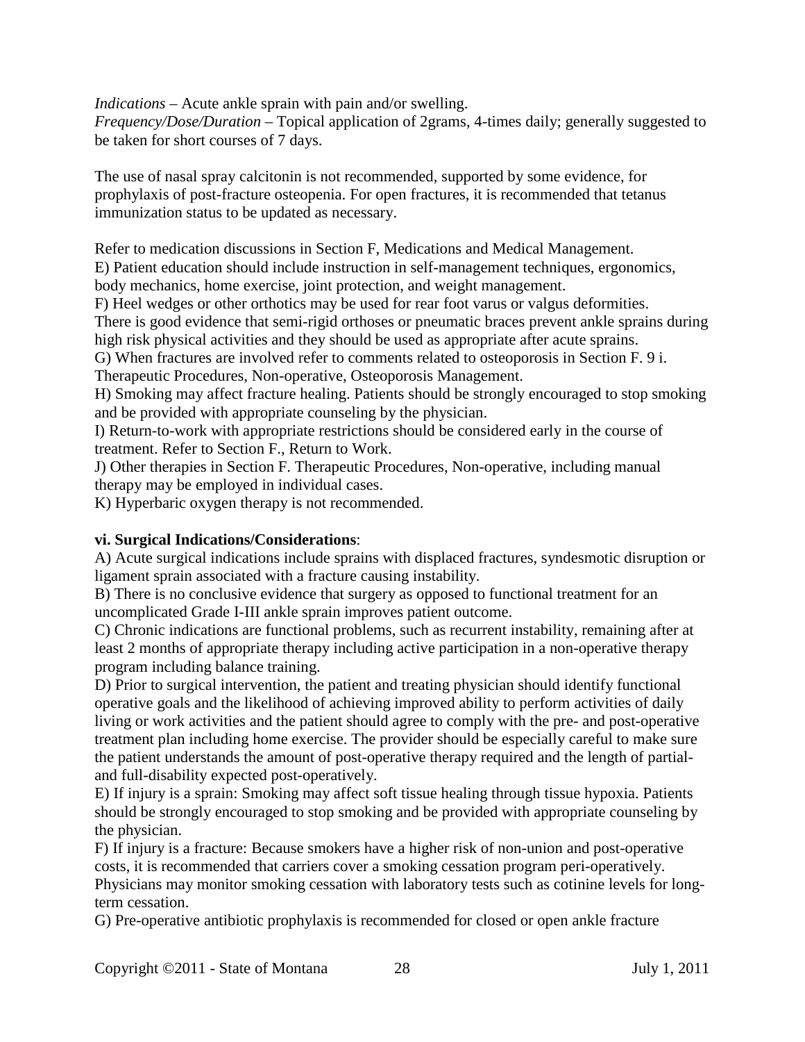*Indications* – Acute ankle sprain with pain and/or swelling.
*Frequency/Dose/Duration* – Topical application of 2grams, 4-times daily; generally suggested to be taken for short courses of 7 days.

The use of nasal spray calcitonin is not recommended, supported by some evidence, for prophylaxis of post-fracture osteopenia. For open fractures, it is recommended that tetanus immunization status to be updated as necessary.

Refer to medication discussions in Section F, Medications and Medical Management.
E) Patient education should include instruction in self-management techniques, ergonomics, body mechanics, home exercise, joint protection, and weight management.
F) Heel wedges or other orthotics may be used for rear foot varus or valgus deformities. There is good evidence that semi-rigid orthoses or pneumatic braces prevent ankle sprains during high risk physical activities and they should be used as appropriate after acute sprains.
G) When fractures are involved refer to comments related to osteoporosis in Section F. 9 i. Therapeutic Procedures, Non-operative, Osteoporosis Management.
H) Smoking may affect fracture healing. Patients should be strongly encouraged to stop smoking and be provided with appropriate counseling by the physician.
I) Return-to-work with appropriate restrictions should be considered early in the course of treatment. Refer to Section F., Return to Work.
J) Other therapies in Section F. Therapeutic Procedures, Non-operative, including manual therapy may be employed in individual cases.
K) Hyperbaric oxygen therapy is not recommended.

**vi. Surgical Indications/Considerations**:
A) Acute surgical indications include sprains with displaced fractures, syndesmotic disruption or ligament sprain associated with a fracture causing instability.
B) There is no conclusive evidence that surgery as opposed to functional treatment for an uncomplicated Grade I-III ankle sprain improves patient outcome.
C) Chronic indications are functional problems, such as recurrent instability, remaining after at least 2 months of appropriate therapy including active participation in a non-operative therapy program including balance training.
D) Prior to surgical intervention, the patient and treating physician should identify functional operative goals and the likelihood of achieving improved ability to perform activities of daily living or work activities and the patient should agree to comply with the pre- and post-operative treatment plan including home exercise. The provider should be especially careful to make sure the patient understands the amount of post-operative therapy required and the length of partial- and full-disability expected post-operatively.
E) If injury is a sprain: Smoking may affect soft tissue healing through tissue hypoxia. Patients should be strongly encouraged to stop smoking and be provided with appropriate counseling by the physician.
F) If injury is a fracture: Because smokers have a higher risk of non-union and post-operative costs, it is recommended that carriers cover a smoking cessation program peri-operatively. Physicians may monitor smoking cessation with laboratory tests such as cotinine levels for long-term cessation.
G) Pre-operative antibiotic prophylaxis is recommended for closed or open ankle fracture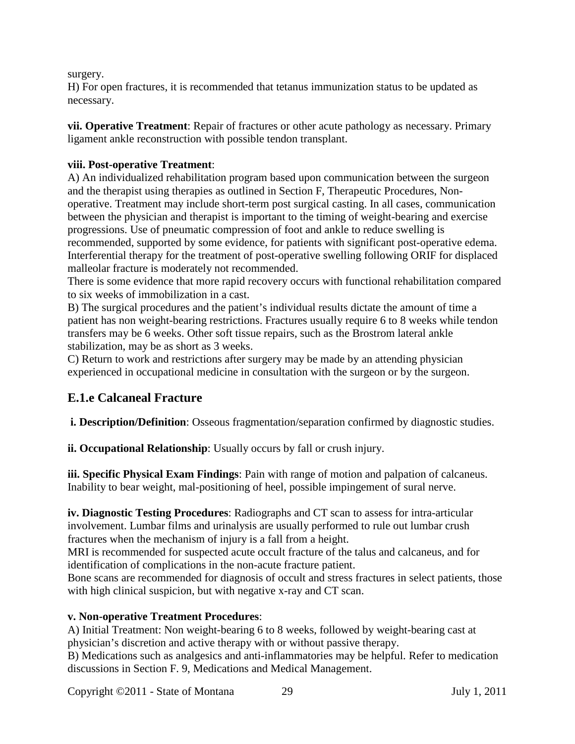surgery.

H) For open fractures, it is recommended that tetanus immunization status to be updated as necessary.

**vii. Operative Treatment**: Repair of fractures or other acute pathology as necessary. Primary ligament ankle reconstruction with possible tendon transplant.

**viii. Post-operative Treatment**:

A) An individualized rehabilitation program based upon communication between the surgeon and the therapist using therapies as outlined in Section F, Therapeutic Procedures, Non-operative. Treatment may include short-term post surgical casting. In all cases, communication between the physician and therapist is important to the timing of weight-bearing and exercise progressions. Use of pneumatic compression of foot and ankle to reduce swelling is recommended, supported by some evidence, for patients with significant post-operative edema. Interferential therapy for the treatment of post-operative swelling following ORIF for displaced malleolar fracture is moderately not recommended.

There is some evidence that more rapid recovery occurs with functional rehabilitation compared to six weeks of immobilization in a cast.

B) The surgical procedures and the patient's individual results dictate the amount of time a patient has non weight-bearing restrictions. Fractures usually require 6 to 8 weeks while tendon transfers may be 6 weeks. Other soft tissue repairs, such as the Brostrom lateral ankle stabilization, may be as short as 3 weeks.

C) Return to work and restrictions after surgery may be made by an attending physician experienced in occupational medicine in consultation with the surgeon or by the surgeon.

## E.1.e Calcaneal Fracture

**i. Description/Definition**: Osseous fragmentation/separation confirmed by diagnostic studies.

**ii. Occupational Relationship**: Usually occurs by fall or crush injury.

**iii. Specific Physical Exam Findings**: Pain with range of motion and palpation of calcaneus. Inability to bear weight, mal-positioning of heel, possible impingement of sural nerve.

**iv. Diagnostic Testing Procedures**: Radiographs and CT scan to assess for intra-articular involvement. Lumbar films and urinalysis are usually performed to rule out lumbar crush fractures when the mechanism of injury is a fall from a height.

MRI is recommended for suspected acute occult fracture of the talus and calcaneus, and for identification of complications in the non-acute fracture patient.

Bone scans are recommended for diagnosis of occult and stress fractures in select patients, those with high clinical suspicion, but with negative x-ray and CT scan.

**v. Non-operative Treatment Procedures**:

A) Initial Treatment: Non weight-bearing 6 to 8 weeks, followed by weight-bearing cast at physician's discretion and active therapy with or without passive therapy.

B) Medications such as analgesics and anti-inflammatories may be helpful. Refer to medication discussions in Section F. 9, Medications and Medical Management.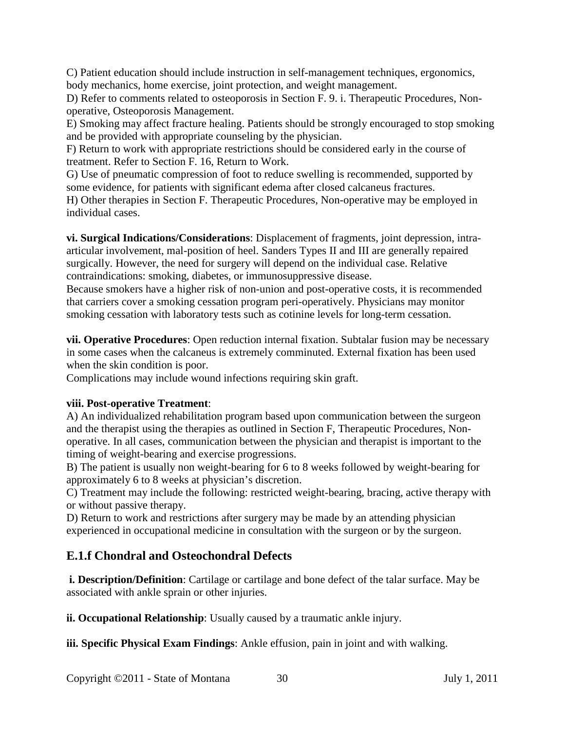C) Patient education should include instruction in self-management techniques, ergonomics, body mechanics, home exercise, joint protection, and weight management.
D) Refer to comments related to osteoporosis in Section F. 9. i. Therapeutic Procedures, Non-operative, Osteoporosis Management.
E) Smoking may affect fracture healing. Patients should be strongly encouraged to stop smoking and be provided with appropriate counseling by the physician.
F) Return to work with appropriate restrictions should be considered early in the course of treatment. Refer to Section F. 16, Return to Work.
G) Use of pneumatic compression of foot to reduce swelling is recommended, supported by some evidence, for patients with significant edema after closed calcaneus fractures.
H) Other therapies in Section F. Therapeutic Procedures, Non-operative may be employed in individual cases.

**vi. Surgical Indications/Considerations**: Displacement of fragments, joint depression, intra-articular involvement, mal-position of heel. Sanders Types II and III are generally repaired surgically. However, the need for surgery will depend on the individual case. Relative contraindications: smoking, diabetes, or immunosuppressive disease.
Because smokers have a higher risk of non-union and post-operative costs, it is recommended that carriers cover a smoking cessation program peri-operatively. Physicians may monitor smoking cessation with laboratory tests such as cotinine levels for long-term cessation.

**vii. Operative Procedures**: Open reduction internal fixation. Subtalar fusion may be necessary in some cases when the calcaneus is extremely comminuted. External fixation has been used when the skin condition is poor.
Complications may include wound infections requiring skin graft.

**viii. Post-operative Treatment**:
A) An individualized rehabilitation program based upon communication between the surgeon and the therapist using the therapies as outlined in Section F, Therapeutic Procedures, Non-operative. In all cases, communication between the physician and therapist is important to the timing of weight-bearing and exercise progressions.
B) The patient is usually non weight-bearing for 6 to 8 weeks followed by weight-bearing for approximately 6 to 8 weeks at physician's discretion.
C) Treatment may include the following: restricted weight-bearing, bracing, active therapy with or without passive therapy.
D) Return to work and restrictions after surgery may be made by an attending physician experienced in occupational medicine in consultation with the surgeon or by the surgeon.

## E.1.f Chondral and Osteochondral Defects

**i. Description/Definition**: Cartilage or cartilage and bone defect of the talar surface. May be associated with ankle sprain or other injuries.

**ii. Occupational Relationship**: Usually caused by a traumatic ankle injury.

**iii. Specific Physical Exam Findings**: Ankle effusion, pain in joint and with walking.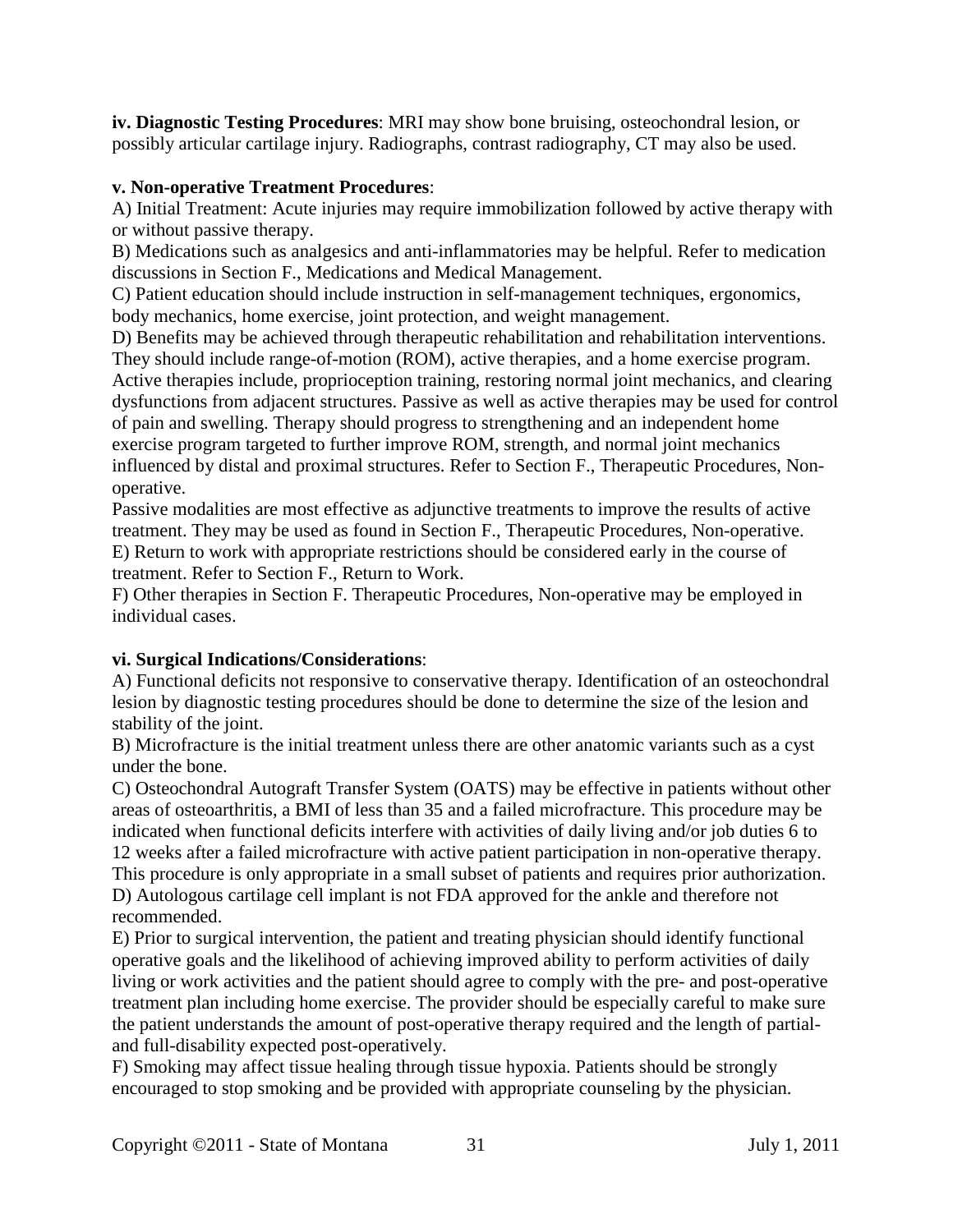**iv. Diagnostic Testing Procedures**: MRI may show bone bruising, osteochondral lesion, or possibly articular cartilage injury. Radiographs, contrast radiography, CT may also be used.

**v. Non-operative Treatment Procedures**:

A) Initial Treatment: Acute injuries may require immobilization followed by active therapy with or without passive therapy.

B) Medications such as analgesics and anti-inflammatories may be helpful. Refer to medication discussions in Section F., Medications and Medical Management.

C) Patient education should include instruction in self-management techniques, ergonomics, body mechanics, home exercise, joint protection, and weight management.

D) Benefits may be achieved through therapeutic rehabilitation and rehabilitation interventions. They should include range-of-motion (ROM), active therapies, and a home exercise program. Active therapies include, proprioception training, restoring normal joint mechanics, and clearing dysfunctions from adjacent structures. Passive as well as active therapies may be used for control of pain and swelling. Therapy should progress to strengthening and an independent home exercise program targeted to further improve ROM, strength, and normal joint mechanics influenced by distal and proximal structures. Refer to Section F., Therapeutic Procedures, Non-operative.

Passive modalities are most effective as adjunctive treatments to improve the results of active treatment. They may be used as found in Section F., Therapeutic Procedures, Non-operative.

E) Return to work with appropriate restrictions should be considered early in the course of treatment. Refer to Section F., Return to Work.

F) Other therapies in Section F. Therapeutic Procedures, Non-operative may be employed in individual cases.

**vi. Surgical Indications/Considerations**:

A) Functional deficits not responsive to conservative therapy. Identification of an osteochondral lesion by diagnostic testing procedures should be done to determine the size of the lesion and stability of the joint.

B) Microfracture is the initial treatment unless there are other anatomic variants such as a cyst under the bone.

C) Osteochondral Autograft Transfer System (OATS) may be effective in patients without other areas of osteoarthritis, a BMI of less than 35 and a failed microfracture. This procedure may be indicated when functional deficits interfere with activities of daily living and/or job duties 6 to 12 weeks after a failed microfracture with active patient participation in non-operative therapy. This procedure is only appropriate in a small subset of patients and requires prior authorization.

D) Autologous cartilage cell implant is not FDA approved for the ankle and therefore not recommended.

E) Prior to surgical intervention, the patient and treating physician should identify functional operative goals and the likelihood of achieving improved ability to perform activities of daily living or work activities and the patient should agree to comply with the pre- and post-operative treatment plan including home exercise. The provider should be especially careful to make sure the patient understands the amount of post-operative therapy required and the length of partial- and full-disability expected post-operatively.

F) Smoking may affect tissue healing through tissue hypoxia. Patients should be strongly encouraged to stop smoking and be provided with appropriate counseling by the physician.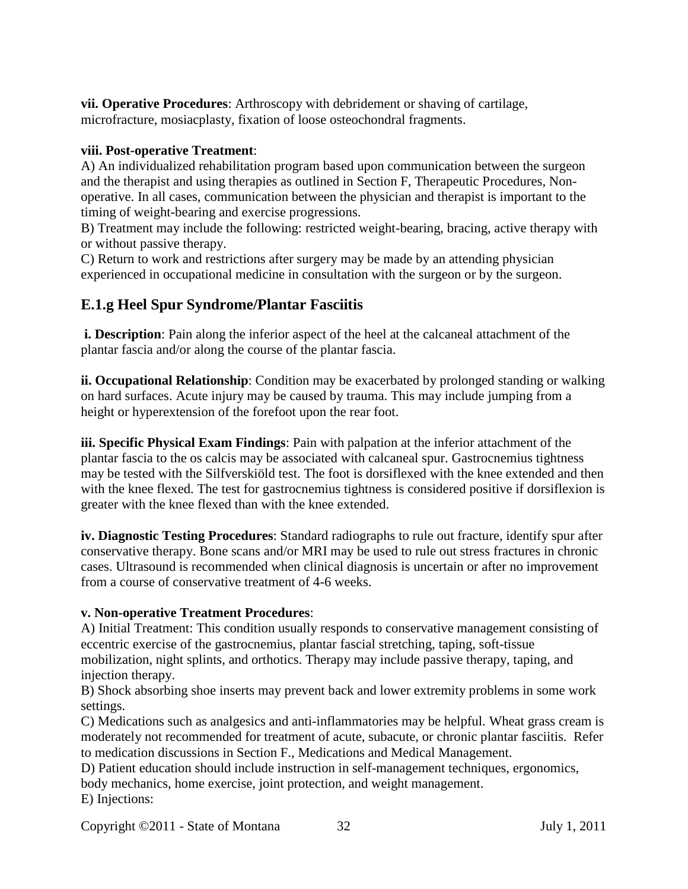**vii. Operative Procedures**: Arthroscopy with debridement or shaving of cartilage, microfracture, mosiacplasty, fixation of loose osteochondral fragments.

**viii. Post-operative Treatment**:

A) An individualized rehabilitation program based upon communication between the surgeon and the therapist and using therapies as outlined in Section F, Therapeutic Procedures, Non-operative. In all cases, communication between the physician and therapist is important to the timing of weight-bearing and exercise progressions.

B) Treatment may include the following: restricted weight-bearing, bracing, active therapy with or without passive therapy.

C) Return to work and restrictions after surgery may be made by an attending physician experienced in occupational medicine in consultation with the surgeon or by the surgeon.

## E.1.g Heel Spur Syndrome/Plantar Fasciitis

**i. Description**: Pain along the inferior aspect of the heel at the calcaneal attachment of the plantar fascia and/or along the course of the plantar fascia.

**ii. Occupational Relationship**: Condition may be exacerbated by prolonged standing or walking on hard surfaces. Acute injury may be caused by trauma. This may include jumping from a height or hyperextension of the forefoot upon the rear foot.

**iii. Specific Physical Exam Findings**: Pain with palpation at the inferior attachment of the plantar fascia to the os calcis may be associated with calcaneal spur. Gastrocnemius tightness may be tested with the Silfverskiöld test. The foot is dorsiflexed with the knee extended and then with the knee flexed. The test for gastrocnemius tightness is considered positive if dorsiflexion is greater with the knee flexed than with the knee extended.

**iv. Diagnostic Testing Procedures**: Standard radiographs to rule out fracture, identify spur after conservative therapy. Bone scans and/or MRI may be used to rule out stress fractures in chronic cases. Ultrasound is recommended when clinical diagnosis is uncertain or after no improvement from a course of conservative treatment of 4-6 weeks.

**v. Non-operative Treatment Procedures**:

A) Initial Treatment: This condition usually responds to conservative management consisting of eccentric exercise of the gastrocnemius, plantar fascial stretching, taping, soft-tissue mobilization, night splints, and orthotics. Therapy may include passive therapy, taping, and injection therapy.

B) Shock absorbing shoe inserts may prevent back and lower extremity problems in some work settings.

C) Medications such as analgesics and anti-inflammatories may be helpful. Wheat grass cream is moderately not recommended for treatment of acute, subacute, or chronic plantar fasciitis. Refer to medication discussions in Section F., Medications and Medical Management.

D) Patient education should include instruction in self-management techniques, ergonomics, body mechanics, home exercise, joint protection, and weight management.

E) Injections: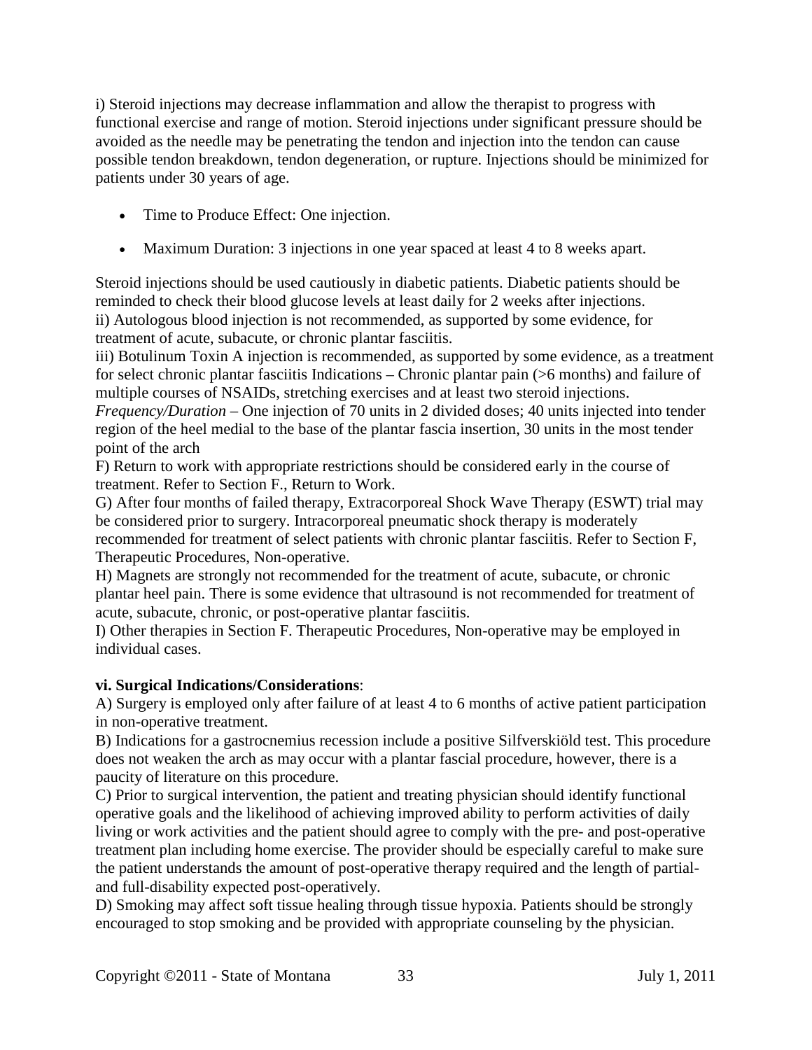i) Steroid injections may decrease inflammation and allow the therapist to progress with functional exercise and range of motion. Steroid injections under significant pressure should be avoided as the needle may be penetrating the tendon and injection into the tendon can cause possible tendon breakdown, tendon degeneration, or rupture. Injections should be minimized for patients under 30 years of age.

- Time to Produce Effect: One injection.
- Maximum Duration: 3 injections in one year spaced at least 4 to 8 weeks apart.

Steroid injections should be used cautiously in diabetic patients. Diabetic patients should be reminded to check their blood glucose levels at least daily for 2 weeks after injections.
ii) Autologous blood injection is not recommended, as supported by some evidence, for treatment of acute, subacute, or chronic plantar fasciitis.
iii) Botulinum Toxin A injection is recommended, as supported by some evidence, as a treatment for select chronic plantar fasciitis Indications – Chronic plantar pain (>6 months) and failure of multiple courses of NSAIDs, stretching exercises and at least two steroid injections.
*Frequency/Duration* – One injection of 70 units in 2 divided doses; 40 units injected into tender region of the heel medial to the base of the plantar fascia insertion, 30 units in the most tender point of the arch
F) Return to work with appropriate restrictions should be considered early in the course of treatment. Refer to Section F., Return to Work.
G) After four months of failed therapy, Extracorporeal Shock Wave Therapy (ESWT) trial may be considered prior to surgery. Intracorporeal pneumatic shock therapy is moderately recommended for treatment of select patients with chronic plantar fasciitis. Refer to Section F, Therapeutic Procedures, Non-operative.
H) Magnets are strongly not recommended for the treatment of acute, subacute, or chronic plantar heel pain. There is some evidence that ultrasound is not recommended for treatment of acute, subacute, chronic, or post-operative plantar fasciitis.
I) Other therapies in Section F. Therapeutic Procedures, Non-operative may be employed in individual cases.

**vi. Surgical Indications/Considerations**:
A) Surgery is employed only after failure of at least 4 to 6 months of active patient participation in non-operative treatment.
B) Indications for a gastrocnemius recession include a positive Silfverskiöld test. This procedure does not weaken the arch as may occur with a plantar fascial procedure, however, there is a paucity of literature on this procedure.
C) Prior to surgical intervention, the patient and treating physician should identify functional operative goals and the likelihood of achieving improved ability to perform activities of daily living or work activities and the patient should agree to comply with the pre- and post-operative treatment plan including home exercise. The provider should be especially careful to make sure the patient understands the amount of post-operative therapy required and the length of partial- and full-disability expected post-operatively.
D) Smoking may affect soft tissue healing through tissue hypoxia. Patients should be strongly encouraged to stop smoking and be provided with appropriate counseling by the physician.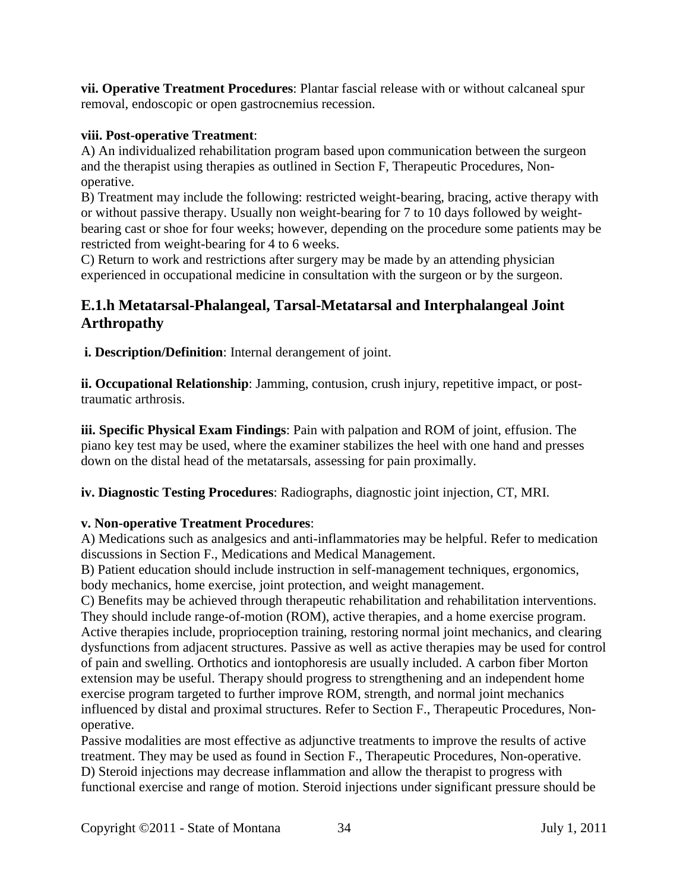**vii. Operative Treatment Procedures**: Plantar fascial release with or without calcaneal spur removal, endoscopic or open gastrocnemius recession.

**viii. Post-operative Treatment**:

A) An individualized rehabilitation program based upon communication between the surgeon and the therapist using therapies as outlined in Section F, Therapeutic Procedures, Non-operative.

B) Treatment may include the following: restricted weight-bearing, bracing, active therapy with or without passive therapy. Usually non weight-bearing for 7 to 10 days followed by weight-bearing cast or shoe for four weeks; however, depending on the procedure some patients may be restricted from weight-bearing for 4 to 6 weeks.

C) Return to work and restrictions after surgery may be made by an attending physician experienced in occupational medicine in consultation with the surgeon or by the surgeon.

## E.1.h Metatarsal-Phalangeal, Tarsal-Metatarsal and Interphalangeal Joint Arthropathy

**i. Description/Definition**: Internal derangement of joint.

**ii. Occupational Relationship**: Jamming, contusion, crush injury, repetitive impact, or post-traumatic arthrosis.

**iii. Specific Physical Exam Findings**: Pain with palpation and ROM of joint, effusion. The piano key test may be used, where the examiner stabilizes the heel with one hand and presses down on the distal head of the metatarsals, assessing for pain proximally.

**iv. Diagnostic Testing Procedures**: Radiographs, diagnostic joint injection, CT, MRI.

**v. Non-operative Treatment Procedures**:

A) Medications such as analgesics and anti-inflammatories may be helpful. Refer to medication discussions in Section F., Medications and Medical Management.

B) Patient education should include instruction in self-management techniques, ergonomics, body mechanics, home exercise, joint protection, and weight management.

C) Benefits may be achieved through therapeutic rehabilitation and rehabilitation interventions. They should include range-of-motion (ROM), active therapies, and a home exercise program. Active therapies include, proprioception training, restoring normal joint mechanics, and clearing dysfunctions from adjacent structures. Passive as well as active therapies may be used for control of pain and swelling. Orthotics and iontophoresis are usually included. A carbon fiber Morton extension may be useful. Therapy should progress to strengthening and an independent home exercise program targeted to further improve ROM, strength, and normal joint mechanics influenced by distal and proximal structures. Refer to Section F., Therapeutic Procedures, Non-operative.

Passive modalities are most effective as adjunctive treatments to improve the results of active treatment. They may be used as found in Section F., Therapeutic Procedures, Non-operative.

D) Steroid injections may decrease inflammation and allow the therapist to progress with functional exercise and range of motion. Steroid injections under significant pressure should be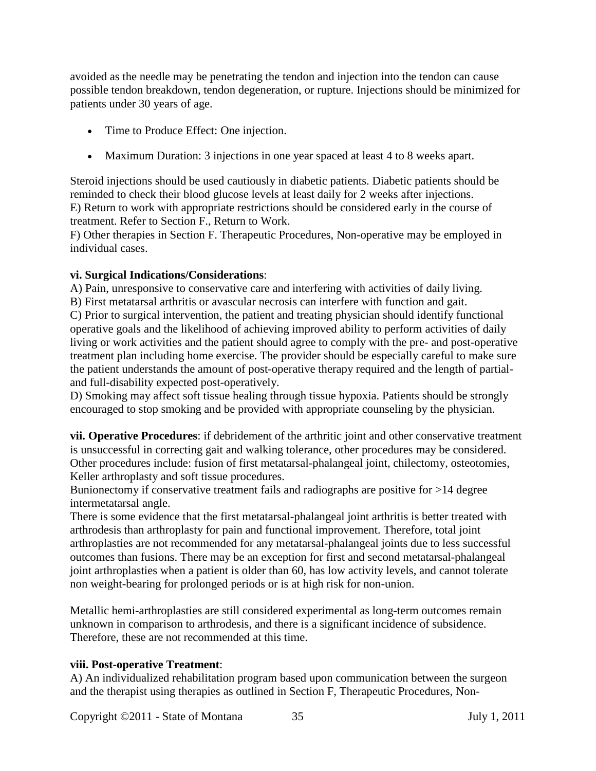avoided as the needle may be penetrating the tendon and injection into the tendon can cause possible tendon breakdown, tendon degeneration, or rupture. Injections should be minimized for patients under 30 years of age.

- Time to Produce Effect: One injection.
- Maximum Duration: 3 injections in one year spaced at least 4 to 8 weeks apart.

Steroid injections should be used cautiously in diabetic patients. Diabetic patients should be reminded to check their blood glucose levels at least daily for 2 weeks after injections.
E) Return to work with appropriate restrictions should be considered early in the course of treatment. Refer to Section F., Return to Work.
F) Other therapies in Section F. Therapeutic Procedures, Non-operative may be employed in individual cases.

**vi. Surgical Indications/Considerations**:
A) Pain, unresponsive to conservative care and interfering with activities of daily living.
B) First metatarsal arthritis or avascular necrosis can interfere with function and gait.
C) Prior to surgical intervention, the patient and treating physician should identify functional operative goals and the likelihood of achieving improved ability to perform activities of daily living or work activities and the patient should agree to comply with the pre- and post-operative treatment plan including home exercise. The provider should be especially careful to make sure the patient understands the amount of post-operative therapy required and the length of partial- and full-disability expected post-operatively.
D) Smoking may affect soft tissue healing through tissue hypoxia. Patients should be strongly encouraged to stop smoking and be provided with appropriate counseling by the physician.

**vii. Operative Procedures**: if debridement of the arthritic joint and other conservative treatment is unsuccessful in correcting gait and walking tolerance, other procedures may be considered. Other procedures include: fusion of first metatarsal-phalangeal joint, chilectomy, osteotomies, Keller arthroplasty and soft tissue procedures.
Bunionectomy if conservative treatment fails and radiographs are positive for >14 degree intermetatarsal angle.
There is some evidence that the first metatarsal-phalangeal joint arthritis is better treated with arthrodesis than arthroplasty for pain and functional improvement. Therefore, total joint arthroplasties are not recommended for any metatarsal-phalangeal joints due to less successful outcomes than fusions. There may be an exception for first and second metatarsal-phalangeal joint arthroplasties when a patient is older than 60, has low activity levels, and cannot tolerate non weight-bearing for prolonged periods or is at high risk for non-union.

Metallic hemi-arthroplasties are still considered experimental as long-term outcomes remain unknown in comparison to arthrodesis, and there is a significant incidence of subsidence. Therefore, these are not recommended at this time.

**viii. Post-operative Treatment**:
A) An individualized rehabilitation program based upon communication between the surgeon and the therapist using therapies as outlined in Section F, Therapeutic Procedures, Non-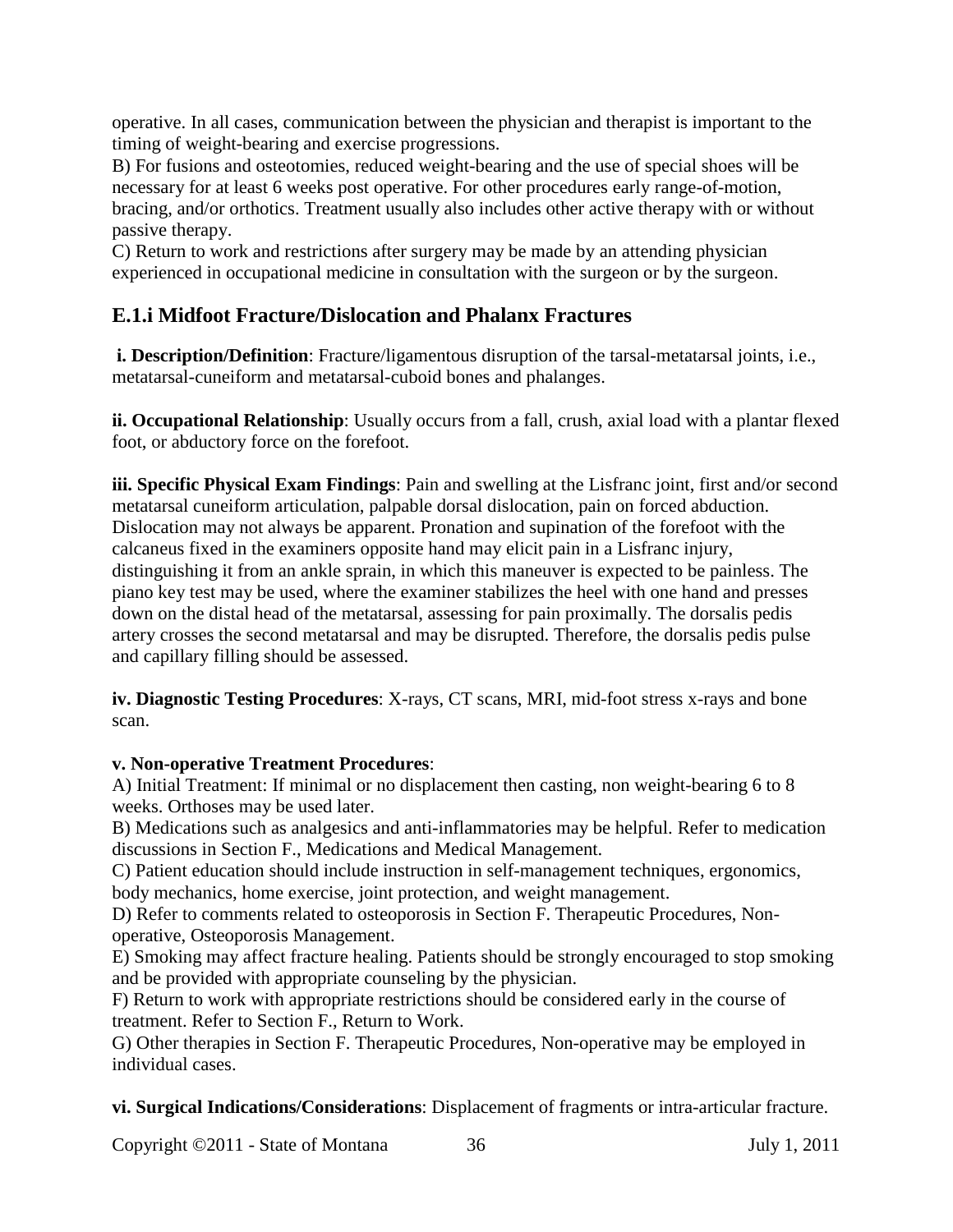operative. In all cases, communication between the physician and therapist is important to the timing of weight-bearing and exercise progressions.

B) For fusions and osteotomies, reduced weight-bearing and the use of special shoes will be necessary for at least 6 weeks post operative. For other procedures early range-of-motion, bracing, and/or orthotics. Treatment usually also includes other active therapy with or without passive therapy.

C) Return to work and restrictions after surgery may be made by an attending physician experienced in occupational medicine in consultation with the surgeon or by the surgeon.

## E.1.i Midfoot Fracture/Dislocation and Phalanx Fractures

**i. Description/Definition**: Fracture/ligamentous disruption of the tarsal-metatarsal joints, i.e., metatarsal-cuneiform and metatarsal-cuboid bones and phalanges.

**ii. Occupational Relationship**: Usually occurs from a fall, crush, axial load with a plantar flexed foot, or abductory force on the forefoot.

**iii. Specific Physical Exam Findings**: Pain and swelling at the Lisfranc joint, first and/or second metatarsal cuneiform articulation, palpable dorsal dislocation, pain on forced abduction. Dislocation may not always be apparent. Pronation and supination of the forefoot with the calcaneus fixed in the examiners opposite hand may elicit pain in a Lisfranc injury, distinguishing it from an ankle sprain, in which this maneuver is expected to be painless. The piano key test may be used, where the examiner stabilizes the heel with one hand and presses down on the distal head of the metatarsal, assessing for pain proximally. The dorsalis pedis artery crosses the second metatarsal and may be disrupted. Therefore, the dorsalis pedis pulse and capillary filling should be assessed.

**iv. Diagnostic Testing Procedures**: X-rays, CT scans, MRI, mid-foot stress x-rays and bone scan.

**v. Non-operative Treatment Procedures**:

A) Initial Treatment: If minimal or no displacement then casting, non weight-bearing 6 to 8 weeks. Orthoses may be used later.

B) Medications such as analgesics and anti-inflammatories may be helpful. Refer to medication discussions in Section F., Medications and Medical Management.

C) Patient education should include instruction in self-management techniques, ergonomics, body mechanics, home exercise, joint protection, and weight management.

D) Refer to comments related to osteoporosis in Section F. Therapeutic Procedures, Non-operative, Osteoporosis Management.

E) Smoking may affect fracture healing. Patients should be strongly encouraged to stop smoking and be provided with appropriate counseling by the physician.

F) Return to work with appropriate restrictions should be considered early in the course of treatment. Refer to Section F., Return to Work.

G) Other therapies in Section F. Therapeutic Procedures, Non-operative may be employed in individual cases.

**vi. Surgical Indications/Considerations**: Displacement of fragments or intra-articular fracture.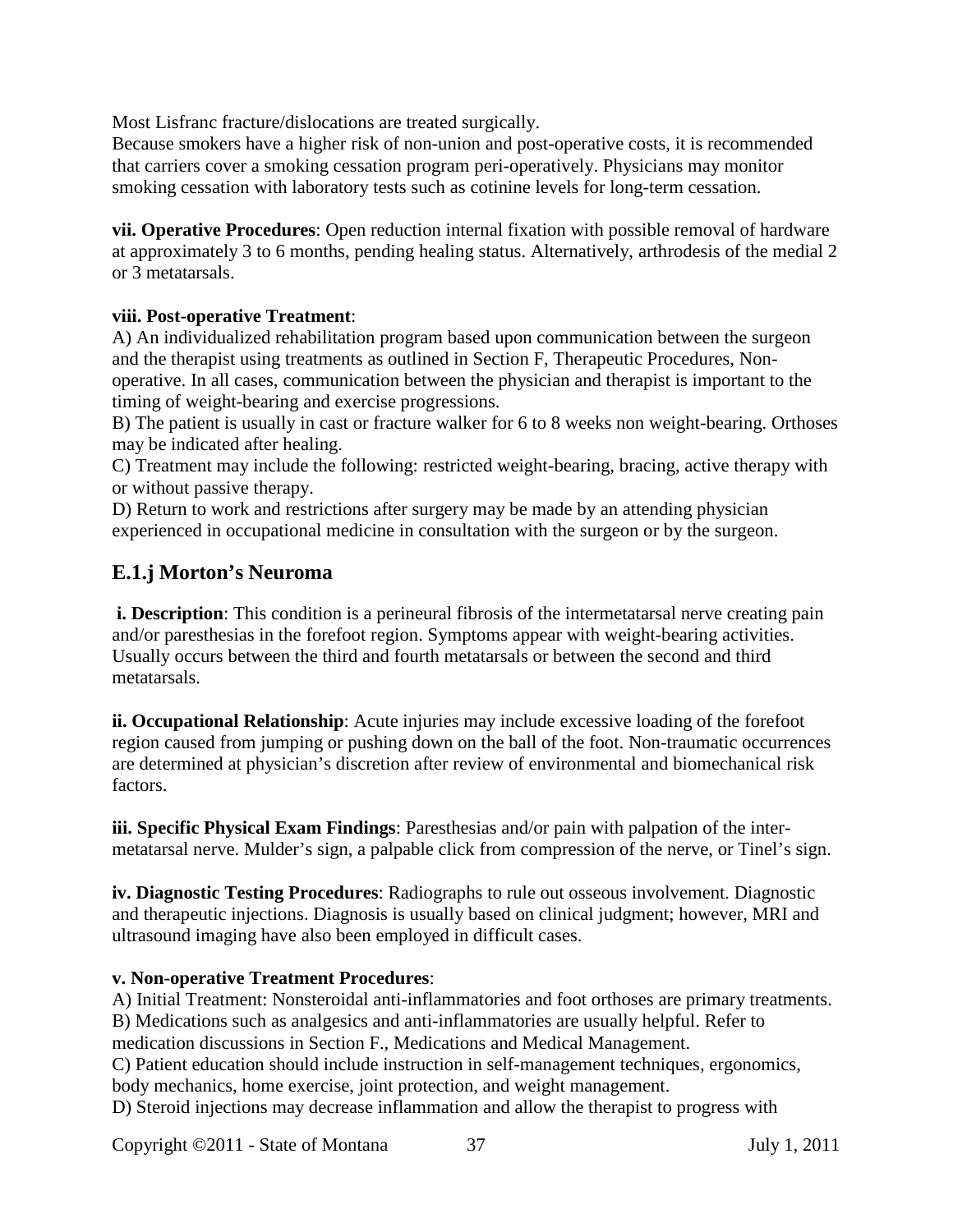Most Lisfranc fracture/dislocations are treated surgically.
Because smokers have a higher risk of non-union and post-operative costs, it is recommended that carriers cover a smoking cessation program peri-operatively. Physicians may monitor smoking cessation with laboratory tests such as cotinine levels for long-term cessation.

**vii. Operative Procedures**: Open reduction internal fixation with possible removal of hardware at approximately 3 to 6 months, pending healing status. Alternatively, arthrodesis of the medial 2 or 3 metatarsals.

**viii. Post-operative Treatment**:
A) An individualized rehabilitation program based upon communication between the surgeon and the therapist using treatments as outlined in Section F, Therapeutic Procedures, Non-operative. In all cases, communication between the physician and therapist is important to the timing of weight-bearing and exercise progressions.
B) The patient is usually in cast or fracture walker for 6 to 8 weeks non weight-bearing. Orthoses may be indicated after healing.
C) Treatment may include the following: restricted weight-bearing, bracing, active therapy with or without passive therapy.
D) Return to work and restrictions after surgery may be made by an attending physician experienced in occupational medicine in consultation with the surgeon or by the surgeon.

## E.1.j Morton's Neuroma

**i. Description**: This condition is a perineural fibrosis of the intermetatarsal nerve creating pain and/or paresthesias in the forefoot region. Symptoms appear with weight-bearing activities. Usually occurs between the third and fourth metatarsals or between the second and third metatarsals.

**ii. Occupational Relationship**: Acute injuries may include excessive loading of the forefoot region caused from jumping or pushing down on the ball of the foot. Non-traumatic occurrences are determined at physician's discretion after review of environmental and biomechanical risk factors.

**iii. Specific Physical Exam Findings**: Paresthesias and/or pain with palpation of the inter-metatarsal nerve. Mulder's sign, a palpable click from compression of the nerve, or Tinel's sign.

**iv. Diagnostic Testing Procedures**: Radiographs to rule out osseous involvement. Diagnostic and therapeutic injections. Diagnosis is usually based on clinical judgment; however, MRI and ultrasound imaging have also been employed in difficult cases.

**v. Non-operative Treatment Procedures**:
A) Initial Treatment: Nonsteroidal anti-inflammatories and foot orthoses are primary treatments.
B) Medications such as analgesics and anti-inflammatories are usually helpful. Refer to medication discussions in Section F., Medications and Medical Management.
C) Patient education should include instruction in self-management techniques, ergonomics, body mechanics, home exercise, joint protection, and weight management.
D) Steroid injections may decrease inflammation and allow the therapist to progress with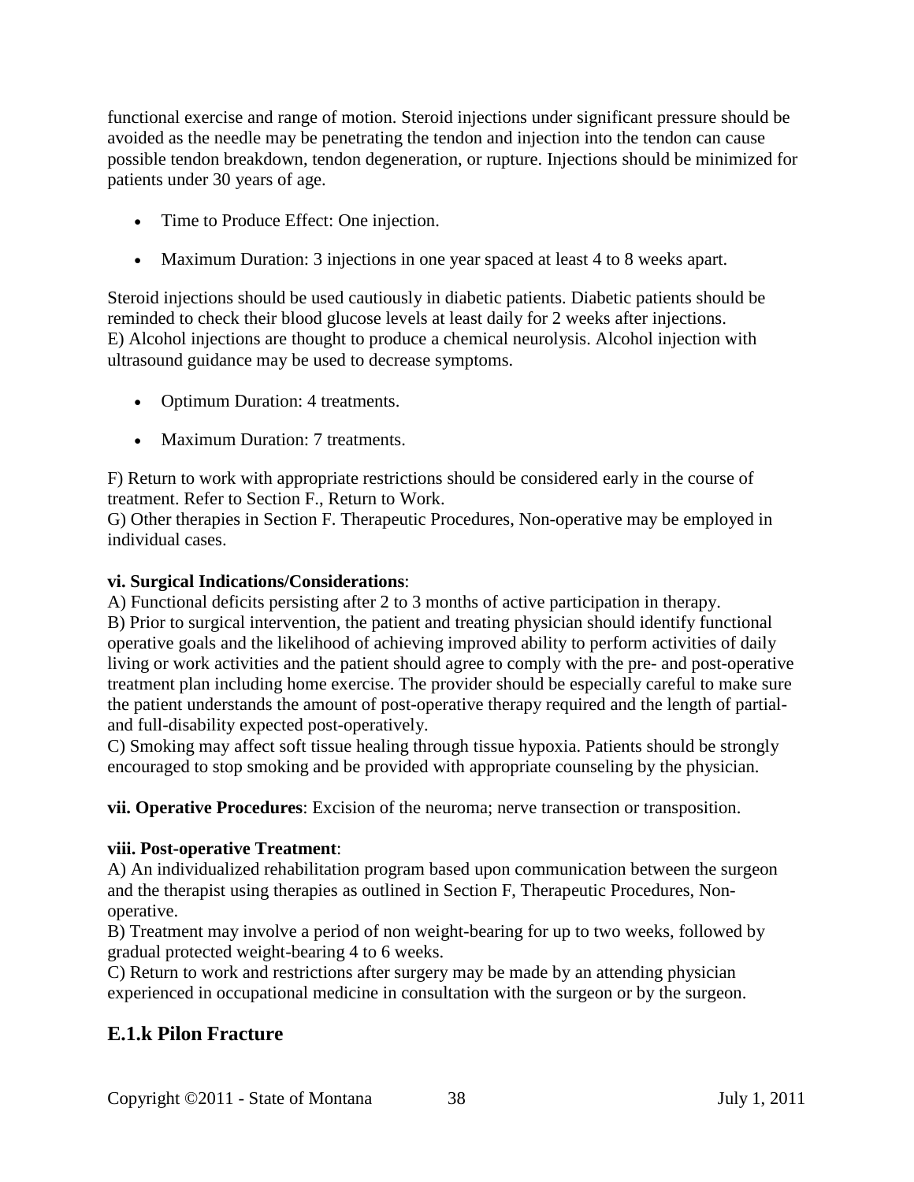functional exercise and range of motion. Steroid injections under significant pressure should be avoided as the needle may be penetrating the tendon and injection into the tendon can cause possible tendon breakdown, tendon degeneration, or rupture. Injections should be minimized for patients under 30 years of age.

- Time to Produce Effect: One injection.
- Maximum Duration: 3 injections in one year spaced at least 4 to 8 weeks apart.

Steroid injections should be used cautiously in diabetic patients. Diabetic patients should be reminded to check their blood glucose levels at least daily for 2 weeks after injections.
E) Alcohol injections are thought to produce a chemical neurolysis. Alcohol injection with ultrasound guidance may be used to decrease symptoms.

- Optimum Duration: 4 treatments.
- Maximum Duration: 7 treatments.

F) Return to work with appropriate restrictions should be considered early in the course of treatment. Refer to Section F., Return to Work.
G) Other therapies in Section F. Therapeutic Procedures, Non-operative may be employed in individual cases.

**vi. Surgical Indications/Considerations**:
A) Functional deficits persisting after 2 to 3 months of active participation in therapy.
B) Prior to surgical intervention, the patient and treating physician should identify functional operative goals and the likelihood of achieving improved ability to perform activities of daily living or work activities and the patient should agree to comply with the pre- and post-operative treatment plan including home exercise. The provider should be especially careful to make sure the patient understands the amount of post-operative therapy required and the length of partial- and full-disability expected post-operatively.
C) Smoking may affect soft tissue healing through tissue hypoxia. Patients should be strongly encouraged to stop smoking and be provided with appropriate counseling by the physician.

**vii. Operative Procedures**: Excision of the neuroma; nerve transection or transposition.

**viii. Post-operative Treatment**:
A) An individualized rehabilitation program based upon communication between the surgeon and the therapist using therapies as outlined in Section F, Therapeutic Procedures, Non-operative.
B) Treatment may involve a period of non weight-bearing for up to two weeks, followed by gradual protected weight-bearing 4 to 6 weeks.
C) Return to work and restrictions after surgery may be made by an attending physician experienced in occupational medicine in consultation with the surgeon or by the surgeon.

## E.1.k Pilon Fracture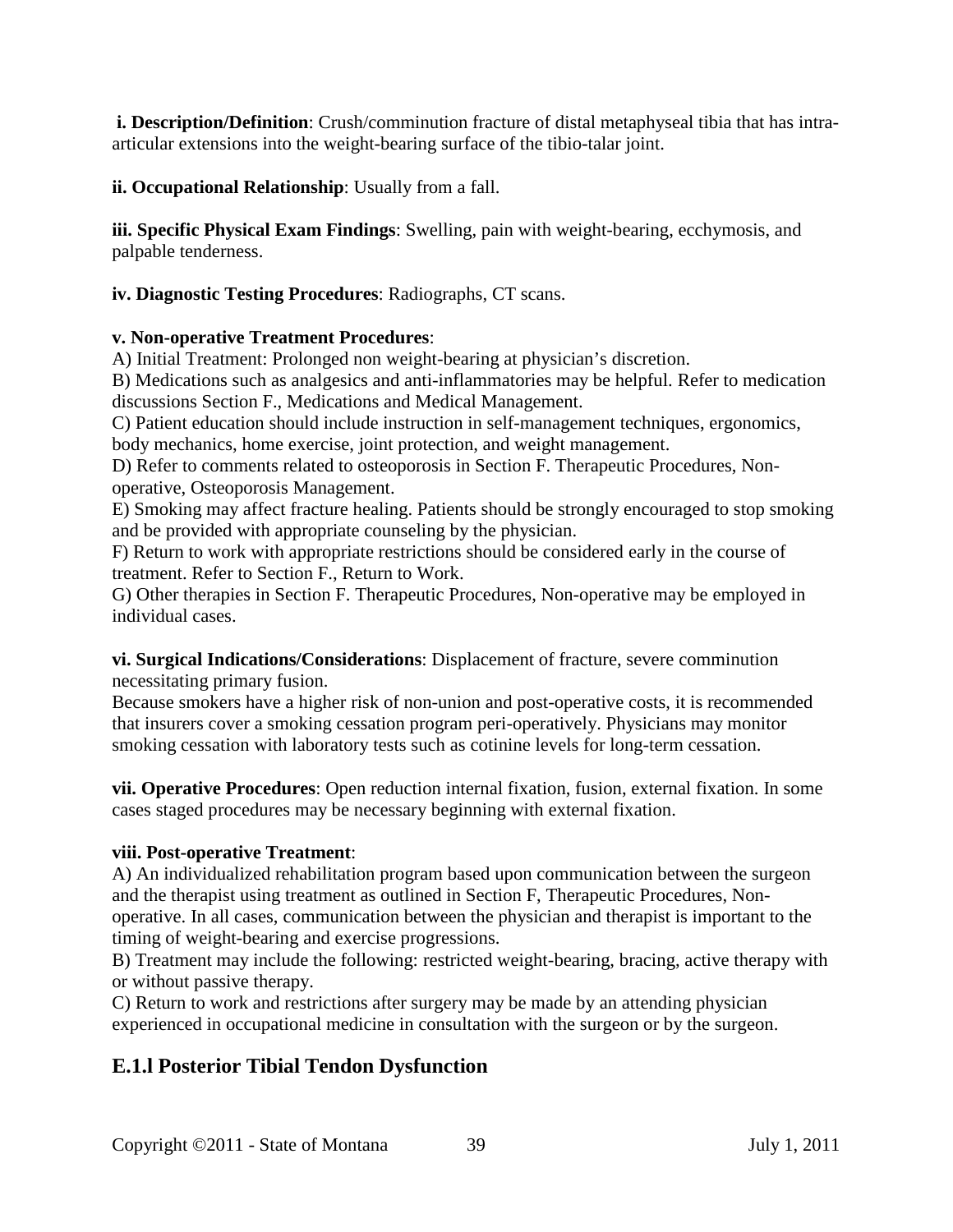**i. Description/Definition**: Crush/comminution fracture of distal metaphyseal tibia that has intra-articular extensions into the weight-bearing surface of the tibio-talar joint.

**ii. Occupational Relationship**: Usually from a fall.

**iii. Specific Physical Exam Findings**: Swelling, pain with weight-bearing, ecchymosis, and palpable tenderness.

**iv. Diagnostic Testing Procedures**: Radiographs, CT scans.

**v. Non-operative Treatment Procedures**:

A) Initial Treatment: Prolonged non weight-bearing at physician's discretion.

B) Medications such as analgesics and anti-inflammatories may be helpful. Refer to medication discussions Section F., Medications and Medical Management.

C) Patient education should include instruction in self-management techniques, ergonomics, body mechanics, home exercise, joint protection, and weight management.

D) Refer to comments related to osteoporosis in Section F. Therapeutic Procedures, Non-operative, Osteoporosis Management.

E) Smoking may affect fracture healing. Patients should be strongly encouraged to stop smoking and be provided with appropriate counseling by the physician.

F) Return to work with appropriate restrictions should be considered early in the course of treatment. Refer to Section F., Return to Work.

G) Other therapies in Section F. Therapeutic Procedures, Non-operative may be employed in individual cases.

**vi. Surgical Indications/Considerations**: Displacement of fracture, severe comminution necessitating primary fusion.

Because smokers have a higher risk of non-union and post-operative costs, it is recommended that insurers cover a smoking cessation program peri-operatively. Physicians may monitor smoking cessation with laboratory tests such as cotinine levels for long-term cessation.

**vii. Operative Procedures**: Open reduction internal fixation, fusion, external fixation. In some cases staged procedures may be necessary beginning with external fixation.

**viii. Post-operative Treatment**:

A) An individualized rehabilitation program based upon communication between the surgeon and the therapist using treatment as outlined in Section F, Therapeutic Procedures, Non-operative. In all cases, communication between the physician and therapist is important to the timing of weight-bearing and exercise progressions.

B) Treatment may include the following: restricted weight-bearing, bracing, active therapy with or without passive therapy.

C) Return to work and restrictions after surgery may be made by an attending physician experienced in occupational medicine in consultation with the surgeon or by the surgeon.

## E.1.l Posterior Tibial Tendon Dysfunction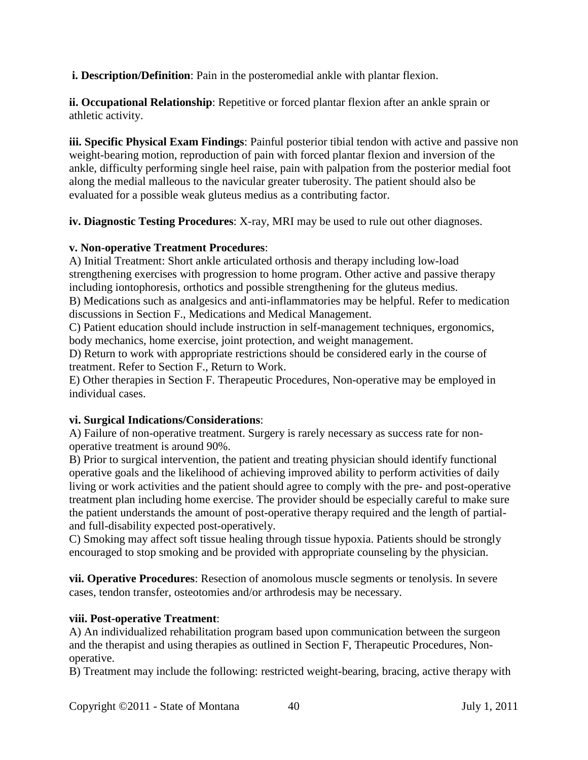**i. Description/Definition**: Pain in the posteromedial ankle with plantar flexion.

**ii. Occupational Relationship**: Repetitive or forced plantar flexion after an ankle sprain or athletic activity.

**iii. Specific Physical Exam Findings**: Painful posterior tibial tendon with active and passive non weight-bearing motion, reproduction of pain with forced plantar flexion and inversion of the ankle, difficulty performing single heel raise, pain with palpation from the posterior medial foot along the medial malleous to the navicular greater tuberosity. The patient should also be evaluated for a possible weak gluteus medius as a contributing factor.

**iv. Diagnostic Testing Procedures**: X-ray, MRI may be used to rule out other diagnoses.

**v. Non-operative Treatment Procedures**:

A) Initial Treatment: Short ankle articulated orthosis and therapy including low-load strengthening exercises with progression to home program. Other active and passive therapy including iontophoresis, orthotics and possible strengthening for the gluteus medius.

B) Medications such as analgesics and anti-inflammatories may be helpful. Refer to medication discussions in Section F., Medications and Medical Management.

C) Patient education should include instruction in self-management techniques, ergonomics, body mechanics, home exercise, joint protection, and weight management.

D) Return to work with appropriate restrictions should be considered early in the course of treatment. Refer to Section F., Return to Work.

E) Other therapies in Section F. Therapeutic Procedures, Non-operative may be employed in individual cases.

**vi. Surgical Indications/Considerations**:

A) Failure of non-operative treatment. Surgery is rarely necessary as success rate for non-operative treatment is around 90%.

B) Prior to surgical intervention, the patient and treating physician should identify functional operative goals and the likelihood of achieving improved ability to perform activities of daily living or work activities and the patient should agree to comply with the pre- and post-operative treatment plan including home exercise. The provider should be especially careful to make sure the patient understands the amount of post-operative therapy required and the length of partial- and full-disability expected post-operatively.

C) Smoking may affect soft tissue healing through tissue hypoxia. Patients should be strongly encouraged to stop smoking and be provided with appropriate counseling by the physician.

**vii. Operative Procedures**: Resection of anomolous muscle segments or tenolysis. In severe cases, tendon transfer, osteotomies and/or arthrodesis may be necessary.

**viii. Post-operative Treatment**:

A) An individualized rehabilitation program based upon communication between the surgeon and the therapist and using therapies as outlined in Section F, Therapeutic Procedures, Non-operative.

B) Treatment may include the following: restricted weight-bearing, bracing, active therapy with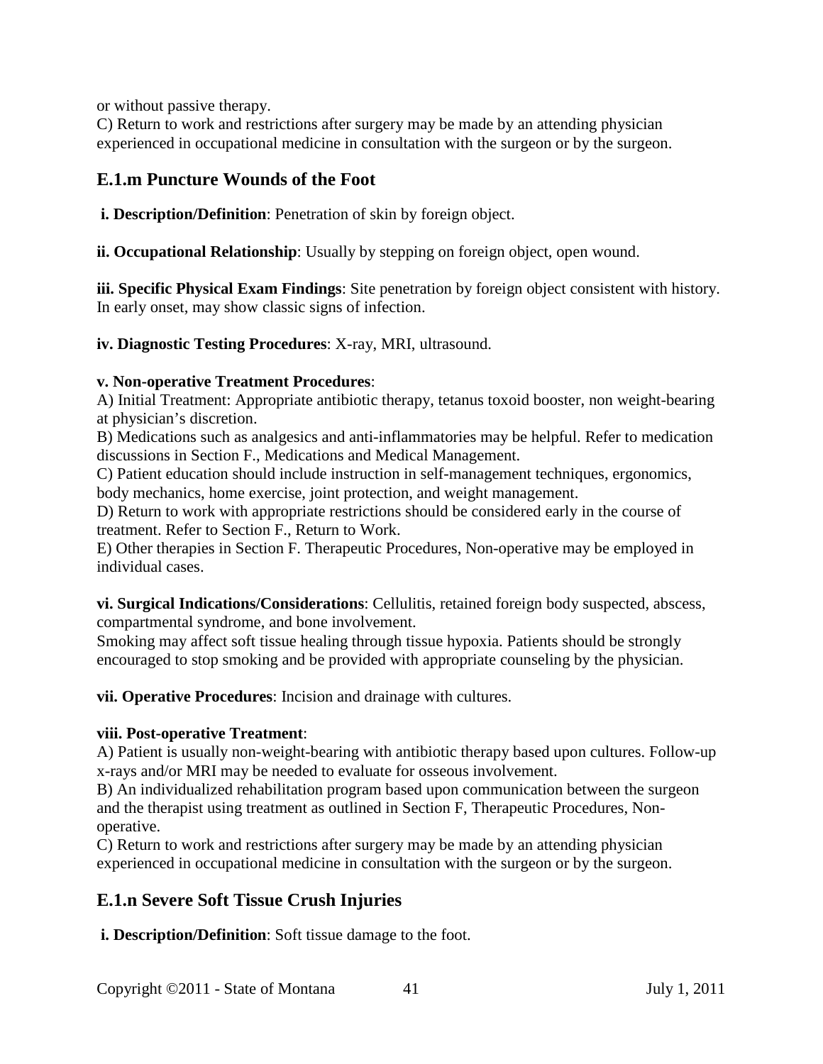or without passive therapy.
C) Return to work and restrictions after surgery may be made by an attending physician experienced in occupational medicine in consultation with the surgeon or by the surgeon.

## E.1.m Puncture Wounds of the Foot

**i. Description/Definition**: Penetration of skin by foreign object.

**ii. Occupational Relationship**: Usually by stepping on foreign object, open wound.

**iii. Specific Physical Exam Findings**: Site penetration by foreign object consistent with history. In early onset, may show classic signs of infection.

**iv. Diagnostic Testing Procedures**: X-ray, MRI, ultrasound.

**v. Non-operative Treatment Procedures**:
A) Initial Treatment: Appropriate antibiotic therapy, tetanus toxoid booster, non weight-bearing at physician's discretion.
B) Medications such as analgesics and anti-inflammatories may be helpful. Refer to medication discussions in Section F., Medications and Medical Management.
C) Patient education should include instruction in self-management techniques, ergonomics, body mechanics, home exercise, joint protection, and weight management.
D) Return to work with appropriate restrictions should be considered early in the course of treatment. Refer to Section F., Return to Work.
E) Other therapies in Section F. Therapeutic Procedures, Non-operative may be employed in individual cases.

**vi. Surgical Indications/Considerations**: Cellulitis, retained foreign body suspected, abscess, compartmental syndrome, and bone involvement.
Smoking may affect soft tissue healing through tissue hypoxia. Patients should be strongly encouraged to stop smoking and be provided with appropriate counseling by the physician.

**vii. Operative Procedures**: Incision and drainage with cultures.

**viii. Post-operative Treatment**:
A) Patient is usually non-weight-bearing with antibiotic therapy based upon cultures. Follow-up x-rays and/or MRI may be needed to evaluate for osseous involvement.
B) An individualized rehabilitation program based upon communication between the surgeon and the therapist using treatment as outlined in Section F, Therapeutic Procedures, Non-operative.
C) Return to work and restrictions after surgery may be made by an attending physician experienced in occupational medicine in consultation with the surgeon or by the surgeon.

## E.1.n Severe Soft Tissue Crush Injuries

**i. Description/Definition**: Soft tissue damage to the foot.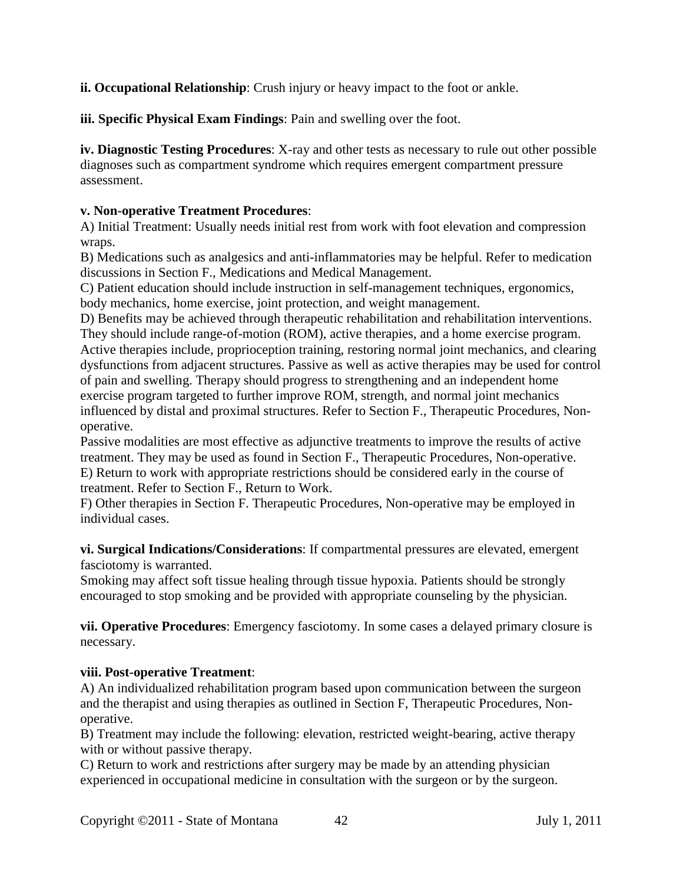**ii. Occupational Relationship**: Crush injury or heavy impact to the foot or ankle.

**iii. Specific Physical Exam Findings**: Pain and swelling over the foot.

**iv. Diagnostic Testing Procedures**: X-ray and other tests as necessary to rule out other possible diagnoses such as compartment syndrome which requires emergent compartment pressure assessment.

**v. Non-operative Treatment Procedures**:

A) Initial Treatment: Usually needs initial rest from work with foot elevation and compression wraps.

B) Medications such as analgesics and anti-inflammatories may be helpful. Refer to medication discussions in Section F., Medications and Medical Management.

C) Patient education should include instruction in self-management techniques, ergonomics, body mechanics, home exercise, joint protection, and weight management.

D) Benefits may be achieved through therapeutic rehabilitation and rehabilitation interventions. They should include range-of-motion (ROM), active therapies, and a home exercise program. Active therapies include, proprioception training, restoring normal joint mechanics, and clearing dysfunctions from adjacent structures. Passive as well as active therapies may be used for control of pain and swelling. Therapy should progress to strengthening and an independent home exercise program targeted to further improve ROM, strength, and normal joint mechanics influenced by distal and proximal structures. Refer to Section F., Therapeutic Procedures, Non-operative.

Passive modalities are most effective as adjunctive treatments to improve the results of active treatment. They may be used as found in Section F., Therapeutic Procedures, Non-operative.

E) Return to work with appropriate restrictions should be considered early in the course of treatment. Refer to Section F., Return to Work.

F) Other therapies in Section F. Therapeutic Procedures, Non-operative may be employed in individual cases.

**vi. Surgical Indications/Considerations**: If compartmental pressures are elevated, emergent fasciotomy is warranted.

Smoking may affect soft tissue healing through tissue hypoxia. Patients should be strongly encouraged to stop smoking and be provided with appropriate counseling by the physician.

**vii. Operative Procedures**: Emergency fasciotomy. In some cases a delayed primary closure is necessary.

**viii. Post-operative Treatment**:

A) An individualized rehabilitation program based upon communication between the surgeon and the therapist and using therapies as outlined in Section F, Therapeutic Procedures, Non-operative.

B) Treatment may include the following: elevation, restricted weight-bearing, active therapy with or without passive therapy.

C) Return to work and restrictions after surgery may be made by an attending physician experienced in occupational medicine in consultation with the surgeon or by the surgeon.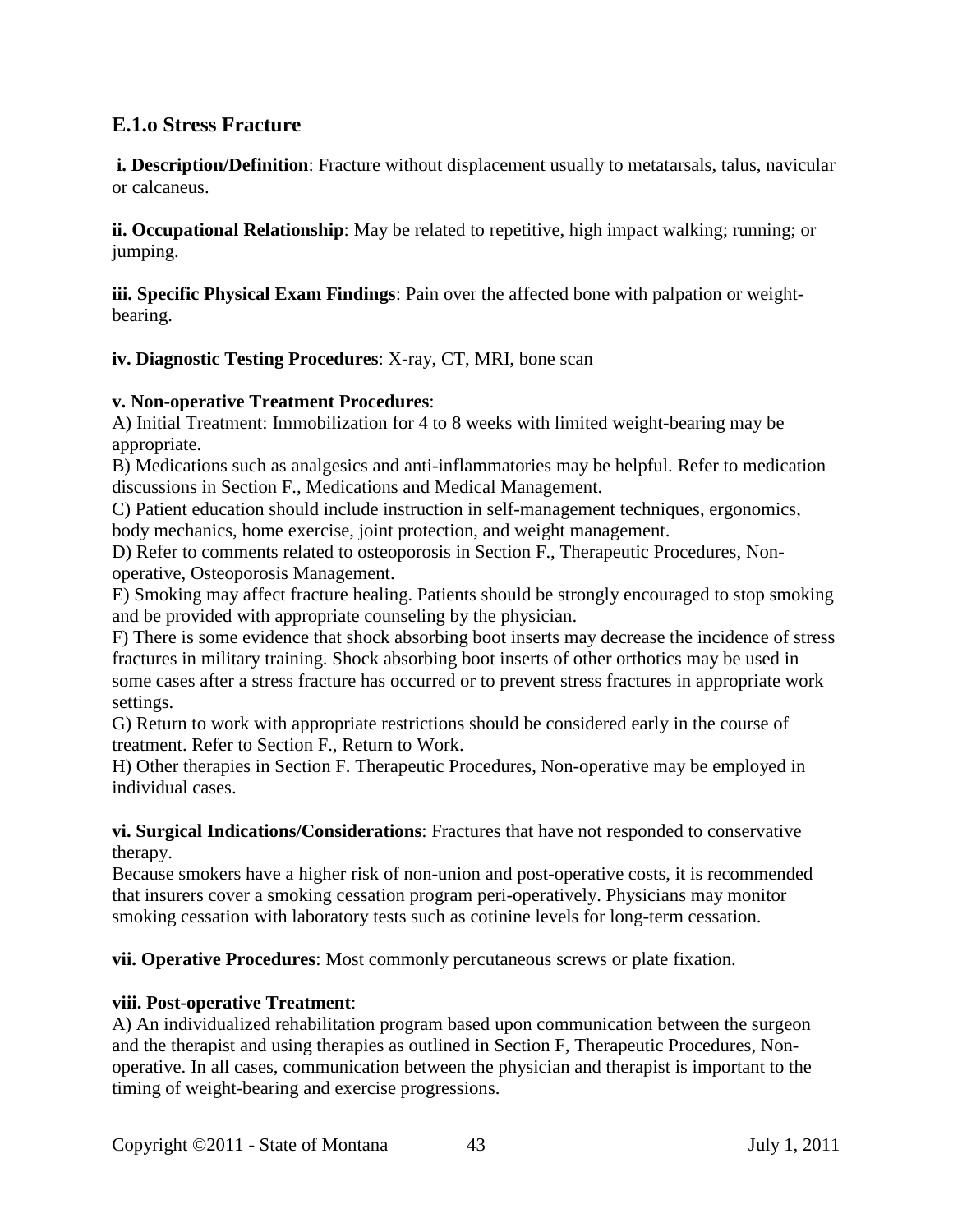## E.1.o Stress Fracture

**i. Description/Definition**: Fracture without displacement usually to metatarsals, talus, navicular or calcaneus.

**ii. Occupational Relationship**: May be related to repetitive, high impact walking; running; or jumping.

**iii. Specific Physical Exam Findings**: Pain over the affected bone with palpation or weight-bearing.

**iv. Diagnostic Testing Procedures**: X-ray, CT, MRI, bone scan

**v. Non-operative Treatment Procedures**:

A) Initial Treatment: Immobilization for 4 to 8 weeks with limited weight-bearing may be appropriate.
B) Medications such as analgesics and anti-inflammatories may be helpful. Refer to medication discussions in Section F., Medications and Medical Management.
C) Patient education should include instruction in self-management techniques, ergonomics, body mechanics, home exercise, joint protection, and weight management.
D) Refer to comments related to osteoporosis in Section F., Therapeutic Procedures, Non-operative, Osteoporosis Management.
E) Smoking may affect fracture healing. Patients should be strongly encouraged to stop smoking and be provided with appropriate counseling by the physician.
F) There is some evidence that shock absorbing boot inserts may decrease the incidence of stress fractures in military training. Shock absorbing boot inserts of other orthotics may be used in some cases after a stress fracture has occurred or to prevent stress fractures in appropriate work settings.
G) Return to work with appropriate restrictions should be considered early in the course of treatment. Refer to Section F., Return to Work.
H) Other therapies in Section F. Therapeutic Procedures, Non-operative may be employed in individual cases.

**vi. Surgical Indications/Considerations**: Fractures that have not responded to conservative therapy.

Because smokers have a higher risk of non-union and post-operative costs, it is recommended that insurers cover a smoking cessation program peri-operatively. Physicians may monitor smoking cessation with laboratory tests such as cotinine levels for long-term cessation.

**vii. Operative Procedures**: Most commonly percutaneous screws or plate fixation.

**viii. Post-operative Treatment**:

A) An individualized rehabilitation program based upon communication between the surgeon and the therapist and using therapies as outlined in Section F, Therapeutic Procedures, Non-operative. In all cases, communication between the physician and therapist is important to the timing of weight-bearing and exercise progressions.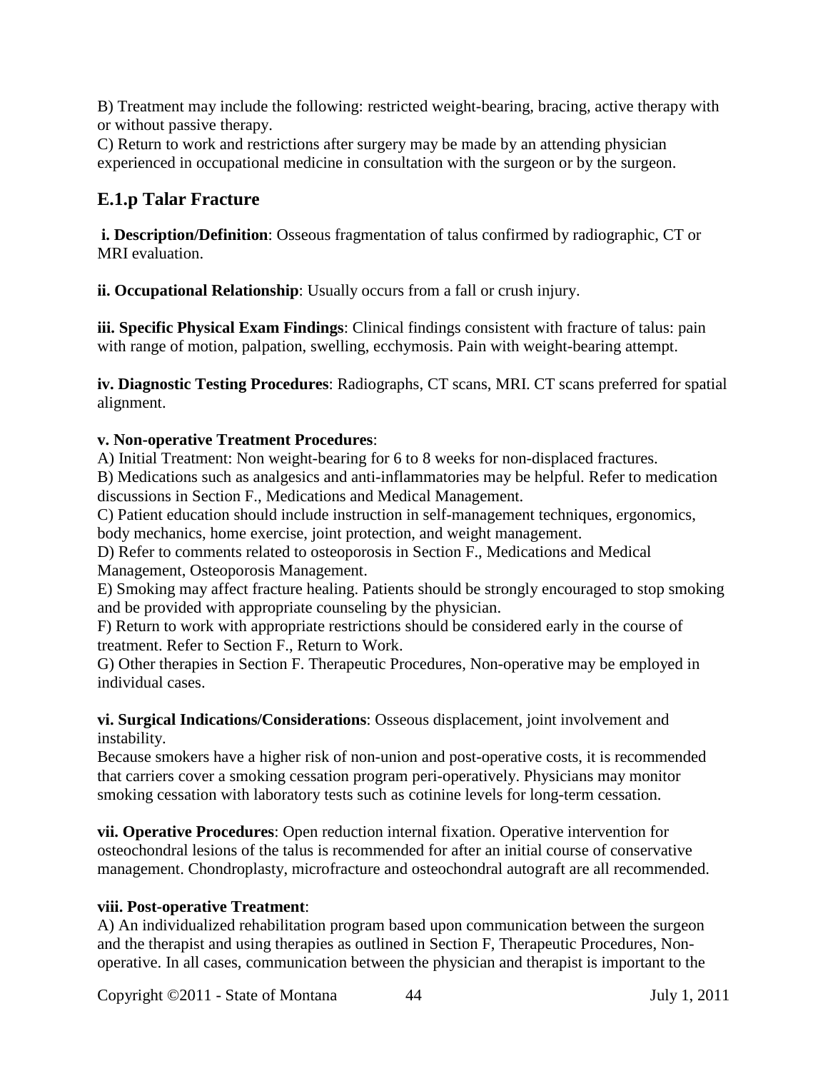B) Treatment may include the following: restricted weight-bearing, bracing, active therapy with or without passive therapy.
C) Return to work and restrictions after surgery may be made by an attending physician experienced in occupational medicine in consultation with the surgeon or by the surgeon.

## E.1.p Talar Fracture

**i. Description/Definition**: Osseous fragmentation of talus confirmed by radiographic, CT or MRI evaluation.

**ii. Occupational Relationship**: Usually occurs from a fall or crush injury.

**iii. Specific Physical Exam Findings**: Clinical findings consistent with fracture of talus: pain with range of motion, palpation, swelling, ecchymosis. Pain with weight-bearing attempt.

**iv. Diagnostic Testing Procedures**: Radiographs, CT scans, MRI. CT scans preferred for spatial alignment.

**v. Non-operative Treatment Procedures**:
A) Initial Treatment: Non weight-bearing for 6 to 8 weeks for non-displaced fractures.
B) Medications such as analgesics and anti-inflammatories may be helpful. Refer to medication discussions in Section F., Medications and Medical Management.
C) Patient education should include instruction in self-management techniques, ergonomics, body mechanics, home exercise, joint protection, and weight management.
D) Refer to comments related to osteoporosis in Section F., Medications and Medical Management, Osteoporosis Management.
E) Smoking may affect fracture healing. Patients should be strongly encouraged to stop smoking and be provided with appropriate counseling by the physician.
F) Return to work with appropriate restrictions should be considered early in the course of treatment. Refer to Section F., Return to Work.
G) Other therapies in Section F. Therapeutic Procedures, Non-operative may be employed in individual cases.

**vi. Surgical Indications/Considerations**: Osseous displacement, joint involvement and instability.
Because smokers have a higher risk of non-union and post-operative costs, it is recommended that carriers cover a smoking cessation program peri-operatively. Physicians may monitor smoking cessation with laboratory tests such as cotinine levels for long-term cessation.

**vii. Operative Procedures**: Open reduction internal fixation. Operative intervention for osteochondral lesions of the talus is recommended for after an initial course of conservative management. Chondroplasty, microfracture and osteochondral autograft are all recommended.

**viii. Post-operative Treatment**:
A) An individualized rehabilitation program based upon communication between the surgeon and the therapist and using therapies as outlined in Section F, Therapeutic Procedures, Non-operative. In all cases, communication between the physician and therapist is important to the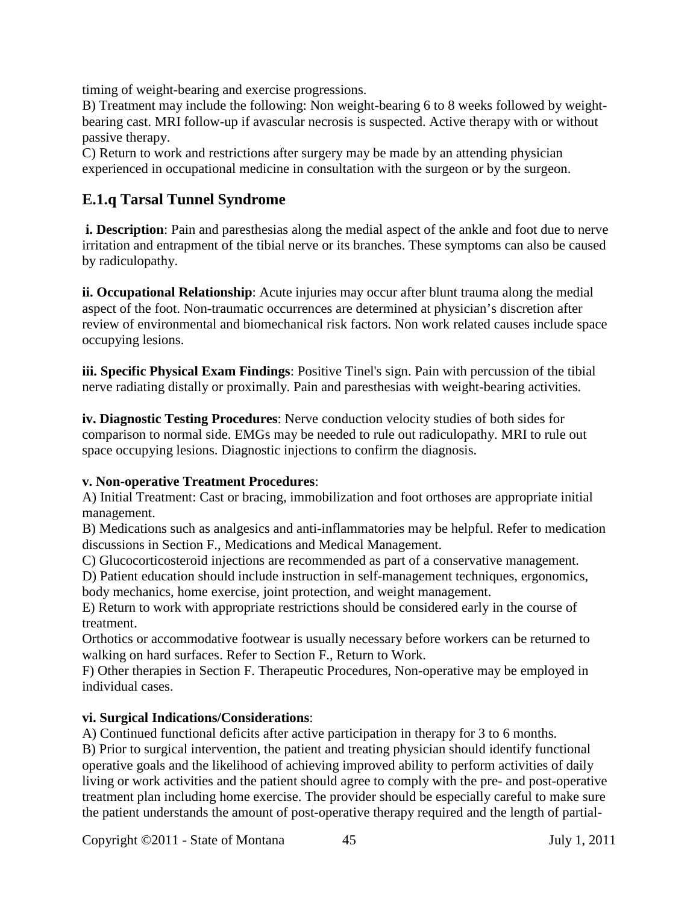timing of weight-bearing and exercise progressions.
B) Treatment may include the following: Non weight-bearing 6 to 8 weeks followed by weight-bearing cast. MRI follow-up if avascular necrosis is suspected. Active therapy with or without passive therapy.
C) Return to work and restrictions after surgery may be made by an attending physician experienced in occupational medicine in consultation with the surgeon or by the surgeon.

## E.1.q Tarsal Tunnel Syndrome

**i. Description**: Pain and paresthesias along the medial aspect of the ankle and foot due to nerve irritation and entrapment of the tibial nerve or its branches. These symptoms can also be caused by radiculopathy.

**ii. Occupational Relationship**: Acute injuries may occur after blunt trauma along the medial aspect of the foot. Non-traumatic occurrences are determined at physician's discretion after review of environmental and biomechanical risk factors. Non work related causes include space occupying lesions.

**iii. Specific Physical Exam Findings**: Positive Tinel's sign. Pain with percussion of the tibial nerve radiating distally or proximally. Pain and paresthesias with weight-bearing activities.

**iv. Diagnostic Testing Procedures**: Nerve conduction velocity studies of both sides for comparison to normal side. EMGs may be needed to rule out radiculopathy. MRI to rule out space occupying lesions. Diagnostic injections to confirm the diagnosis.

**v. Non-operative Treatment Procedures**:
A) Initial Treatment: Cast or bracing, immobilization and foot orthoses are appropriate initial management.
B) Medications such as analgesics and anti-inflammatories may be helpful. Refer to medication discussions in Section F., Medications and Medical Management.
C) Glucocorticosteroid injections are recommended as part of a conservative management.
D) Patient education should include instruction in self-management techniques, ergonomics, body mechanics, home exercise, joint protection, and weight management.
E) Return to work with appropriate restrictions should be considered early in the course of treatment.
Orthotics or accommodative footwear is usually necessary before workers can be returned to walking on hard surfaces. Refer to Section F., Return to Work.
F) Other therapies in Section F. Therapeutic Procedures, Non-operative may be employed in individual cases.

**vi. Surgical Indications/Considerations**:
A) Continued functional deficits after active participation in therapy for 3 to 6 months.
B) Prior to surgical intervention, the patient and treating physician should identify functional operative goals and the likelihood of achieving improved ability to perform activities of daily living or work activities and the patient should agree to comply with the pre- and post-operative treatment plan including home exercise. The provider should be especially careful to make sure the patient understands the amount of post-operative therapy required and the length of partial-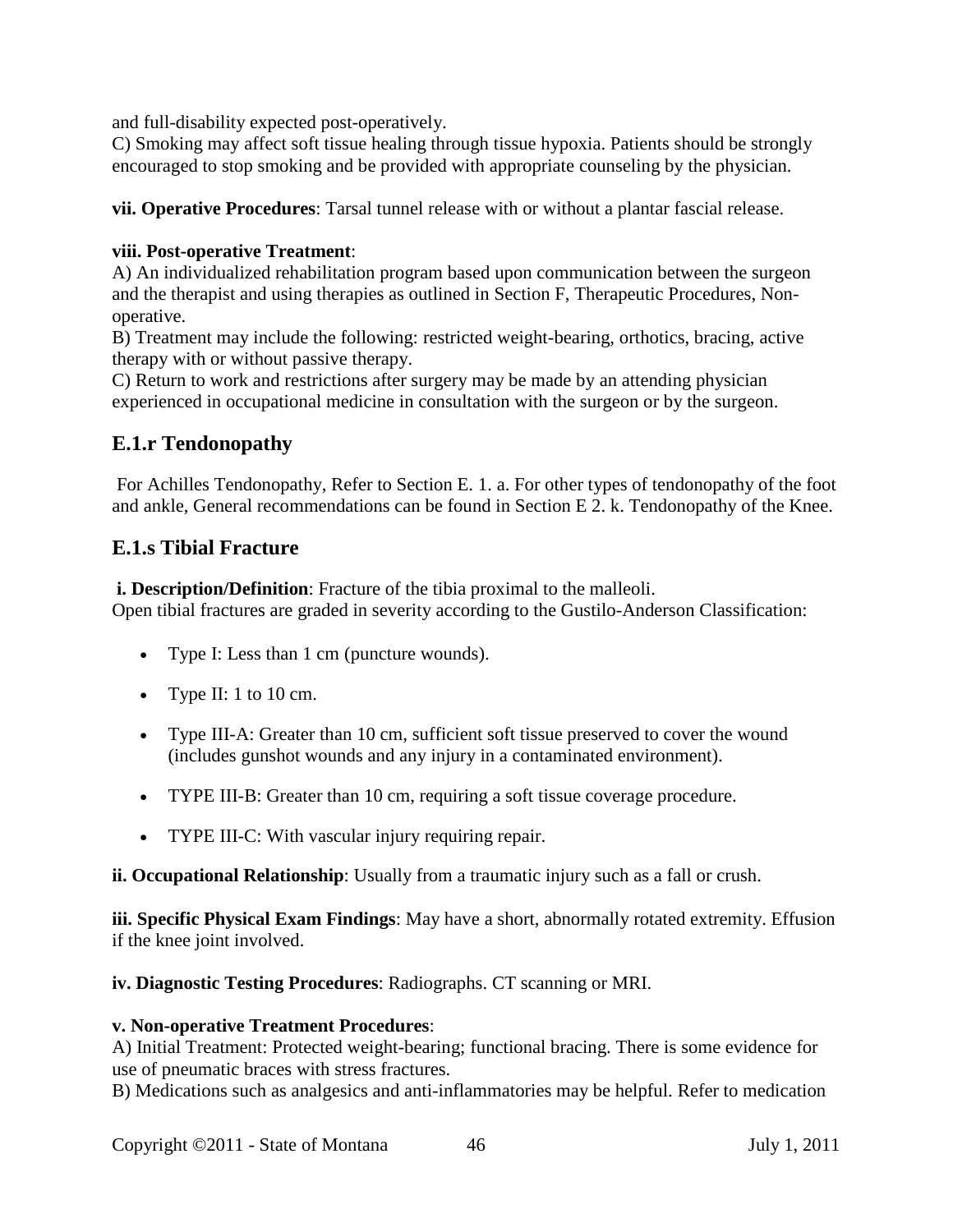and full-disability expected post-operatively.
C) Smoking may affect soft tissue healing through tissue hypoxia. Patients should be strongly encouraged to stop smoking and be provided with appropriate counseling by the physician.

**vii. Operative Procedures**: Tarsal tunnel release with or without a plantar fascial release.

**viii. Post-operative Treatment**:
A) An individualized rehabilitation program based upon communication between the surgeon and the therapist and using therapies as outlined in Section F, Therapeutic Procedures, Non-operative.
B) Treatment may include the following: restricted weight-bearing, orthotics, bracing, active therapy with or without passive therapy.
C) Return to work and restrictions after surgery may be made by an attending physician experienced in occupational medicine in consultation with the surgeon or by the surgeon.

## E.1.r Tendonopathy

For Achilles Tendonopathy, Refer to Section E. 1. a. For other types of tendonopathy of the foot and ankle, General recommendations can be found in Section E 2. k. Tendonopathy of the Knee.

## E.1.s Tibial Fracture

**i. Description/Definition**: Fracture of the tibia proximal to the malleoli.
Open tibial fractures are graded in severity according to the Gustilo-Anderson Classification:

- Type I: Less than 1 cm (puncture wounds).
- Type II: 1 to 10 cm.
- Type III-A: Greater than 10 cm, sufficient soft tissue preserved to cover the wound (includes gunshot wounds and any injury in a contaminated environment).
- TYPE III-B: Greater than 10 cm, requiring a soft tissue coverage procedure.
- TYPE III-C: With vascular injury requiring repair.

**ii. Occupational Relationship**: Usually from a traumatic injury such as a fall or crush.

**iii. Specific Physical Exam Findings**: May have a short, abnormally rotated extremity. Effusion if the knee joint involved.

**iv. Diagnostic Testing Procedures**: Radiographs. CT scanning or MRI.

**v. Non-operative Treatment Procedures**:
A) Initial Treatment: Protected weight-bearing; functional bracing. There is some evidence for use of pneumatic braces with stress fractures.
B) Medications such as analgesics and anti-inflammatories may be helpful. Refer to medication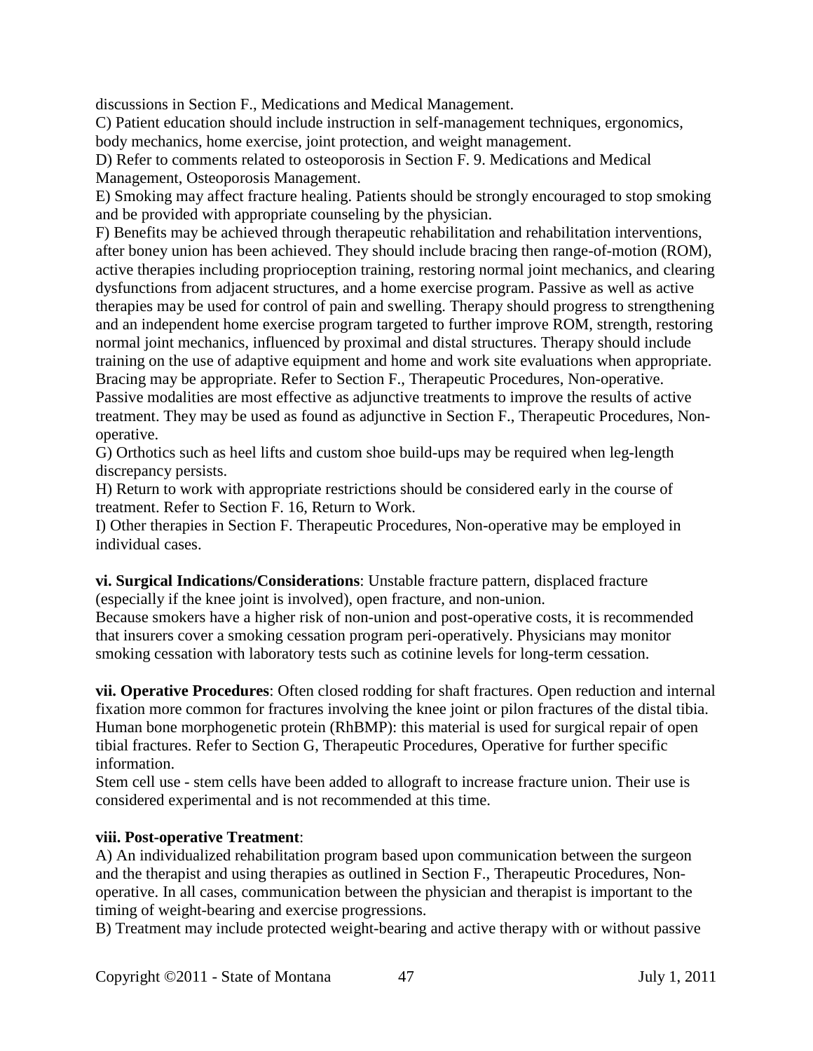discussions in Section F., Medications and Medical Management.

C) Patient education should include instruction in self-management techniques, ergonomics, body mechanics, home exercise, joint protection, and weight management.

D) Refer to comments related to osteoporosis in Section F. 9. Medications and Medical Management, Osteoporosis Management.

E) Smoking may affect fracture healing. Patients should be strongly encouraged to stop smoking and be provided with appropriate counseling by the physician.

F) Benefits may be achieved through therapeutic rehabilitation and rehabilitation interventions, after boney union has been achieved. They should include bracing then range-of-motion (ROM), active therapies including proprioception training, restoring normal joint mechanics, and clearing dysfunctions from adjacent structures, and a home exercise program. Passive as well as active therapies may be used for control of pain and swelling. Therapy should progress to strengthening and an independent home exercise program targeted to further improve ROM, strength, restoring normal joint mechanics, influenced by proximal and distal structures. Therapy should include training on the use of adaptive equipment and home and work site evaluations when appropriate. Bracing may be appropriate. Refer to Section F., Therapeutic Procedures, Non-operative. Passive modalities are most effective as adjunctive treatments to improve the results of active treatment. They may be used as found as adjunctive in Section F., Therapeutic Procedures, Non-operative.

G) Orthotics such as heel lifts and custom shoe build-ups may be required when leg-length discrepancy persists.

H) Return to work with appropriate restrictions should be considered early in the course of treatment. Refer to Section F. 16, Return to Work.

I) Other therapies in Section F. Therapeutic Procedures, Non-operative may be employed in individual cases.

**vi. Surgical Indications/Considerations**: Unstable fracture pattern, displaced fracture (especially if the knee joint is involved), open fracture, and non-union.
Because smokers have a higher risk of non-union and post-operative costs, it is recommended that insurers cover a smoking cessation program peri-operatively. Physicians may monitor smoking cessation with laboratory tests such as cotinine levels for long-term cessation.

**vii. Operative Procedures**: Often closed rodding for shaft fractures. Open reduction and internal fixation more common for fractures involving the knee joint or pilon fractures of the distal tibia. Human bone morphogenetic protein (RhBMP): this material is used for surgical repair of open tibial fractures. Refer to Section G, Therapeutic Procedures, Operative for further specific information.
Stem cell use - stem cells have been added to allograft to increase fracture union. Their use is considered experimental and is not recommended at this time.

**viii. Post-operative Treatment**:

A) An individualized rehabilitation program based upon communication between the surgeon and the therapist and using therapies as outlined in Section F., Therapeutic Procedures, Non-operative. In all cases, communication between the physician and therapist is important to the timing of weight-bearing and exercise progressions.

B) Treatment may include protected weight-bearing and active therapy with or without passive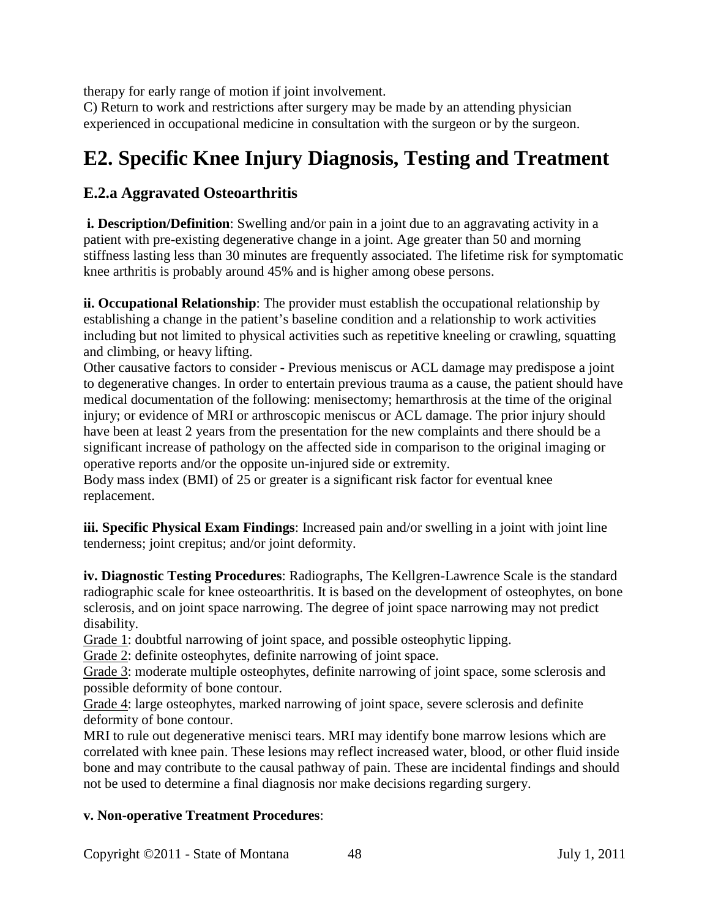therapy for early range of motion if joint involvement.

C) Return to work and restrictions after surgery may be made by an attending physician experienced in occupational medicine in consultation with the surgeon or by the surgeon.

# E2. Specific Knee Injury Diagnosis, Testing and Treatment

## E.2.a Aggravated Osteoarthritis

**i. Description/Definition**: Swelling and/or pain in a joint due to an aggravating activity in a patient with pre-existing degenerative change in a joint. Age greater than 50 and morning stiffness lasting less than 30 minutes are frequently associated. The lifetime risk for symptomatic knee arthritis is probably around 45% and is higher among obese persons.

**ii. Occupational Relationship**: The provider must establish the occupational relationship by establishing a change in the patient's baseline condition and a relationship to work activities including but not limited to physical activities such as repetitive kneeling or crawling, squatting and climbing, or heavy lifting.

Other causative factors to consider - Previous meniscus or ACL damage may predispose a joint to degenerative changes. In order to entertain previous trauma as a cause, the patient should have medical documentation of the following: menisectomy; hemarthrosis at the time of the original injury; or evidence of MRI or arthroscopic meniscus or ACL damage. The prior injury should have been at least 2 years from the presentation for the new complaints and there should be a significant increase of pathology on the affected side in comparison to the original imaging or operative reports and/or the opposite un-injured side or extremity.

Body mass index (BMI) of 25 or greater is a significant risk factor for eventual knee replacement.

**iii. Specific Physical Exam Findings**: Increased pain and/or swelling in a joint with joint line tenderness; joint crepitus; and/or joint deformity.

**iv. Diagnostic Testing Procedures**: Radiographs, The Kellgren-Lawrence Scale is the standard radiographic scale for knee osteoarthritis. It is based on the development of osteophytes, on bone sclerosis, and on joint space narrowing. The degree of joint space narrowing may not predict disability.

Grade 1: doubtful narrowing of joint space, and possible osteophytic lipping.

Grade 2: definite osteophytes, definite narrowing of joint space.

Grade 3: moderate multiple osteophytes, definite narrowing of joint space, some sclerosis and possible deformity of bone contour.

Grade 4: large osteophytes, marked narrowing of joint space, severe sclerosis and definite deformity of bone contour.

MRI to rule out degenerative menisci tears. MRI may identify bone marrow lesions which are correlated with knee pain. These lesions may reflect increased water, blood, or other fluid inside bone and may contribute to the causal pathway of pain. These are incidental findings and should not be used to determine a final diagnosis nor make decisions regarding surgery.

**v. Non-operative Treatment Procedures**: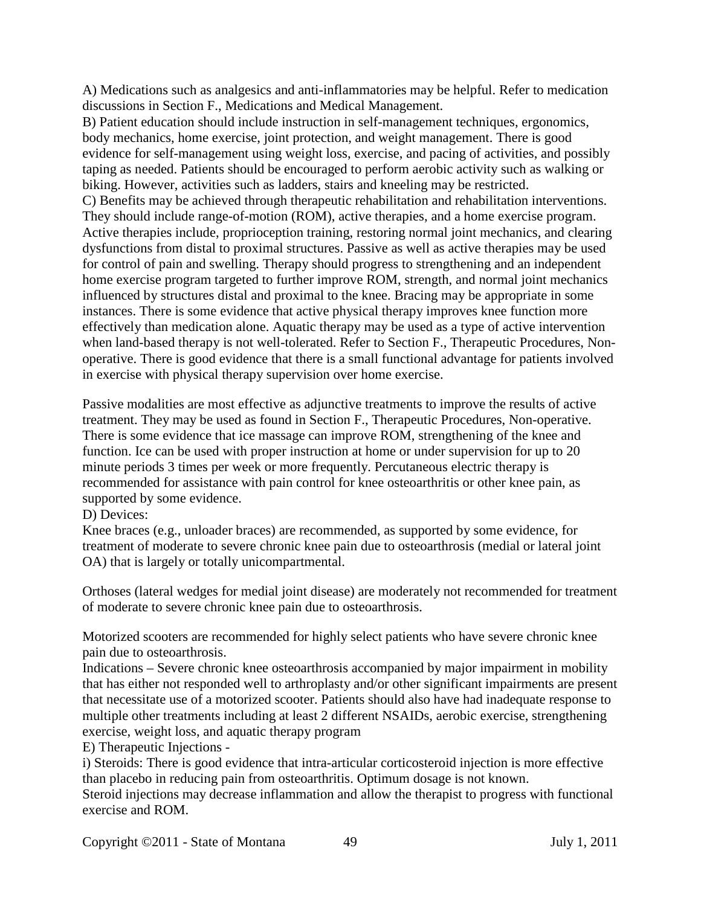A) Medications such as analgesics and anti-inflammatories may be helpful. Refer to medication discussions in Section F., Medications and Medical Management.

B) Patient education should include instruction in self-management techniques, ergonomics, body mechanics, home exercise, joint protection, and weight management. There is good evidence for self-management using weight loss, exercise, and pacing of activities, and possibly taping as needed. Patients should be encouraged to perform aerobic activity such as walking or biking. However, activities such as ladders, stairs and kneeling may be restricted.

C) Benefits may be achieved through therapeutic rehabilitation and rehabilitation interventions. They should include range-of-motion (ROM), active therapies, and a home exercise program. Active therapies include, proprioception training, restoring normal joint mechanics, and clearing dysfunctions from distal to proximal structures. Passive as well as active therapies may be used for control of pain and swelling. Therapy should progress to strengthening and an independent home exercise program targeted to further improve ROM, strength, and normal joint mechanics influenced by structures distal and proximal to the knee. Bracing may be appropriate in some instances. There is some evidence that active physical therapy improves knee function more effectively than medication alone. Aquatic therapy may be used as a type of active intervention when land-based therapy is not well-tolerated. Refer to Section F., Therapeutic Procedures, Non-operative. There is good evidence that there is a small functional advantage for patients involved in exercise with physical therapy supervision over home exercise.

Passive modalities are most effective as adjunctive treatments to improve the results of active treatment. They may be used as found in Section F., Therapeutic Procedures, Non-operative. There is some evidence that ice massage can improve ROM, strengthening of the knee and function. Ice can be used with proper instruction at home or under supervision for up to 20 minute periods 3 times per week or more frequently. Percutaneous electric therapy is recommended for assistance with pain control for knee osteoarthritis or other knee pain, as supported by some evidence.

D) Devices:

Knee braces (e.g., unloader braces) are recommended, as supported by some evidence, for treatment of moderate to severe chronic knee pain due to osteoarthrosis (medial or lateral joint OA) that is largely or totally unicompartmental.

Orthoses (lateral wedges for medial joint disease) are moderately not recommended for treatment of moderate to severe chronic knee pain due to osteoarthrosis.

Motorized scooters are recommended for highly select patients who have severe chronic knee pain due to osteoarthrosis.

Indications – Severe chronic knee osteoarthrosis accompanied by major impairment in mobility that has either not responded well to arthroplasty and/or other significant impairments are present that necessitate use of a motorized scooter. Patients should also have had inadequate response to multiple other treatments including at least 2 different NSAIDs, aerobic exercise, strengthening exercise, weight loss, and aquatic therapy program

E) Therapeutic Injections -

i) Steroids: There is good evidence that intra-articular corticosteroid injection is more effective than placebo in reducing pain from osteoarthritis. Optimum dosage is not known.

Steroid injections may decrease inflammation and allow the therapist to progress with functional exercise and ROM.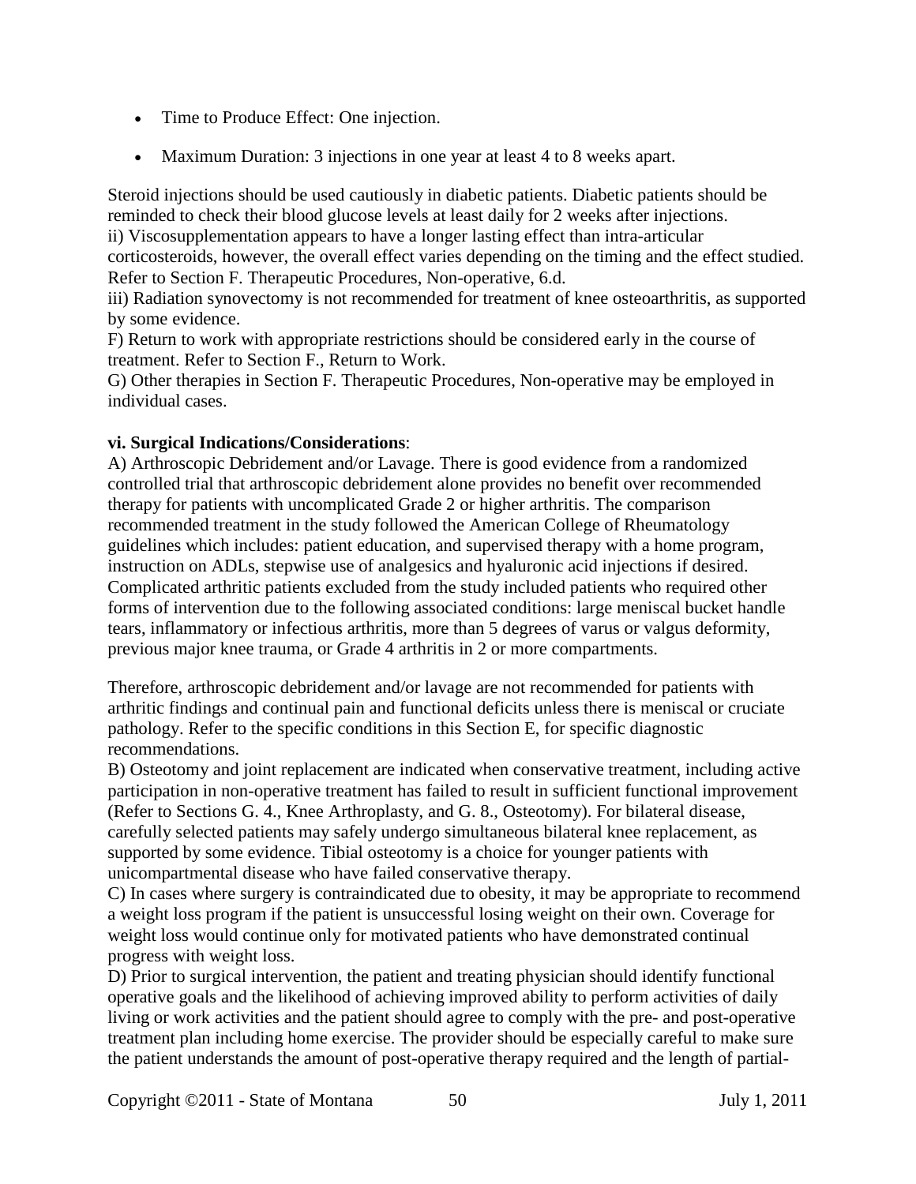- Time to Produce Effect: One injection.
- Maximum Duration: 3 injections in one year at least 4 to 8 weeks apart.

Steroid injections should be used cautiously in diabetic patients. Diabetic patients should be reminded to check their blood glucose levels at least daily for 2 weeks after injections.
ii) Viscosupplementation appears to have a longer lasting effect than intra-articular corticosteroids, however, the overall effect varies depending on the timing and the effect studied. Refer to Section F. Therapeutic Procedures, Non-operative, 6.d.
iii) Radiation synovectomy is not recommended for treatment of knee osteoarthritis, as supported by some evidence.
F) Return to work with appropriate restrictions should be considered early in the course of treatment. Refer to Section F., Return to Work.
G) Other therapies in Section F. Therapeutic Procedures, Non-operative may be employed in individual cases.

**vi. Surgical Indications/Considerations**:
A) Arthroscopic Debridement and/or Lavage. There is good evidence from a randomized controlled trial that arthroscopic debridement alone provides no benefit over recommended therapy for patients with uncomplicated Grade 2 or higher arthritis. The comparison recommended treatment in the study followed the American College of Rheumatology guidelines which includes: patient education, and supervised therapy with a home program, instruction on ADLs, stepwise use of analgesics and hyaluronic acid injections if desired. Complicated arthritic patients excluded from the study included patients who required other forms of intervention due to the following associated conditions: large meniscal bucket handle tears, inflammatory or infectious arthritis, more than 5 degrees of varus or valgus deformity, previous major knee trauma, or Grade 4 arthritis in 2 or more compartments.

Therefore, arthroscopic debridement and/or lavage are not recommended for patients with arthritic findings and continual pain and functional deficits unless there is meniscal or cruciate pathology. Refer to the specific conditions in this Section E, for specific diagnostic recommendations.
B) Osteotomy and joint replacement are indicated when conservative treatment, including active participation in non-operative treatment has failed to result in sufficient functional improvement (Refer to Sections G. 4., Knee Arthroplasty, and G. 8., Osteotomy). For bilateral disease, carefully selected patients may safely undergo simultaneous bilateral knee replacement, as supported by some evidence. Tibial osteotomy is a choice for younger patients with unicompartmental disease who have failed conservative therapy.
C) In cases where surgery is contraindicated due to obesity, it may be appropriate to recommend a weight loss program if the patient is unsuccessful losing weight on their own. Coverage for weight loss would continue only for motivated patients who have demonstrated continual progress with weight loss.
D) Prior to surgical intervention, the patient and treating physician should identify functional operative goals and the likelihood of achieving improved ability to perform activities of daily living or work activities and the patient should agree to comply with the pre- and post-operative treatment plan including home exercise. The provider should be especially careful to make sure the patient understands the amount of post-operative therapy required and the length of partial-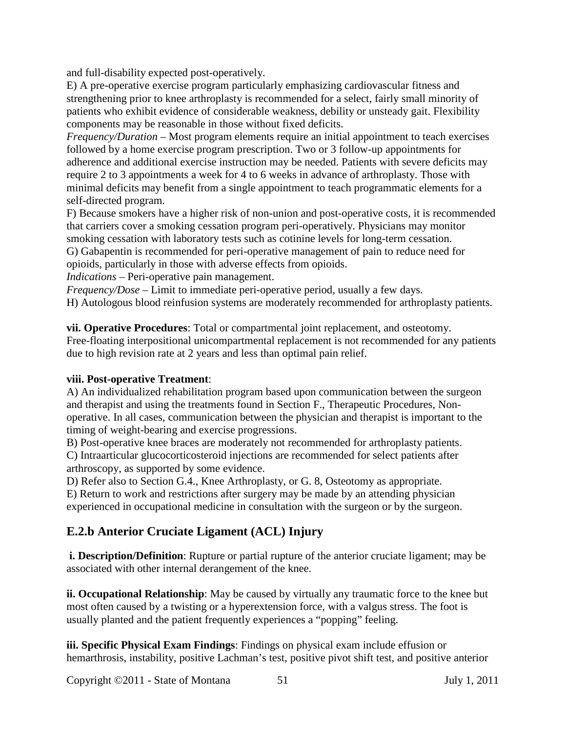and full-disability expected post-operatively.

E) A pre-operative exercise program particularly emphasizing cardiovascular fitness and strengthening prior to knee arthroplasty is recommended for a select, fairly small minority of patients who exhibit evidence of considerable weakness, debility or unsteady gait. Flexibility components may be reasonable in those without fixed deficits.

*Frequency/Duration* – Most program elements require an initial appointment to teach exercises followed by a home exercise program prescription. Two or 3 follow-up appointments for adherence and additional exercise instruction may be needed. Patients with severe deficits may require 2 to 3 appointments a week for 4 to 6 weeks in advance of arthroplasty. Those with minimal deficits may benefit from a single appointment to teach programmatic elements for a self-directed program.

F) Because smokers have a higher risk of non-union and post-operative costs, it is recommended that carriers cover a smoking cessation program peri-operatively. Physicians may monitor smoking cessation with laboratory tests such as cotinine levels for long-term cessation.

G) Gabapentin is recommended for peri-operative management of pain to reduce need for opioids, particularly in those with adverse effects from opioids.

*Indications* – Peri-operative pain management.

*Frequency/Dose* – Limit to immediate peri-operative period, usually a few days.

H) Autologous blood reinfusion systems are moderately recommended for arthroplasty patients.

**vii. Operative Procedures**: Total or compartmental joint replacement, and osteotomy. Free-floating interpositional unicompartmental replacement is not recommended for any patients due to high revision rate at 2 years and less than optimal pain relief.

**viii. Post-operative Treatment**:

A) An individualized rehabilitation program based upon communication between the surgeon and therapist and using the treatments found in Section F., Therapeutic Procedures, Non-operative. In all cases, communication between the physician and therapist is important to the timing of weight-bearing and exercise progressions.

B) Post-operative knee braces are moderately not recommended for arthroplasty patients.

C) Intraarticular glucocorticosteroid injections are recommended for select patients after arthroscopy, as supported by some evidence.

D) Refer also to Section G.4., Knee Arthroplasty, or G. 8, Osteotomy as appropriate.

E) Return to work and restrictions after surgery may be made by an attending physician experienced in occupational medicine in consultation with the surgeon or by the surgeon.

## E.2.b Anterior Cruciate Ligament (ACL) Injury

**i. Description/Definition**: Rupture or partial rupture of the anterior cruciate ligament; may be associated with other internal derangement of the knee.

**ii. Occupational Relationship**: May be caused by virtually any traumatic force to the knee but most often caused by a twisting or a hyperextension force, with a valgus stress. The foot is usually planted and the patient frequently experiences a "popping" feeling.

**iii. Specific Physical Exam Findings**: Findings on physical exam include effusion or hemarthrosis, instability, positive Lachman's test, positive pivot shift test, and positive anterior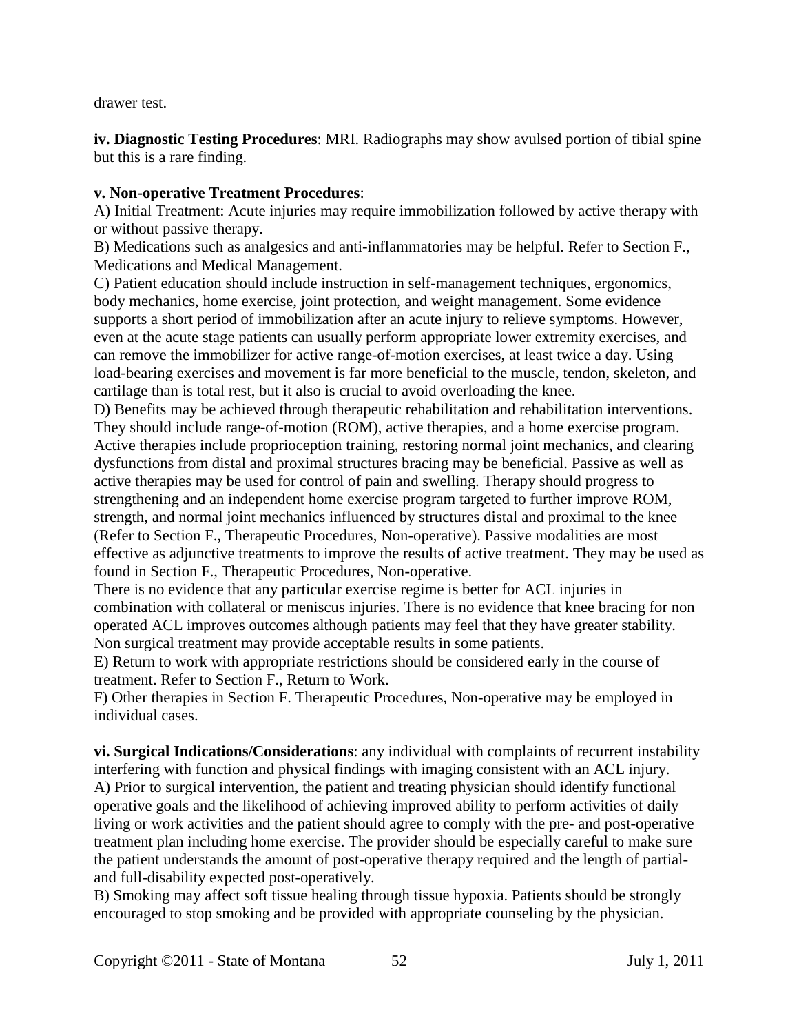drawer test.

**iv. Diagnostic Testing Procedures**: MRI. Radiographs may show avulsed portion of tibial spine but this is a rare finding.

**v. Non-operative Treatment Procedures**:

A) Initial Treatment: Acute injuries may require immobilization followed by active therapy with or without passive therapy.

B) Medications such as analgesics and anti-inflammatories may be helpful. Refer to Section F., Medications and Medical Management.

C) Patient education should include instruction in self-management techniques, ergonomics, body mechanics, home exercise, joint protection, and weight management. Some evidence supports a short period of immobilization after an acute injury to relieve symptoms. However, even at the acute stage patients can usually perform appropriate lower extremity exercises, and can remove the immobilizer for active range-of-motion exercises, at least twice a day. Using load-bearing exercises and movement is far more beneficial to the muscle, tendon, skeleton, and cartilage than is total rest, but it also is crucial to avoid overloading the knee.

D) Benefits may be achieved through therapeutic rehabilitation and rehabilitation interventions. They should include range-of-motion (ROM), active therapies, and a home exercise program. Active therapies include proprioception training, restoring normal joint mechanics, and clearing dysfunctions from distal and proximal structures bracing may be beneficial. Passive as well as active therapies may be used for control of pain and swelling. Therapy should progress to strengthening and an independent home exercise program targeted to further improve ROM, strength, and normal joint mechanics influenced by structures distal and proximal to the knee (Refer to Section F., Therapeutic Procedures, Non-operative). Passive modalities are most effective as adjunctive treatments to improve the results of active treatment. They may be used as found in Section F., Therapeutic Procedures, Non-operative.

There is no evidence that any particular exercise regime is better for ACL injuries in combination with collateral or meniscus injuries. There is no evidence that knee bracing for non operated ACL improves outcomes although patients may feel that they have greater stability. Non surgical treatment may provide acceptable results in some patients.

E) Return to work with appropriate restrictions should be considered early in the course of treatment. Refer to Section F., Return to Work.

F) Other therapies in Section F. Therapeutic Procedures, Non-operative may be employed in individual cases.

**vi. Surgical Indications/Considerations**: any individual with complaints of recurrent instability interfering with function and physical findings with imaging consistent with an ACL injury.

A) Prior to surgical intervention, the patient and treating physician should identify functional operative goals and the likelihood of achieving improved ability to perform activities of daily living or work activities and the patient should agree to comply with the pre- and post-operative treatment plan including home exercise. The provider should be especially careful to make sure the patient understands the amount of post-operative therapy required and the length of partial- and full-disability expected post-operatively.

B) Smoking may affect soft tissue healing through tissue hypoxia. Patients should be strongly encouraged to stop smoking and be provided with appropriate counseling by the physician.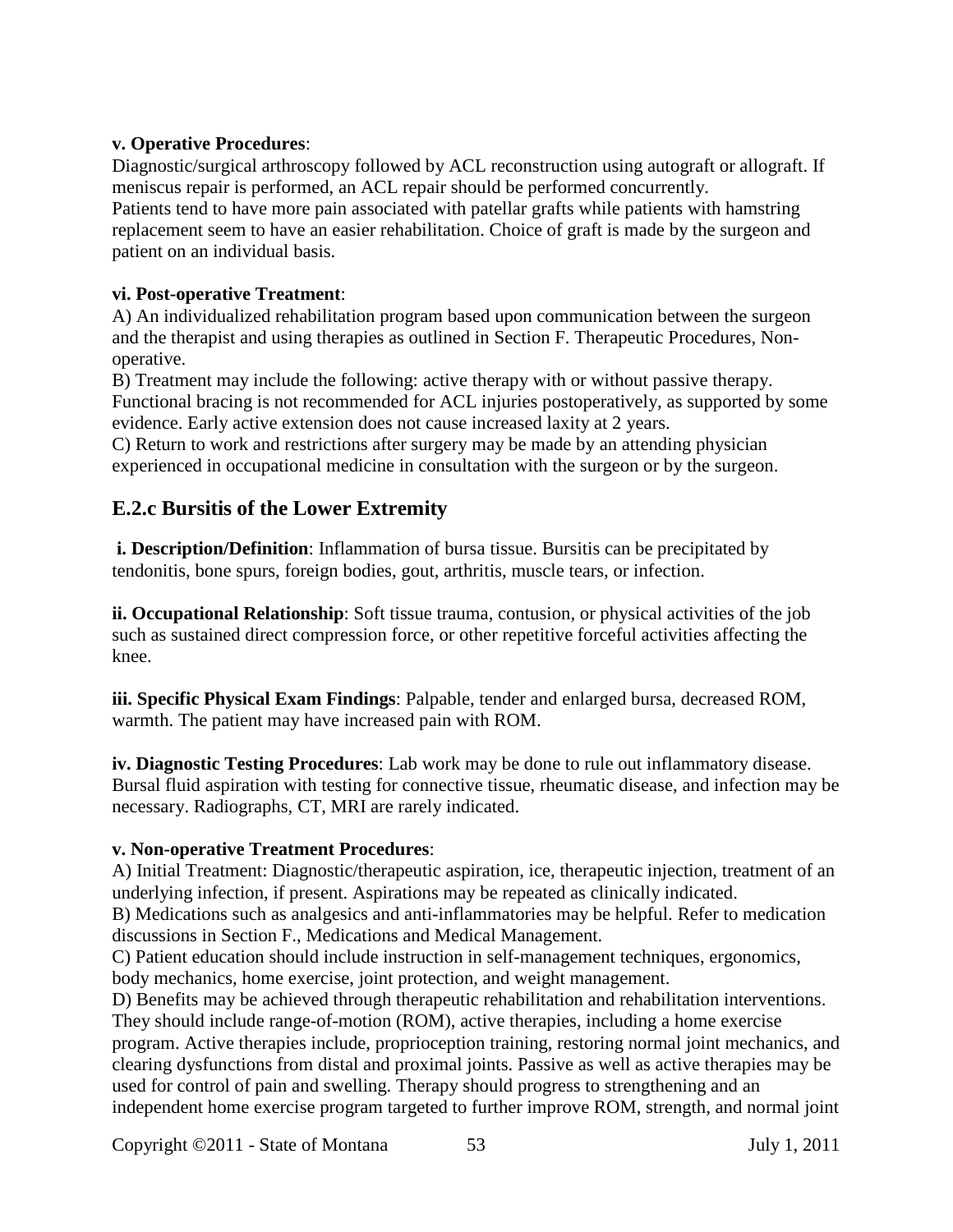**v. Operative Procedures**:

Diagnostic/surgical arthroscopy followed by ACL reconstruction using autograft or allograft. If meniscus repair is performed, an ACL repair should be performed concurrently.

Patients tend to have more pain associated with patellar grafts while patients with hamstring replacement seem to have an easier rehabilitation. Choice of graft is made by the surgeon and patient on an individual basis.

**vi. Post-operative Treatment**:

A) An individualized rehabilitation program based upon communication between the surgeon and the therapist and using therapies as outlined in Section F. Therapeutic Procedures, Non-operative.

B) Treatment may include the following: active therapy with or without passive therapy. Functional bracing is not recommended for ACL injuries postoperatively, as supported by some evidence. Early active extension does not cause increased laxity at 2 years.

C) Return to work and restrictions after surgery may be made by an attending physician experienced in occupational medicine in consultation with the surgeon or by the surgeon.

## E.2.c Bursitis of the Lower Extremity

**i. Description/Definition**: Inflammation of bursa tissue. Bursitis can be precipitated by tendonitis, bone spurs, foreign bodies, gout, arthritis, muscle tears, or infection.

**ii. Occupational Relationship**: Soft tissue trauma, contusion, or physical activities of the job such as sustained direct compression force, or other repetitive forceful activities affecting the knee.

**iii. Specific Physical Exam Findings**: Palpable, tender and enlarged bursa, decreased ROM, warmth. The patient may have increased pain with ROM.

**iv. Diagnostic Testing Procedures**: Lab work may be done to rule out inflammatory disease. Bursal fluid aspiration with testing for connective tissue, rheumatic disease, and infection may be necessary. Radiographs, CT, MRI are rarely indicated.

**v. Non-operative Treatment Procedures**:

A) Initial Treatment: Diagnostic/therapeutic aspiration, ice, therapeutic injection, treatment of an underlying infection, if present. Aspirations may be repeated as clinically indicated.

B) Medications such as analgesics and anti-inflammatories may be helpful. Refer to medication discussions in Section F., Medications and Medical Management.

C) Patient education should include instruction in self-management techniques, ergonomics, body mechanics, home exercise, joint protection, and weight management.

D) Benefits may be achieved through therapeutic rehabilitation and rehabilitation interventions. They should include range-of-motion (ROM), active therapies, including a home exercise program. Active therapies include, proprioception training, restoring normal joint mechanics, and clearing dysfunctions from distal and proximal joints. Passive as well as active therapies may be used for control of pain and swelling. Therapy should progress to strengthening and an independent home exercise program targeted to further improve ROM, strength, and normal joint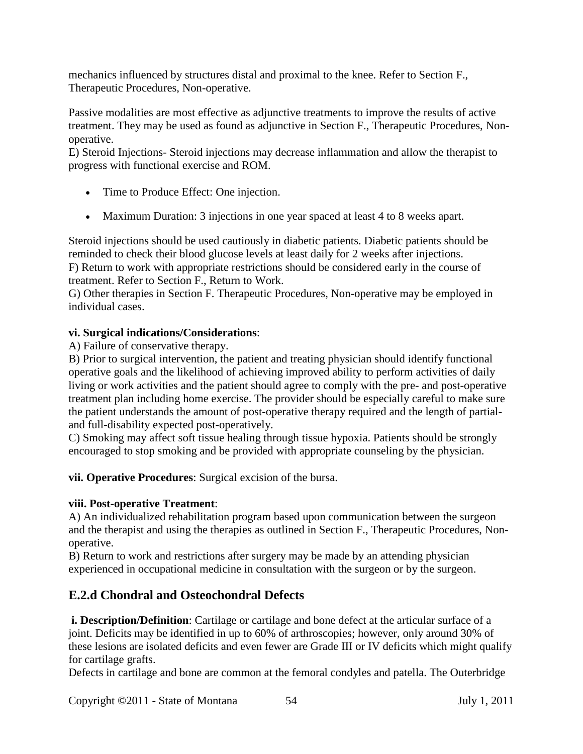mechanics influenced by structures distal and proximal to the knee. Refer to Section F., Therapeutic Procedures, Non-operative.

Passive modalities are most effective as adjunctive treatments to improve the results of active treatment. They may be used as found as adjunctive in Section F., Therapeutic Procedures, Non-operative.

E) Steroid Injections- Steroid injections may decrease inflammation and allow the therapist to progress with functional exercise and ROM.

- Time to Produce Effect: One injection.
- Maximum Duration: 3 injections in one year spaced at least 4 to 8 weeks apart.

Steroid injections should be used cautiously in diabetic patients. Diabetic patients should be reminded to check their blood glucose levels at least daily for 2 weeks after injections.

F) Return to work with appropriate restrictions should be considered early in the course of treatment. Refer to Section F., Return to Work.

G) Other therapies in Section F. Therapeutic Procedures, Non-operative may be employed in individual cases.

**vi. Surgical indications/Considerations**:

A) Failure of conservative therapy.

B) Prior to surgical intervention, the patient and treating physician should identify functional operative goals and the likelihood of achieving improved ability to perform activities of daily living or work activities and the patient should agree to comply with the pre- and post-operative treatment plan including home exercise. The provider should be especially careful to make sure the patient understands the amount of post-operative therapy required and the length of partial- and full-disability expected post-operatively.

C) Smoking may affect soft tissue healing through tissue hypoxia. Patients should be strongly encouraged to stop smoking and be provided with appropriate counseling by the physician.

**vii. Operative Procedures**: Surgical excision of the bursa.

**viii. Post-operative Treatment**:

A) An individualized rehabilitation program based upon communication between the surgeon and the therapist and using the therapies as outlined in Section F., Therapeutic Procedures, Non-operative.

B) Return to work and restrictions after surgery may be made by an attending physician experienced in occupational medicine in consultation with the surgeon or by the surgeon.

## E.2.d Chondral and Osteochondral Defects

**i. Description/Definition**: Cartilage or cartilage and bone defect at the articular surface of a joint. Deficits may be identified in up to 60% of arthroscopies; however, only around 30% of these lesions are isolated deficits and even fewer are Grade III or IV deficits which might qualify for cartilage grafts.

Defects in cartilage and bone are common at the femoral condyles and patella. The Outerbridge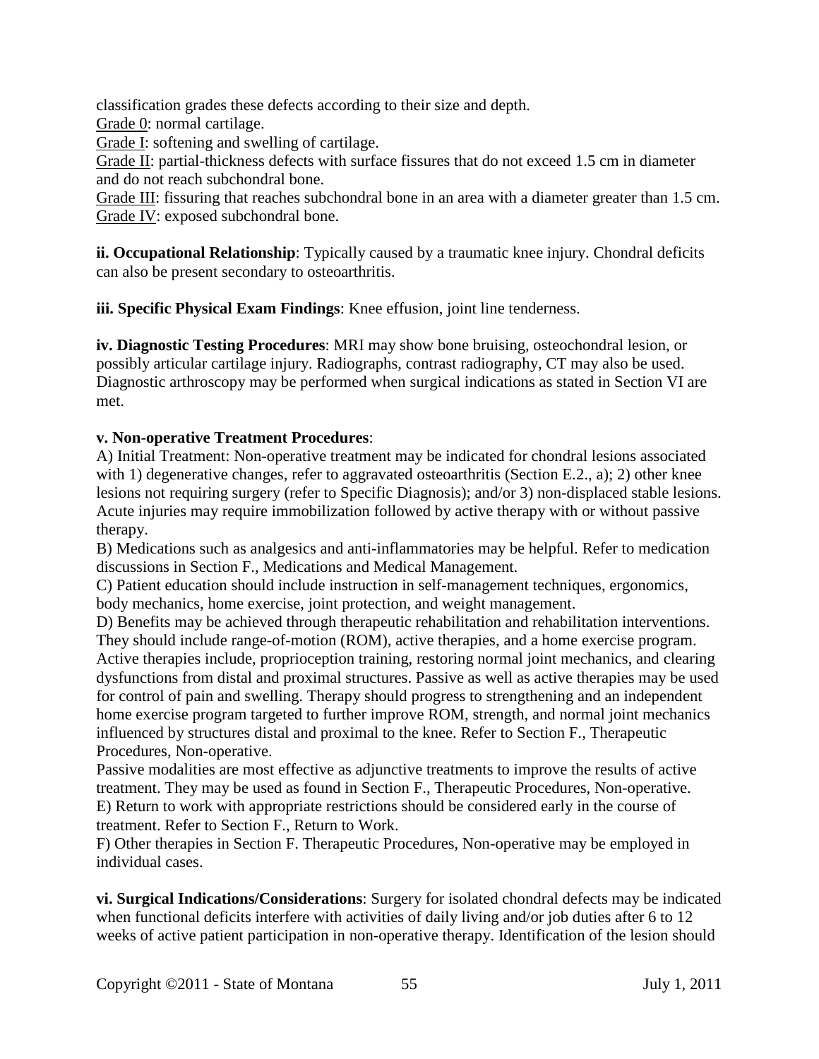classification grades these defects according to their size and depth.

Grade 0: normal cartilage.

Grade I: softening and swelling of cartilage.

Grade II: partial-thickness defects with surface fissures that do not exceed 1.5 cm in diameter and do not reach subchondral bone.

Grade III: fissuring that reaches subchondral bone in an area with a diameter greater than 1.5 cm.

Grade IV: exposed subchondral bone.

**ii. Occupational Relationship**: Typically caused by a traumatic knee injury. Chondral deficits can also be present secondary to osteoarthritis.

**iii. Specific Physical Exam Findings**: Knee effusion, joint line tenderness.

**iv. Diagnostic Testing Procedures**: MRI may show bone bruising, osteochondral lesion, or possibly articular cartilage injury. Radiographs, contrast radiography, CT may also be used. Diagnostic arthroscopy may be performed when surgical indications as stated in Section VI are met.

**v. Non-operative Treatment Procedures**:

A) Initial Treatment: Non-operative treatment may be indicated for chondral lesions associated with 1) degenerative changes, refer to aggravated osteoarthritis (Section E.2., a); 2) other knee lesions not requiring surgery (refer to Specific Diagnosis); and/or 3) non-displaced stable lesions. Acute injuries may require immobilization followed by active therapy with or without passive therapy.

B) Medications such as analgesics and anti-inflammatories may be helpful. Refer to medication discussions in Section F., Medications and Medical Management.

C) Patient education should include instruction in self-management techniques, ergonomics, body mechanics, home exercise, joint protection, and weight management.

D) Benefits may be achieved through therapeutic rehabilitation and rehabilitation interventions. They should include range-of-motion (ROM), active therapies, and a home exercise program. Active therapies include, proprioception training, restoring normal joint mechanics, and clearing dysfunctions from distal and proximal structures. Passive as well as active therapies may be used for control of pain and swelling. Therapy should progress to strengthening and an independent home exercise program targeted to further improve ROM, strength, and normal joint mechanics influenced by structures distal and proximal to the knee. Refer to Section F., Therapeutic Procedures, Non-operative.

Passive modalities are most effective as adjunctive treatments to improve the results of active treatment. They may be used as found in Section F., Therapeutic Procedures, Non-operative.

E) Return to work with appropriate restrictions should be considered early in the course of treatment. Refer to Section F., Return to Work.

F) Other therapies in Section F. Therapeutic Procedures, Non-operative may be employed in individual cases.

**vi. Surgical Indications/Considerations**: Surgery for isolated chondral defects may be indicated when functional deficits interfere with activities of daily living and/or job duties after 6 to 12 weeks of active patient participation in non-operative therapy. Identification of the lesion should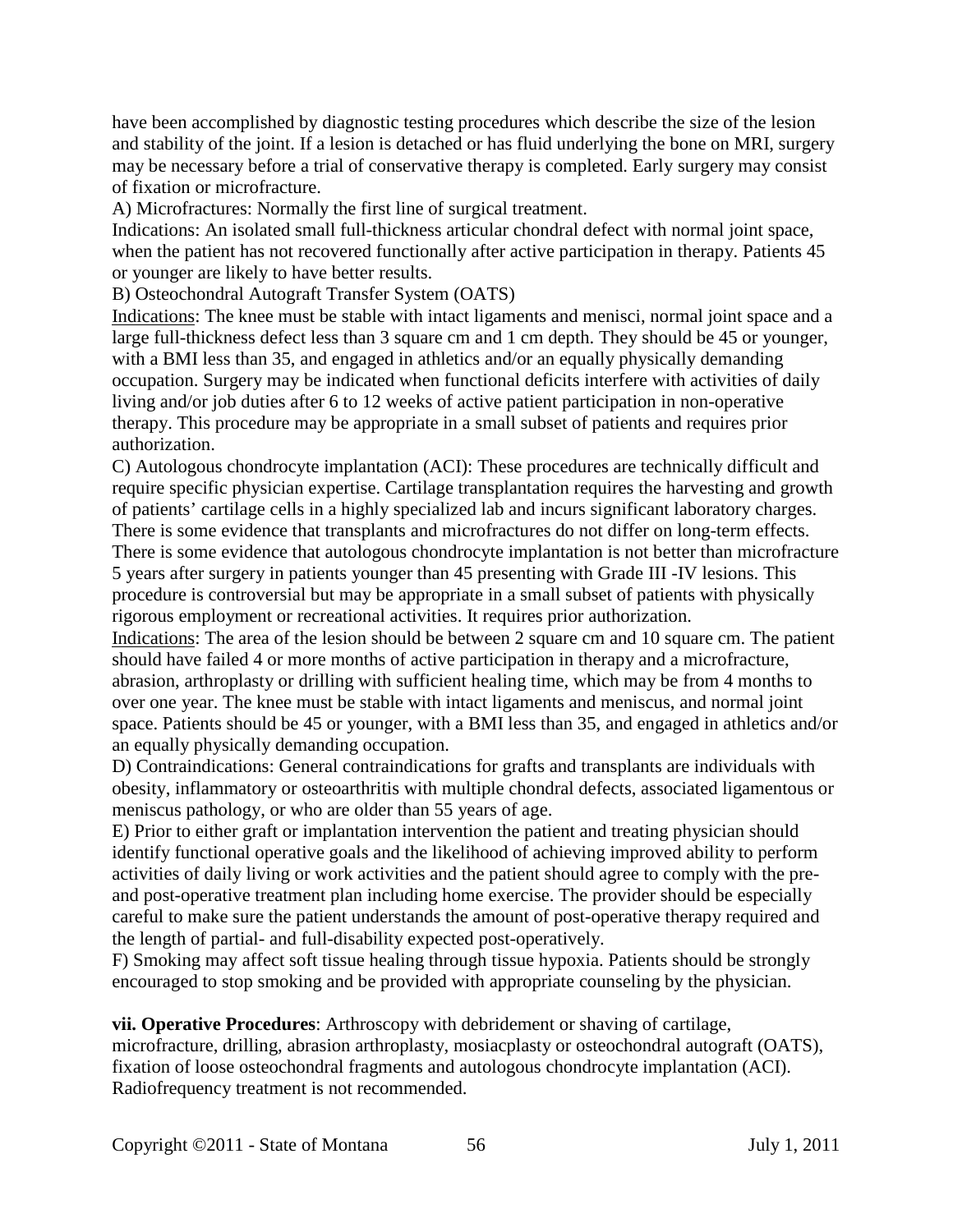have been accomplished by diagnostic testing procedures which describe the size of the lesion and stability of the joint. If a lesion is detached or has fluid underlying the bone on MRI, surgery may be necessary before a trial of conservative therapy is completed. Early surgery may consist of fixation or microfracture.

A) Microfractures: Normally the first line of surgical treatment.

Indications: An isolated small full-thickness articular chondral defect with normal joint space, when the patient has not recovered functionally after active participation in therapy. Patients 45 or younger are likely to have better results.

B) Osteochondral Autograft Transfer System (OATS)

Indications: The knee must be stable with intact ligaments and menisci, normal joint space and a large full-thickness defect less than 3 square cm and 1 cm depth. They should be 45 or younger, with a BMI less than 35, and engaged in athletics and/or an equally physically demanding occupation. Surgery may be indicated when functional deficits interfere with activities of daily living and/or job duties after 6 to 12 weeks of active patient participation in non-operative therapy. This procedure may be appropriate in a small subset of patients and requires prior authorization.

C) Autologous chondrocyte implantation (ACI): These procedures are technically difficult and require specific physician expertise. Cartilage transplantation requires the harvesting and growth of patients' cartilage cells in a highly specialized lab and incurs significant laboratory charges. There is some evidence that transplants and microfractures do not differ on long-term effects. There is some evidence that autologous chondrocyte implantation is not better than microfracture 5 years after surgery in patients younger than 45 presenting with Grade III -IV lesions. This procedure is controversial but may be appropriate in a small subset of patients with physically rigorous employment or recreational activities. It requires prior authorization.

Indications: The area of the lesion should be between 2 square cm and 10 square cm. The patient should have failed 4 or more months of active participation in therapy and a microfracture, abrasion, arthroplasty or drilling with sufficient healing time, which may be from 4 months to over one year. The knee must be stable with intact ligaments and meniscus, and normal joint space. Patients should be 45 or younger, with a BMI less than 35, and engaged in athletics and/or an equally physically demanding occupation.

D) Contraindications: General contraindications for grafts and transplants are individuals with obesity, inflammatory or osteoarthritis with multiple chondral defects, associated ligamentous or meniscus pathology, or who are older than 55 years of age.

E) Prior to either graft or implantation intervention the patient and treating physician should identify functional operative goals and the likelihood of achieving improved ability to perform activities of daily living or work activities and the patient should agree to comply with the pre- and post-operative treatment plan including home exercise. The provider should be especially careful to make sure the patient understands the amount of post-operative therapy required and the length of partial- and full-disability expected post-operatively.

F) Smoking may affect soft tissue healing through tissue hypoxia. Patients should be strongly encouraged to stop smoking and be provided with appropriate counseling by the physician.

**vii. Operative Procedures**: Arthroscopy with debridement or shaving of cartilage, microfracture, drilling, abrasion arthroplasty, mosiacplasty or osteochondral autograft (OATS), fixation of loose osteochondral fragments and autologous chondrocyte implantation (ACI). Radiofrequency treatment is not recommended.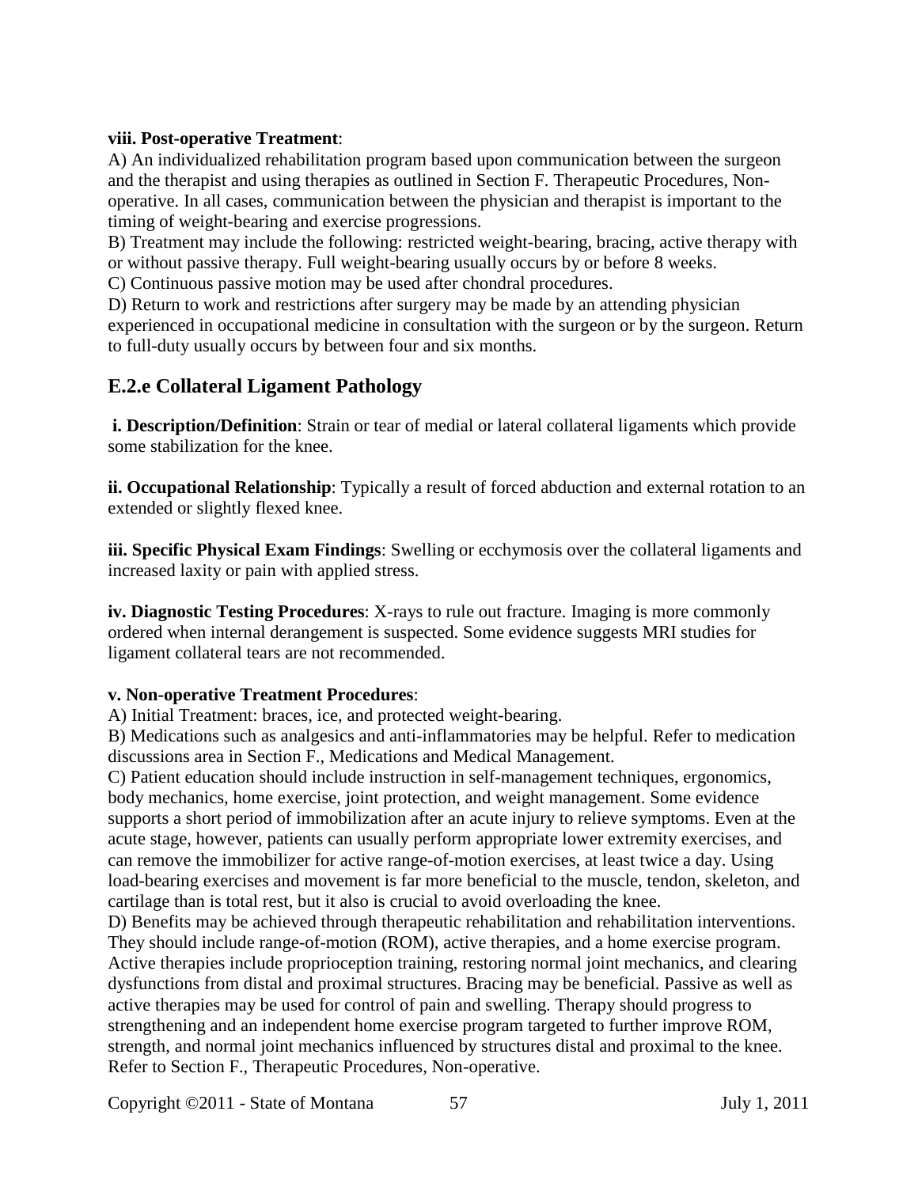**viii. Post-operative Treatment**:

A) An individualized rehabilitation program based upon communication between the surgeon and the therapist and using therapies as outlined in Section F. Therapeutic Procedures, Non-operative. In all cases, communication between the physician and therapist is important to the timing of weight-bearing and exercise progressions.

B) Treatment may include the following: restricted weight-bearing, bracing, active therapy with or without passive therapy. Full weight-bearing usually occurs by or before 8 weeks.

C) Continuous passive motion may be used after chondral procedures.

D) Return to work and restrictions after surgery may be made by an attending physician experienced in occupational medicine in consultation with the surgeon or by the surgeon. Return to full-duty usually occurs by between four and six months.

## E.2.e Collateral Ligament Pathology

**i. Description/Definition**: Strain or tear of medial or lateral collateral ligaments which provide some stabilization for the knee.

**ii. Occupational Relationship**: Typically a result of forced abduction and external rotation to an extended or slightly flexed knee.

**iii. Specific Physical Exam Findings**: Swelling or ecchymosis over the collateral ligaments and increased laxity or pain with applied stress.

**iv. Diagnostic Testing Procedures**: X-rays to rule out fracture. Imaging is more commonly ordered when internal derangement is suspected. Some evidence suggests MRI studies for ligament collateral tears are not recommended.

**v. Non-operative Treatment Procedures**:

A) Initial Treatment: braces, ice, and protected weight-bearing.

B) Medications such as analgesics and anti-inflammatories may be helpful. Refer to medication discussions area in Section F., Medications and Medical Management.

C) Patient education should include instruction in self-management techniques, ergonomics, body mechanics, home exercise, joint protection, and weight management. Some evidence supports a short period of immobilization after an acute injury to relieve symptoms. Even at the acute stage, however, patients can usually perform appropriate lower extremity exercises, and can remove the immobilizer for active range-of-motion exercises, at least twice a day. Using load-bearing exercises and movement is far more beneficial to the muscle, tendon, skeleton, and cartilage than is total rest, but it also is crucial to avoid overloading the knee.

D) Benefits may be achieved through therapeutic rehabilitation and rehabilitation interventions. They should include range-of-motion (ROM), active therapies, and a home exercise program. Active therapies include proprioception training, restoring normal joint mechanics, and clearing dysfunctions from distal and proximal structures. Bracing may be beneficial. Passive as well as active therapies may be used for control of pain and swelling. Therapy should progress to strengthening and an independent home exercise program targeted to further improve ROM, strength, and normal joint mechanics influenced by structures distal and proximal to the knee. Refer to Section F., Therapeutic Procedures, Non-operative.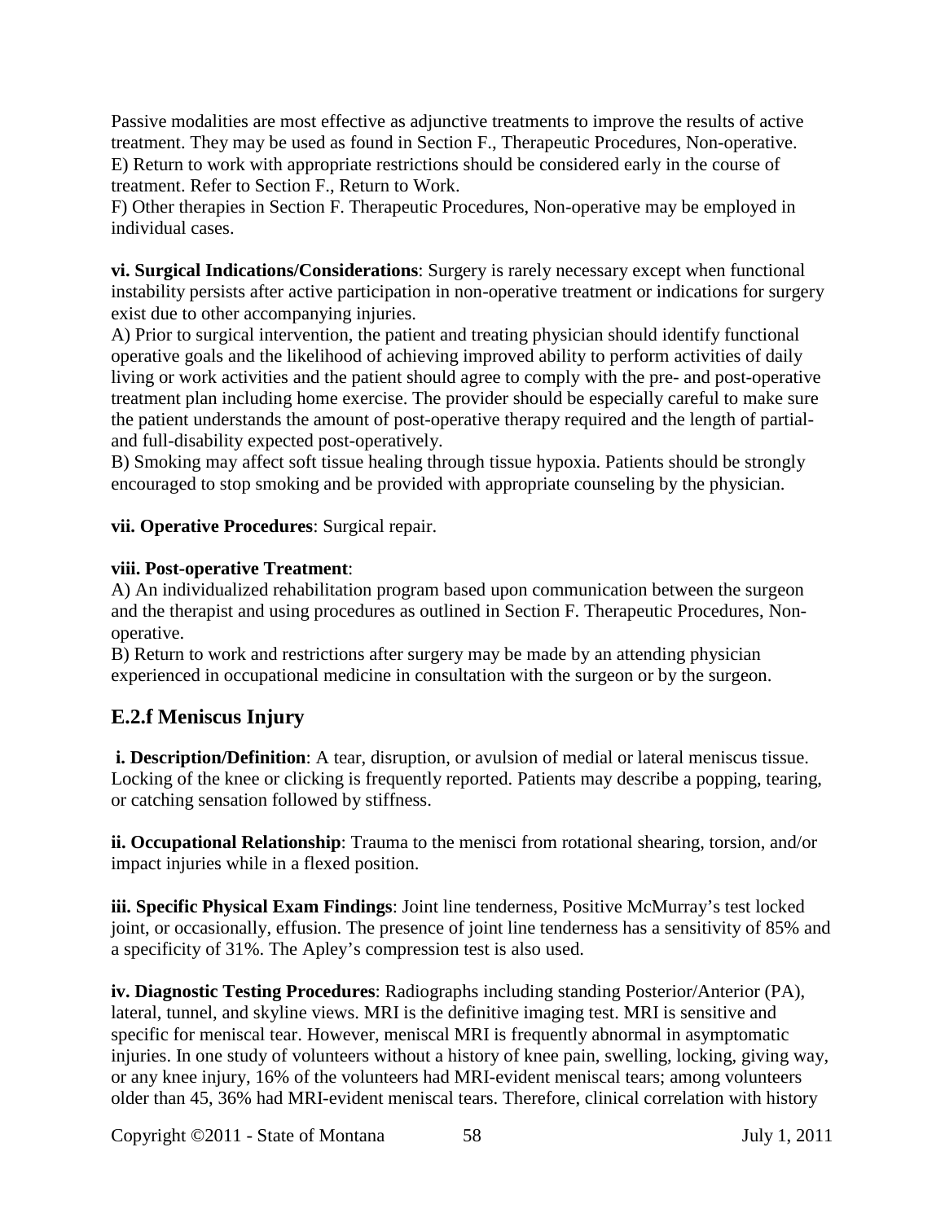Passive modalities are most effective as adjunctive treatments to improve the results of active treatment. They may be used as found in Section F., Therapeutic Procedures, Non-operative.
E) Return to work with appropriate restrictions should be considered early in the course of treatment. Refer to Section F., Return to Work.
F) Other therapies in Section F. Therapeutic Procedures, Non-operative may be employed in individual cases.

**vi. Surgical Indications/Considerations**: Surgery is rarely necessary except when functional instability persists after active participation in non-operative treatment or indications for surgery exist due to other accompanying injuries.
A) Prior to surgical intervention, the patient and treating physician should identify functional operative goals and the likelihood of achieving improved ability to perform activities of daily living or work activities and the patient should agree to comply with the pre- and post-operative treatment plan including home exercise. The provider should be especially careful to make sure the patient understands the amount of post-operative therapy required and the length of partial- and full-disability expected post-operatively.
B) Smoking may affect soft tissue healing through tissue hypoxia. Patients should be strongly encouraged to stop smoking and be provided with appropriate counseling by the physician.

**vii. Operative Procedures**: Surgical repair.

**viii. Post-operative Treatment**:
A) An individualized rehabilitation program based upon communication between the surgeon and the therapist and using procedures as outlined in Section F. Therapeutic Procedures, Non-operative.
B) Return to work and restrictions after surgery may be made by an attending physician experienced in occupational medicine in consultation with the surgeon or by the surgeon.

## E.2.f Meniscus Injury

**i. Description/Definition**: A tear, disruption, or avulsion of medial or lateral meniscus tissue. Locking of the knee or clicking is frequently reported. Patients may describe a popping, tearing, or catching sensation followed by stiffness.

**ii. Occupational Relationship**: Trauma to the menisci from rotational shearing, torsion, and/or impact injuries while in a flexed position.

**iii. Specific Physical Exam Findings**: Joint line tenderness, Positive McMurray's test locked joint, or occasionally, effusion. The presence of joint line tenderness has a sensitivity of 85% and a specificity of 31%. The Apley's compression test is also used.

**iv. Diagnostic Testing Procedures**: Radiographs including standing Posterior/Anterior (PA), lateral, tunnel, and skyline views. MRI is the definitive imaging test. MRI is sensitive and specific for meniscal tear. However, meniscal MRI is frequently abnormal in asymptomatic injuries. In one study of volunteers without a history of knee pain, swelling, locking, giving way, or any knee injury, 16% of the volunteers had MRI-evident meniscal tears; among volunteers older than 45, 36% had MRI-evident meniscal tears. Therefore, clinical correlation with history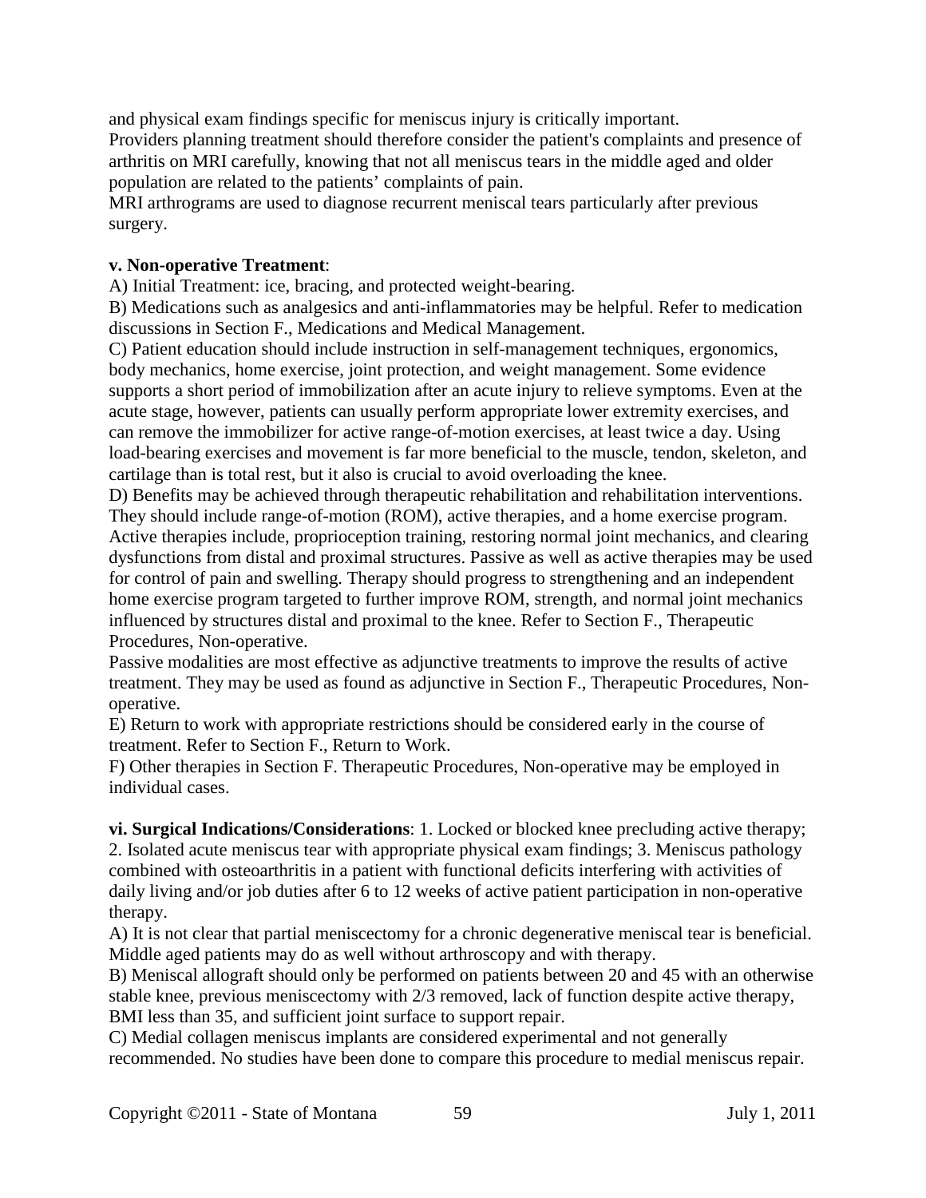and physical exam findings specific for meniscus injury is critically important.
Providers planning treatment should therefore consider the patient's complaints and presence of arthritis on MRI carefully, knowing that not all meniscus tears in the middle aged and older population are related to the patients' complaints of pain.
MRI arthrograms are used to diagnose recurrent meniscal tears particularly after previous surgery.

**v. Non-operative Treatment**:
A) Initial Treatment: ice, bracing, and protected weight-bearing.
B) Medications such as analgesics and anti-inflammatories may be helpful. Refer to medication discussions in Section F., Medications and Medical Management.
C) Patient education should include instruction in self-management techniques, ergonomics, body mechanics, home exercise, joint protection, and weight management. Some evidence supports a short period of immobilization after an acute injury to relieve symptoms. Even at the acute stage, however, patients can usually perform appropriate lower extremity exercises, and can remove the immobilizer for active range-of-motion exercises, at least twice a day. Using load-bearing exercises and movement is far more beneficial to the muscle, tendon, skeleton, and cartilage than is total rest, but it also is crucial to avoid overloading the knee.
D) Benefits may be achieved through therapeutic rehabilitation and rehabilitation interventions. They should include range-of-motion (ROM), active therapies, and a home exercise program. Active therapies include, proprioception training, restoring normal joint mechanics, and clearing dysfunctions from distal and proximal structures. Passive as well as active therapies may be used for control of pain and swelling. Therapy should progress to strengthening and an independent home exercise program targeted to further improve ROM, strength, and normal joint mechanics influenced by structures distal and proximal to the knee. Refer to Section F., Therapeutic Procedures, Non-operative.
Passive modalities are most effective as adjunctive treatments to improve the results of active treatment. They may be used as found as adjunctive in Section F., Therapeutic Procedures, Non-operative.
E) Return to work with appropriate restrictions should be considered early in the course of treatment. Refer to Section F., Return to Work.
F) Other therapies in Section F. Therapeutic Procedures, Non-operative may be employed in individual cases.

**vi. Surgical Indications/Considerations**: 1. Locked or blocked knee precluding active therapy; 2. Isolated acute meniscus tear with appropriate physical exam findings; 3. Meniscus pathology combined with osteoarthritis in a patient with functional deficits interfering with activities of daily living and/or job duties after 6 to 12 weeks of active patient participation in non-operative therapy.
A) It is not clear that partial meniscectomy for a chronic degenerative meniscal tear is beneficial. Middle aged patients may do as well without arthroscopy and with therapy.
B) Meniscal allograft should only be performed on patients between 20 and 45 with an otherwise stable knee, previous meniscectomy with 2/3 removed, lack of function despite active therapy, BMI less than 35, and sufficient joint surface to support repair.
C) Medial collagen meniscus implants are considered experimental and not generally recommended. No studies have been done to compare this procedure to medial meniscus repair.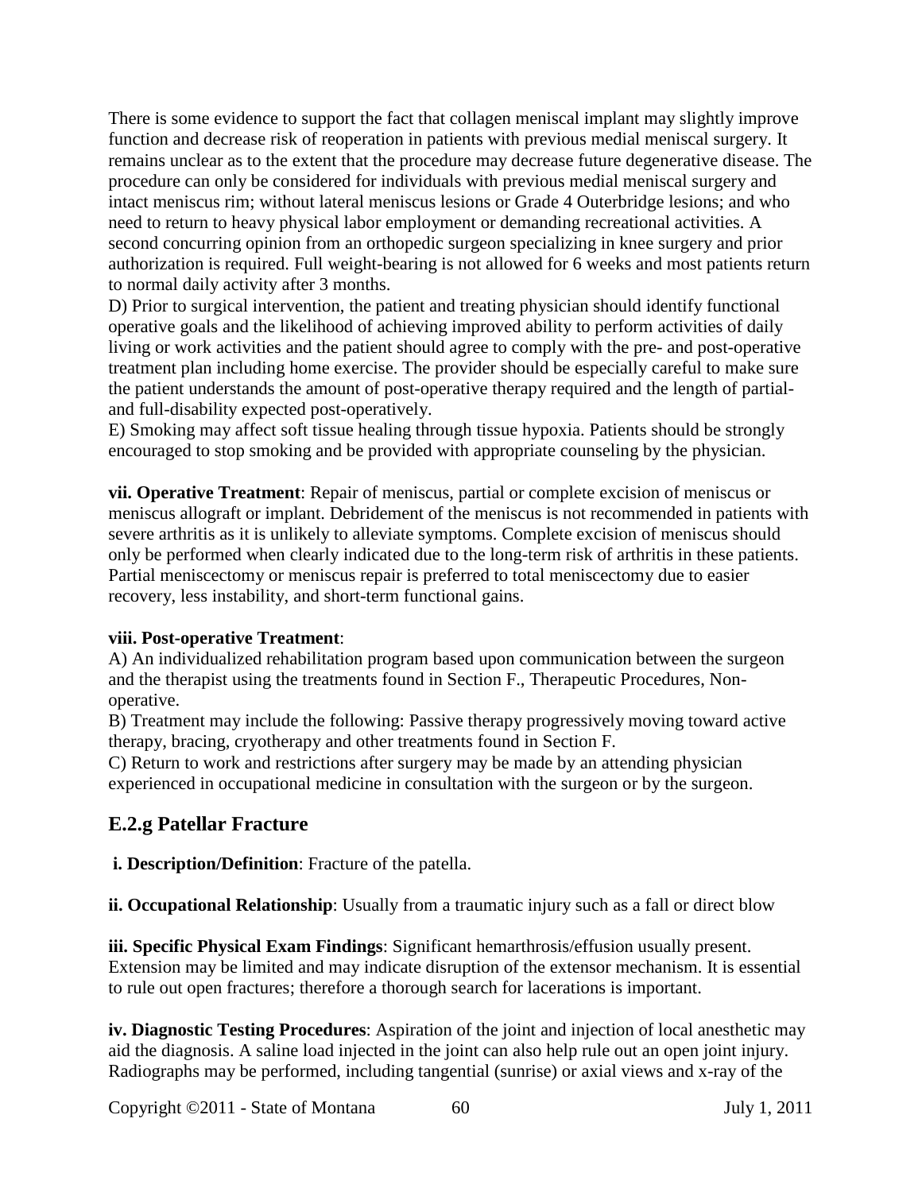There is some evidence to support the fact that collagen meniscal implant may slightly improve function and decrease risk of reoperation in patients with previous medial meniscal surgery. It remains unclear as to the extent that the procedure may decrease future degenerative disease. The procedure can only be considered for individuals with previous medial meniscal surgery and intact meniscus rim; without lateral meniscus lesions or Grade 4 Outerbridge lesions; and who need to return to heavy physical labor employment or demanding recreational activities. A second concurring opinion from an orthopedic surgeon specializing in knee surgery and prior authorization is required. Full weight-bearing is not allowed for 6 weeks and most patients return to normal daily activity after 3 months.

D) Prior to surgical intervention, the patient and treating physician should identify functional operative goals and the likelihood of achieving improved ability to perform activities of daily living or work activities and the patient should agree to comply with the pre- and post-operative treatment plan including home exercise. The provider should be especially careful to make sure the patient understands the amount of post-operative therapy required and the length of partial- and full-disability expected post-operatively.

E) Smoking may affect soft tissue healing through tissue hypoxia. Patients should be strongly encouraged to stop smoking and be provided with appropriate counseling by the physician.

**vii. Operative Treatment**: Repair of meniscus, partial or complete excision of meniscus or meniscus allograft or implant. Debridement of the meniscus is not recommended in patients with severe arthritis as it is unlikely to alleviate symptoms. Complete excision of meniscus should only be performed when clearly indicated due to the long-term risk of arthritis in these patients. Partial meniscectomy or meniscus repair is preferred to total meniscectomy due to easier recovery, less instability, and short-term functional gains.

**viii. Post-operative Treatment**:

A) An individualized rehabilitation program based upon communication between the surgeon and the therapist using the treatments found in Section F., Therapeutic Procedures, Non-operative.

B) Treatment may include the following: Passive therapy progressively moving toward active therapy, bracing, cryotherapy and other treatments found in Section F.

C) Return to work and restrictions after surgery may be made by an attending physician experienced in occupational medicine in consultation with the surgeon or by the surgeon.

## E.2.g Patellar Fracture

**i. Description/Definition**: Fracture of the patella.

**ii. Occupational Relationship**: Usually from a traumatic injury such as a fall or direct blow

**iii. Specific Physical Exam Findings**: Significant hemarthrosis/effusion usually present. Extension may be limited and may indicate disruption of the extensor mechanism. It is essential to rule out open fractures; therefore a thorough search for lacerations is important.

**iv. Diagnostic Testing Procedures**: Aspiration of the joint and injection of local anesthetic may aid the diagnosis. A saline load injected in the joint can also help rule out an open joint injury. Radiographs may be performed, including tangential (sunrise) or axial views and x-ray of the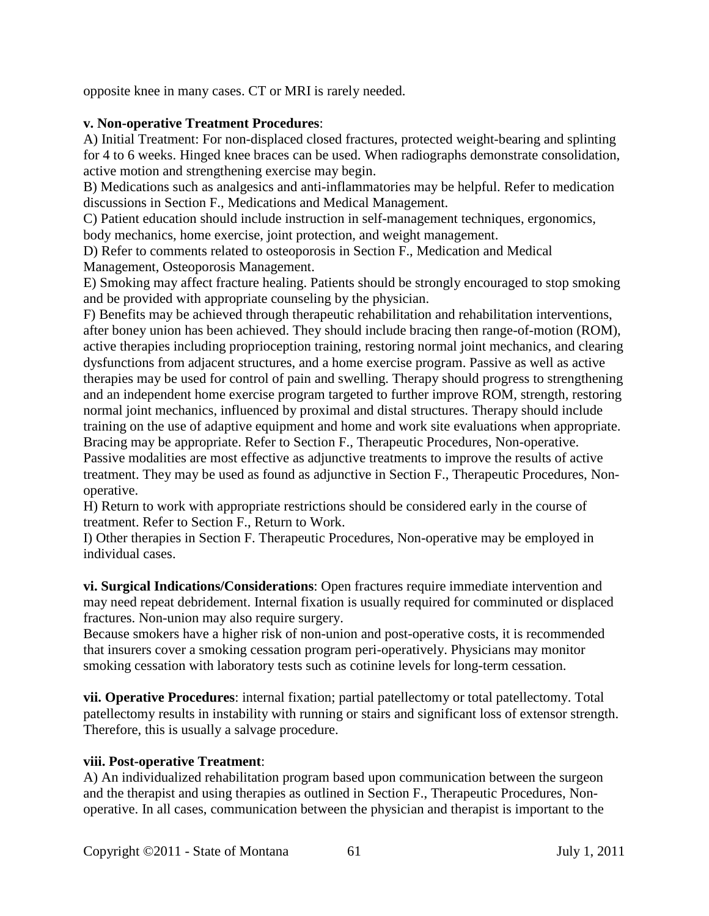opposite knee in many cases. CT or MRI is rarely needed.

**v. Non-operative Treatment Procedures**:

A) Initial Treatment: For non-displaced closed fractures, protected weight-bearing and splinting for 4 to 6 weeks. Hinged knee braces can be used. When radiographs demonstrate consolidation, active motion and strengthening exercise may begin.

B) Medications such as analgesics and anti-inflammatories may be helpful. Refer to medication discussions in Section F., Medications and Medical Management.

C) Patient education should include instruction in self-management techniques, ergonomics, body mechanics, home exercise, joint protection, and weight management.

D) Refer to comments related to osteoporosis in Section F., Medication and Medical Management, Osteoporosis Management.

E) Smoking may affect fracture healing. Patients should be strongly encouraged to stop smoking and be provided with appropriate counseling by the physician.

F) Benefits may be achieved through therapeutic rehabilitation and rehabilitation interventions, after boney union has been achieved. They should include bracing then range-of-motion (ROM), active therapies including proprioception training, restoring normal joint mechanics, and clearing dysfunctions from adjacent structures, and a home exercise program. Passive as well as active therapies may be used for control of pain and swelling. Therapy should progress to strengthening and an independent home exercise program targeted to further improve ROM, strength, restoring normal joint mechanics, influenced by proximal and distal structures. Therapy should include training on the use of adaptive equipment and home and work site evaluations when appropriate. Bracing may be appropriate. Refer to Section F., Therapeutic Procedures, Non-operative. Passive modalities are most effective as adjunctive treatments to improve the results of active treatment. They may be used as found as adjunctive in Section F., Therapeutic Procedures, Non-operative.

H) Return to work with appropriate restrictions should be considered early in the course of treatment. Refer to Section F., Return to Work.

I) Other therapies in Section F. Therapeutic Procedures, Non-operative may be employed in individual cases.

**vi. Surgical Indications/Considerations**: Open fractures require immediate intervention and may need repeat debridement. Internal fixation is usually required for comminuted or displaced fractures. Non-union may also require surgery.

Because smokers have a higher risk of non-union and post-operative costs, it is recommended that insurers cover a smoking cessation program peri-operatively. Physicians may monitor smoking cessation with laboratory tests such as cotinine levels for long-term cessation.

**vii. Operative Procedures**: internal fixation; partial patellectomy or total patellectomy. Total patellectomy results in instability with running or stairs and significant loss of extensor strength. Therefore, this is usually a salvage procedure.

**viii. Post-operative Treatment**:

A) An individualized rehabilitation program based upon communication between the surgeon and the therapist and using therapies as outlined in Section F., Therapeutic Procedures, Non-operative. In all cases, communication between the physician and therapist is important to the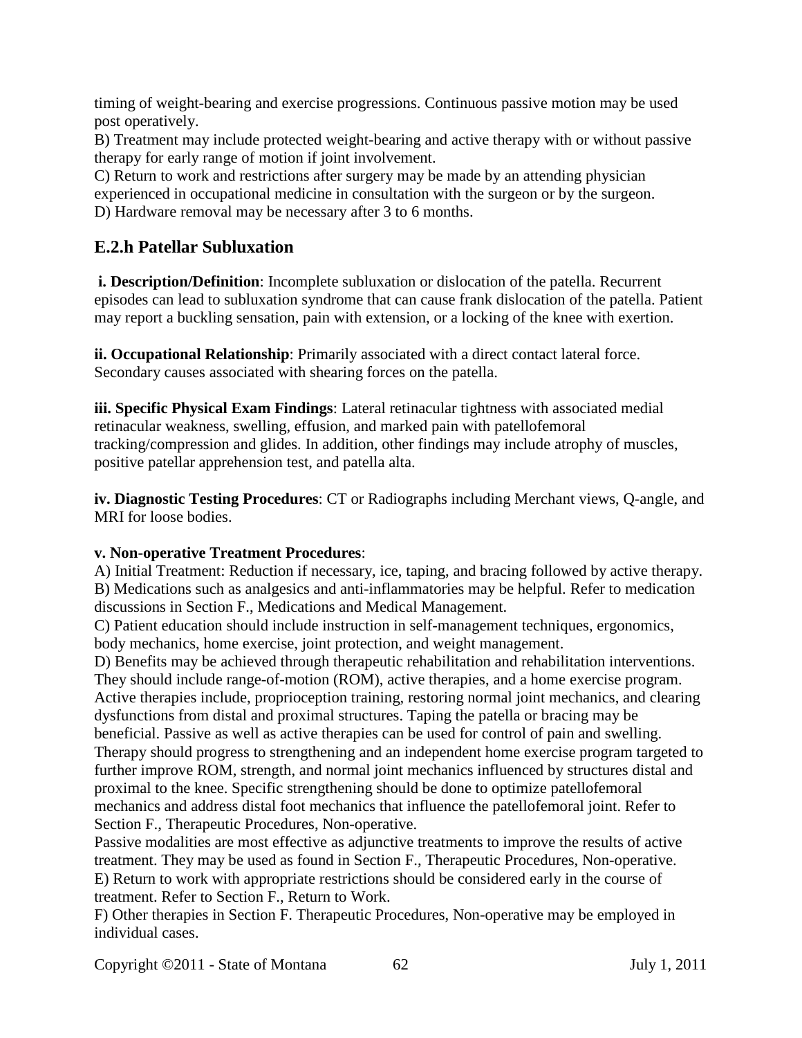timing of weight-bearing and exercise progressions. Continuous passive motion may be used post operatively.

B) Treatment may include protected weight-bearing and active therapy with or without passive therapy for early range of motion if joint involvement.

C) Return to work and restrictions after surgery may be made by an attending physician experienced in occupational medicine in consultation with the surgeon or by the surgeon.

D) Hardware removal may be necessary after 3 to 6 months.

## E.2.h Patellar Subluxation

**i. Description/Definition**: Incomplete subluxation or dislocation of the patella. Recurrent episodes can lead to subluxation syndrome that can cause frank dislocation of the patella. Patient may report a buckling sensation, pain with extension, or a locking of the knee with exertion.

**ii. Occupational Relationship**: Primarily associated with a direct contact lateral force. Secondary causes associated with shearing forces on the patella.

**iii. Specific Physical Exam Findings**: Lateral retinacular tightness with associated medial retinacular weakness, swelling, effusion, and marked pain with patellofemoral tracking/compression and glides. In addition, other findings may include atrophy of muscles, positive patellar apprehension test, and patella alta.

**iv. Diagnostic Testing Procedures**: CT or Radiographs including Merchant views, Q-angle, and MRI for loose bodies.

**v. Non-operative Treatment Procedures**:

A) Initial Treatment: Reduction if necessary, ice, taping, and bracing followed by active therapy.

B) Medications such as analgesics and anti-inflammatories may be helpful. Refer to medication discussions in Section F., Medications and Medical Management.

C) Patient education should include instruction in self-management techniques, ergonomics, body mechanics, home exercise, joint protection, and weight management.

D) Benefits may be achieved through therapeutic rehabilitation and rehabilitation interventions. They should include range-of-motion (ROM), active therapies, and a home exercise program. Active therapies include, proprioception training, restoring normal joint mechanics, and clearing dysfunctions from distal and proximal structures. Taping the patella or bracing may be beneficial. Passive as well as active therapies can be used for control of pain and swelling. Therapy should progress to strengthening and an independent home exercise program targeted to further improve ROM, strength, and normal joint mechanics influenced by structures distal and proximal to the knee. Specific strengthening should be done to optimize patellofemoral mechanics and address distal foot mechanics that influence the patellofemoral joint. Refer to Section F., Therapeutic Procedures, Non-operative.

Passive modalities are most effective as adjunctive treatments to improve the results of active treatment. They may be used as found in Section F., Therapeutic Procedures, Non-operative.

E) Return to work with appropriate restrictions should be considered early in the course of treatment. Refer to Section F., Return to Work.

F) Other therapies in Section F. Therapeutic Procedures, Non-operative may be employed in individual cases.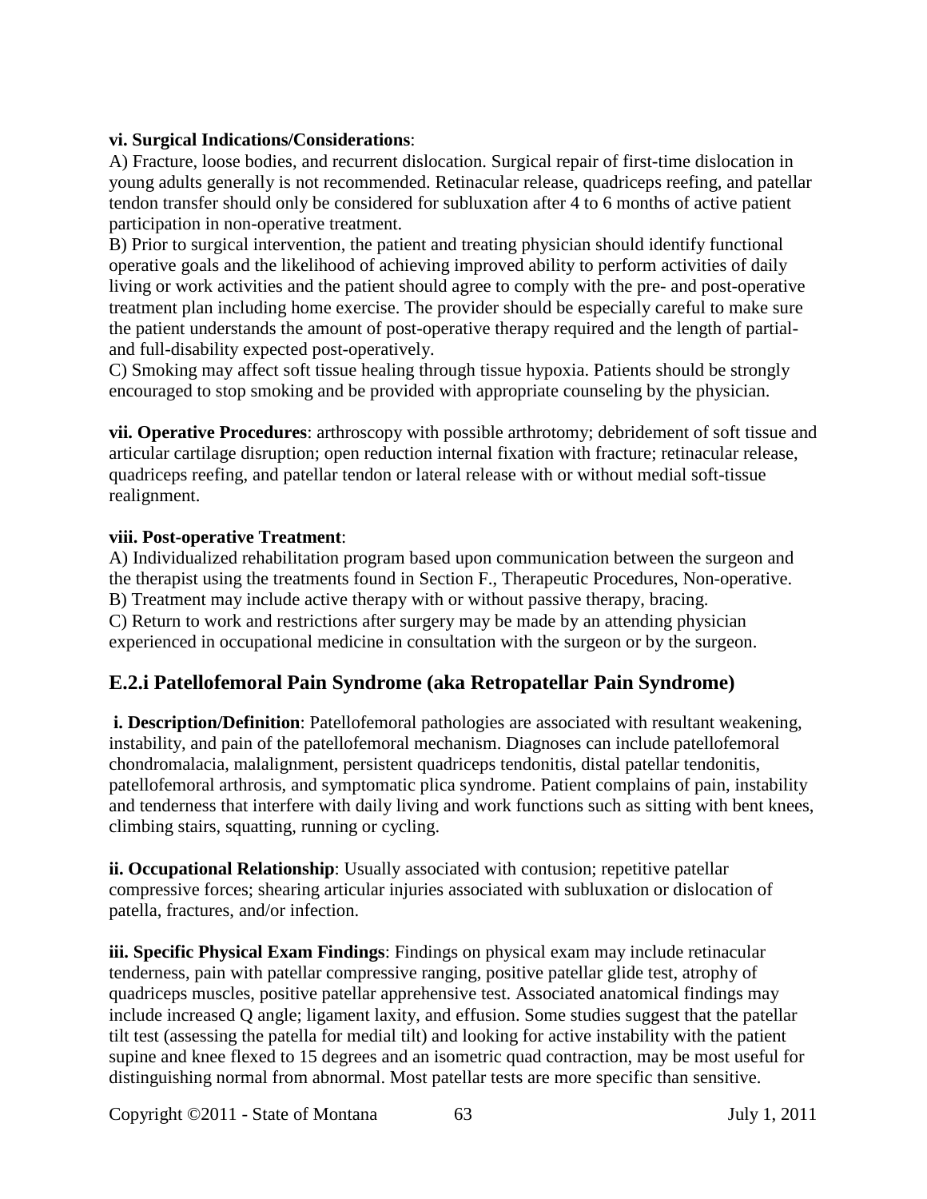**vi. Surgical Indications/Considerations**:

A) Fracture, loose bodies, and recurrent dislocation. Surgical repair of first-time dislocation in young adults generally is not recommended. Retinacular release, quadriceps reefing, and patellar tendon transfer should only be considered for subluxation after 4 to 6 months of active patient participation in non-operative treatment.

B) Prior to surgical intervention, the patient and treating physician should identify functional operative goals and the likelihood of achieving improved ability to perform activities of daily living or work activities and the patient should agree to comply with the pre- and post-operative treatment plan including home exercise. The provider should be especially careful to make sure the patient understands the amount of post-operative therapy required and the length of partial- and full-disability expected post-operatively.

C) Smoking may affect soft tissue healing through tissue hypoxia. Patients should be strongly encouraged to stop smoking and be provided with appropriate counseling by the physician.

**vii. Operative Procedures**: arthroscopy with possible arthrotomy; debridement of soft tissue and articular cartilage disruption; open reduction internal fixation with fracture; retinacular release, quadriceps reefing, and patellar tendon or lateral release with or without medial soft-tissue realignment.

**viii. Post-operative Treatment**:

A) Individualized rehabilitation program based upon communication between the surgeon and the therapist using the treatments found in Section F., Therapeutic Procedures, Non-operative.

B) Treatment may include active therapy with or without passive therapy, bracing.

C) Return to work and restrictions after surgery may be made by an attending physician experienced in occupational medicine in consultation with the surgeon or by the surgeon.

## E.2.i Patellofemoral Pain Syndrome (aka Retropatellar Pain Syndrome)

**i. Description/Definition**: Patellofemoral pathologies are associated with resultant weakening, instability, and pain of the patellofemoral mechanism. Diagnoses can include patellofemoral chondromalacia, malalignment, persistent quadriceps tendonitis, distal patellar tendonitis, patellofemoral arthrosis, and symptomatic plica syndrome. Patient complains of pain, instability and tenderness that interfere with daily living and work functions such as sitting with bent knees, climbing stairs, squatting, running or cycling.

**ii. Occupational Relationship**: Usually associated with contusion; repetitive patellar compressive forces; shearing articular injuries associated with subluxation or dislocation of patella, fractures, and/or infection.

**iii. Specific Physical Exam Findings**: Findings on physical exam may include retinacular tenderness, pain with patellar compressive ranging, positive patellar glide test, atrophy of quadriceps muscles, positive patellar apprehensive test. Associated anatomical findings may include increased Q angle; ligament laxity, and effusion. Some studies suggest that the patellar tilt test (assessing the patella for medial tilt) and looking for active instability with the patient supine and knee flexed to 15 degrees and an isometric quad contraction, may be most useful for distinguishing normal from abnormal. Most patellar tests are more specific than sensitive.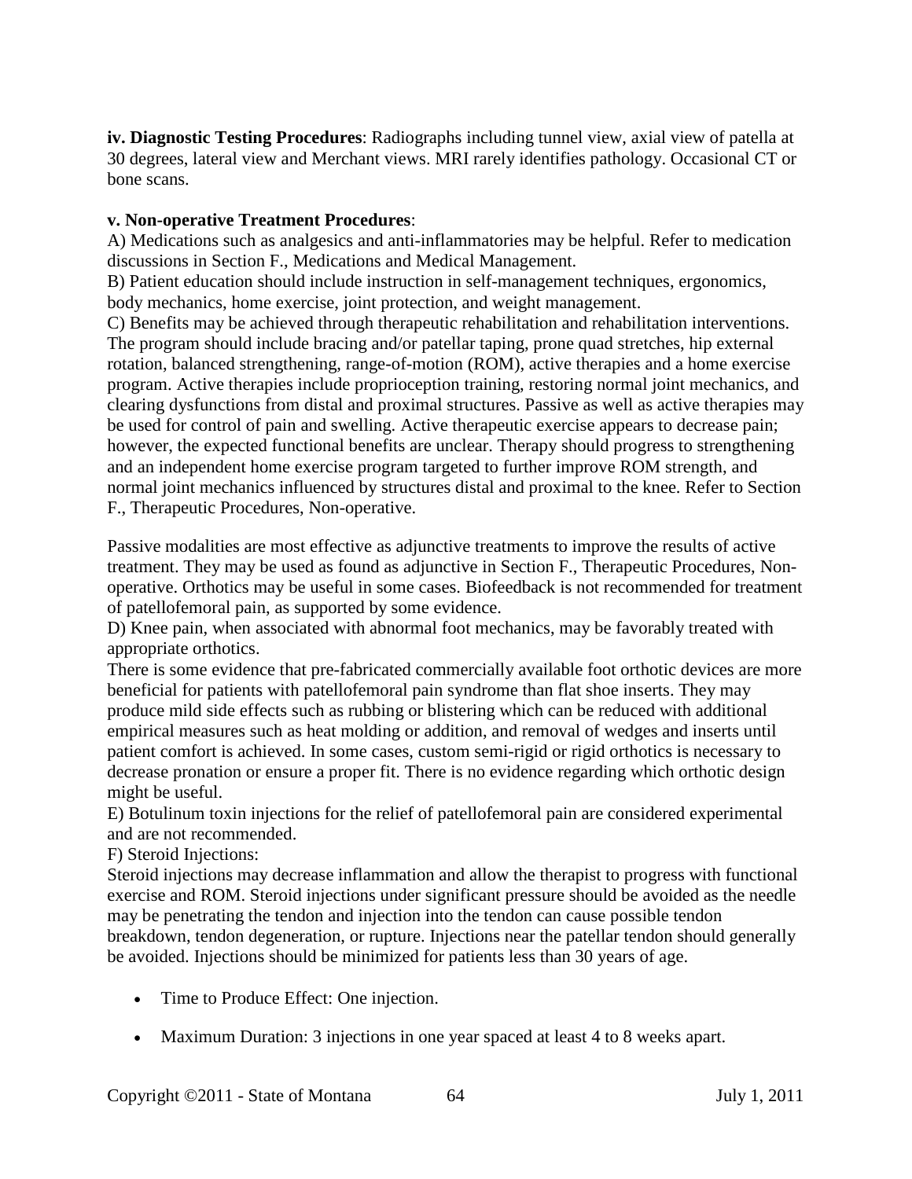**iv. Diagnostic Testing Procedures**: Radiographs including tunnel view, axial view of patella at 30 degrees, lateral view and Merchant views. MRI rarely identifies pathology. Occasional CT or bone scans.

**v. Non-operative Treatment Procedures**:

A) Medications such as analgesics and anti-inflammatories may be helpful. Refer to medication discussions in Section F., Medications and Medical Management.

B) Patient education should include instruction in self-management techniques, ergonomics, body mechanics, home exercise, joint protection, and weight management.

C) Benefits may be achieved through therapeutic rehabilitation and rehabilitation interventions. The program should include bracing and/or patellar taping, prone quad stretches, hip external rotation, balanced strengthening, range-of-motion (ROM), active therapies and a home exercise program. Active therapies include proprioception training, restoring normal joint mechanics, and clearing dysfunctions from distal and proximal structures. Passive as well as active therapies may be used for control of pain and swelling. Active therapeutic exercise appears to decrease pain; however, the expected functional benefits are unclear. Therapy should progress to strengthening and an independent home exercise program targeted to further improve ROM strength, and normal joint mechanics influenced by structures distal and proximal to the knee. Refer to Section F., Therapeutic Procedures, Non-operative.

Passive modalities are most effective as adjunctive treatments to improve the results of active treatment. They may be used as found as adjunctive in Section F., Therapeutic Procedures, Non-operative. Orthotics may be useful in some cases. Biofeedback is not recommended for treatment of patellofemoral pain, as supported by some evidence.

D) Knee pain, when associated with abnormal foot mechanics, may be favorably treated with appropriate orthotics.

There is some evidence that pre-fabricated commercially available foot orthotic devices are more beneficial for patients with patellofemoral pain syndrome than flat shoe inserts. They may produce mild side effects such as rubbing or blistering which can be reduced with additional empirical measures such as heat molding or addition, and removal of wedges and inserts until patient comfort is achieved. In some cases, custom semi-rigid or rigid orthotics is necessary to decrease pronation or ensure a proper fit. There is no evidence regarding which orthotic design might be useful.

E) Botulinum toxin injections for the relief of patellofemoral pain are considered experimental and are not recommended.

F) Steroid Injections:

Steroid injections may decrease inflammation and allow the therapist to progress with functional exercise and ROM. Steroid injections under significant pressure should be avoided as the needle may be penetrating the tendon and injection into the tendon can cause possible tendon breakdown, tendon degeneration, or rupture. Injections near the patellar tendon should generally be avoided. Injections should be minimized for patients less than 30 years of age.

- Time to Produce Effect: One injection.
- Maximum Duration: 3 injections in one year spaced at least 4 to 8 weeks apart.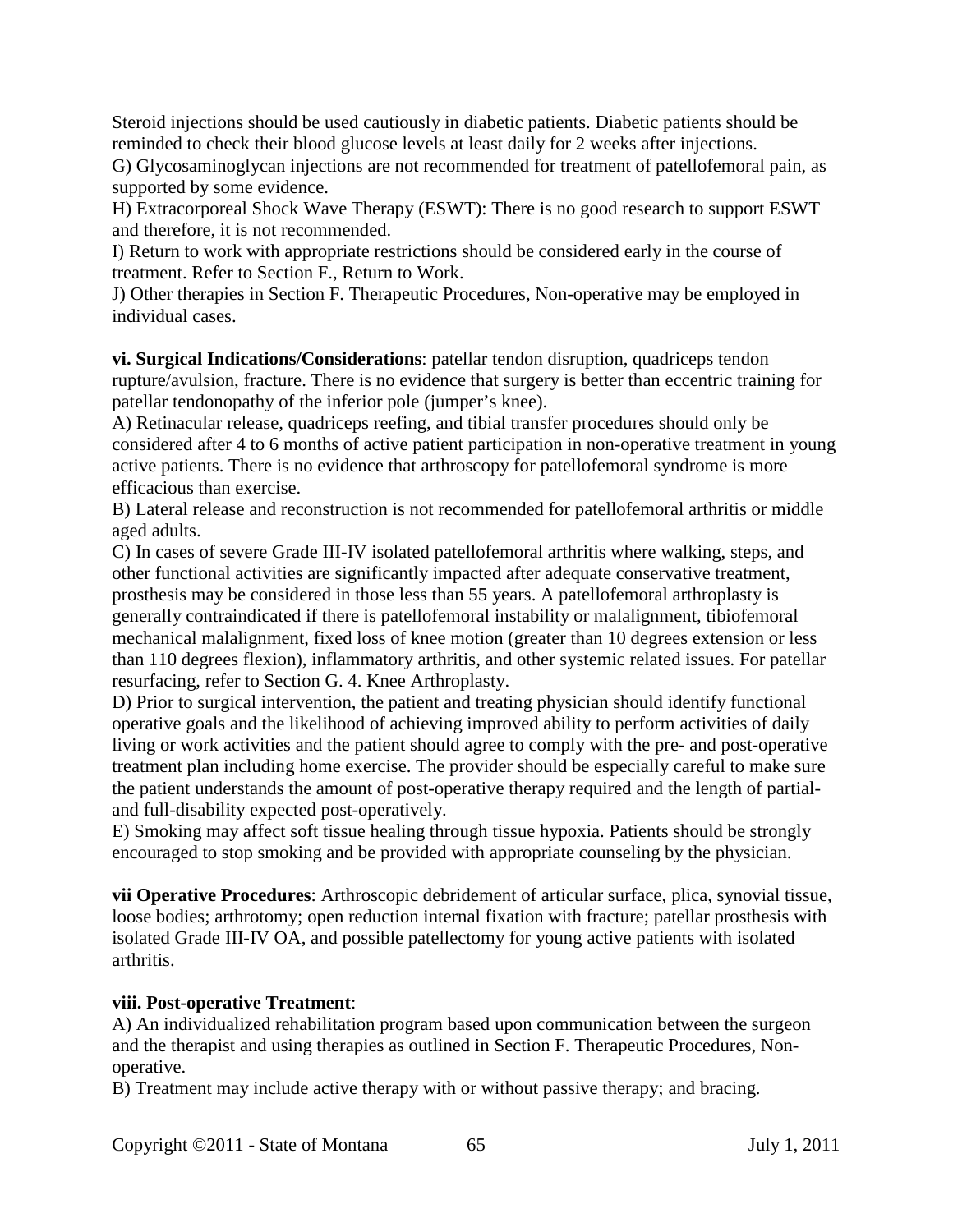Steroid injections should be used cautiously in diabetic patients. Diabetic patients should be reminded to check their blood glucose levels at least daily for 2 weeks after injections.
G) Glycosaminoglycan injections are not recommended for treatment of patellofemoral pain, as supported by some evidence.
H) Extracorporeal Shock Wave Therapy (ESWT): There is no good research to support ESWT and therefore, it is not recommended.
I) Return to work with appropriate restrictions should be considered early in the course of treatment. Refer to Section F., Return to Work.
J) Other therapies in Section F. Therapeutic Procedures, Non-operative may be employed in individual cases.

**vi. Surgical Indications/Considerations**: patellar tendon disruption, quadriceps tendon rupture/avulsion, fracture. There is no evidence that surgery is better than eccentric training for patellar tendonopathy of the inferior pole (jumper's knee).
A) Retinacular release, quadriceps reefing, and tibial transfer procedures should only be considered after 4 to 6 months of active patient participation in non-operative treatment in young active patients. There is no evidence that arthroscopy for patellofemoral syndrome is more efficacious than exercise.
B) Lateral release and reconstruction is not recommended for patellofemoral arthritis or middle aged adults.
C) In cases of severe Grade III-IV isolated patellofemoral arthritis where walking, steps, and other functional activities are significantly impacted after adequate conservative treatment, prosthesis may be considered in those less than 55 years. A patellofemoral arthroplasty is generally contraindicated if there is patellofemoral instability or malalignment, tibiofemoral mechanical malalignment, fixed loss of knee motion (greater than 10 degrees extension or less than 110 degrees flexion), inflammatory arthritis, and other systemic related issues. For patellar resurfacing, refer to Section G. 4. Knee Arthroplasty.
D) Prior to surgical intervention, the patient and treating physician should identify functional operative goals and the likelihood of achieving improved ability to perform activities of daily living or work activities and the patient should agree to comply with the pre- and post-operative treatment plan including home exercise. The provider should be especially careful to make sure the patient understands the amount of post-operative therapy required and the length of partial- and full-disability expected post-operatively.
E) Smoking may affect soft tissue healing through tissue hypoxia. Patients should be strongly encouraged to stop smoking and be provided with appropriate counseling by the physician.

**vii Operative Procedures**: Arthroscopic debridement of articular surface, plica, synovial tissue, loose bodies; arthrotomy; open reduction internal fixation with fracture; patellar prosthesis with isolated Grade III-IV OA, and possible patellectomy for young active patients with isolated arthritis.

**viii. Post-operative Treatment**:
A) An individualized rehabilitation program based upon communication between the surgeon and the therapist and using therapies as outlined in Section F. Therapeutic Procedures, Non-operative.
B) Treatment may include active therapy with or without passive therapy; and bracing.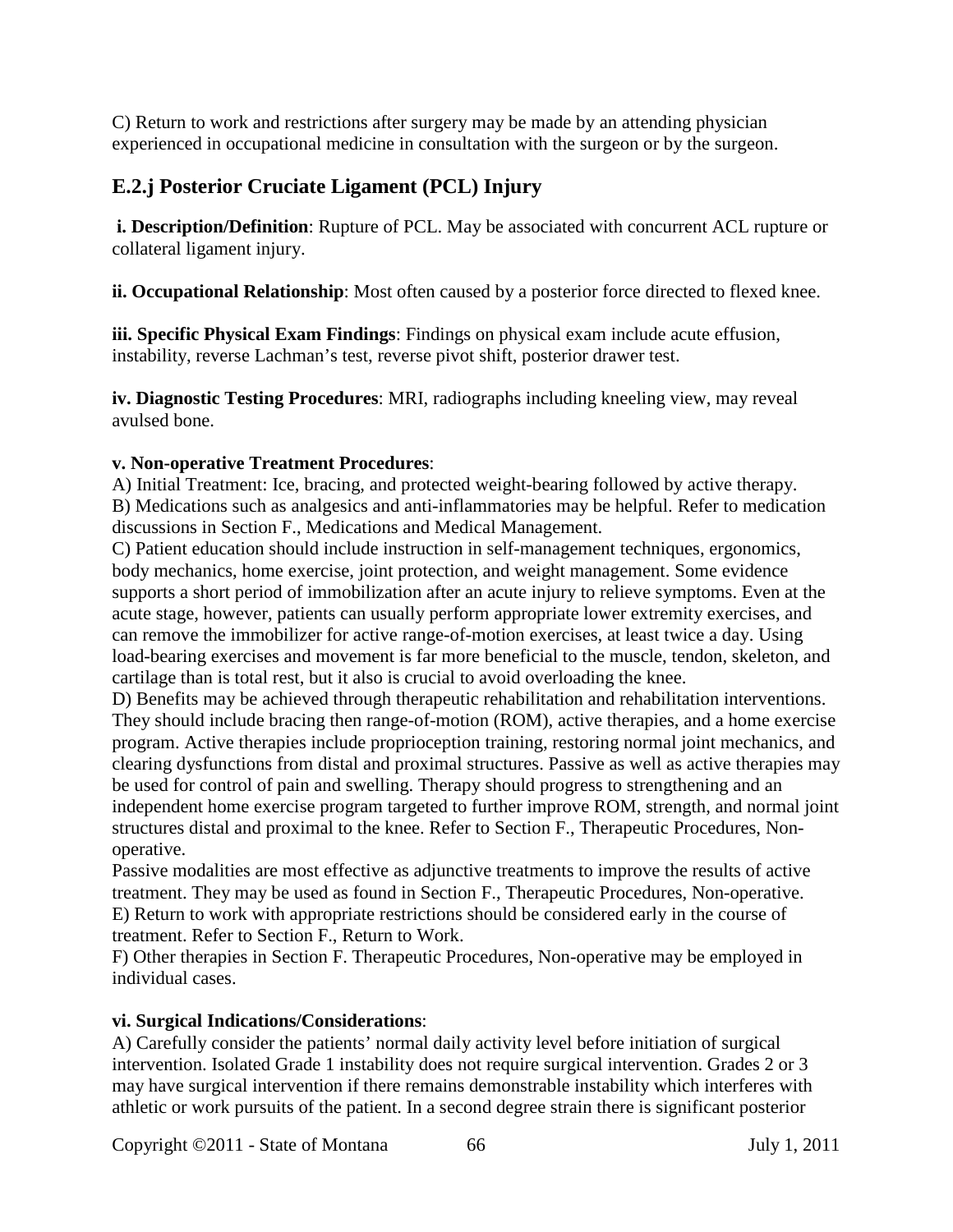C) Return to work and restrictions after surgery may be made by an attending physician experienced in occupational medicine in consultation with the surgeon or by the surgeon.

## E.2.j Posterior Cruciate Ligament (PCL) Injury

**i. Description/Definition**: Rupture of PCL. May be associated with concurrent ACL rupture or collateral ligament injury.

**ii. Occupational Relationship**: Most often caused by a posterior force directed to flexed knee.

**iii. Specific Physical Exam Findings**: Findings on physical exam include acute effusion, instability, reverse Lachman's test, reverse pivot shift, posterior drawer test.

**iv. Diagnostic Testing Procedures**: MRI, radiographs including kneeling view, may reveal avulsed bone.

**v. Non-operative Treatment Procedures**:

A) Initial Treatment: Ice, bracing, and protected weight-bearing followed by active therapy.

B) Medications such as analgesics and anti-inflammatories may be helpful. Refer to medication discussions in Section F., Medications and Medical Management.

C) Patient education should include instruction in self-management techniques, ergonomics, body mechanics, home exercise, joint protection, and weight management. Some evidence supports a short period of immobilization after an acute injury to relieve symptoms. Even at the acute stage, however, patients can usually perform appropriate lower extremity exercises, and can remove the immobilizer for active range-of-motion exercises, at least twice a day. Using load-bearing exercises and movement is far more beneficial to the muscle, tendon, skeleton, and cartilage than is total rest, but it also is crucial to avoid overloading the knee.

D) Benefits may be achieved through therapeutic rehabilitation and rehabilitation interventions. They should include bracing then range-of-motion (ROM), active therapies, and a home exercise program. Active therapies include proprioception training, restoring normal joint mechanics, and clearing dysfunctions from distal and proximal structures. Passive as well as active therapies may be used for control of pain and swelling. Therapy should progress to strengthening and an independent home exercise program targeted to further improve ROM, strength, and normal joint structures distal and proximal to the knee. Refer to Section F., Therapeutic Procedures, Non-operative.

Passive modalities are most effective as adjunctive treatments to improve the results of active treatment. They may be used as found in Section F., Therapeutic Procedures, Non-operative.

E) Return to work with appropriate restrictions should be considered early in the course of treatment. Refer to Section F., Return to Work.

F) Other therapies in Section F. Therapeutic Procedures, Non-operative may be employed in individual cases.

**vi. Surgical Indications/Considerations**:

A) Carefully consider the patients' normal daily activity level before initiation of surgical intervention. Isolated Grade 1 instability does not require surgical intervention. Grades 2 or 3 may have surgical intervention if there remains demonstrable instability which interferes with athletic or work pursuits of the patient. In a second degree strain there is significant posterior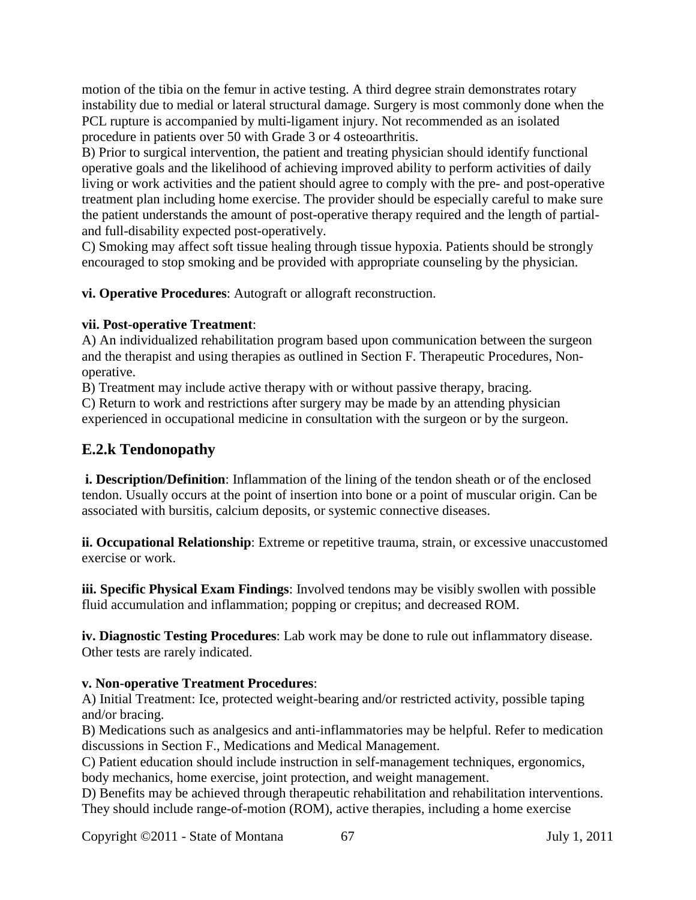motion of the tibia on the femur in active testing. A third degree strain demonstrates rotary instability due to medial or lateral structural damage. Surgery is most commonly done when the PCL rupture is accompanied by multi-ligament injury. Not recommended as an isolated procedure in patients over 50 with Grade 3 or 4 osteoarthritis.

B) Prior to surgical intervention, the patient and treating physician should identify functional operative goals and the likelihood of achieving improved ability to perform activities of daily living or work activities and the patient should agree to comply with the pre- and post-operative treatment plan including home exercise. The provider should be especially careful to make sure the patient understands the amount of post-operative therapy required and the length of partial- and full-disability expected post-operatively.

C) Smoking may affect soft tissue healing through tissue hypoxia. Patients should be strongly encouraged to stop smoking and be provided with appropriate counseling by the physician.

**vi. Operative Procedures**: Autograft or allograft reconstruction.

**vii. Post-operative Treatment**:

A) An individualized rehabilitation program based upon communication between the surgeon and the therapist and using therapies as outlined in Section F. Therapeutic Procedures, Non-operative.

B) Treatment may include active therapy with or without passive therapy, bracing.

C) Return to work and restrictions after surgery may be made by an attending physician experienced in occupational medicine in consultation with the surgeon or by the surgeon.

## E.2.k Tendonopathy

**i. Description/Definition**: Inflammation of the lining of the tendon sheath or of the enclosed tendon. Usually occurs at the point of insertion into bone or a point of muscular origin. Can be associated with bursitis, calcium deposits, or systemic connective diseases.

**ii. Occupational Relationship**: Extreme or repetitive trauma, strain, or excessive unaccustomed exercise or work.

**iii. Specific Physical Exam Findings**: Involved tendons may be visibly swollen with possible fluid accumulation and inflammation; popping or crepitus; and decreased ROM.

**iv. Diagnostic Testing Procedures**: Lab work may be done to rule out inflammatory disease. Other tests are rarely indicated.

**v. Non-operative Treatment Procedures**:

A) Initial Treatment: Ice, protected weight-bearing and/or restricted activity, possible taping and/or bracing.

B) Medications such as analgesics and anti-inflammatories may be helpful. Refer to medication discussions in Section F., Medications and Medical Management.

C) Patient education should include instruction in self-management techniques, ergonomics, body mechanics, home exercise, joint protection, and weight management.

D) Benefits may be achieved through therapeutic rehabilitation and rehabilitation interventions. They should include range-of-motion (ROM), active therapies, including a home exercise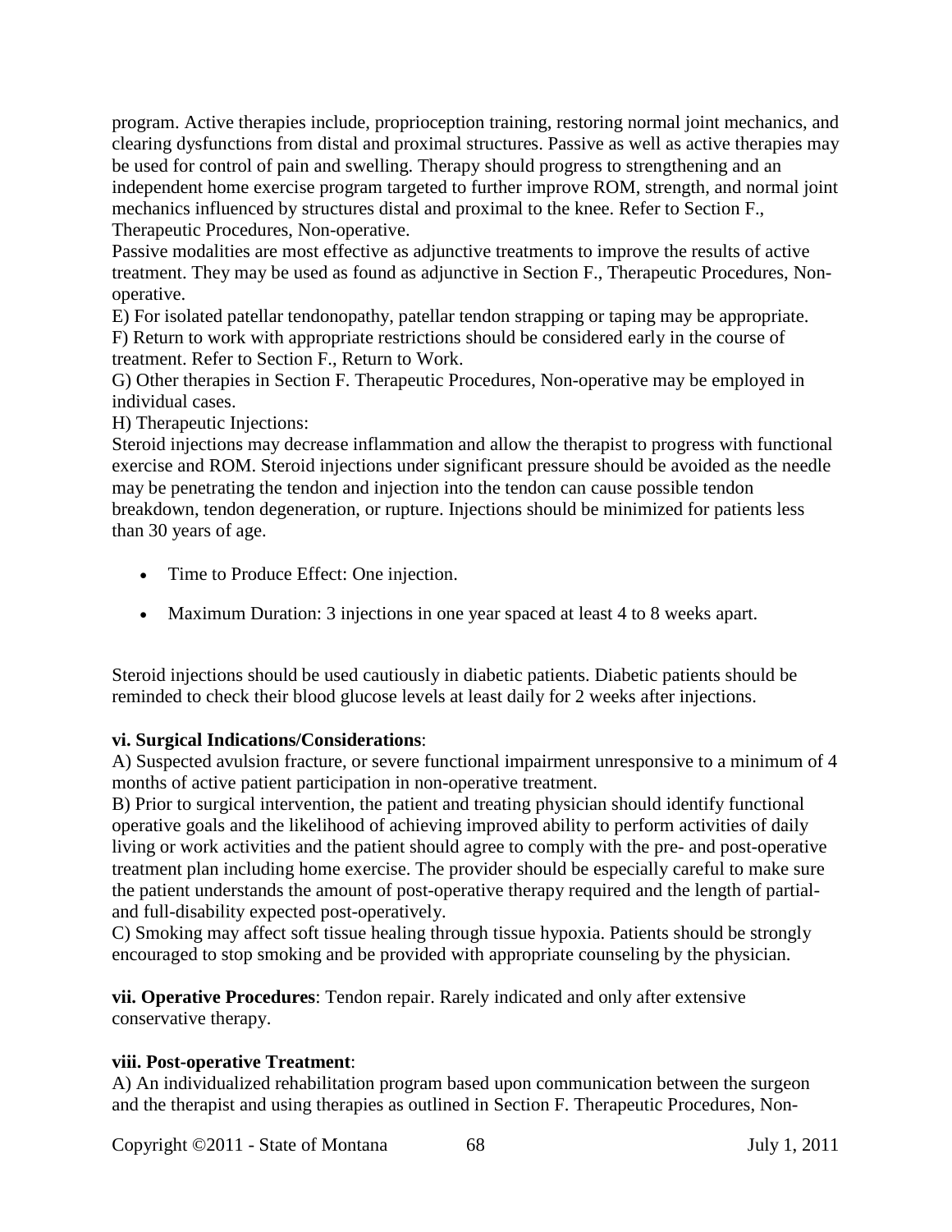program. Active therapies include, proprioception training, restoring normal joint mechanics, and clearing dysfunctions from distal and proximal structures. Passive as well as active therapies may be used for control of pain and swelling. Therapy should progress to strengthening and an independent home exercise program targeted to further improve ROM, strength, and normal joint mechanics influenced by structures distal and proximal to the knee. Refer to Section F., Therapeutic Procedures, Non-operative.

Passive modalities are most effective as adjunctive treatments to improve the results of active treatment. They may be used as found as adjunctive in Section F., Therapeutic Procedures, Non-operative.

E) For isolated patellar tendonopathy, patellar tendon strapping or taping may be appropriate.

F) Return to work with appropriate restrictions should be considered early in the course of treatment. Refer to Section F., Return to Work.

G) Other therapies in Section F. Therapeutic Procedures, Non-operative may be employed in individual cases.

H) Therapeutic Injections:

Steroid injections may decrease inflammation and allow the therapist to progress with functional exercise and ROM. Steroid injections under significant pressure should be avoided as the needle may be penetrating the tendon and injection into the tendon can cause possible tendon breakdown, tendon degeneration, or rupture. Injections should be minimized for patients less than 30 years of age.

- Time to Produce Effect: One injection.
- Maximum Duration: 3 injections in one year spaced at least 4 to 8 weeks apart.

Steroid injections should be used cautiously in diabetic patients. Diabetic patients should be reminded to check their blood glucose levels at least daily for 2 weeks after injections.

**vi. Surgical Indications/Considerations**:

A) Suspected avulsion fracture, or severe functional impairment unresponsive to a minimum of 4 months of active patient participation in non-operative treatment.

B) Prior to surgical intervention, the patient and treating physician should identify functional operative goals and the likelihood of achieving improved ability to perform activities of daily living or work activities and the patient should agree to comply with the pre- and post-operative treatment plan including home exercise. The provider should be especially careful to make sure the patient understands the amount of post-operative therapy required and the length of partial- and full-disability expected post-operatively.

C) Smoking may affect soft tissue healing through tissue hypoxia. Patients should be strongly encouraged to stop smoking and be provided with appropriate counseling by the physician.

**vii. Operative Procedures**: Tendon repair. Rarely indicated and only after extensive conservative therapy.

**viii. Post-operative Treatment**:

A) An individualized rehabilitation program based upon communication between the surgeon and the therapist and using therapies as outlined in Section F. Therapeutic Procedures, Non-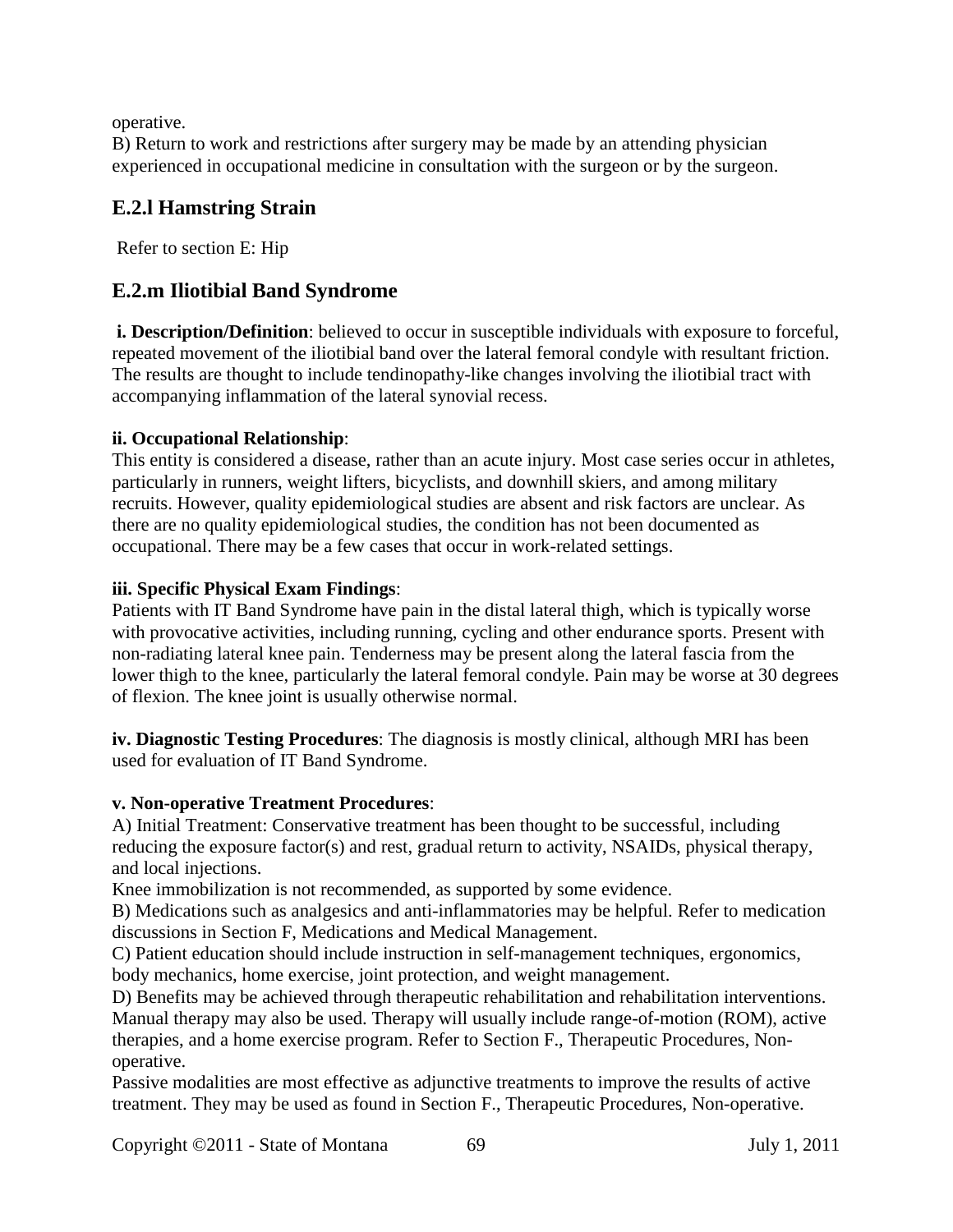operative.

B) Return to work and restrictions after surgery may be made by an attending physician experienced in occupational medicine in consultation with the surgeon or by the surgeon.

## E.2.l Hamstring Strain

Refer to section E: Hip

## E.2.m Iliotibial Band Syndrome

**i. Description/Definition**: believed to occur in susceptible individuals with exposure to forceful, repeated movement of the iliotibial band over the lateral femoral condyle with resultant friction. The results are thought to include tendinopathy-like changes involving the iliotibial tract with accompanying inflammation of the lateral synovial recess.

**ii. Occupational Relationship**:
This entity is considered a disease, rather than an acute injury. Most case series occur in athletes, particularly in runners, weight lifters, bicyclists, and downhill skiers, and among military recruits. However, quality epidemiological studies are absent and risk factors are unclear. As there are no quality epidemiological studies, the condition has not been documented as occupational. There may be a few cases that occur in work-related settings.

**iii. Specific Physical Exam Findings**:
Patients with IT Band Syndrome have pain in the distal lateral thigh, which is typically worse with provocative activities, including running, cycling and other endurance sports. Present with non-radiating lateral knee pain. Tenderness may be present along the lateral fascia from the lower thigh to the knee, particularly the lateral femoral condyle. Pain may be worse at 30 degrees of flexion. The knee joint is usually otherwise normal.

**iv. Diagnostic Testing Procedures**: The diagnosis is mostly clinical, although MRI has been used for evaluation of IT Band Syndrome.

**v. Non-operative Treatment Procedures**:

A) Initial Treatment: Conservative treatment has been thought to be successful, including reducing the exposure factor(s) and rest, gradual return to activity, NSAIDs, physical therapy, and local injections.

Knee immobilization is not recommended, as supported by some evidence.

B) Medications such as analgesics and anti-inflammatories may be helpful. Refer to medication discussions in Section F, Medications and Medical Management.

C) Patient education should include instruction in self-management techniques, ergonomics, body mechanics, home exercise, joint protection, and weight management.

D) Benefits may be achieved through therapeutic rehabilitation and rehabilitation interventions. Manual therapy may also be used. Therapy will usually include range-of-motion (ROM), active therapies, and a home exercise program. Refer to Section F., Therapeutic Procedures, Non-operative.

Passive modalities are most effective as adjunctive treatments to improve the results of active treatment. They may be used as found in Section F., Therapeutic Procedures, Non-operative.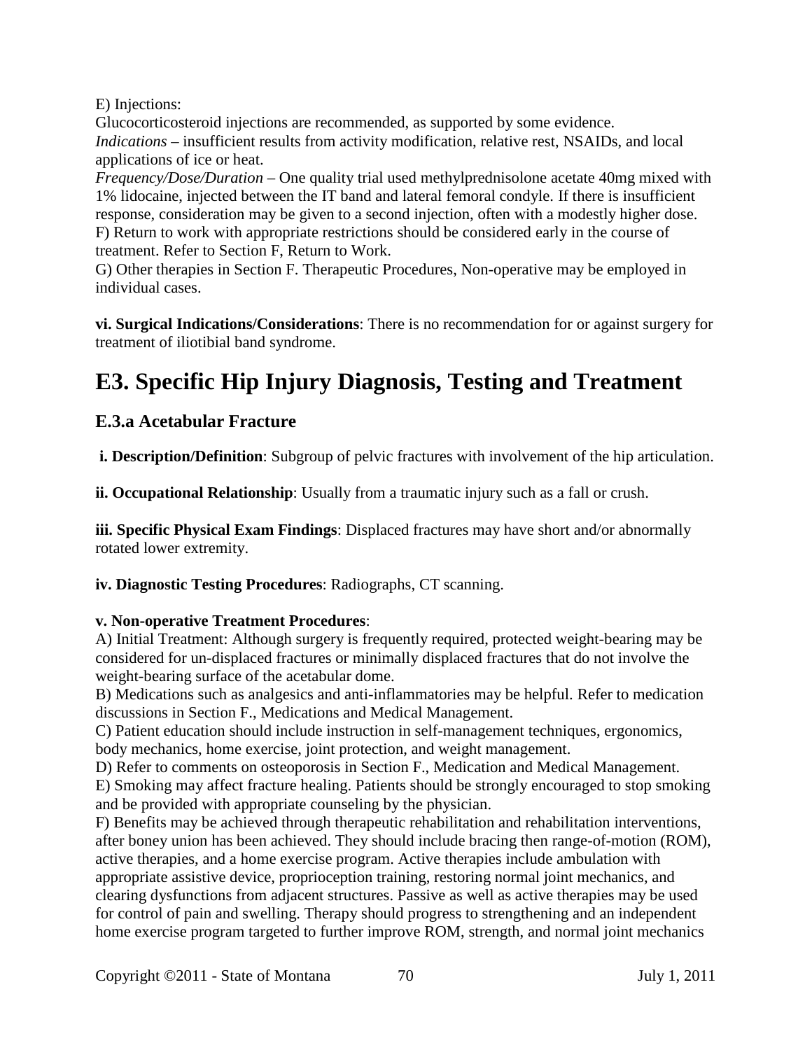E) Injections:
Glucocorticosteroid injections are recommended, as supported by some evidence.
*Indications* – insufficient results from activity modification, relative rest, NSAIDs, and local applications of ice or heat.
*Frequency/Dose/Duration* – One quality trial used methylprednisolone acetate 40mg mixed with 1% lidocaine, injected between the IT band and lateral femoral condyle. If there is insufficient response, consideration may be given to a second injection, often with a modestly higher dose.
F) Return to work with appropriate restrictions should be considered early in the course of treatment. Refer to Section F, Return to Work.
G) Other therapies in Section F. Therapeutic Procedures, Non-operative may be employed in individual cases.

**vi. Surgical Indications/Considerations**: There is no recommendation for or against surgery for treatment of iliotibial band syndrome.

# E3. Specific Hip Injury Diagnosis, Testing and Treatment

## E.3.a Acetabular Fracture

**i. Description/Definition**: Subgroup of pelvic fractures with involvement of the hip articulation.

**ii. Occupational Relationship**: Usually from a traumatic injury such as a fall or crush.

**iii. Specific Physical Exam Findings**: Displaced fractures may have short and/or abnormally rotated lower extremity.

**iv. Diagnostic Testing Procedures**: Radiographs, CT scanning.

**v. Non-operative Treatment Procedures**:
A) Initial Treatment: Although surgery is frequently required, protected weight-bearing may be considered for un-displaced fractures or minimally displaced fractures that do not involve the weight-bearing surface of the acetabular dome.
B) Medications such as analgesics and anti-inflammatories may be helpful. Refer to medication discussions in Section F., Medications and Medical Management.
C) Patient education should include instruction in self-management techniques, ergonomics, body mechanics, home exercise, joint protection, and weight management.
D) Refer to comments on osteoporosis in Section F., Medication and Medical Management.
E) Smoking may affect fracture healing. Patients should be strongly encouraged to stop smoking and be provided with appropriate counseling by the physician.
F) Benefits may be achieved through therapeutic rehabilitation and rehabilitation interventions, after boney union has been achieved. They should include bracing then range-of-motion (ROM), active therapies, and a home exercise program. Active therapies include ambulation with appropriate assistive device, proprioception training, restoring normal joint mechanics, and clearing dysfunctions from adjacent structures. Passive as well as active therapies may be used for control of pain and swelling. Therapy should progress to strengthening and an independent home exercise program targeted to further improve ROM, strength, and normal joint mechanics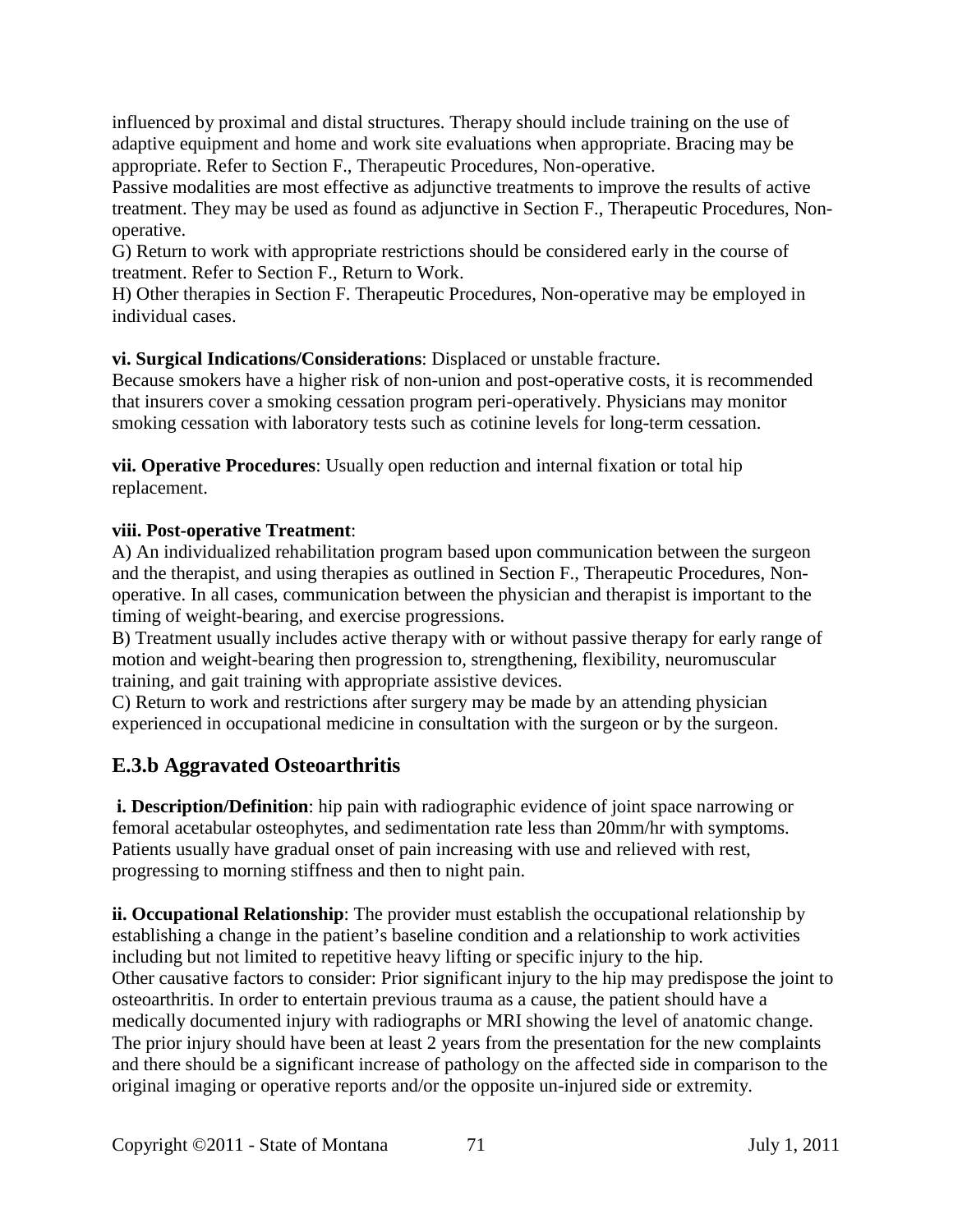influenced by proximal and distal structures. Therapy should include training on the use of adaptive equipment and home and work site evaluations when appropriate. Bracing may be appropriate. Refer to Section F., Therapeutic Procedures, Non-operative.

Passive modalities are most effective as adjunctive treatments to improve the results of active treatment. They may be used as found as adjunctive in Section F., Therapeutic Procedures, Non-operative.

G) Return to work with appropriate restrictions should be considered early in the course of treatment. Refer to Section F., Return to Work.

H) Other therapies in Section F. Therapeutic Procedures, Non-operative may be employed in individual cases.

**vi. Surgical Indications/Considerations**: Displaced or unstable fracture.

Because smokers have a higher risk of non-union and post-operative costs, it is recommended that insurers cover a smoking cessation program peri-operatively. Physicians may monitor smoking cessation with laboratory tests such as cotinine levels for long-term cessation.

**vii. Operative Procedures**: Usually open reduction and internal fixation or total hip replacement.

**viii. Post-operative Treatment**:

A) An individualized rehabilitation program based upon communication between the surgeon and the therapist, and using therapies as outlined in Section F., Therapeutic Procedures, Non-operative. In all cases, communication between the physician and therapist is important to the timing of weight-bearing, and exercise progressions.

B) Treatment usually includes active therapy with or without passive therapy for early range of motion and weight-bearing then progression to, strengthening, flexibility, neuromuscular training, and gait training with appropriate assistive devices.

C) Return to work and restrictions after surgery may be made by an attending physician experienced in occupational medicine in consultation with the surgeon or by the surgeon.

## E.3.b Aggravated Osteoarthritis

**i. Description/Definition**: hip pain with radiographic evidence of joint space narrowing or femoral acetabular osteophytes, and sedimentation rate less than 20mm/hr with symptoms. Patients usually have gradual onset of pain increasing with use and relieved with rest, progressing to morning stiffness and then to night pain.

**ii. Occupational Relationship**: The provider must establish the occupational relationship by establishing a change in the patient's baseline condition and a relationship to work activities including but not limited to repetitive heavy lifting or specific injury to the hip.

Other causative factors to consider: Prior significant injury to the hip may predispose the joint to osteoarthritis. In order to entertain previous trauma as a cause, the patient should have a medically documented injury with radiographs or MRI showing the level of anatomic change. The prior injury should have been at least 2 years from the presentation for the new complaints and there should be a significant increase of pathology on the affected side in comparison to the original imaging or operative reports and/or the opposite un-injured side or extremity.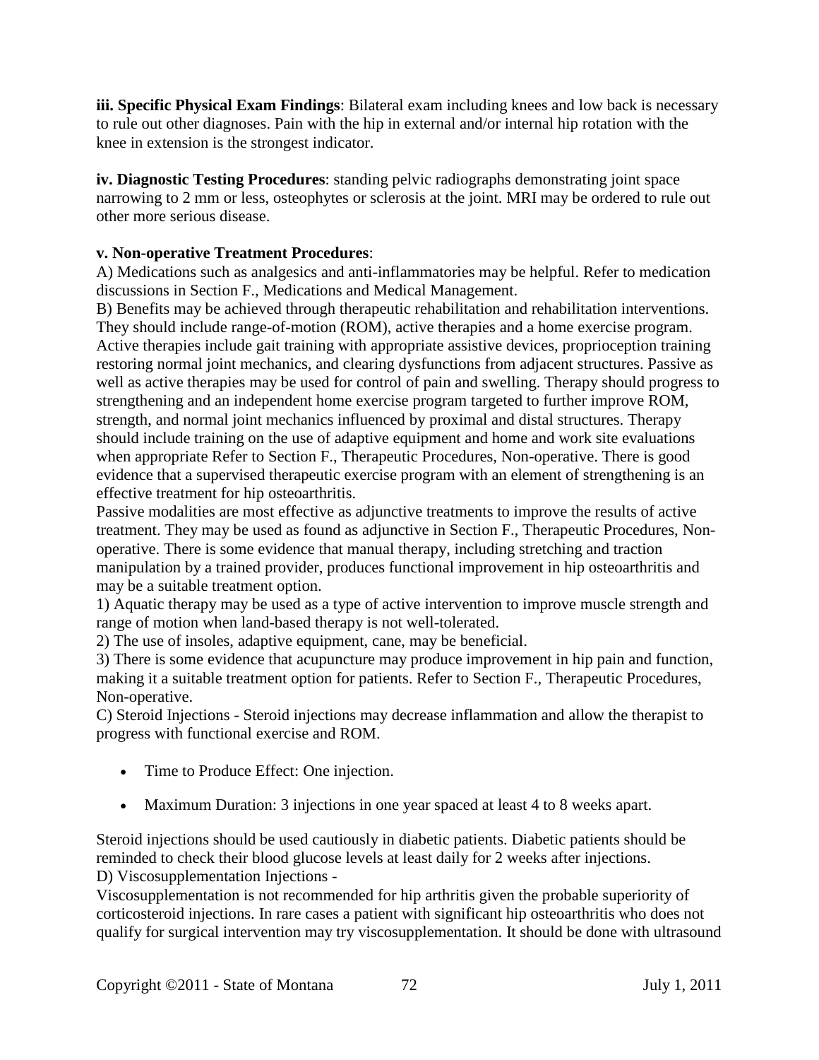**iii. Specific Physical Exam Findings**: Bilateral exam including knees and low back is necessary to rule out other diagnoses. Pain with the hip in external and/or internal hip rotation with the knee in extension is the strongest indicator.

**iv. Diagnostic Testing Procedures**: standing pelvic radiographs demonstrating joint space narrowing to 2 mm or less, osteophytes or sclerosis at the joint. MRI may be ordered to rule out other more serious disease.

**v. Non-operative Treatment Procedures**:

A) Medications such as analgesics and anti-inflammatories may be helpful. Refer to medication discussions in Section F., Medications and Medical Management.

B) Benefits may be achieved through therapeutic rehabilitation and rehabilitation interventions. They should include range-of-motion (ROM), active therapies and a home exercise program. Active therapies include gait training with appropriate assistive devices, proprioception training restoring normal joint mechanics, and clearing dysfunctions from adjacent structures. Passive as well as active therapies may be used for control of pain and swelling. Therapy should progress to strengthening and an independent home exercise program targeted to further improve ROM, strength, and normal joint mechanics influenced by proximal and distal structures. Therapy should include training on the use of adaptive equipment and home and work site evaluations when appropriate Refer to Section F., Therapeutic Procedures, Non-operative. There is good evidence that a supervised therapeutic exercise program with an element of strengthening is an effective treatment for hip osteoarthritis.

Passive modalities are most effective as adjunctive treatments to improve the results of active treatment. They may be used as found as adjunctive in Section F., Therapeutic Procedures, Non-operative. There is some evidence that manual therapy, including stretching and traction manipulation by a trained provider, produces functional improvement in hip osteoarthritis and may be a suitable treatment option.

1) Aquatic therapy may be used as a type of active intervention to improve muscle strength and range of motion when land-based therapy is not well-tolerated.

2) The use of insoles, adaptive equipment, cane, may be beneficial.

3) There is some evidence that acupuncture may produce improvement in hip pain and function, making it a suitable treatment option for patients. Refer to Section F., Therapeutic Procedures, Non-operative.

C) Steroid Injections - Steroid injections may decrease inflammation and allow the therapist to progress with functional exercise and ROM.

- Time to Produce Effect: One injection.
- Maximum Duration: 3 injections in one year spaced at least 4 to 8 weeks apart.

Steroid injections should be used cautiously in diabetic patients. Diabetic patients should be reminded to check their blood glucose levels at least daily for 2 weeks after injections.

D) Viscosupplementation Injections -

Viscosupplementation is not recommended for hip arthritis given the probable superiority of corticosteroid injections. In rare cases a patient with significant hip osteoarthritis who does not qualify for surgical intervention may try viscosupplementation. It should be done with ultrasound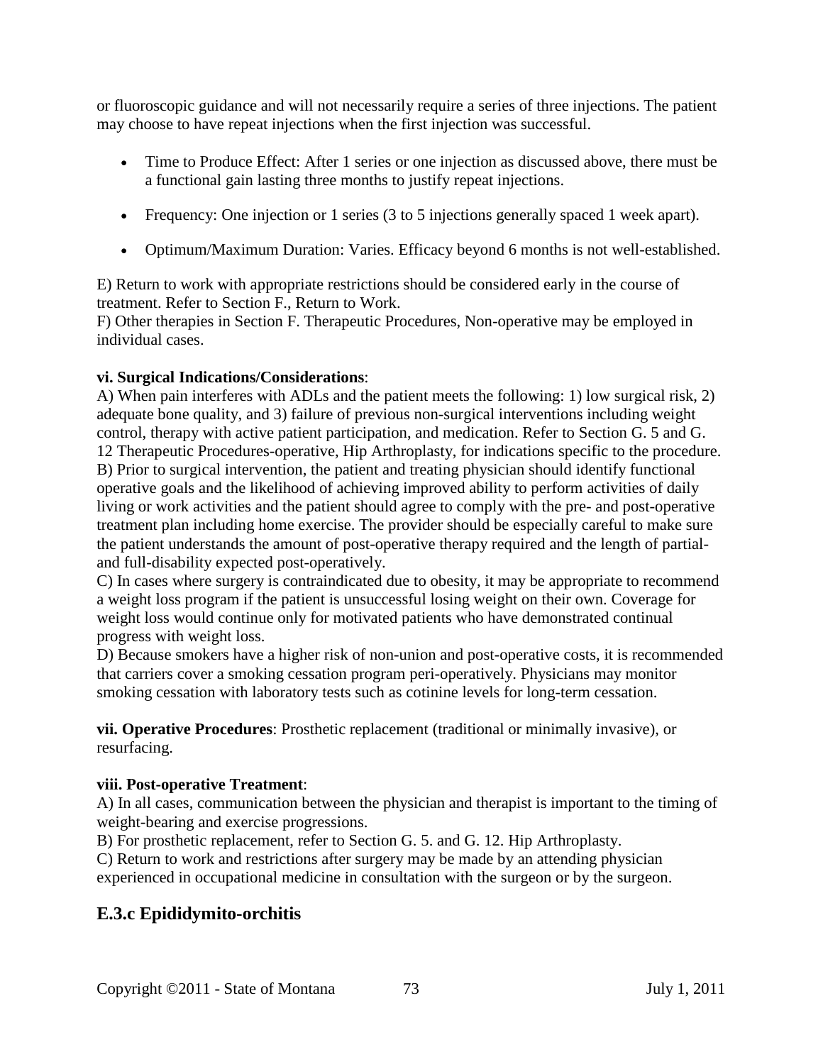or fluoroscopic guidance and will not necessarily require a series of three injections. The patient may choose to have repeat injections when the first injection was successful.

- Time to Produce Effect: After 1 series or one injection as discussed above, there must be a functional gain lasting three months to justify repeat injections.
- Frequency: One injection or 1 series (3 to 5 injections generally spaced 1 week apart).
- Optimum/Maximum Duration: Varies. Efficacy beyond 6 months is not well-established.

E) Return to work with appropriate restrictions should be considered early in the course of treatment. Refer to Section F., Return to Work.
F) Other therapies in Section F. Therapeutic Procedures, Non-operative may be employed in individual cases.

**vi. Surgical Indications/Considerations**:
A) When pain interferes with ADLs and the patient meets the following: 1) low surgical risk, 2) adequate bone quality, and 3) failure of previous non-surgical interventions including weight control, therapy with active patient participation, and medication. Refer to Section G. 5 and G. 12 Therapeutic Procedures-operative, Hip Arthroplasty, for indications specific to the procedure.
B) Prior to surgical intervention, the patient and treating physician should identify functional operative goals and the likelihood of achieving improved ability to perform activities of daily living or work activities and the patient should agree to comply with the pre- and post-operative treatment plan including home exercise. The provider should be especially careful to make sure the patient understands the amount of post-operative therapy required and the length of partial- and full-disability expected post-operatively.
C) In cases where surgery is contraindicated due to obesity, it may be appropriate to recommend a weight loss program if the patient is unsuccessful losing weight on their own. Coverage for weight loss would continue only for motivated patients who have demonstrated continual progress with weight loss.
D) Because smokers have a higher risk of non-union and post-operative costs, it is recommended that carriers cover a smoking cessation program peri-operatively. Physicians may monitor smoking cessation with laboratory tests such as cotinine levels for long-term cessation.

**vii. Operative Procedures**: Prosthetic replacement (traditional or minimally invasive), or resurfacing.

**viii. Post-operative Treatment**:
A) In all cases, communication between the physician and therapist is important to the timing of weight-bearing and exercise progressions.
B) For prosthetic replacement, refer to Section G. 5. and G. 12. Hip Arthroplasty.
C) Return to work and restrictions after surgery may be made by an attending physician experienced in occupational medicine in consultation with the surgeon or by the surgeon.

## E.3.c Epididymito-orchitis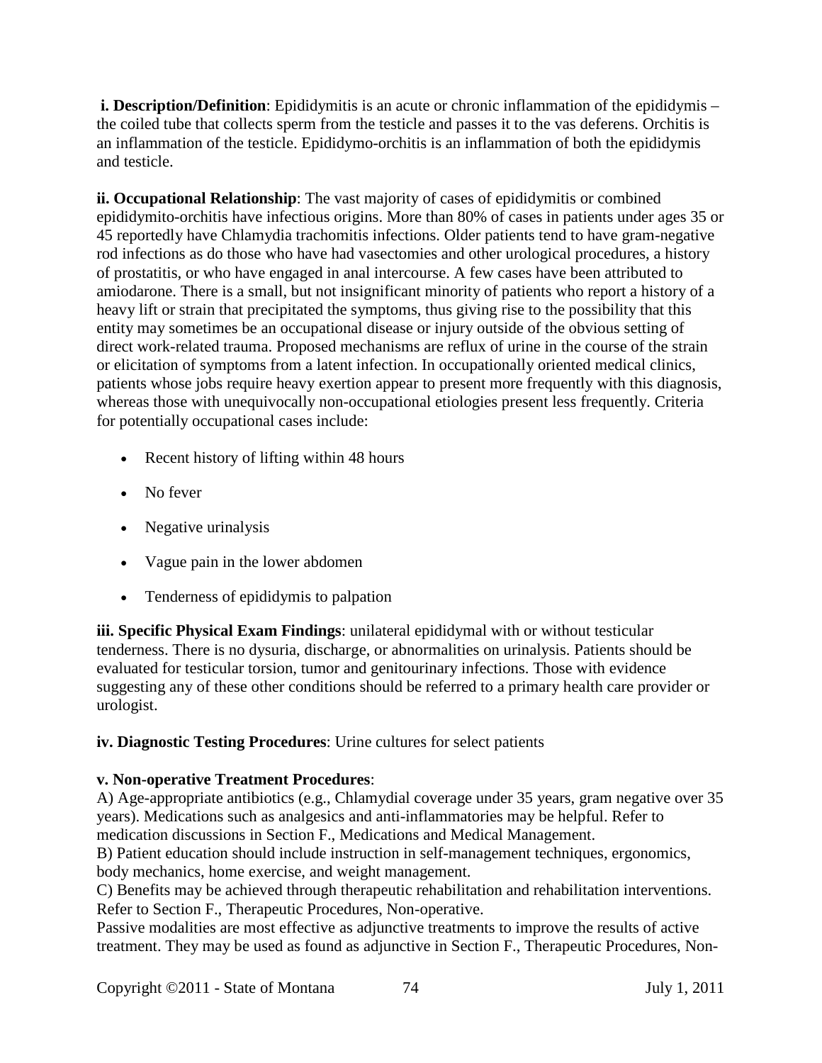**i. Description/Definition**: Epididymitis is an acute or chronic inflammation of the epididymis – the coiled tube that collects sperm from the testicle and passes it to the vas deferens. Orchitis is an inflammation of the testicle. Epididymo-orchitis is an inflammation of both the epididymis and testicle.

**ii. Occupational Relationship**: The vast majority of cases of epididymitis or combined epididymito-orchitis have infectious origins. More than 80% of cases in patients under ages 35 or 45 reportedly have Chlamydia trachomitis infections. Older patients tend to have gram-negative rod infections as do those who have had vasectomies and other urological procedures, a history of prostatitis, or who have engaged in anal intercourse. A few cases have been attributed to amiodarone. There is a small, but not insignificant minority of patients who report a history of a heavy lift or strain that precipitated the symptoms, thus giving rise to the possibility that this entity may sometimes be an occupational disease or injury outside of the obvious setting of direct work-related trauma. Proposed mechanisms are reflux of urine in the course of the strain or elicitation of symptoms from a latent infection. In occupationally oriented medical clinics, patients whose jobs require heavy exertion appear to present more frequently with this diagnosis, whereas those with unequivocally non-occupational etiologies present less frequently. Criteria for potentially occupational cases include:

- Recent history of lifting within 48 hours
- No fever
- Negative urinalysis
- Vague pain in the lower abdomen
- Tenderness of epididymis to palpation

**iii. Specific Physical Exam Findings**: unilateral epididymal with or without testicular tenderness. There is no dysuria, discharge, or abnormalities on urinalysis. Patients should be evaluated for testicular torsion, tumor and genitourinary infections. Those with evidence suggesting any of these other conditions should be referred to a primary health care provider or urologist.

**iv. Diagnostic Testing Procedures**: Urine cultures for select patients

**v. Non-operative Treatment Procedures**:

A) Age-appropriate antibiotics (e.g., Chlamydial coverage under 35 years, gram negative over 35 years). Medications such as analgesics and anti-inflammatories may be helpful. Refer to medication discussions in Section F., Medications and Medical Management.

B) Patient education should include instruction in self-management techniques, ergonomics, body mechanics, home exercise, and weight management.

C) Benefits may be achieved through therapeutic rehabilitation and rehabilitation interventions. Refer to Section F., Therapeutic Procedures, Non-operative.

Passive modalities are most effective as adjunctive treatments to improve the results of active treatment. They may be used as found as adjunctive in Section F., Therapeutic Procedures, Non-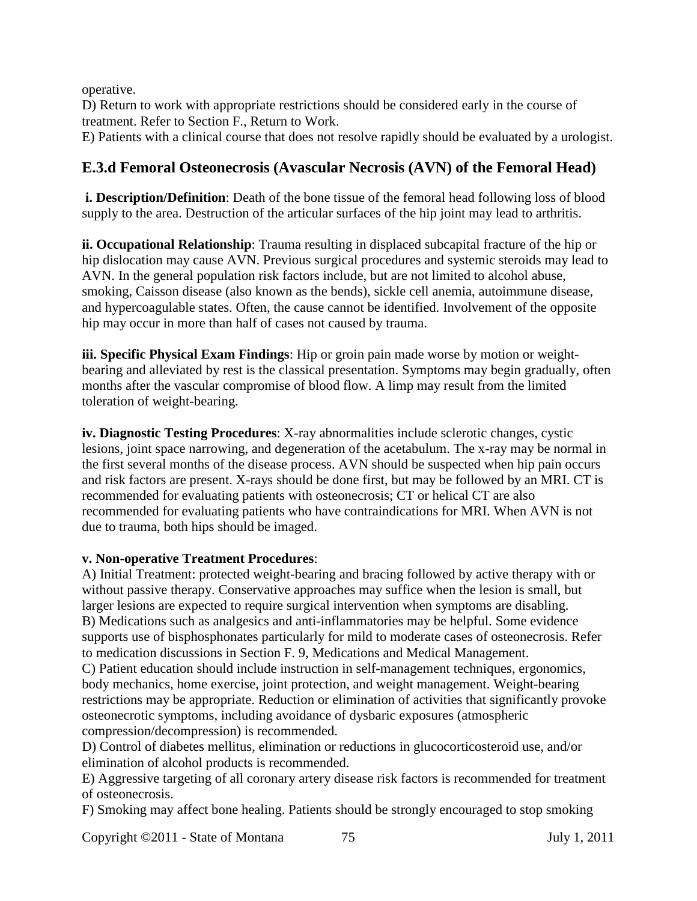operative.

D) Return to work with appropriate restrictions should be considered early in the course of treatment. Refer to Section F., Return to Work.

E) Patients with a clinical course that does not resolve rapidly should be evaluated by a urologist.

## E.3.d Femoral Osteonecrosis (Avascular Necrosis (AVN) of the Femoral Head)

**i. Description/Definition**: Death of the bone tissue of the femoral head following loss of blood supply to the area. Destruction of the articular surfaces of the hip joint may lead to arthritis.

**ii. Occupational Relationship**: Trauma resulting in displaced subcapital fracture of the hip or hip dislocation may cause AVN. Previous surgical procedures and systemic steroids may lead to AVN. In the general population risk factors include, but are not limited to alcohol abuse, smoking, Caisson disease (also known as the bends), sickle cell anemia, autoimmune disease, and hypercoagulable states. Often, the cause cannot be identified. Involvement of the opposite hip may occur in more than half of cases not caused by trauma.

**iii. Specific Physical Exam Findings**: Hip or groin pain made worse by motion or weight-bearing and alleviated by rest is the classical presentation. Symptoms may begin gradually, often months after the vascular compromise of blood flow. A limp may result from the limited toleration of weight-bearing.

**iv. Diagnostic Testing Procedures**: X-ray abnormalities include sclerotic changes, cystic lesions, joint space narrowing, and degeneration of the acetabulum. The x-ray may be normal in the first several months of the disease process. AVN should be suspected when hip pain occurs and risk factors are present. X-rays should be done first, but may be followed by an MRI. CT is recommended for evaluating patients with osteonecrosis; CT or helical CT are also recommended for evaluating patients who have contraindications for MRI. When AVN is not due to trauma, both hips should be imaged.

**v. Non-operative Treatment Procedures**:

A) Initial Treatment: protected weight-bearing and bracing followed by active therapy with or without passive therapy. Conservative approaches may suffice when the lesion is small, but larger lesions are expected to require surgical intervention when symptoms are disabling.

B) Medications such as analgesics and anti-inflammatories may be helpful. Some evidence supports use of bisphosphonates particularly for mild to moderate cases of osteonecrosis. Refer to medication discussions in Section F. 9, Medications and Medical Management.

C) Patient education should include instruction in self-management techniques, ergonomics, body mechanics, home exercise, joint protection, and weight management. Weight-bearing restrictions may be appropriate. Reduction or elimination of activities that significantly provoke osteonecrotic symptoms, including avoidance of dysbaric exposures (atmospheric compression/decompression) is recommended.

D) Control of diabetes mellitus, elimination or reductions in glucocorticosteroid use, and/or elimination of alcohol products is recommended.

E) Aggressive targeting of all coronary artery disease risk factors is recommended for treatment of osteonecrosis.

F) Smoking may affect bone healing. Patients should be strongly encouraged to stop smoking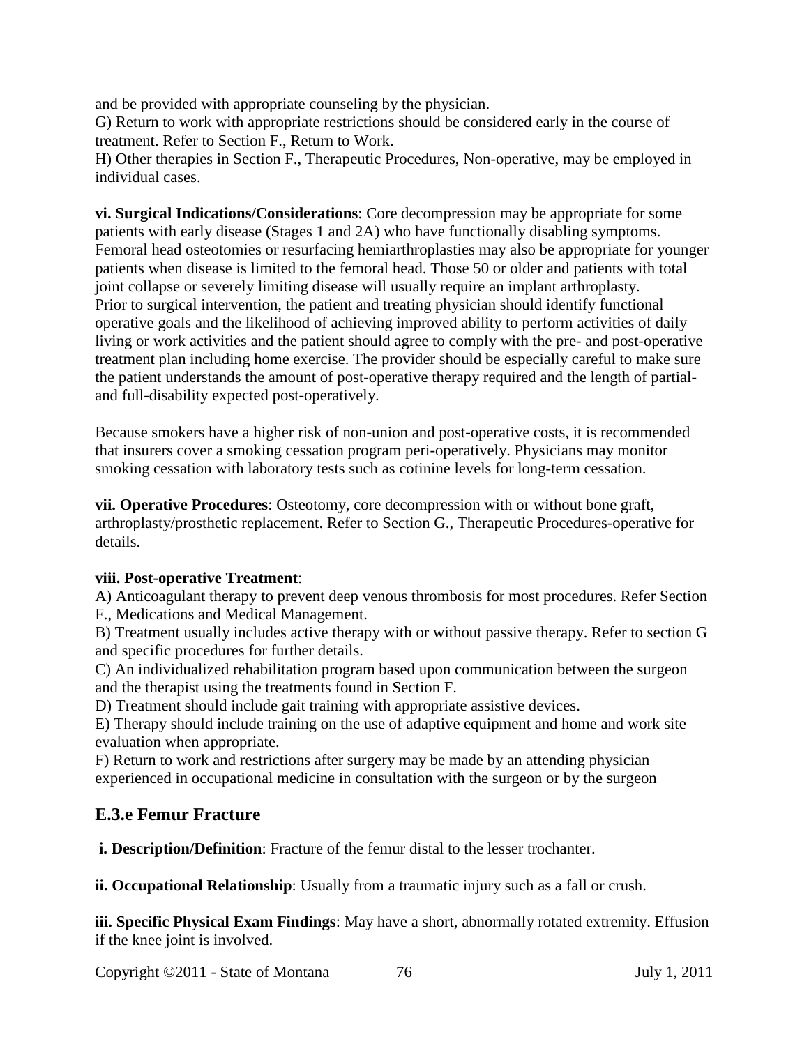and be provided with appropriate counseling by the physician.
G) Return to work with appropriate restrictions should be considered early in the course of treatment. Refer to Section F., Return to Work.
H) Other therapies in Section F., Therapeutic Procedures, Non-operative, may be employed in individual cases.

**vi. Surgical Indications/Considerations**: Core decompression may be appropriate for some patients with early disease (Stages 1 and 2A) who have functionally disabling symptoms. Femoral head osteotomies or resurfacing hemiarthroplasties may also be appropriate for younger patients when disease is limited to the femoral head. Those 50 or older and patients with total joint collapse or severely limiting disease will usually require an implant arthroplasty.
Prior to surgical intervention, the patient and treating physician should identify functional operative goals and the likelihood of achieving improved ability to perform activities of daily living or work activities and the patient should agree to comply with the pre- and post-operative treatment plan including home exercise. The provider should be especially careful to make sure the patient understands the amount of post-operative therapy required and the length of partial- and full-disability expected post-operatively.

Because smokers have a higher risk of non-union and post-operative costs, it is recommended that insurers cover a smoking cessation program peri-operatively. Physicians may monitor smoking cessation with laboratory tests such as cotinine levels for long-term cessation.

**vii. Operative Procedures**: Osteotomy, core decompression with or without bone graft, arthroplasty/prosthetic replacement. Refer to Section G., Therapeutic Procedures-operative for details.

**viii. Post-operative Treatment**:
A) Anticoagulant therapy to prevent deep venous thrombosis for most procedures. Refer Section F., Medications and Medical Management.
B) Treatment usually includes active therapy with or without passive therapy. Refer to section G and specific procedures for further details.
C) An individualized rehabilitation program based upon communication between the surgeon and the therapist using the treatments found in Section F.
D) Treatment should include gait training with appropriate assistive devices.
E) Therapy should include training on the use of adaptive equipment and home and work site evaluation when appropriate.
F) Return to work and restrictions after surgery may be made by an attending physician experienced in occupational medicine in consultation with the surgeon or by the surgeon

## E.3.e Femur Fracture

**i. Description/Definition**: Fracture of the femur distal to the lesser trochanter.

**ii. Occupational Relationship**: Usually from a traumatic injury such as a fall or crush.

**iii. Specific Physical Exam Findings**: May have a short, abnormally rotated extremity. Effusion if the knee joint is involved.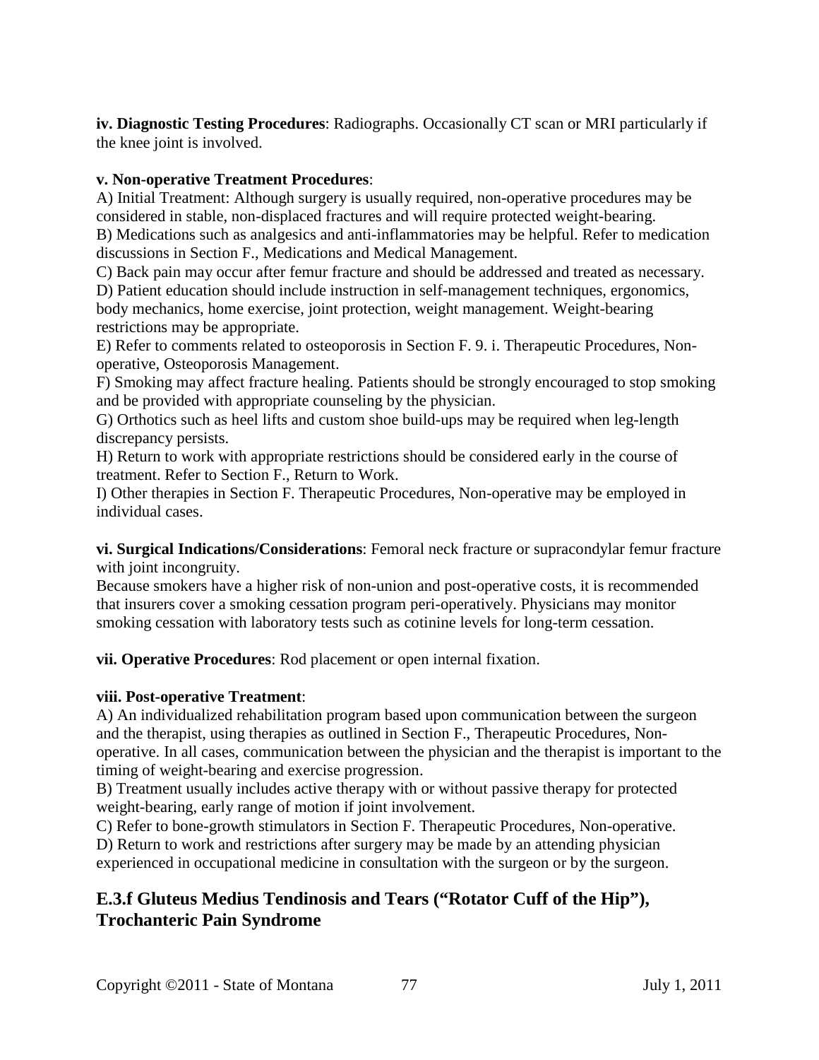**iv. Diagnostic Testing Procedures**: Radiographs. Occasionally CT scan or MRI particularly if the knee joint is involved.

**v. Non-operative Treatment Procedures**:

A) Initial Treatment: Although surgery is usually required, non-operative procedures may be considered in stable, non-displaced fractures and will require protected weight-bearing.
B) Medications such as analgesics and anti-inflammatories may be helpful. Refer to medication discussions in Section F., Medications and Medical Management.
C) Back pain may occur after femur fracture and should be addressed and treated as necessary.
D) Patient education should include instruction in self-management techniques, ergonomics, body mechanics, home exercise, joint protection, weight management. Weight-bearing restrictions may be appropriate.
E) Refer to comments related to osteoporosis in Section F. 9. i. Therapeutic Procedures, Non-operative, Osteoporosis Management.
F) Smoking may affect fracture healing. Patients should be strongly encouraged to stop smoking and be provided with appropriate counseling by the physician.
G) Orthotics such as heel lifts and custom shoe build-ups may be required when leg-length discrepancy persists.
H) Return to work with appropriate restrictions should be considered early in the course of treatment. Refer to Section F., Return to Work.
I) Other therapies in Section F. Therapeutic Procedures, Non-operative may be employed in individual cases.

**vi. Surgical Indications/Considerations**: Femoral neck fracture or supracondylar femur fracture with joint incongruity.
Because smokers have a higher risk of non-union and post-operative costs, it is recommended that insurers cover a smoking cessation program peri-operatively. Physicians may monitor smoking cessation with laboratory tests such as cotinine levels for long-term cessation.

**vii. Operative Procedures**: Rod placement or open internal fixation.

**viii. Post-operative Treatment**:

A) An individualized rehabilitation program based upon communication between the surgeon and the therapist, using therapies as outlined in Section F., Therapeutic Procedures, Non-operative. In all cases, communication between the physician and the therapist is important to the timing of weight-bearing and exercise progression.
B) Treatment usually includes active therapy with or without passive therapy for protected weight-bearing, early range of motion if joint involvement.
C) Refer to bone-growth stimulators in Section F. Therapeutic Procedures, Non-operative.
D) Return to work and restrictions after surgery may be made by an attending physician experienced in occupational medicine in consultation with the surgeon or by the surgeon.

## E.3.f Gluteus Medius Tendinosis and Tears ("Rotator Cuff of the Hip"), Trochanteric Pain Syndrome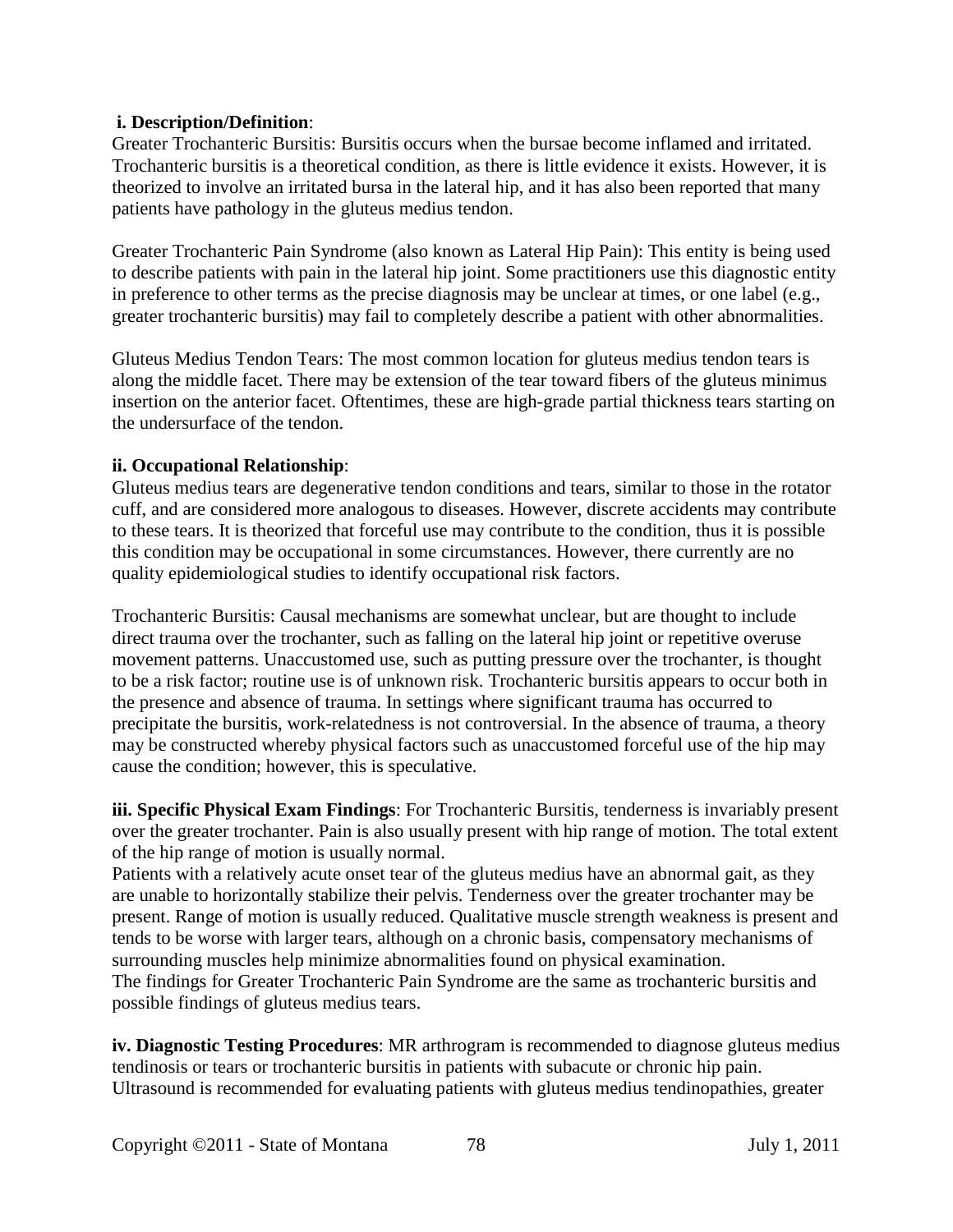**i. Description/Definition**:

Greater Trochanteric Bursitis: Bursitis occurs when the bursae become inflamed and irritated. Trochanteric bursitis is a theoretical condition, as there is little evidence it exists. However, it is theorized to involve an irritated bursa in the lateral hip, and it has also been reported that many patients have pathology in the gluteus medius tendon.

Greater Trochanteric Pain Syndrome (also known as Lateral Hip Pain): This entity is being used to describe patients with pain in the lateral hip joint. Some practitioners use this diagnostic entity in preference to other terms as the precise diagnosis may be unclear at times, or one label (e.g., greater trochanteric bursitis) may fail to completely describe a patient with other abnormalities.

Gluteus Medius Tendon Tears: The most common location for gluteus medius tendon tears is along the middle facet. There may be extension of the tear toward fibers of the gluteus minimus insertion on the anterior facet. Oftentimes, these are high-grade partial thickness tears starting on the undersurface of the tendon.

**ii. Occupational Relationship**:

Gluteus medius tears are degenerative tendon conditions and tears, similar to those in the rotator cuff, and are considered more analogous to diseases. However, discrete accidents may contribute to these tears. It is theorized that forceful use may contribute to the condition, thus it is possible this condition may be occupational in some circumstances. However, there currently are no quality epidemiological studies to identify occupational risk factors.

Trochanteric Bursitis: Causal mechanisms are somewhat unclear, but are thought to include direct trauma over the trochanter, such as falling on the lateral hip joint or repetitive overuse movement patterns. Unaccustomed use, such as putting pressure over the trochanter, is thought to be a risk factor; routine use is of unknown risk. Trochanteric bursitis appears to occur both in the presence and absence of trauma. In settings where significant trauma has occurred to precipitate the bursitis, work-relatedness is not controversial. In the absence of trauma, a theory may be constructed whereby physical factors such as unaccustomed forceful use of the hip may cause the condition; however, this is speculative.

**iii. Specific Physical Exam Findings**: For Trochanteric Bursitis, tenderness is invariably present over the greater trochanter. Pain is also usually present with hip range of motion. The total extent of the hip range of motion is usually normal.

Patients with a relatively acute onset tear of the gluteus medius have an abnormal gait, as they are unable to horizontally stabilize their pelvis. Tenderness over the greater trochanter may be present. Range of motion is usually reduced. Qualitative muscle strength weakness is present and tends to be worse with larger tears, although on a chronic basis, compensatory mechanisms of surrounding muscles help minimize abnormalities found on physical examination.

The findings for Greater Trochanteric Pain Syndrome are the same as trochanteric bursitis and possible findings of gluteus medius tears.

**iv. Diagnostic Testing Procedures**: MR arthrogram is recommended to diagnose gluteus medius tendinosis or tears or trochanteric bursitis in patients with subacute or chronic hip pain. Ultrasound is recommended for evaluating patients with gluteus medius tendinopathies, greater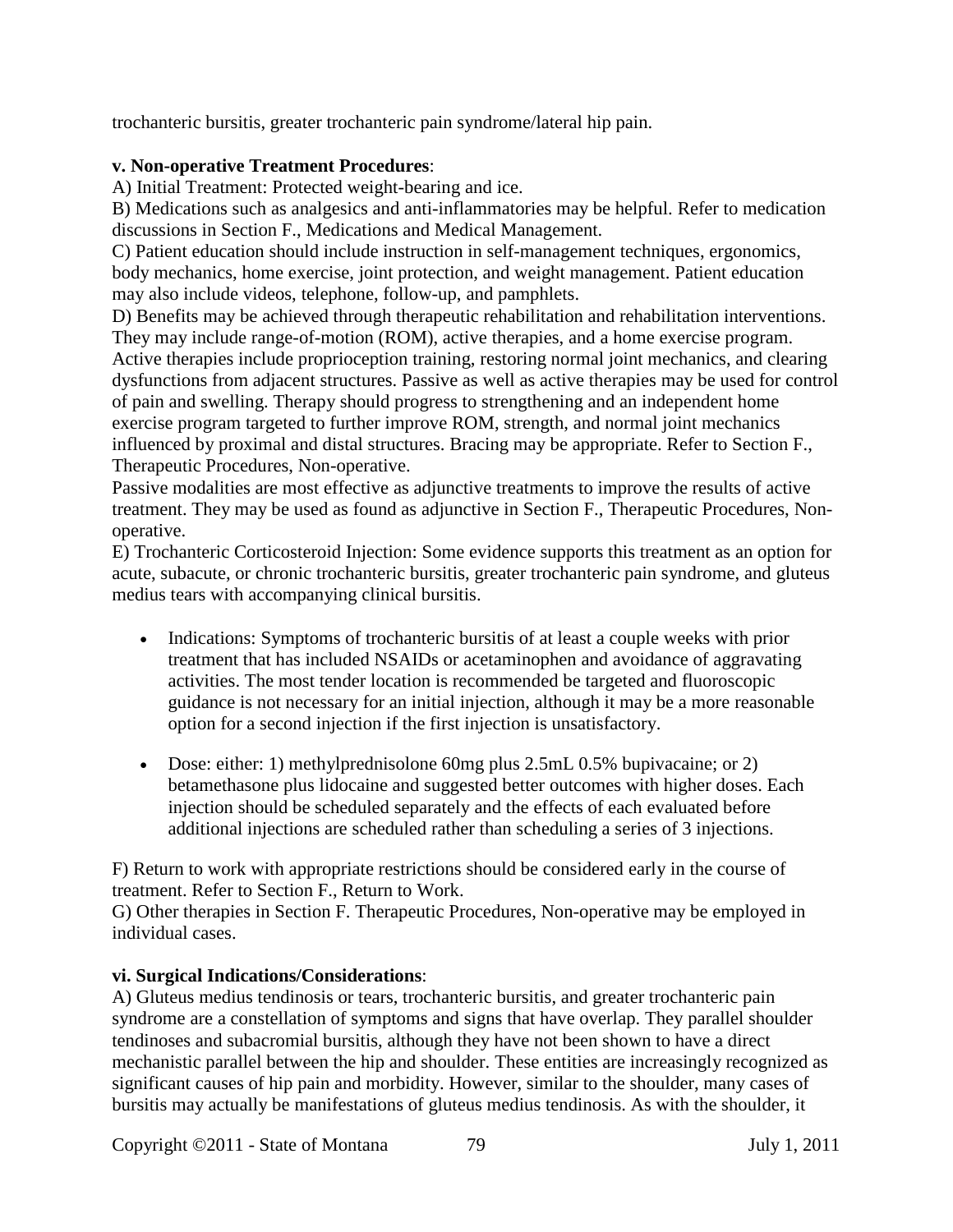trochanteric bursitis, greater trochanteric pain syndrome/lateral hip pain.

**v. Non-operative Treatment Procedures**:

A) Initial Treatment: Protected weight-bearing and ice.

B) Medications such as analgesics and anti-inflammatories may be helpful. Refer to medication discussions in Section F., Medications and Medical Management.

C) Patient education should include instruction in self-management techniques, ergonomics, body mechanics, home exercise, joint protection, and weight management. Patient education may also include videos, telephone, follow-up, and pamphlets.

D) Benefits may be achieved through therapeutic rehabilitation and rehabilitation interventions. They may include range-of-motion (ROM), active therapies, and a home exercise program. Active therapies include proprioception training, restoring normal joint mechanics, and clearing dysfunctions from adjacent structures. Passive as well as active therapies may be used for control of pain and swelling. Therapy should progress to strengthening and an independent home exercise program targeted to further improve ROM, strength, and normal joint mechanics influenced by proximal and distal structures. Bracing may be appropriate. Refer to Section F., Therapeutic Procedures, Non-operative.

Passive modalities are most effective as adjunctive treatments to improve the results of active treatment. They may be used as found as adjunctive in Section F., Therapeutic Procedures, Non-operative.

E) Trochanteric Corticosteroid Injection: Some evidence supports this treatment as an option for acute, subacute, or chronic trochanteric bursitis, greater trochanteric pain syndrome, and gluteus medius tears with accompanying clinical bursitis.

- Indications: Symptoms of trochanteric bursitis of at least a couple weeks with prior treatment that has included NSAIDs or acetaminophen and avoidance of aggravating activities. The most tender location is recommended be targeted and fluoroscopic guidance is not necessary for an initial injection, although it may be a more reasonable option for a second injection if the first injection is unsatisfactory.

- Dose: either: 1) methylprednisolone 60mg plus 2.5mL 0.5% bupivacaine; or 2) betamethasone plus lidocaine and suggested better outcomes with higher doses. Each injection should be scheduled separately and the effects of each evaluated before additional injections are scheduled rather than scheduling a series of 3 injections.

F) Return to work with appropriate restrictions should be considered early in the course of treatment. Refer to Section F., Return to Work.

G) Other therapies in Section F. Therapeutic Procedures, Non-operative may be employed in individual cases.

**vi. Surgical Indications/Considerations**:

A) Gluteus medius tendinosis or tears, trochanteric bursitis, and greater trochanteric pain syndrome are a constellation of symptoms and signs that have overlap. They parallel shoulder tendinoses and subacromial bursitis, although they have not been shown to have a direct mechanistic parallel between the hip and shoulder. These entities are increasingly recognized as significant causes of hip pain and morbidity. However, similar to the shoulder, many cases of bursitis may actually be manifestations of gluteus medius tendinosis. As with the shoulder, it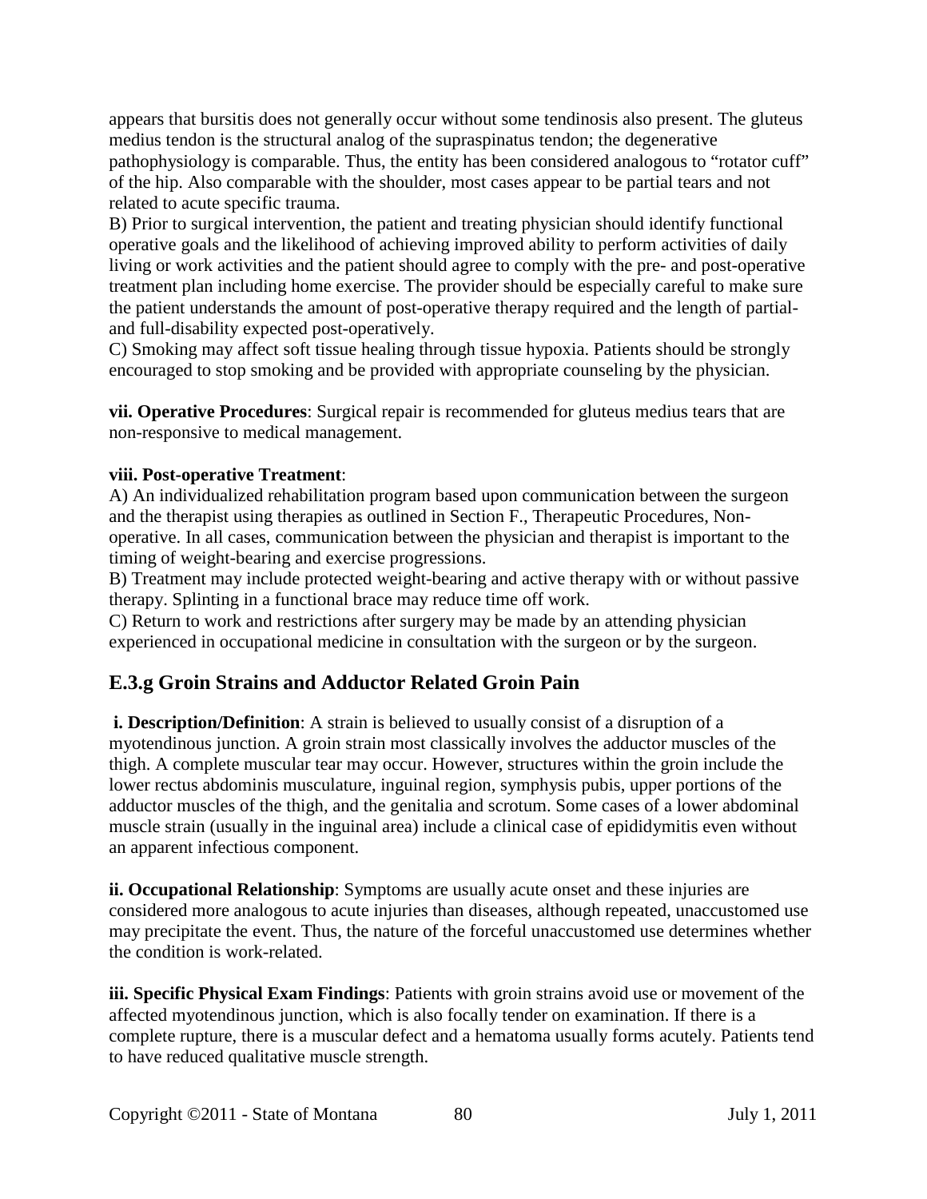appears that bursitis does not generally occur without some tendinosis also present. The gluteus medius tendon is the structural analog of the supraspinatus tendon; the degenerative pathophysiology is comparable. Thus, the entity has been considered analogous to "rotator cuff" of the hip. Also comparable with the shoulder, most cases appear to be partial tears and not related to acute specific trauma.

B) Prior to surgical intervention, the patient and treating physician should identify functional operative goals and the likelihood of achieving improved ability to perform activities of daily living or work activities and the patient should agree to comply with the pre- and post-operative treatment plan including home exercise. The provider should be especially careful to make sure the patient understands the amount of post-operative therapy required and the length of partial- and full-disability expected post-operatively.

C) Smoking may affect soft tissue healing through tissue hypoxia. Patients should be strongly encouraged to stop smoking and be provided with appropriate counseling by the physician.

**vii. Operative Procedures**: Surgical repair is recommended for gluteus medius tears that are non-responsive to medical management.

**viii. Post-operative Treatment**:

A) An individualized rehabilitation program based upon communication between the surgeon and the therapist using therapies as outlined in Section F., Therapeutic Procedures, Non-operative. In all cases, communication between the physician and therapist is important to the timing of weight-bearing and exercise progressions.

B) Treatment may include protected weight-bearing and active therapy with or without passive therapy. Splinting in a functional brace may reduce time off work.

C) Return to work and restrictions after surgery may be made by an attending physician experienced in occupational medicine in consultation with the surgeon or by the surgeon.

## E.3.g Groin Strains and Adductor Related Groin Pain

**i. Description/Definition**: A strain is believed to usually consist of a disruption of a myotendinous junction. A groin strain most classically involves the adductor muscles of the thigh. A complete muscular tear may occur. However, structures within the groin include the lower rectus abdominis musculature, inguinal region, symphysis pubis, upper portions of the adductor muscles of the thigh, and the genitalia and scrotum. Some cases of a lower abdominal muscle strain (usually in the inguinal area) include a clinical case of epididymitis even without an apparent infectious component.

**ii. Occupational Relationship**: Symptoms are usually acute onset and these injuries are considered more analogous to acute injuries than diseases, although repeated, unaccustomed use may precipitate the event. Thus, the nature of the forceful unaccustomed use determines whether the condition is work-related.

**iii. Specific Physical Exam Findings**: Patients with groin strains avoid use or movement of the affected myotendinous junction, which is also focally tender on examination. If there is a complete rupture, there is a muscular defect and a hematoma usually forms acutely. Patients tend to have reduced qualitative muscle strength.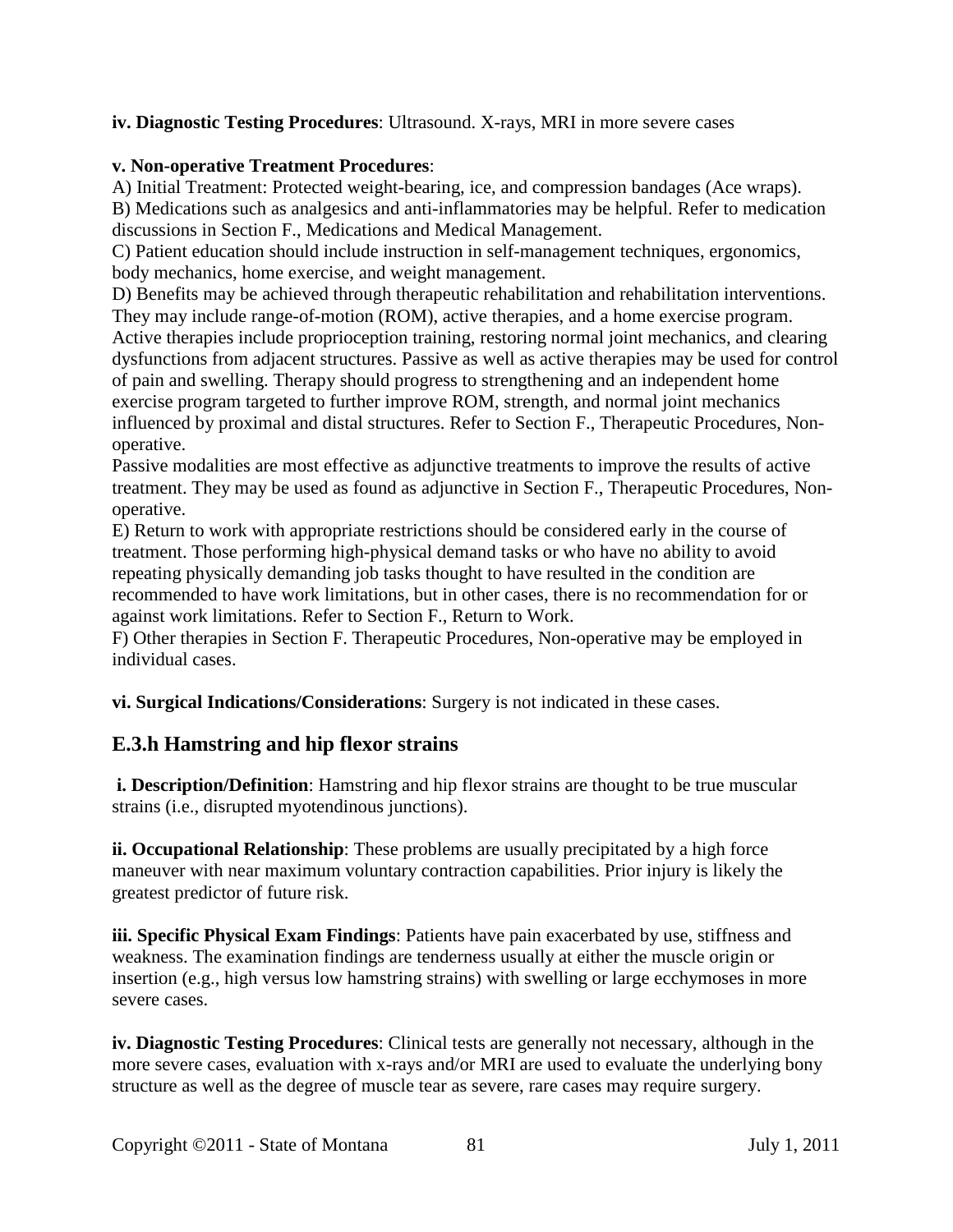**iv. Diagnostic Testing Procedures**: Ultrasound. X-rays, MRI in more severe cases

**v. Non-operative Treatment Procedures**:

A) Initial Treatment: Protected weight-bearing, ice, and compression bandages (Ace wraps).
B) Medications such as analgesics and anti-inflammatories may be helpful. Refer to medication discussions in Section F., Medications and Medical Management.
C) Patient education should include instruction in self-management techniques, ergonomics, body mechanics, home exercise, and weight management.
D) Benefits may be achieved through therapeutic rehabilitation and rehabilitation interventions. They may include range-of-motion (ROM), active therapies, and a home exercise program. Active therapies include proprioception training, restoring normal joint mechanics, and clearing dysfunctions from adjacent structures. Passive as well as active therapies may be used for control of pain and swelling. Therapy should progress to strengthening and an independent home exercise program targeted to further improve ROM, strength, and normal joint mechanics influenced by proximal and distal structures. Refer to Section F., Therapeutic Procedures, Non-operative.
Passive modalities are most effective as adjunctive treatments to improve the results of active treatment. They may be used as found as adjunctive in Section F., Therapeutic Procedures, Non-operative.
E) Return to work with appropriate restrictions should be considered early in the course of treatment. Those performing high-physical demand tasks or who have no ability to avoid repeating physically demanding job tasks thought to have resulted in the condition are recommended to have work limitations, but in other cases, there is no recommendation for or against work limitations. Refer to Section F., Return to Work.
F) Other therapies in Section F. Therapeutic Procedures, Non-operative may be employed in individual cases.

**vi. Surgical Indications/Considerations**: Surgery is not indicated in these cases.

## E.3.h Hamstring and hip flexor strains

**i. Description/Definition**: Hamstring and hip flexor strains are thought to be true muscular strains (i.e., disrupted myotendinous junctions).

**ii. Occupational Relationship**: These problems are usually precipitated by a high force maneuver with near maximum voluntary contraction capabilities. Prior injury is likely the greatest predictor of future risk.

**iii. Specific Physical Exam Findings**: Patients have pain exacerbated by use, stiffness and weakness. The examination findings are tenderness usually at either the muscle origin or insertion (e.g., high versus low hamstring strains) with swelling or large ecchymoses in more severe cases.

**iv. Diagnostic Testing Procedures**: Clinical tests are generally not necessary, although in the more severe cases, evaluation with x-rays and/or MRI are used to evaluate the underlying bony structure as well as the degree of muscle tear as severe, rare cases may require surgery.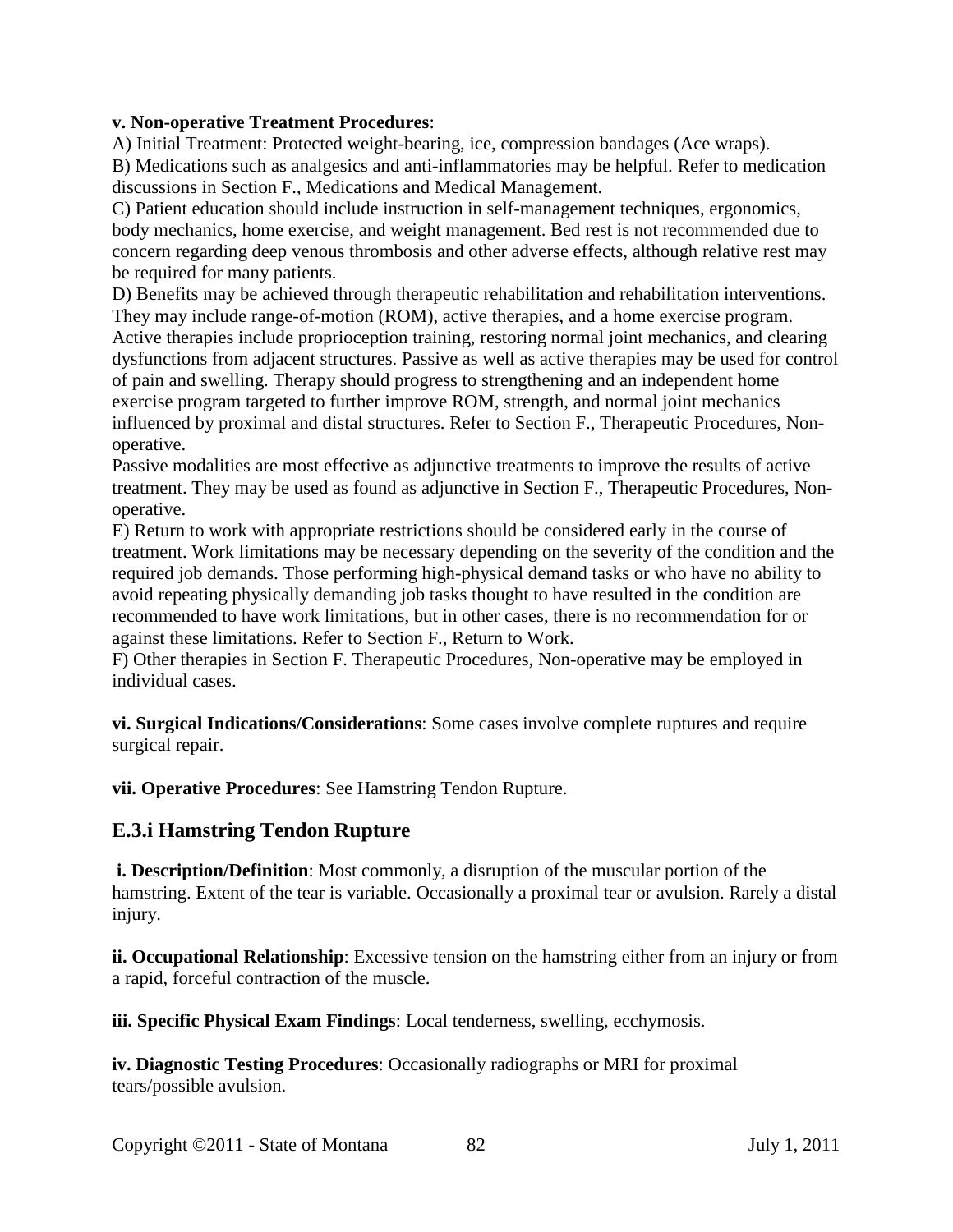**v. Non-operative Treatment Procedures**:

A) Initial Treatment: Protected weight-bearing, ice, compression bandages (Ace wraps).

B) Medications such as analgesics and anti-inflammatories may be helpful. Refer to medication discussions in Section F., Medications and Medical Management.

C) Patient education should include instruction in self-management techniques, ergonomics, body mechanics, home exercise, and weight management. Bed rest is not recommended due to concern regarding deep venous thrombosis and other adverse effects, although relative rest may be required for many patients.

D) Benefits may be achieved through therapeutic rehabilitation and rehabilitation interventions. They may include range-of-motion (ROM), active therapies, and a home exercise program. Active therapies include proprioception training, restoring normal joint mechanics, and clearing dysfunctions from adjacent structures. Passive as well as active therapies may be used for control of pain and swelling. Therapy should progress to strengthening and an independent home exercise program targeted to further improve ROM, strength, and normal joint mechanics influenced by proximal and distal structures. Refer to Section F., Therapeutic Procedures, Non-operative.

Passive modalities are most effective as adjunctive treatments to improve the results of active treatment. They may be used as found as adjunctive in Section F., Therapeutic Procedures, Non-operative.

E) Return to work with appropriate restrictions should be considered early in the course of treatment. Work limitations may be necessary depending on the severity of the condition and the required job demands. Those performing high-physical demand tasks or who have no ability to avoid repeating physically demanding job tasks thought to have resulted in the condition are recommended to have work limitations, but in other cases, there is no recommendation for or against these limitations. Refer to Section F., Return to Work.

F) Other therapies in Section F. Therapeutic Procedures, Non-operative may be employed in individual cases.

**vi. Surgical Indications/Considerations**: Some cases involve complete ruptures and require surgical repair.

**vii. Operative Procedures**: See Hamstring Tendon Rupture.

## E.3.i Hamstring Tendon Rupture

**i. Description/Definition**: Most commonly, a disruption of the muscular portion of the hamstring. Extent of the tear is variable. Occasionally a proximal tear or avulsion. Rarely a distal injury.

**ii. Occupational Relationship**: Excessive tension on the hamstring either from an injury or from a rapid, forceful contraction of the muscle.

**iii. Specific Physical Exam Findings**: Local tenderness, swelling, ecchymosis.

**iv. Diagnostic Testing Procedures**: Occasionally radiographs or MRI for proximal tears/possible avulsion.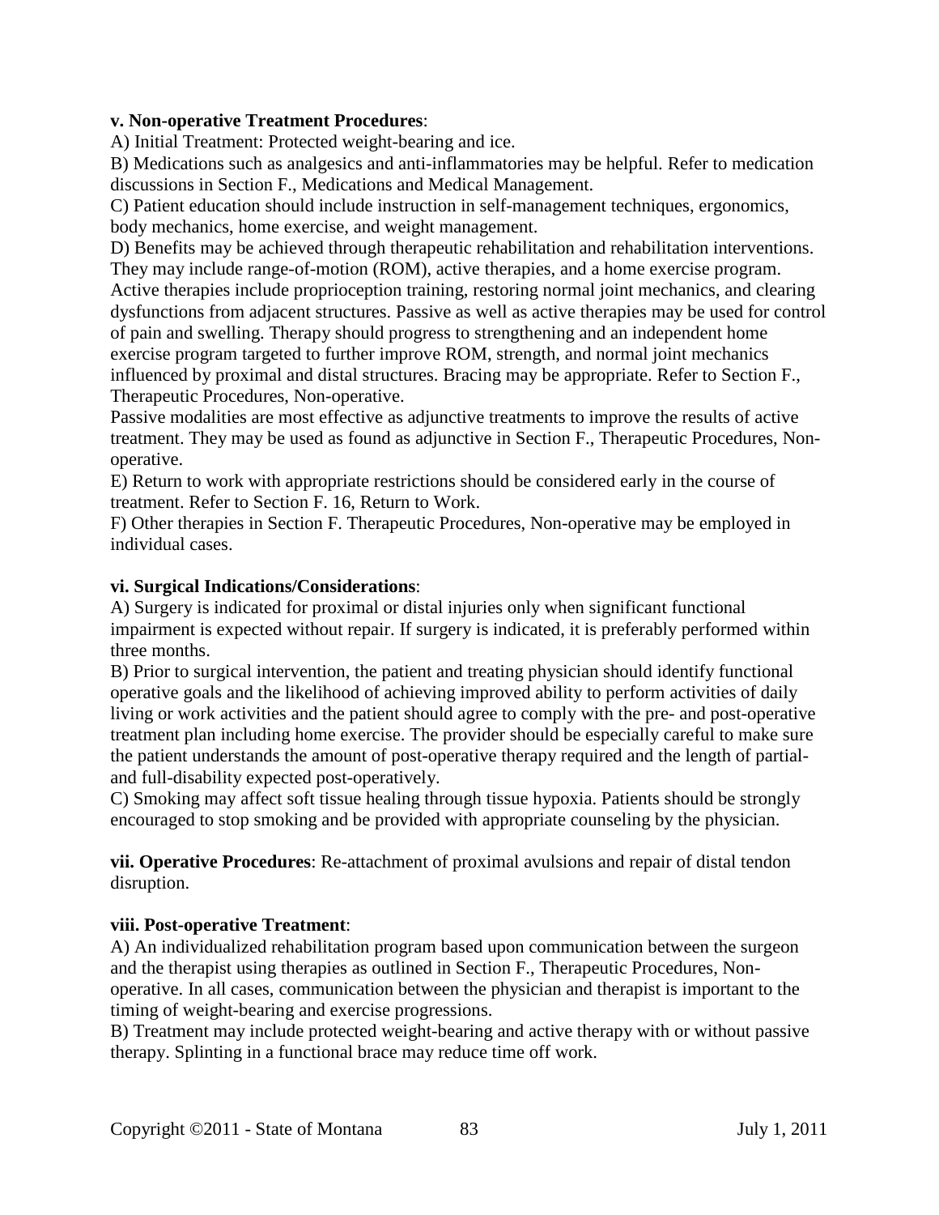**v. Non-operative Treatment Procedures**:

A) Initial Treatment: Protected weight-bearing and ice.

B) Medications such as analgesics and anti-inflammatories may be helpful. Refer to medication discussions in Section F., Medications and Medical Management.

C) Patient education should include instruction in self-management techniques, ergonomics, body mechanics, home exercise, and weight management.

D) Benefits may be achieved through therapeutic rehabilitation and rehabilitation interventions. They may include range-of-motion (ROM), active therapies, and a home exercise program. Active therapies include proprioception training, restoring normal joint mechanics, and clearing dysfunctions from adjacent structures. Passive as well as active therapies may be used for control of pain and swelling. Therapy should progress to strengthening and an independent home exercise program targeted to further improve ROM, strength, and normal joint mechanics influenced by proximal and distal structures. Bracing may be appropriate. Refer to Section F., Therapeutic Procedures, Non-operative.

Passive modalities are most effective as adjunctive treatments to improve the results of active treatment. They may be used as found as adjunctive in Section F., Therapeutic Procedures, Non-operative.

E) Return to work with appropriate restrictions should be considered early in the course of treatment. Refer to Section F. 16, Return to Work.

F) Other therapies in Section F. Therapeutic Procedures, Non-operative may be employed in individual cases.

**vi. Surgical Indications/Considerations**:

A) Surgery is indicated for proximal or distal injuries only when significant functional impairment is expected without repair. If surgery is indicated, it is preferably performed within three months.

B) Prior to surgical intervention, the patient and treating physician should identify functional operative goals and the likelihood of achieving improved ability to perform activities of daily living or work activities and the patient should agree to comply with the pre- and post-operative treatment plan including home exercise. The provider should be especially careful to make sure the patient understands the amount of post-operative therapy required and the length of partial- and full-disability expected post-operatively.

C) Smoking may affect soft tissue healing through tissue hypoxia. Patients should be strongly encouraged to stop smoking and be provided with appropriate counseling by the physician.

**vii. Operative Procedures**: Re-attachment of proximal avulsions and repair of distal tendon disruption.

**viii. Post-operative Treatment**:

A) An individualized rehabilitation program based upon communication between the surgeon and the therapist using therapies as outlined in Section F., Therapeutic Procedures, Non-operative. In all cases, communication between the physician and therapist is important to the timing of weight-bearing and exercise progressions.

B) Treatment may include protected weight-bearing and active therapy with or without passive therapy. Splinting in a functional brace may reduce time off work.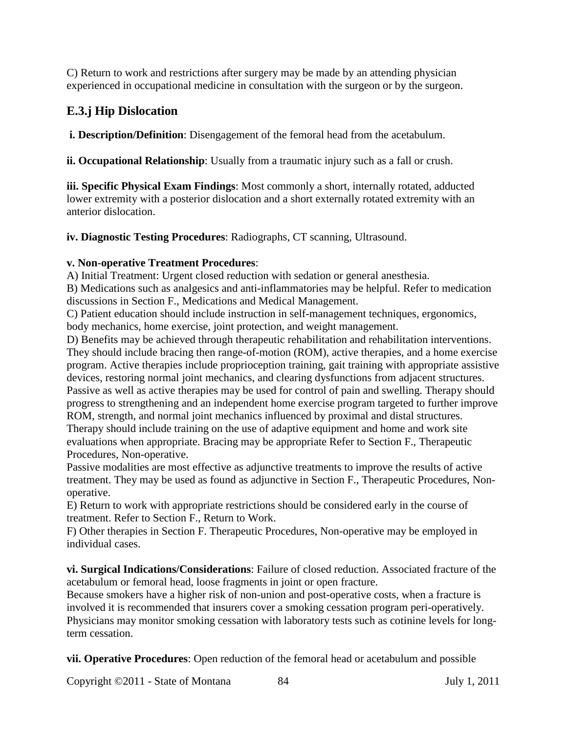C) Return to work and restrictions after surgery may be made by an attending physician experienced in occupational medicine in consultation with the surgeon or by the surgeon.

## E.3.j Hip Dislocation

**i. Description/Definition**: Disengagement of the femoral head from the acetabulum.

**ii. Occupational Relationship**: Usually from a traumatic injury such as a fall or crush.

**iii. Specific Physical Exam Findings**: Most commonly a short, internally rotated, adducted lower extremity with a posterior dislocation and a short externally rotated extremity with an anterior dislocation.

**iv. Diagnostic Testing Procedures**: Radiographs, CT scanning, Ultrasound.

**v. Non-operative Treatment Procedures**:

A) Initial Treatment: Urgent closed reduction with sedation or general anesthesia.

B) Medications such as analgesics and anti-inflammatories may be helpful. Refer to medication discussions in Section F., Medications and Medical Management.

C) Patient education should include instruction in self-management techniques, ergonomics, body mechanics, home exercise, joint protection, and weight management.

D) Benefits may be achieved through therapeutic rehabilitation and rehabilitation interventions. They should include bracing then range-of-motion (ROM), active therapies, and a home exercise program. Active therapies include proprioception training, gait training with appropriate assistive devices, restoring normal joint mechanics, and clearing dysfunctions from adjacent structures. Passive as well as active therapies may be used for control of pain and swelling. Therapy should progress to strengthening and an independent home exercise program targeted to further improve ROM, strength, and normal joint mechanics influenced by proximal and distal structures. Therapy should include training on the use of adaptive equipment and home and work site evaluations when appropriate. Bracing may be appropriate Refer to Section F., Therapeutic Procedures, Non-operative.

Passive modalities are most effective as adjunctive treatments to improve the results of active treatment. They may be used as found as adjunctive in Section F., Therapeutic Procedures, Non-operative.

E) Return to work with appropriate restrictions should be considered early in the course of treatment. Refer to Section F., Return to Work.

F) Other therapies in Section F. Therapeutic Procedures, Non-operative may be employed in individual cases.

**vi. Surgical Indications/Considerations**: Failure of closed reduction. Associated fracture of the acetabulum or femoral head, loose fragments in joint or open fracture.

Because smokers have a higher risk of non-union and post-operative costs, when a fracture is involved it is recommended that insurers cover a smoking cessation program peri-operatively. Physicians may monitor smoking cessation with laboratory tests such as cotinine levels for long-term cessation.

**vii. Operative Procedures**: Open reduction of the femoral head or acetabulum and possible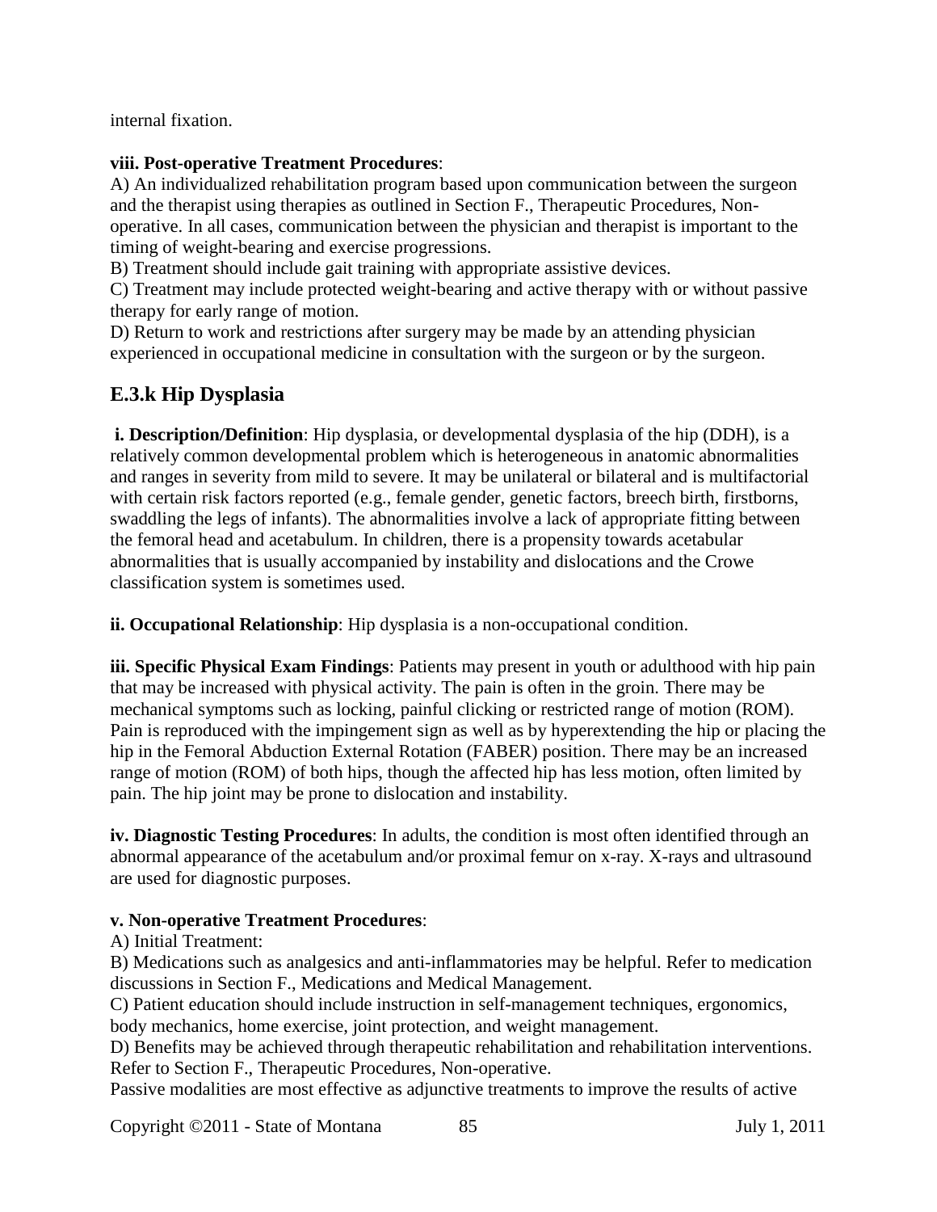internal fixation.

**viii. Post-operative Treatment Procedures**:

A) An individualized rehabilitation program based upon communication between the surgeon and the therapist using therapies as outlined in Section F., Therapeutic Procedures, Non-operative. In all cases, communication between the physician and therapist is important to the timing of weight-bearing and exercise progressions.

B) Treatment should include gait training with appropriate assistive devices.

C) Treatment may include protected weight-bearing and active therapy with or without passive therapy for early range of motion.

D) Return to work and restrictions after surgery may be made by an attending physician experienced in occupational medicine in consultation with the surgeon or by the surgeon.

## E.3.k Hip Dysplasia

**i. Description/Definition**: Hip dysplasia, or developmental dysplasia of the hip (DDH), is a relatively common developmental problem which is heterogeneous in anatomic abnormalities and ranges in severity from mild to severe. It may be unilateral or bilateral and is multifactorial with certain risk factors reported (e.g., female gender, genetic factors, breech birth, firstborns, swaddling the legs of infants). The abnormalities involve a lack of appropriate fitting between the femoral head and acetabulum. In children, there is a propensity towards acetabular abnormalities that is usually accompanied by instability and dislocations and the Crowe classification system is sometimes used.

**ii. Occupational Relationship**: Hip dysplasia is a non-occupational condition.

**iii. Specific Physical Exam Findings**: Patients may present in youth or adulthood with hip pain that may be increased with physical activity. The pain is often in the groin. There may be mechanical symptoms such as locking, painful clicking or restricted range of motion (ROM). Pain is reproduced with the impingement sign as well as by hyperextending the hip or placing the hip in the Femoral Abduction External Rotation (FABER) position. There may be an increased range of motion (ROM) of both hips, though the affected hip has less motion, often limited by pain. The hip joint may be prone to dislocation and instability.

**iv. Diagnostic Testing Procedures**: In adults, the condition is most often identified through an abnormal appearance of the acetabulum and/or proximal femur on x-ray. X-rays and ultrasound are used for diagnostic purposes.

**v. Non-operative Treatment Procedures**:

A) Initial Treatment:

B) Medications such as analgesics and anti-inflammatories may be helpful. Refer to medication discussions in Section F., Medications and Medical Management.

C) Patient education should include instruction in self-management techniques, ergonomics, body mechanics, home exercise, joint protection, and weight management.

D) Benefits may be achieved through therapeutic rehabilitation and rehabilitation interventions. Refer to Section F., Therapeutic Procedures, Non-operative.

Passive modalities are most effective as adjunctive treatments to improve the results of active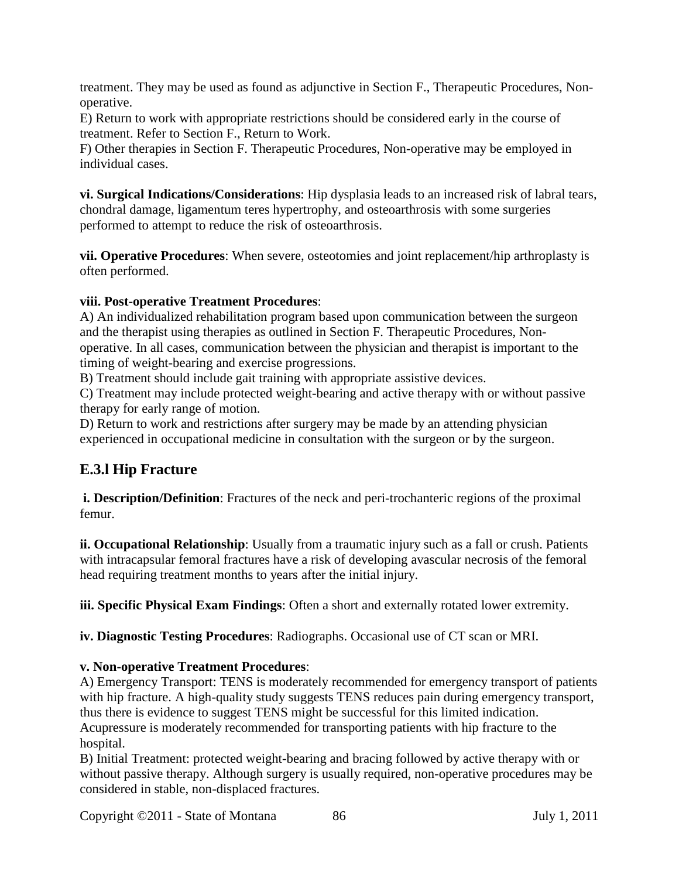treatment. They may be used as found as adjunctive in Section F., Therapeutic Procedures, Non-operative.

E) Return to work with appropriate restrictions should be considered early in the course of treatment. Refer to Section F., Return to Work.

F) Other therapies in Section F. Therapeutic Procedures, Non-operative may be employed in individual cases.

**vi. Surgical Indications/Considerations**: Hip dysplasia leads to an increased risk of labral tears, chondral damage, ligamentum teres hypertrophy, and osteoarthrosis with some surgeries performed to attempt to reduce the risk of osteoarthrosis.

**vii. Operative Procedures**: When severe, osteotomies and joint replacement/hip arthroplasty is often performed.

**viii. Post-operative Treatment Procedures**:

A) An individualized rehabilitation program based upon communication between the surgeon and the therapist using therapies as outlined in Section F. Therapeutic Procedures, Non-operative. In all cases, communication between the physician and therapist is important to the timing of weight-bearing and exercise progressions.

B) Treatment should include gait training with appropriate assistive devices.

C) Treatment may include protected weight-bearing and active therapy with or without passive therapy for early range of motion.

D) Return to work and restrictions after surgery may be made by an attending physician experienced in occupational medicine in consultation with the surgeon or by the surgeon.

## E.3.l Hip Fracture

**i. Description/Definition**: Fractures of the neck and peri-trochanteric regions of the proximal femur.

**ii. Occupational Relationship**: Usually from a traumatic injury such as a fall or crush. Patients with intracapsular femoral fractures have a risk of developing avascular necrosis of the femoral head requiring treatment months to years after the initial injury.

**iii. Specific Physical Exam Findings**: Often a short and externally rotated lower extremity.

**iv. Diagnostic Testing Procedures**: Radiographs. Occasional use of CT scan or MRI.

**v. Non-operative Treatment Procedures**:

A) Emergency Transport: TENS is moderately recommended for emergency transport of patients with hip fracture. A high-quality study suggests TENS reduces pain during emergency transport, thus there is evidence to suggest TENS might be successful for this limited indication. Acupressure is moderately recommended for transporting patients with hip fracture to the hospital.

B) Initial Treatment: protected weight-bearing and bracing followed by active therapy with or without passive therapy. Although surgery is usually required, non-operative procedures may be considered in stable, non-displaced fractures.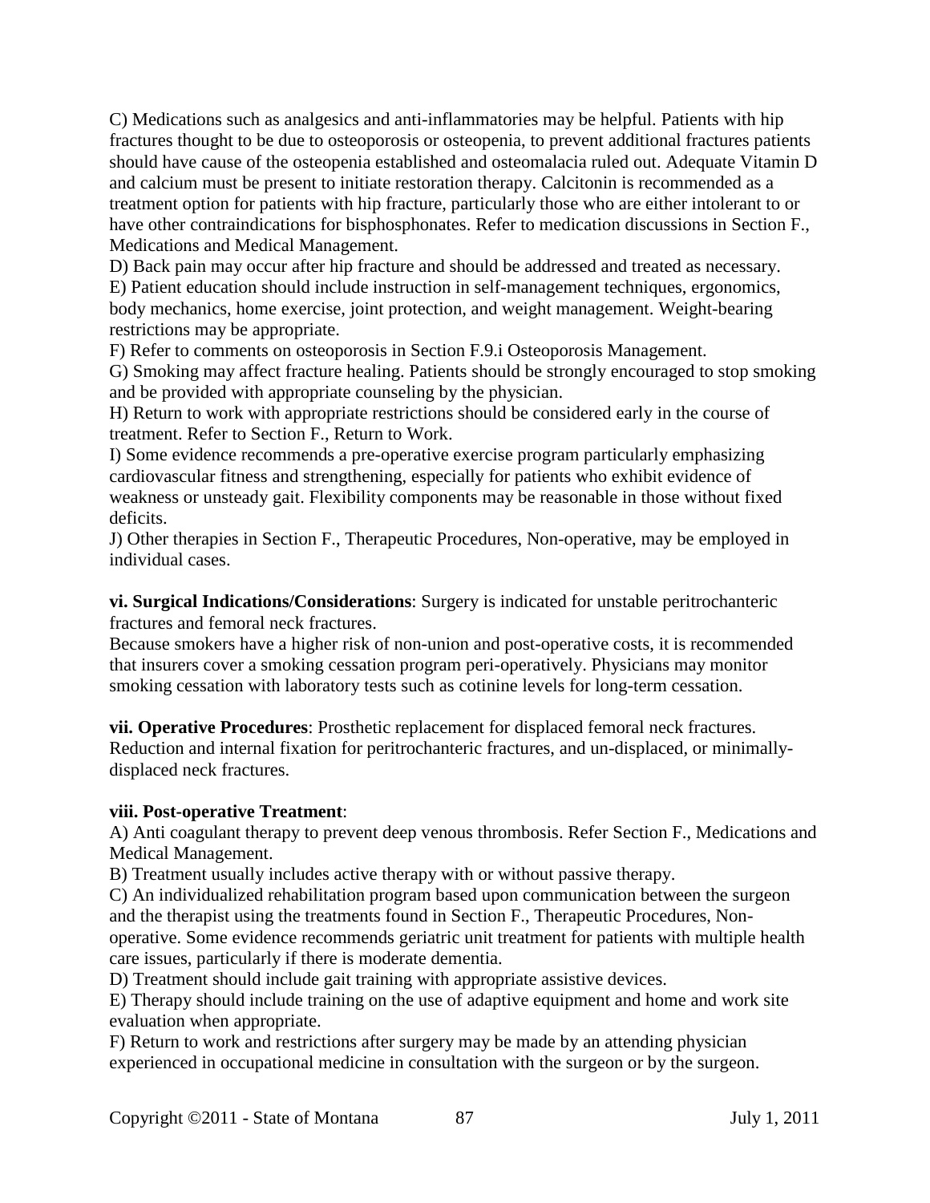C) Medications such as analgesics and anti-inflammatories may be helpful. Patients with hip fractures thought to be due to osteoporosis or osteopenia, to prevent additional fractures patients should have cause of the osteopenia established and osteomalacia ruled out. Adequate Vitamin D and calcium must be present to initiate restoration therapy. Calcitonin is recommended as a treatment option for patients with hip fracture, particularly those who are either intolerant to or have other contraindications for bisphosphonates. Refer to medication discussions in Section F., Medications and Medical Management.

D) Back pain may occur after hip fracture and should be addressed and treated as necessary.

E) Patient education should include instruction in self-management techniques, ergonomics, body mechanics, home exercise, joint protection, and weight management. Weight-bearing restrictions may be appropriate.

F) Refer to comments on osteoporosis in Section F.9.i Osteoporosis Management.

G) Smoking may affect fracture healing. Patients should be strongly encouraged to stop smoking and be provided with appropriate counseling by the physician.

H) Return to work with appropriate restrictions should be considered early in the course of treatment. Refer to Section F., Return to Work.

I) Some evidence recommends a pre-operative exercise program particularly emphasizing cardiovascular fitness and strengthening, especially for patients who exhibit evidence of weakness or unsteady gait. Flexibility components may be reasonable in those without fixed deficits.

J) Other therapies in Section F., Therapeutic Procedures, Non-operative, may be employed in individual cases.

**vi. Surgical Indications/Considerations**: Surgery is indicated for unstable peritrochanteric fractures and femoral neck fractures.

Because smokers have a higher risk of non-union and post-operative costs, it is recommended that insurers cover a smoking cessation program peri-operatively. Physicians may monitor smoking cessation with laboratory tests such as cotinine levels for long-term cessation.

**vii. Operative Procedures**: Prosthetic replacement for displaced femoral neck fractures. Reduction and internal fixation for peritrochanteric fractures, and un-displaced, or minimally-displaced neck fractures.

**viii. Post-operative Treatment**:

A) Anti coagulant therapy to prevent deep venous thrombosis. Refer Section F., Medications and Medical Management.

B) Treatment usually includes active therapy with or without passive therapy.

C) An individualized rehabilitation program based upon communication between the surgeon and the therapist using the treatments found in Section F., Therapeutic Procedures, Non-operative. Some evidence recommends geriatric unit treatment for patients with multiple health care issues, particularly if there is moderate dementia.

D) Treatment should include gait training with appropriate assistive devices.

E) Therapy should include training on the use of adaptive equipment and home and work site evaluation when appropriate.

F) Return to work and restrictions after surgery may be made by an attending physician experienced in occupational medicine in consultation with the surgeon or by the surgeon.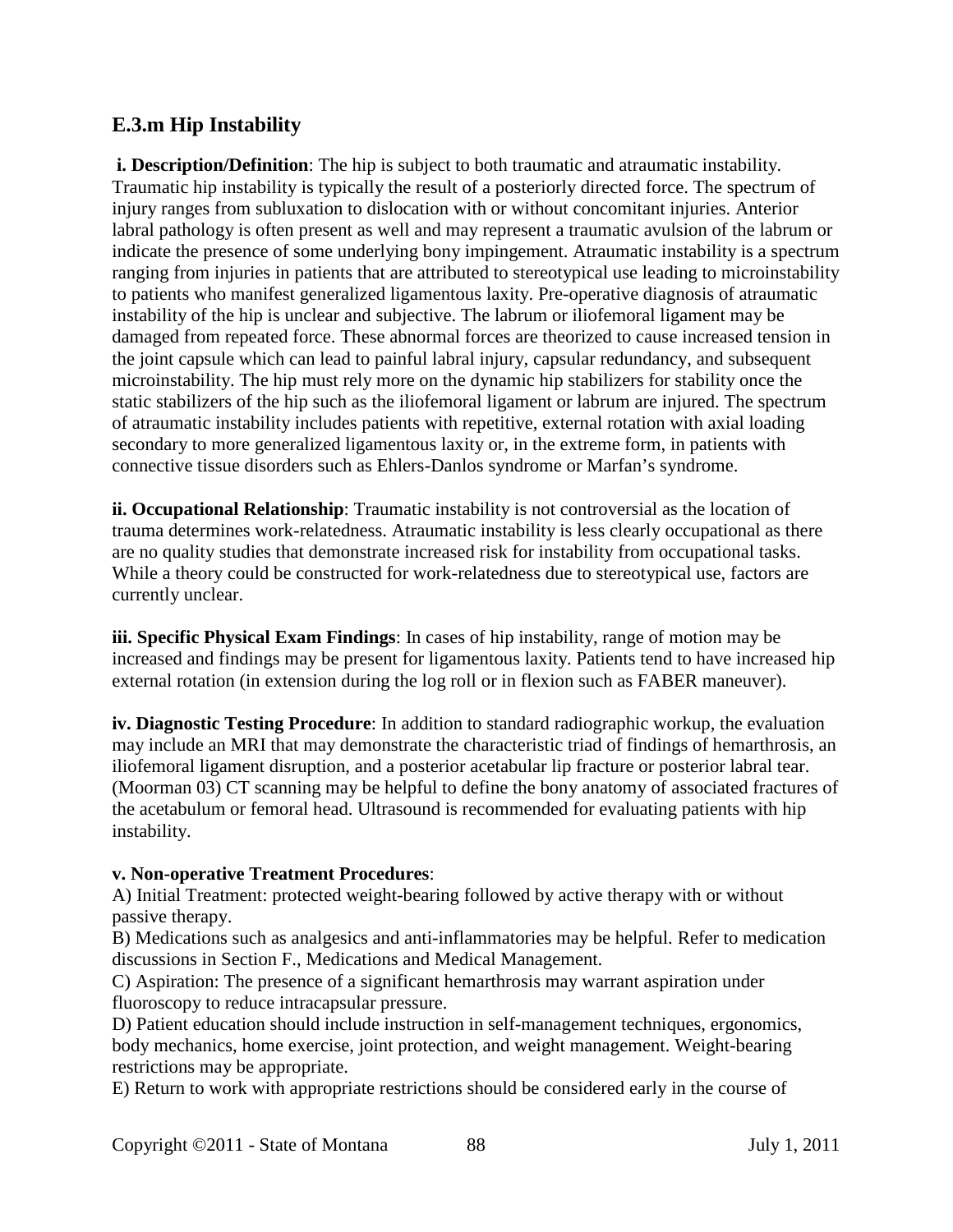## E.3.m Hip Instability

**i. Description/Definition**: The hip is subject to both traumatic and atraumatic instability. Traumatic hip instability is typically the result of a posteriorly directed force. The spectrum of injury ranges from subluxation to dislocation with or without concomitant injuries. Anterior labral pathology is often present as well and may represent a traumatic avulsion of the labrum or indicate the presence of some underlying bony impingement. Atraumatic instability is a spectrum ranging from injuries in patients that are attributed to stereotypical use leading to microinstability to patients who manifest generalized ligamentous laxity. Pre-operative diagnosis of atraumatic instability of the hip is unclear and subjective. The labrum or iliofemoral ligament may be damaged from repeated force. These abnormal forces are theorized to cause increased tension in the joint capsule which can lead to painful labral injury, capsular redundancy, and subsequent microinstability. The hip must rely more on the dynamic hip stabilizers for stability once the static stabilizers of the hip such as the iliofemoral ligament or labrum are injured. The spectrum of atraumatic instability includes patients with repetitive, external rotation with axial loading secondary to more generalized ligamentous laxity or, in the extreme form, in patients with connective tissue disorders such as Ehlers-Danlos syndrome or Marfan's syndrome.

**ii. Occupational Relationship**: Traumatic instability is not controversial as the location of trauma determines work-relatedness. Atraumatic instability is less clearly occupational as there are no quality studies that demonstrate increased risk for instability from occupational tasks. While a theory could be constructed for work-relatedness due to stereotypical use, factors are currently unclear.

**iii. Specific Physical Exam Findings**: In cases of hip instability, range of motion may be increased and findings may be present for ligamentous laxity. Patients tend to have increased hip external rotation (in extension during the log roll or in flexion such as FABER maneuver).

**iv. Diagnostic Testing Procedure**: In addition to standard radiographic workup, the evaluation may include an MRI that may demonstrate the characteristic triad of findings of hemarthrosis, an iliofemoral ligament disruption, and a posterior acetabular lip fracture or posterior labral tear. (Moorman 03) CT scanning may be helpful to define the bony anatomy of associated fractures of the acetabulum or femoral head. Ultrasound is recommended for evaluating patients with hip instability.

**v. Non-operative Treatment Procedures**:

A) Initial Treatment: protected weight-bearing followed by active therapy with or without passive therapy.

B) Medications such as analgesics and anti-inflammatories may be helpful. Refer to medication discussions in Section F., Medications and Medical Management.

C) Aspiration: The presence of a significant hemarthrosis may warrant aspiration under fluoroscopy to reduce intracapsular pressure.

D) Patient education should include instruction in self-management techniques, ergonomics, body mechanics, home exercise, joint protection, and weight management. Weight-bearing restrictions may be appropriate.

E) Return to work with appropriate restrictions should be considered early in the course of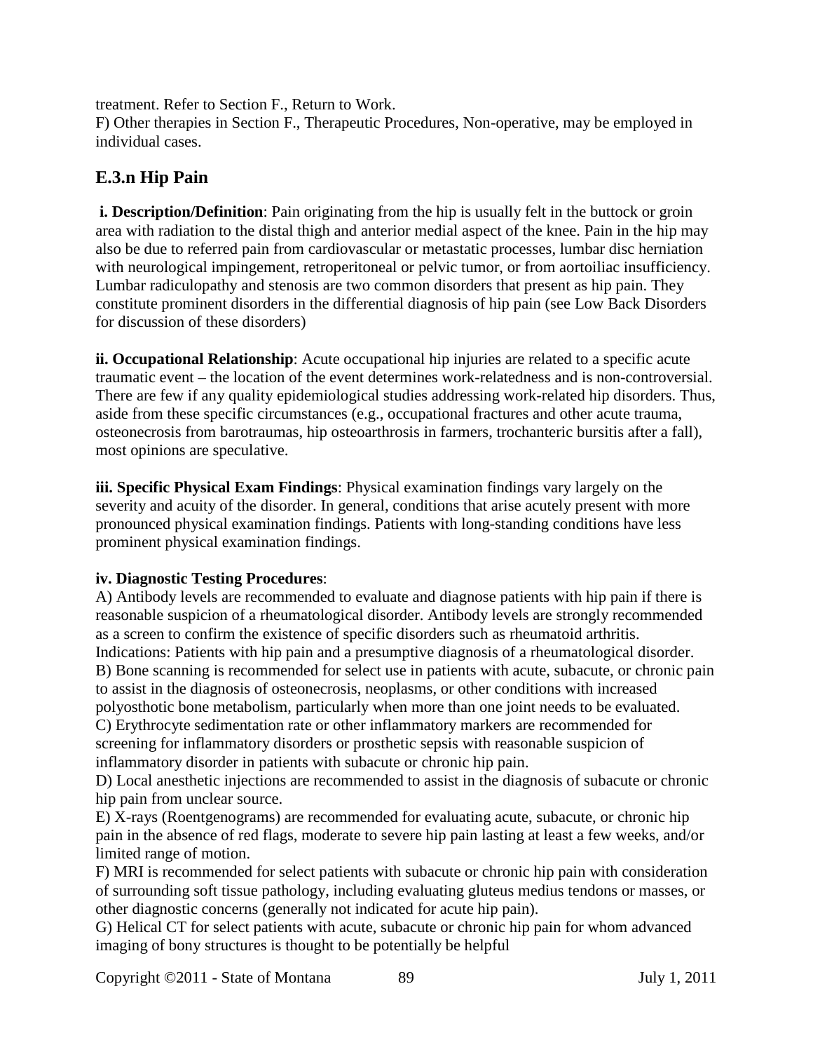treatment. Refer to Section F., Return to Work.

F) Other therapies in Section F., Therapeutic Procedures, Non-operative, may be employed in individual cases.

## E.3.n Hip Pain

**i. Description/Definition**: Pain originating from the hip is usually felt in the buttock or groin area with radiation to the distal thigh and anterior medial aspect of the knee. Pain in the hip may also be due to referred pain from cardiovascular or metastatic processes, lumbar disc herniation with neurological impingement, retroperitoneal or pelvic tumor, or from aortoiliac insufficiency. Lumbar radiculopathy and stenosis are two common disorders that present as hip pain. They constitute prominent disorders in the differential diagnosis of hip pain (see Low Back Disorders for discussion of these disorders)

**ii. Occupational Relationship**: Acute occupational hip injuries are related to a specific acute traumatic event – the location of the event determines work-relatedness and is non-controversial. There are few if any quality epidemiological studies addressing work-related hip disorders. Thus, aside from these specific circumstances (e.g., occupational fractures and other acute trauma, osteonecrosis from barotraumas, hip osteoarthrosis in farmers, trochanteric bursitis after a fall), most opinions are speculative.

**iii. Specific Physical Exam Findings**: Physical examination findings vary largely on the severity and acuity of the disorder. In general, conditions that arise acutely present with more pronounced physical examination findings. Patients with long-standing conditions have less prominent physical examination findings.

**iv. Diagnostic Testing Procedures**:

A) Antibody levels are recommended to evaluate and diagnose patients with hip pain if there is reasonable suspicion of a rheumatological disorder. Antibody levels are strongly recommended as a screen to confirm the existence of specific disorders such as rheumatoid arthritis. Indications: Patients with hip pain and a presumptive diagnosis of a rheumatological disorder.

B) Bone scanning is recommended for select use in patients with acute, subacute, or chronic pain to assist in the diagnosis of osteonecrosis, neoplasms, or other conditions with increased polyosthotic bone metabolism, particularly when more than one joint needs to be evaluated.

C) Erythrocyte sedimentation rate or other inflammatory markers are recommended for screening for inflammatory disorders or prosthetic sepsis with reasonable suspicion of inflammatory disorder in patients with subacute or chronic hip pain.

D) Local anesthetic injections are recommended to assist in the diagnosis of subacute or chronic hip pain from unclear source.

E) X-rays (Roentgenograms) are recommended for evaluating acute, subacute, or chronic hip pain in the absence of red flags, moderate to severe hip pain lasting at least a few weeks, and/or limited range of motion.

F) MRI is recommended for select patients with subacute or chronic hip pain with consideration of surrounding soft tissue pathology, including evaluating gluteus medius tendons or masses, or other diagnostic concerns (generally not indicated for acute hip pain).

G) Helical CT for select patients with acute, subacute or chronic hip pain for whom advanced imaging of bony structures is thought to be potentially be helpful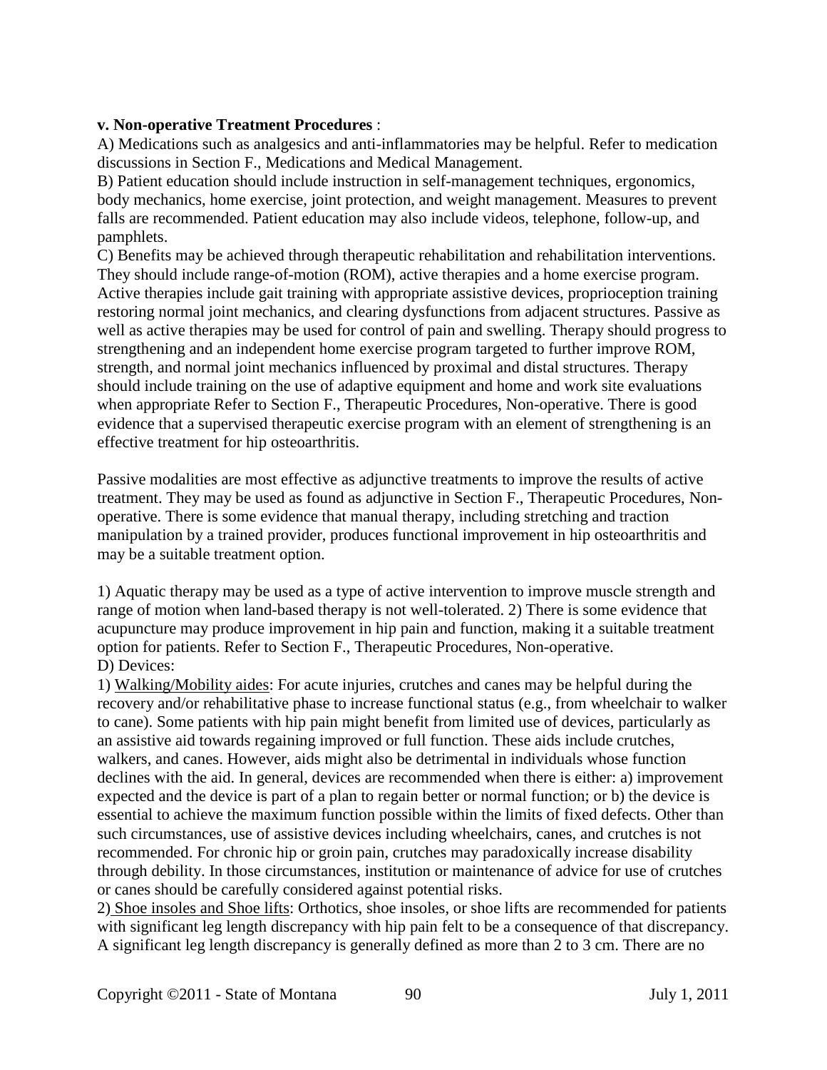**v. Non-operative Treatment Procedures** :

A) Medications such as analgesics and anti-inflammatories may be helpful. Refer to medication discussions in Section F., Medications and Medical Management.

B) Patient education should include instruction in self-management techniques, ergonomics, body mechanics, home exercise, joint protection, and weight management. Measures to prevent falls are recommended. Patient education may also include videos, telephone, follow-up, and pamphlets.

C) Benefits may be achieved through therapeutic rehabilitation and rehabilitation interventions. They should include range-of-motion (ROM), active therapies and a home exercise program. Active therapies include gait training with appropriate assistive devices, proprioception training restoring normal joint mechanics, and clearing dysfunctions from adjacent structures. Passive as well as active therapies may be used for control of pain and swelling. Therapy should progress to strengthening and an independent home exercise program targeted to further improve ROM, strength, and normal joint mechanics influenced by proximal and distal structures. Therapy should include training on the use of adaptive equipment and home and work site evaluations when appropriate Refer to Section F., Therapeutic Procedures, Non-operative. There is good evidence that a supervised therapeutic exercise program with an element of strengthening is an effective treatment for hip osteoarthritis.

Passive modalities are most effective as adjunctive treatments to improve the results of active treatment. They may be used as found as adjunctive in Section F., Therapeutic Procedures, Non-operative. There is some evidence that manual therapy, including stretching and traction manipulation by a trained provider, produces functional improvement in hip osteoarthritis and may be a suitable treatment option.

1) Aquatic therapy may be used as a type of active intervention to improve muscle strength and range of motion when land-based therapy is not well-tolerated. 2) There is some evidence that acupuncture may produce improvement in hip pain and function, making it a suitable treatment option for patients. Refer to Section F., Therapeutic Procedures, Non-operative.

D) Devices:

1) Walking/Mobility aides: For acute injuries, crutches and canes may be helpful during the recovery and/or rehabilitative phase to increase functional status (e.g., from wheelchair to walker to cane). Some patients with hip pain might benefit from limited use of devices, particularly as an assistive aid towards regaining improved or full function. These aids include crutches, walkers, and canes. However, aids might also be detrimental in individuals whose function declines with the aid. In general, devices are recommended when there is either: a) improvement expected and the device is part of a plan to regain better or normal function; or b) the device is essential to achieve the maximum function possible within the limits of fixed defects. Other than such circumstances, use of assistive devices including wheelchairs, canes, and crutches is not recommended. For chronic hip or groin pain, crutches may paradoxically increase disability through debility. In those circumstances, institution or maintenance of advice for use of crutches or canes should be carefully considered against potential risks.

2) Shoe insoles and Shoe lifts: Orthotics, shoe insoles, or shoe lifts are recommended for patients with significant leg length discrepancy with hip pain felt to be a consequence of that discrepancy. A significant leg length discrepancy is generally defined as more than 2 to 3 cm. There are no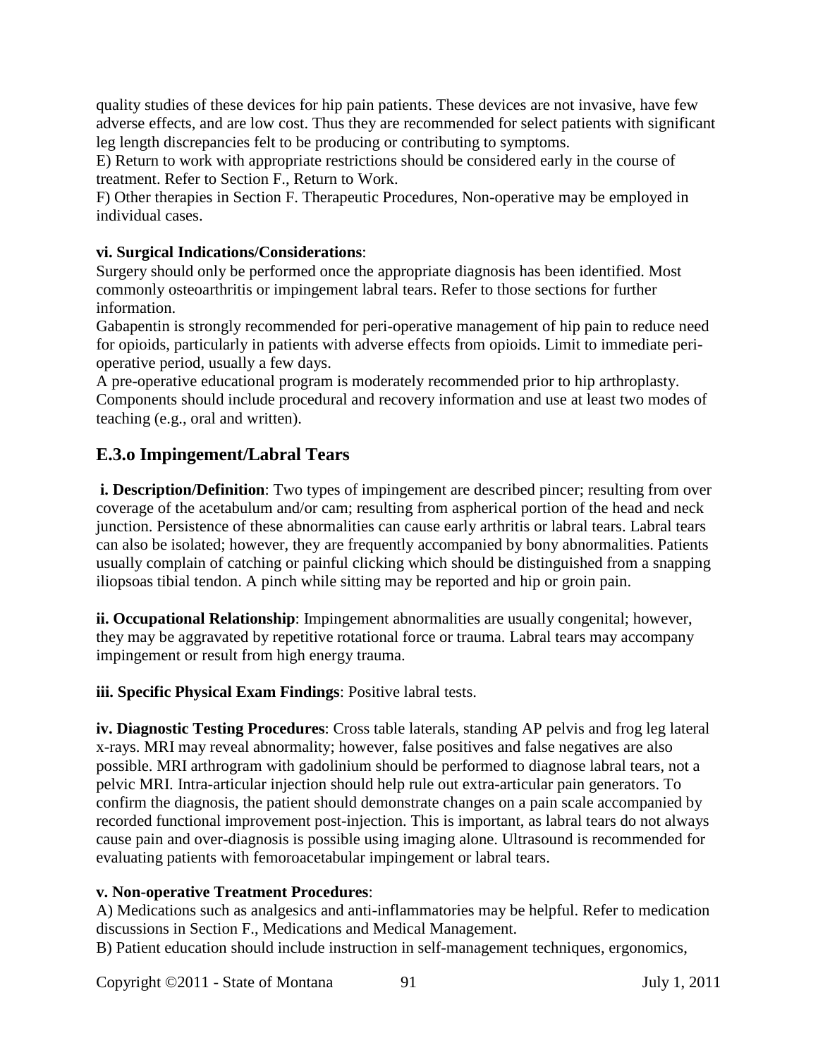quality studies of these devices for hip pain patients. These devices are not invasive, have few adverse effects, and are low cost. Thus they are recommended for select patients with significant leg length discrepancies felt to be producing or contributing to symptoms.

E) Return to work with appropriate restrictions should be considered early in the course of treatment. Refer to Section F., Return to Work.

F) Other therapies in Section F. Therapeutic Procedures, Non-operative may be employed in individual cases.

**vi. Surgical Indications/Considerations**:

Surgery should only be performed once the appropriate diagnosis has been identified. Most commonly osteoarthritis or impingement labral tears. Refer to those sections for further information.

Gabapentin is strongly recommended for peri-operative management of hip pain to reduce need for opioids, particularly in patients with adverse effects from opioids. Limit to immediate peri-operative period, usually a few days.

A pre-operative educational program is moderately recommended prior to hip arthroplasty. Components should include procedural and recovery information and use at least two modes of teaching (e.g., oral and written).

## E.3.o Impingement/Labral Tears

**i. Description/Definition**: Two types of impingement are described pincer; resulting from over coverage of the acetabulum and/or cam; resulting from aspherical portion of the head and neck junction. Persistence of these abnormalities can cause early arthritis or labral tears. Labral tears can also be isolated; however, they are frequently accompanied by bony abnormalities. Patients usually complain of catching or painful clicking which should be distinguished from a snapping iliopsoas tibial tendon. A pinch while sitting may be reported and hip or groin pain.

**ii. Occupational Relationship**: Impingement abnormalities are usually congenital; however, they may be aggravated by repetitive rotational force or trauma. Labral tears may accompany impingement or result from high energy trauma.

**iii. Specific Physical Exam Findings**: Positive labral tests.

**iv. Diagnostic Testing Procedures**: Cross table laterals, standing AP pelvis and frog leg lateral x-rays. MRI may reveal abnormality; however, false positives and false negatives are also possible. MRI arthrogram with gadolinium should be performed to diagnose labral tears, not a pelvic MRI. Intra-articular injection should help rule out extra-articular pain generators. To confirm the diagnosis, the patient should demonstrate changes on a pain scale accompanied by recorded functional improvement post-injection. This is important, as labral tears do not always cause pain and over-diagnosis is possible using imaging alone. Ultrasound is recommended for evaluating patients with femoroacetabular impingement or labral tears.

**v. Non-operative Treatment Procedures**:

A) Medications such as analgesics and anti-inflammatories may be helpful. Refer to medication discussions in Section F., Medications and Medical Management.

B) Patient education should include instruction in self-management techniques, ergonomics,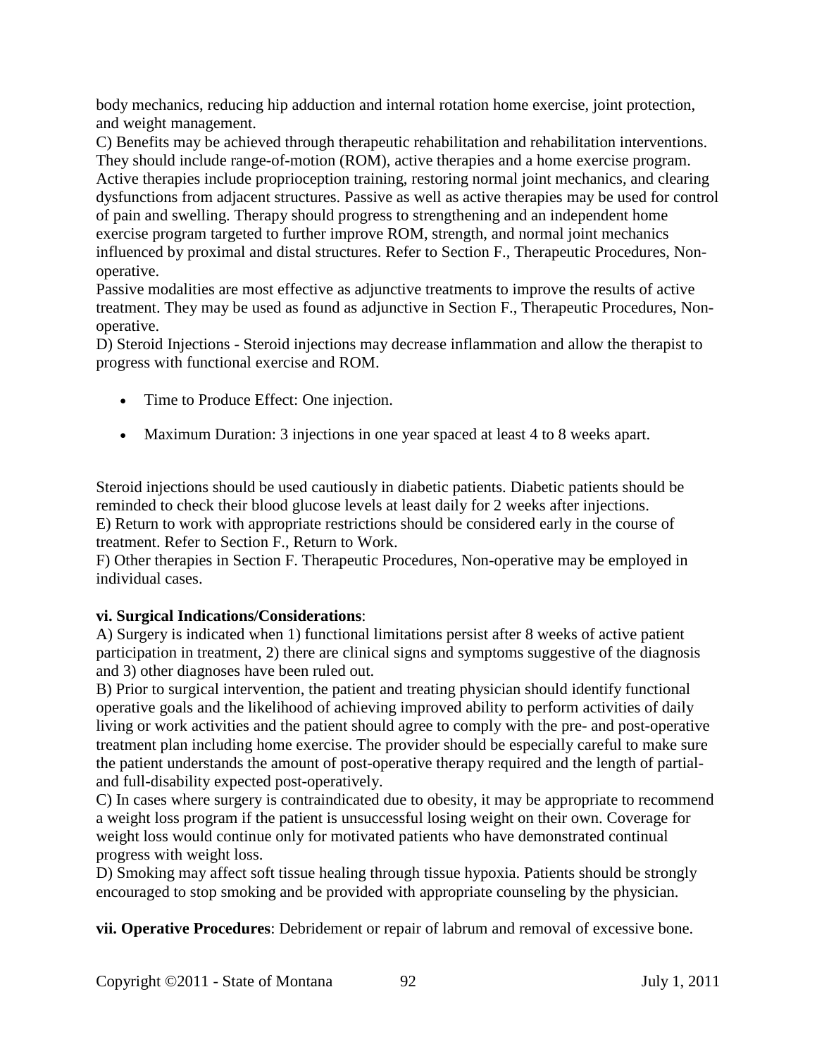body mechanics, reducing hip adduction and internal rotation home exercise, joint protection, and weight management.

C) Benefits may be achieved through therapeutic rehabilitation and rehabilitation interventions. They should include range-of-motion (ROM), active therapies and a home exercise program. Active therapies include proprioception training, restoring normal joint mechanics, and clearing dysfunctions from adjacent structures. Passive as well as active therapies may be used for control of pain and swelling. Therapy should progress to strengthening and an independent home exercise program targeted to further improve ROM, strength, and normal joint mechanics influenced by proximal and distal structures. Refer to Section F., Therapeutic Procedures, Non-operative.

Passive modalities are most effective as adjunctive treatments to improve the results of active treatment. They may be used as found as adjunctive in Section F., Therapeutic Procedures, Non-operative.

D) Steroid Injections - Steroid injections may decrease inflammation and allow the therapist to progress with functional exercise and ROM.

- Time to Produce Effect: One injection.
- Maximum Duration: 3 injections in one year spaced at least 4 to 8 weeks apart.

Steroid injections should be used cautiously in diabetic patients. Diabetic patients should be reminded to check their blood glucose levels at least daily for 2 weeks after injections.

E) Return to work with appropriate restrictions should be considered early in the course of treatment. Refer to Section F., Return to Work.

F) Other therapies in Section F. Therapeutic Procedures, Non-operative may be employed in individual cases.

**vi. Surgical Indications/Considerations**:

A) Surgery is indicated when 1) functional limitations persist after 8 weeks of active patient participation in treatment, 2) there are clinical signs and symptoms suggestive of the diagnosis and 3) other diagnoses have been ruled out.

B) Prior to surgical intervention, the patient and treating physician should identify functional operative goals and the likelihood of achieving improved ability to perform activities of daily living or work activities and the patient should agree to comply with the pre- and post-operative treatment plan including home exercise. The provider should be especially careful to make sure the patient understands the amount of post-operative therapy required and the length of partial- and full-disability expected post-operatively.

C) In cases where surgery is contraindicated due to obesity, it may be appropriate to recommend a weight loss program if the patient is unsuccessful losing weight on their own. Coverage for weight loss would continue only for motivated patients who have demonstrated continual progress with weight loss.

D) Smoking may affect soft tissue healing through tissue hypoxia. Patients should be strongly encouraged to stop smoking and be provided with appropriate counseling by the physician.

**vii. Operative Procedures**: Debridement or repair of labrum and removal of excessive bone.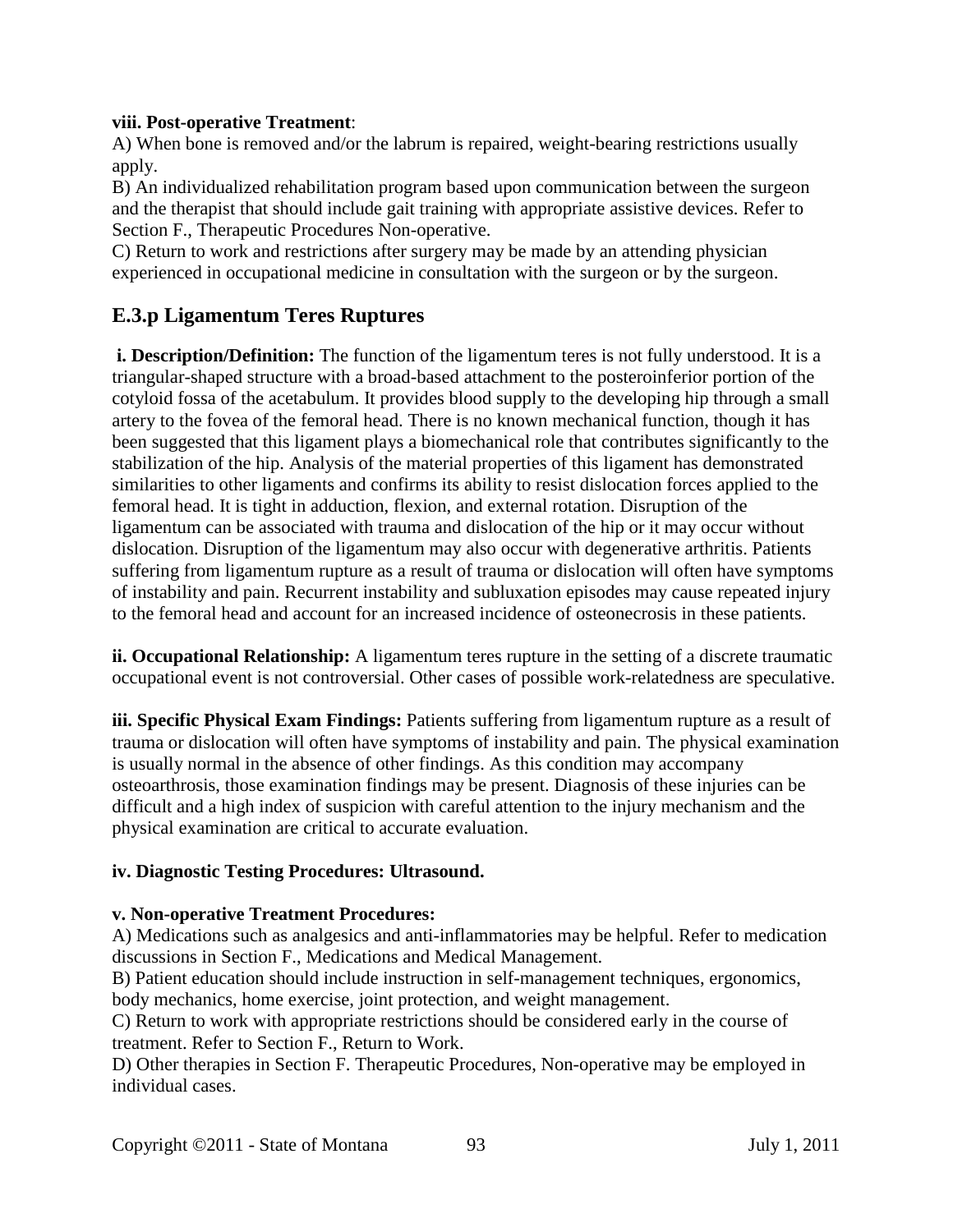**viii. Post-operative Treatment**:

A) When bone is removed and/or the labrum is repaired, weight-bearing restrictions usually apply.

B) An individualized rehabilitation program based upon communication between the surgeon and the therapist that should include gait training with appropriate assistive devices. Refer to Section F., Therapeutic Procedures Non-operative.

C) Return to work and restrictions after surgery may be made by an attending physician experienced in occupational medicine in consultation with the surgeon or by the surgeon.

## E.3.p Ligamentum Teres Ruptures

**i. Description/Definition:** The function of the ligamentum teres is not fully understood. It is a triangular-shaped structure with a broad-based attachment to the posteroinferior portion of the cotyloid fossa of the acetabulum. It provides blood supply to the developing hip through a small artery to the fovea of the femoral head. There is no known mechanical function, though it has been suggested that this ligament plays a biomechanical role that contributes significantly to the stabilization of the hip. Analysis of the material properties of this ligament has demonstrated similarities to other ligaments and confirms its ability to resist dislocation forces applied to the femoral head. It is tight in adduction, flexion, and external rotation. Disruption of the ligamentum can be associated with trauma and dislocation of the hip or it may occur without dislocation. Disruption of the ligamentum may also occur with degenerative arthritis. Patients suffering from ligamentum rupture as a result of trauma or dislocation will often have symptoms of instability and pain. Recurrent instability and subluxation episodes may cause repeated injury to the femoral head and account for an increased incidence of osteonecrosis in these patients.

**ii. Occupational Relationship:** A ligamentum teres rupture in the setting of a discrete traumatic occupational event is not controversial. Other cases of possible work-relatedness are speculative.

**iii. Specific Physical Exam Findings:** Patients suffering from ligamentum rupture as a result of trauma or dislocation will often have symptoms of instability and pain. The physical examination is usually normal in the absence of other findings. As this condition may accompany osteoarthrosis, those examination findings may be present. Diagnosis of these injuries can be difficult and a high index of suspicion with careful attention to the injury mechanism and the physical examination are critical to accurate evaluation.

**iv. Diagnostic Testing Procedures: Ultrasound.**

**v. Non-operative Treatment Procedures:**

A) Medications such as analgesics and anti-inflammatories may be helpful. Refer to medication discussions in Section F., Medications and Medical Management.

B) Patient education should include instruction in self-management techniques, ergonomics, body mechanics, home exercise, joint protection, and weight management.

C) Return to work with appropriate restrictions should be considered early in the course of treatment. Refer to Section F., Return to Work.

D) Other therapies in Section F. Therapeutic Procedures, Non-operative may be employed in individual cases.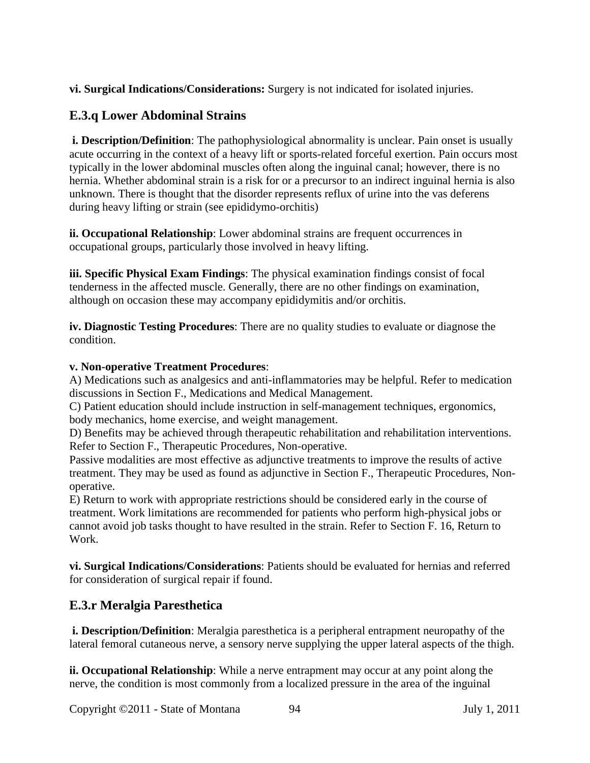**vi. Surgical Indications/Considerations:** Surgery is not indicated for isolated injuries.

## E.3.q Lower Abdominal Strains

**i. Description/Definition**: The pathophysiological abnormality is unclear. Pain onset is usually acute occurring in the context of a heavy lift or sports-related forceful exertion. Pain occurs most typically in the lower abdominal muscles often along the inguinal canal; however, there is no hernia. Whether abdominal strain is a risk for or a precursor to an indirect inguinal hernia is also unknown. There is thought that the disorder represents reflux of urine into the vas deferens during heavy lifting or strain (see epididymo-orchitis)

**ii. Occupational Relationship**: Lower abdominal strains are frequent occurrences in occupational groups, particularly those involved in heavy lifting.

**iii. Specific Physical Exam Findings**: The physical examination findings consist of focal tenderness in the affected muscle. Generally, there are no other findings on examination, although on occasion these may accompany epididymitis and/or orchitis.

**iv. Diagnostic Testing Procedures**: There are no quality studies to evaluate or diagnose the condition.

**v. Non-operative Treatment Procedures**:

A) Medications such as analgesics and anti-inflammatories may be helpful. Refer to medication discussions in Section F., Medications and Medical Management.

C) Patient education should include instruction in self-management techniques, ergonomics, body mechanics, home exercise, and weight management.

D) Benefits may be achieved through therapeutic rehabilitation and rehabilitation interventions. Refer to Section F., Therapeutic Procedures, Non-operative.

Passive modalities are most effective as adjunctive treatments to improve the results of active treatment. They may be used as found as adjunctive in Section F., Therapeutic Procedures, Non-operative.

E) Return to work with appropriate restrictions should be considered early in the course of treatment. Work limitations are recommended for patients who perform high-physical jobs or cannot avoid job tasks thought to have resulted in the strain. Refer to Section F. 16, Return to Work.

**vi. Surgical Indications/Considerations**: Patients should be evaluated for hernias and referred for consideration of surgical repair if found.

## E.3.r Meralgia Paresthetica

**i. Description/Definition**: Meralgia paresthetica is a peripheral entrapment neuropathy of the lateral femoral cutaneous nerve, a sensory nerve supplying the upper lateral aspects of the thigh.

**ii. Occupational Relationship**: While a nerve entrapment may occur at any point along the nerve, the condition is most commonly from a localized pressure in the area of the inguinal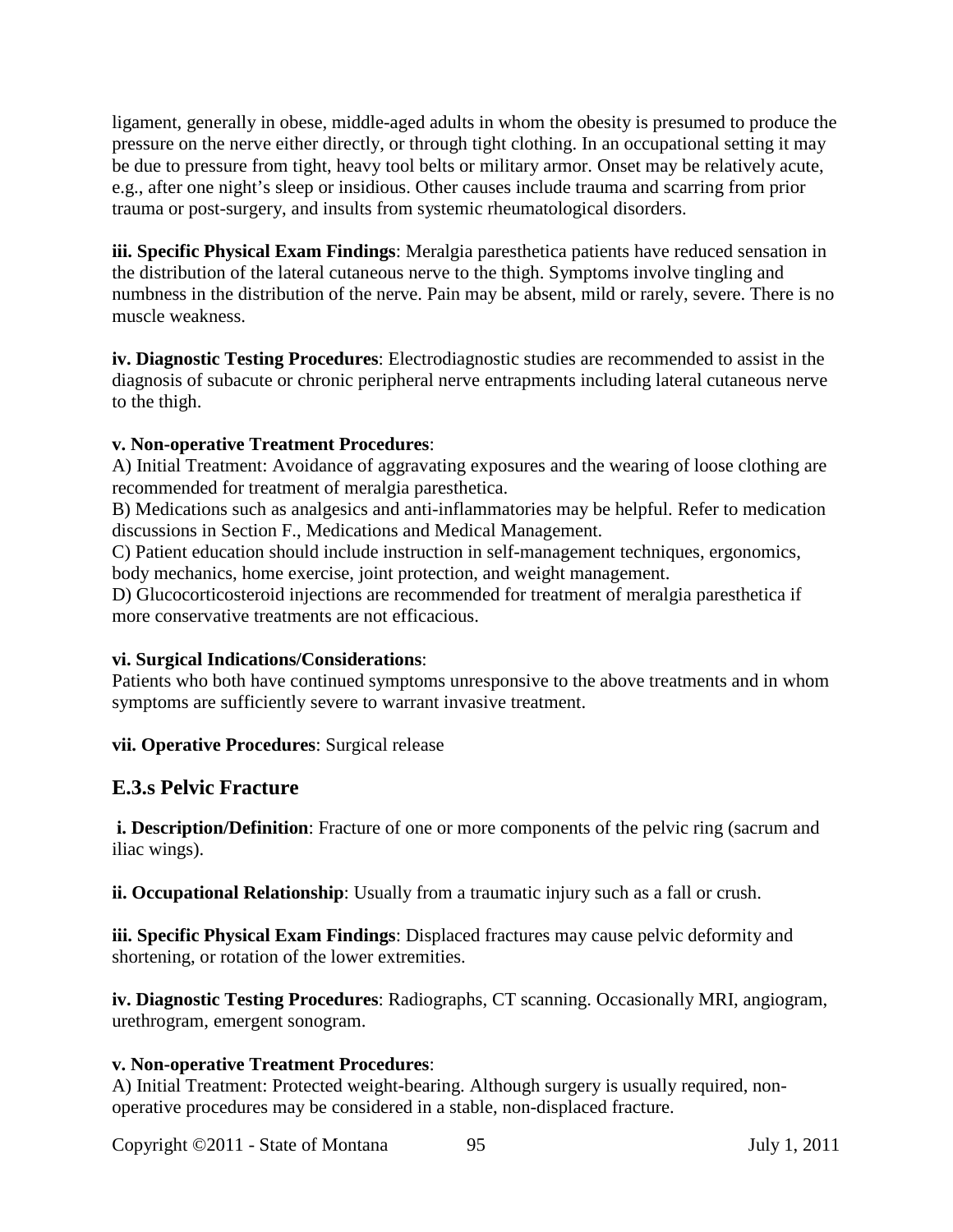ligament, generally in obese, middle-aged adults in whom the obesity is presumed to produce the pressure on the nerve either directly, or through tight clothing. In an occupational setting it may be due to pressure from tight, heavy tool belts or military armor. Onset may be relatively acute, e.g., after one night's sleep or insidious. Other causes include trauma and scarring from prior trauma or post-surgery, and insults from systemic rheumatological disorders.

**iii. Specific Physical Exam Findings**: Meralgia paresthetica patients have reduced sensation in the distribution of the lateral cutaneous nerve to the thigh. Symptoms involve tingling and numbness in the distribution of the nerve. Pain may be absent, mild or rarely, severe. There is no muscle weakness.

**iv. Diagnostic Testing Procedures**: Electrodiagnostic studies are recommended to assist in the diagnosis of subacute or chronic peripheral nerve entrapments including lateral cutaneous nerve to the thigh.

**v. Non-operative Treatment Procedures**:

A) Initial Treatment: Avoidance of aggravating exposures and the wearing of loose clothing are recommended for treatment of meralgia paresthetica.

B) Medications such as analgesics and anti-inflammatories may be helpful. Refer to medication discussions in Section F., Medications and Medical Management.

C) Patient education should include instruction in self-management techniques, ergonomics, body mechanics, home exercise, joint protection, and weight management.

D) Glucocorticosteroid injections are recommended for treatment of meralgia paresthetica if more conservative treatments are not efficacious.

**vi. Surgical Indications/Considerations**:

Patients who both have continued symptoms unresponsive to the above treatments and in whom symptoms are sufficiently severe to warrant invasive treatment.

**vii. Operative Procedures**: Surgical release

## E.3.s Pelvic Fracture

**i. Description/Definition**: Fracture of one or more components of the pelvic ring (sacrum and iliac wings).

**ii. Occupational Relationship**: Usually from a traumatic injury such as a fall or crush.

**iii. Specific Physical Exam Findings**: Displaced fractures may cause pelvic deformity and shortening, or rotation of the lower extremities.

**iv. Diagnostic Testing Procedures**: Radiographs, CT scanning. Occasionally MRI, angiogram, urethrogram, emergent sonogram.

**v. Non-operative Treatment Procedures**:

A) Initial Treatment: Protected weight-bearing. Although surgery is usually required, non-operative procedures may be considered in a stable, non-displaced fracture.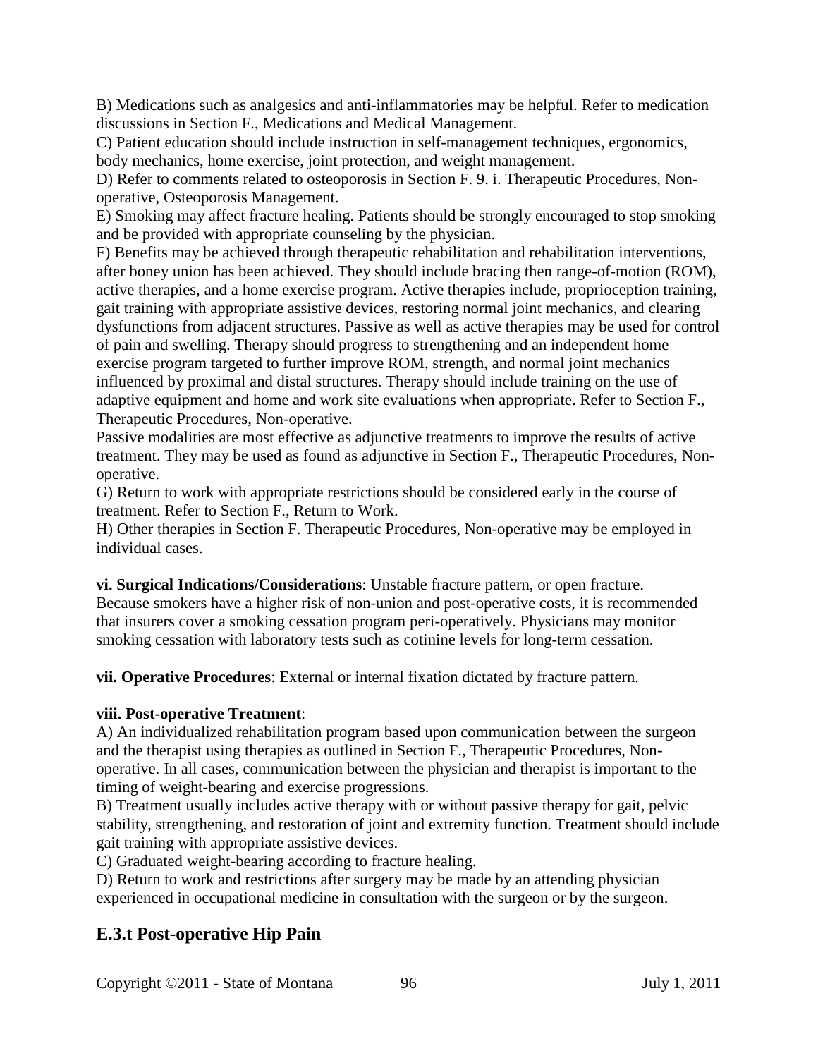B) Medications such as analgesics and anti-inflammatories may be helpful. Refer to medication discussions in Section F., Medications and Medical Management.

C) Patient education should include instruction in self-management techniques, ergonomics, body mechanics, home exercise, joint protection, and weight management.

D) Refer to comments related to osteoporosis in Section F. 9. i. Therapeutic Procedures, Non-operative, Osteoporosis Management.

E) Smoking may affect fracture healing. Patients should be strongly encouraged to stop smoking and be provided with appropriate counseling by the physician.

F) Benefits may be achieved through therapeutic rehabilitation and rehabilitation interventions, after boney union has been achieved. They should include bracing then range-of-motion (ROM), active therapies, and a home exercise program. Active therapies include, proprioception training, gait training with appropriate assistive devices, restoring normal joint mechanics, and clearing dysfunctions from adjacent structures. Passive as well as active therapies may be used for control of pain and swelling. Therapy should progress to strengthening and an independent home exercise program targeted to further improve ROM, strength, and normal joint mechanics influenced by proximal and distal structures. Therapy should include training on the use of adaptive equipment and home and work site evaluations when appropriate. Refer to Section F., Therapeutic Procedures, Non-operative.

Passive modalities are most effective as adjunctive treatments to improve the results of active treatment. They may be used as found as adjunctive in Section F., Therapeutic Procedures, Non-operative.

G) Return to work with appropriate restrictions should be considered early in the course of treatment. Refer to Section F., Return to Work.

H) Other therapies in Section F. Therapeutic Procedures, Non-operative may be employed in individual cases.

**vi. Surgical Indications/Considerations**: Unstable fracture pattern, or open fracture. Because smokers have a higher risk of non-union and post-operative costs, it is recommended that insurers cover a smoking cessation program peri-operatively. Physicians may monitor smoking cessation with laboratory tests such as cotinine levels for long-term cessation.

**vii. Operative Procedures**: External or internal fixation dictated by fracture pattern.

**viii. Post-operative Treatment**:

A) An individualized rehabilitation program based upon communication between the surgeon and the therapist using therapies as outlined in Section F., Therapeutic Procedures, Non-operative. In all cases, communication between the physician and therapist is important to the timing of weight-bearing and exercise progressions.

B) Treatment usually includes active therapy with or without passive therapy for gait, pelvic stability, strengthening, and restoration of joint and extremity function. Treatment should include gait training with appropriate assistive devices.

C) Graduated weight-bearing according to fracture healing.

D) Return to work and restrictions after surgery may be made by an attending physician experienced in occupational medicine in consultation with the surgeon or by the surgeon.

## E.3.t Post-operative Hip Pain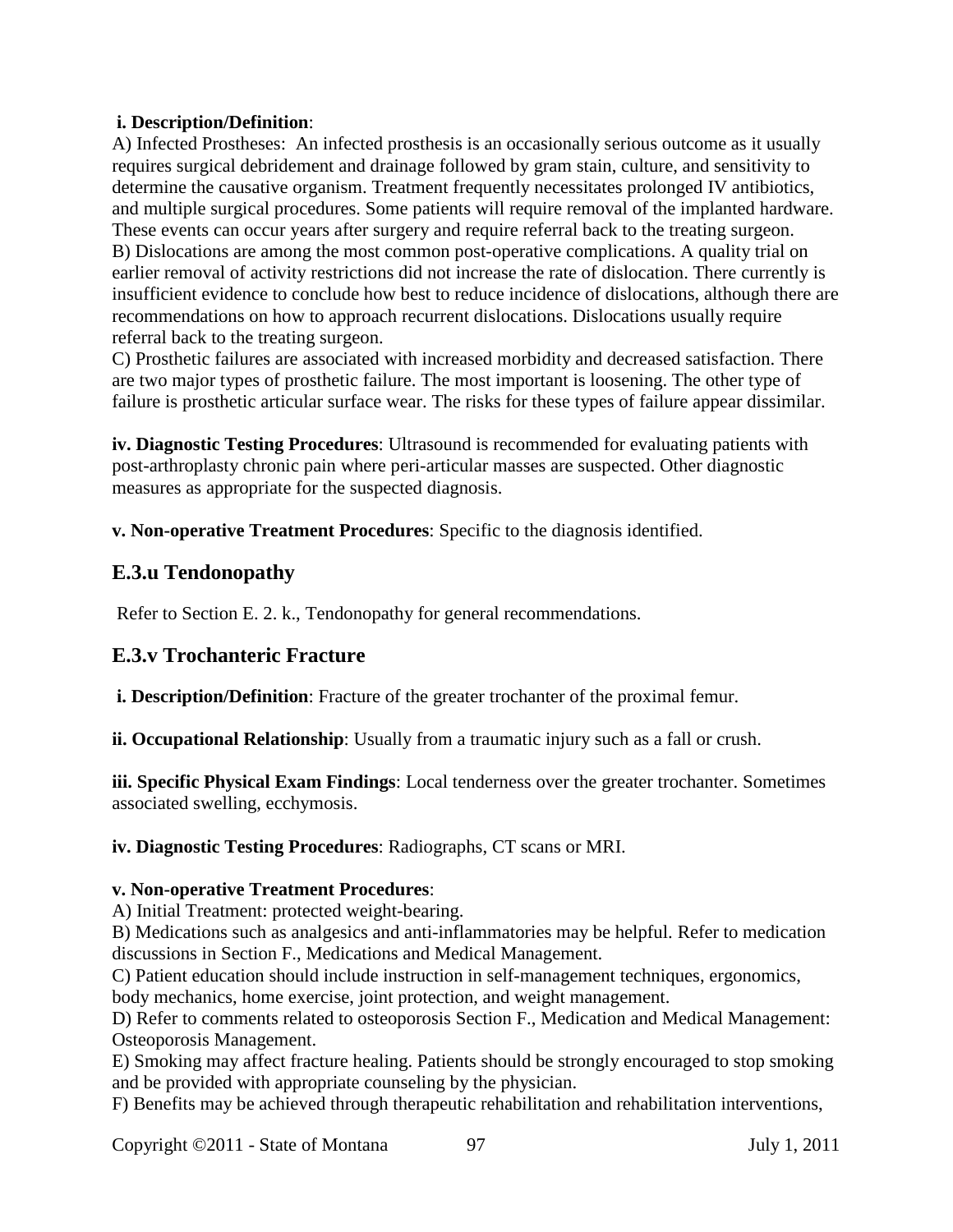**i. Description/Definition**:

A) Infected Prostheses: An infected prosthesis is an occasionally serious outcome as it usually requires surgical debridement and drainage followed by gram stain, culture, and sensitivity to determine the causative organism. Treatment frequently necessitates prolonged IV antibiotics, and multiple surgical procedures. Some patients will require removal of the implanted hardware. These events can occur years after surgery and require referral back to the treating surgeon.
B) Dislocations are among the most common post-operative complications. A quality trial on earlier removal of activity restrictions did not increase the rate of dislocation. There currently is insufficient evidence to conclude how best to reduce incidence of dislocations, although there are recommendations on how to approach recurrent dislocations. Dislocations usually require referral back to the treating surgeon.
C) Prosthetic failures are associated with increased morbidity and decreased satisfaction. There are two major types of prosthetic failure. The most important is loosening. The other type of failure is prosthetic articular surface wear. The risks for these types of failure appear dissimilar.

**iv. Diagnostic Testing Procedures**: Ultrasound is recommended for evaluating patients with post-arthroplasty chronic pain where peri-articular masses are suspected. Other diagnostic measures as appropriate for the suspected diagnosis.

**v. Non-operative Treatment Procedures**: Specific to the diagnosis identified.

## E.3.u Tendonopathy

Refer to Section E. 2. k., Tendonopathy for general recommendations.

## E.3.v Trochanteric Fracture

**i. Description/Definition**: Fracture of the greater trochanter of the proximal femur.

**ii. Occupational Relationship**: Usually from a traumatic injury such as a fall or crush.

**iii. Specific Physical Exam Findings**: Local tenderness over the greater trochanter. Sometimes associated swelling, ecchymosis.

**iv. Diagnostic Testing Procedures**: Radiographs, CT scans or MRI.

**v. Non-operative Treatment Procedures**:

A) Initial Treatment: protected weight-bearing.
B) Medications such as analgesics and anti-inflammatories may be helpful. Refer to medication discussions in Section F., Medications and Medical Management.
C) Patient education should include instruction in self-management techniques, ergonomics, body mechanics, home exercise, joint protection, and weight management.
D) Refer to comments related to osteoporosis Section F., Medication and Medical Management: Osteoporosis Management.
E) Smoking may affect fracture healing. Patients should be strongly encouraged to stop smoking and be provided with appropriate counseling by the physician.
F) Benefits may be achieved through therapeutic rehabilitation and rehabilitation interventions,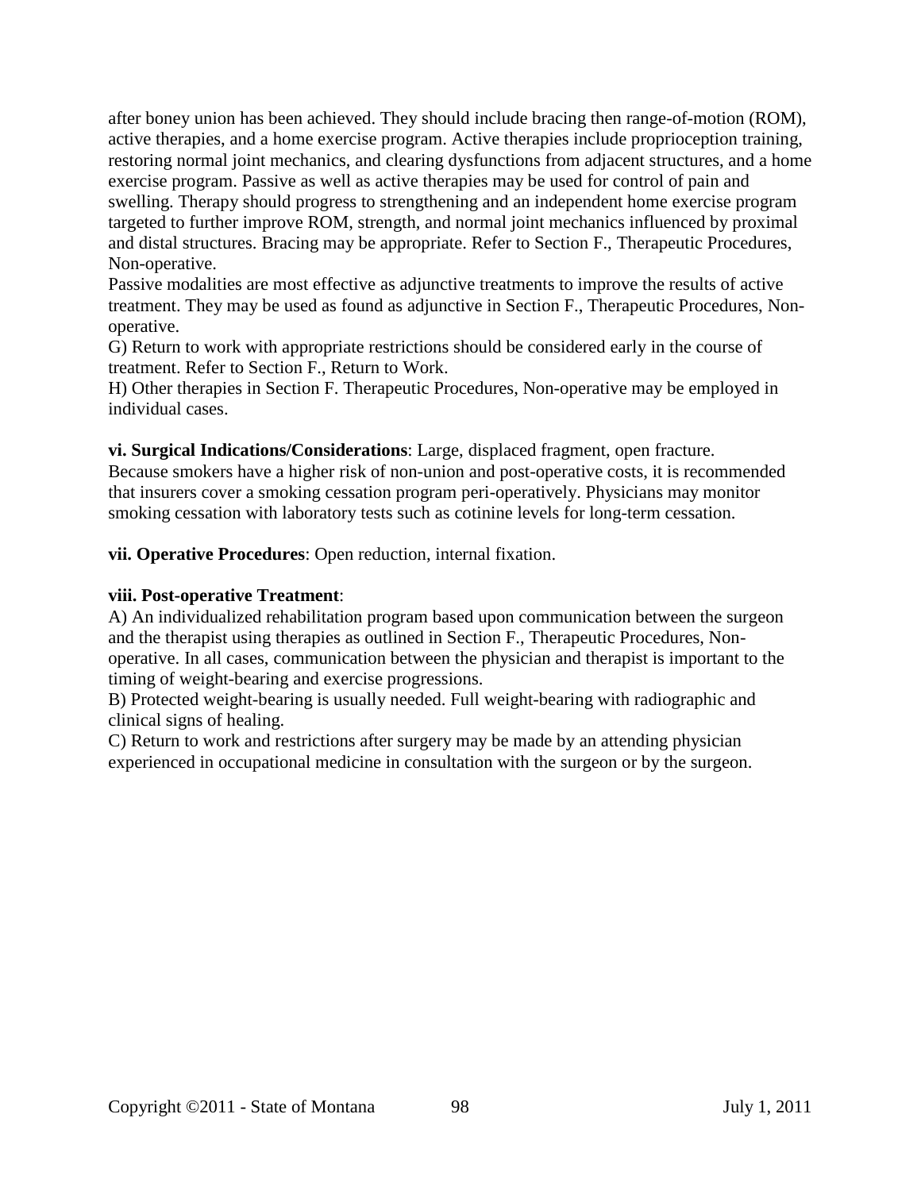after boney union has been achieved. They should include bracing then range-of-motion (ROM), active therapies, and a home exercise program. Active therapies include proprioception training, restoring normal joint mechanics, and clearing dysfunctions from adjacent structures, and a home exercise program. Passive as well as active therapies may be used for control of pain and swelling. Therapy should progress to strengthening and an independent home exercise program targeted to further improve ROM, strength, and normal joint mechanics influenced by proximal and distal structures. Bracing may be appropriate. Refer to Section F., Therapeutic Procedures, Non-operative.

Passive modalities are most effective as adjunctive treatments to improve the results of active treatment. They may be used as found as adjunctive in Section F., Therapeutic Procedures, Non-operative.

G) Return to work with appropriate restrictions should be considered early in the course of treatment. Refer to Section F., Return to Work.

H) Other therapies in Section F. Therapeutic Procedures, Non-operative may be employed in individual cases.

**vi. Surgical Indications/Considerations**: Large, displaced fragment, open fracture.
Because smokers have a higher risk of non-union and post-operative costs, it is recommended that insurers cover a smoking cessation program peri-operatively. Physicians may monitor smoking cessation with laboratory tests such as cotinine levels for long-term cessation.

**vii. Operative Procedures**: Open reduction, internal fixation.

**viii. Post-operative Treatment**:

A) An individualized rehabilitation program based upon communication between the surgeon and the therapist using therapies as outlined in Section F., Therapeutic Procedures, Non-operative. In all cases, communication between the physician and therapist is important to the timing of weight-bearing and exercise progressions.

B) Protected weight-bearing is usually needed. Full weight-bearing with radiographic and clinical signs of healing.

C) Return to work and restrictions after surgery may be made by an attending physician experienced in occupational medicine in consultation with the surgeon or by the surgeon.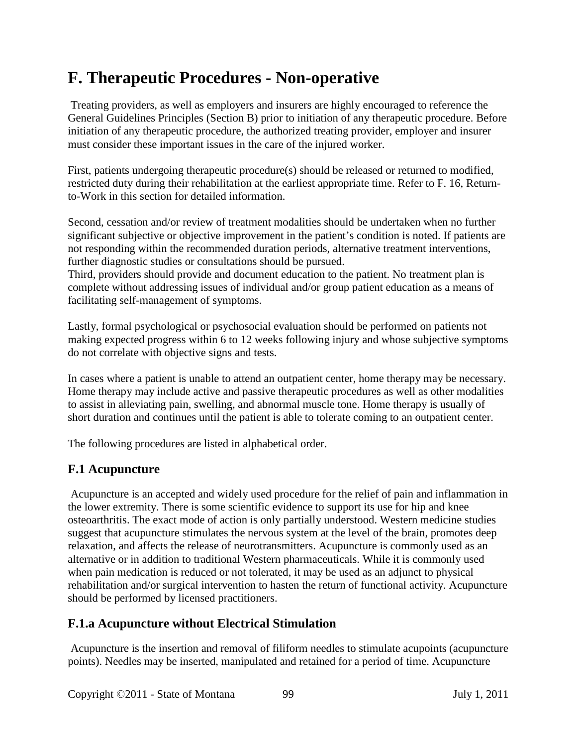# F. Therapeutic Procedures - Non-operative

Treating providers, as well as employers and insurers are highly encouraged to reference the General Guidelines Principles (Section B) prior to initiation of any therapeutic procedure. Before initiation of any therapeutic procedure, the authorized treating provider, employer and insurer must consider these important issues in the care of the injured worker.

First, patients undergoing therapeutic procedure(s) should be released or returned to modified, restricted duty during their rehabilitation at the earliest appropriate time. Refer to F. 16, Return-to-Work in this section for detailed information.

Second, cessation and/or review of treatment modalities should be undertaken when no further significant subjective or objective improvement in the patient's condition is noted. If patients are not responding within the recommended duration periods, alternative treatment interventions, further diagnostic studies or consultations should be pursued.

Third, providers should provide and document education to the patient. No treatment plan is complete without addressing issues of individual and/or group patient education as a means of facilitating self-management of symptoms.

Lastly, formal psychological or psychosocial evaluation should be performed on patients not making expected progress within 6 to 12 weeks following injury and whose subjective symptoms do not correlate with objective signs and tests.

In cases where a patient is unable to attend an outpatient center, home therapy may be necessary. Home therapy may include active and passive therapeutic procedures as well as other modalities to assist in alleviating pain, swelling, and abnormal muscle tone. Home therapy is usually of short duration and continues until the patient is able to tolerate coming to an outpatient center.

The following procedures are listed in alphabetical order.

## F.1 Acupuncture

Acupuncture is an accepted and widely used procedure for the relief of pain and inflammation in the lower extremity. There is some scientific evidence to support its use for hip and knee osteoarthritis. The exact mode of action is only partially understood. Western medicine studies suggest that acupuncture stimulates the nervous system at the level of the brain, promotes deep relaxation, and affects the release of neurotransmitters. Acupuncture is commonly used as an alternative or in addition to traditional Western pharmaceuticals. While it is commonly used when pain medication is reduced or not tolerated, it may be used as an adjunct to physical rehabilitation and/or surgical intervention to hasten the return of functional activity. Acupuncture should be performed by licensed practitioners.

## F.1.a Acupuncture without Electrical Stimulation

Acupuncture is the insertion and removal of filiform needles to stimulate acupoints (acupuncture points). Needles may be inserted, manipulated and retained for a period of time. Acupuncture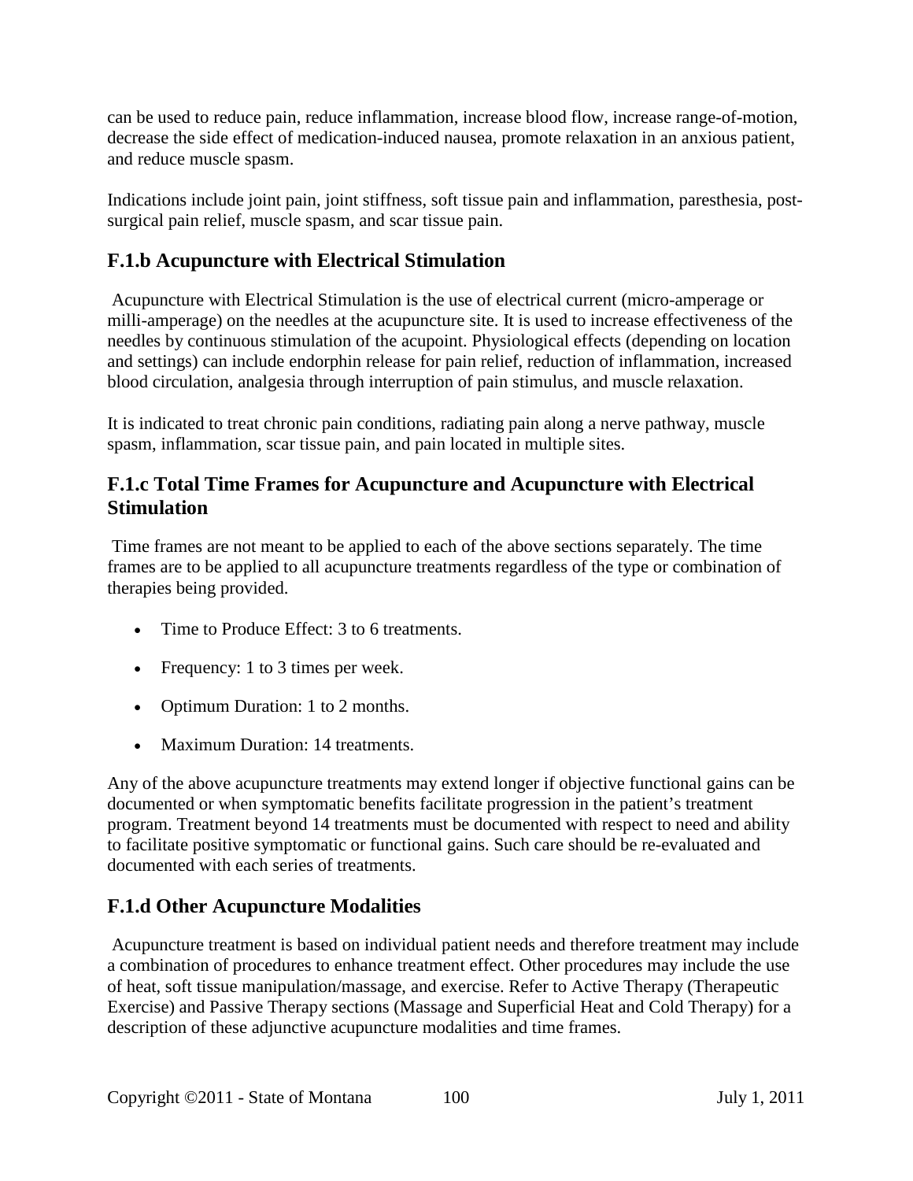can be used to reduce pain, reduce inflammation, increase blood flow, increase range-of-motion, decrease the side effect of medication-induced nausea, promote relaxation in an anxious patient, and reduce muscle spasm.

Indications include joint pain, joint stiffness, soft tissue pain and inflammation, paresthesia, post-surgical pain relief, muscle spasm, and scar tissue pain.

### F.1.b Acupuncture with Electrical Stimulation

Acupuncture with Electrical Stimulation is the use of electrical current (micro-amperage or milli-amperage) on the needles at the acupuncture site. It is used to increase effectiveness of the needles by continuous stimulation of the acupoint. Physiological effects (depending on location and settings) can include endorphin release for pain relief, reduction of inflammation, increased blood circulation, analgesia through interruption of pain stimulus, and muscle relaxation.

It is indicated to treat chronic pain conditions, radiating pain along a nerve pathway, muscle spasm, inflammation, scar tissue pain, and pain located in multiple sites.

### F.1.c Total Time Frames for Acupuncture and Acupuncture with Electrical Stimulation

Time frames are not meant to be applied to each of the above sections separately. The time frames are to be applied to all acupuncture treatments regardless of the type or combination of therapies being provided.

- Time to Produce Effect: 3 to 6 treatments.
- Frequency: 1 to 3 times per week.
- Optimum Duration: 1 to 2 months.
- Maximum Duration: 14 treatments.

Any of the above acupuncture treatments may extend longer if objective functional gains can be documented or when symptomatic benefits facilitate progression in the patient's treatment program. Treatment beyond 14 treatments must be documented with respect to need and ability to facilitate positive symptomatic or functional gains. Such care should be re-evaluated and documented with each series of treatments.

### F.1.d Other Acupuncture Modalities

Acupuncture treatment is based on individual patient needs and therefore treatment may include a combination of procedures to enhance treatment effect. Other procedures may include the use of heat, soft tissue manipulation/massage, and exercise. Refer to Active Therapy (Therapeutic Exercise) and Passive Therapy sections (Massage and Superficial Heat and Cold Therapy) for a description of these adjunctive acupuncture modalities and time frames.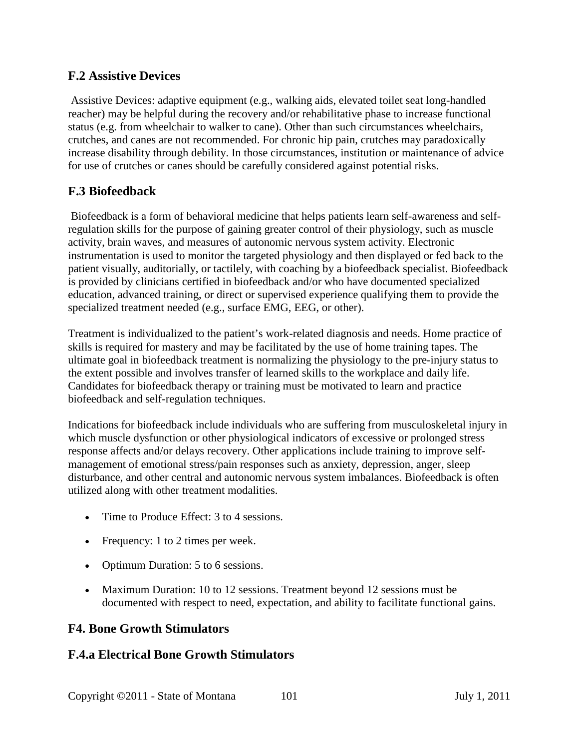## F.2 Assistive Devices

Assistive Devices: adaptive equipment (e.g., walking aids, elevated toilet seat long-handled reacher) may be helpful during the recovery and/or rehabilitative phase to increase functional status (e.g. from wheelchair to walker to cane). Other than such circumstances wheelchairs, crutches, and canes are not recommended. For chronic hip pain, crutches may paradoxically increase disability through debility. In those circumstances, institution or maintenance of advice for use of crutches or canes should be carefully considered against potential risks.

## F.3 Biofeedback

Biofeedback is a form of behavioral medicine that helps patients learn self-awareness and self-regulation skills for the purpose of gaining greater control of their physiology, such as muscle activity, brain waves, and measures of autonomic nervous system activity. Electronic instrumentation is used to monitor the targeted physiology and then displayed or fed back to the patient visually, auditorially, or tactilely, with coaching by a biofeedback specialist. Biofeedback is provided by clinicians certified in biofeedback and/or who have documented specialized education, advanced training, or direct or supervised experience qualifying them to provide the specialized treatment needed (e.g., surface EMG, EEG, or other).

Treatment is individualized to the patient's work-related diagnosis and needs. Home practice of skills is required for mastery and may be facilitated by the use of home training tapes. The ultimate goal in biofeedback treatment is normalizing the physiology to the pre-injury status to the extent possible and involves transfer of learned skills to the workplace and daily life. Candidates for biofeedback therapy or training must be motivated to learn and practice biofeedback and self-regulation techniques.

Indications for biofeedback include individuals who are suffering from musculoskeletal injury in which muscle dysfunction or other physiological indicators of excessive or prolonged stress response affects and/or delays recovery. Other applications include training to improve self-management of emotional stress/pain responses such as anxiety, depression, anger, sleep disturbance, and other central and autonomic nervous system imbalances. Biofeedback is often utilized along with other treatment modalities.

- Time to Produce Effect: 3 to 4 sessions.
- Frequency: 1 to 2 times per week.
- Optimum Duration: 5 to 6 sessions.
- Maximum Duration: 10 to 12 sessions. Treatment beyond 12 sessions must be documented with respect to need, expectation, and ability to facilitate functional gains.

## F4. Bone Growth Stimulators

## F.4.a Electrical Bone Growth Stimulators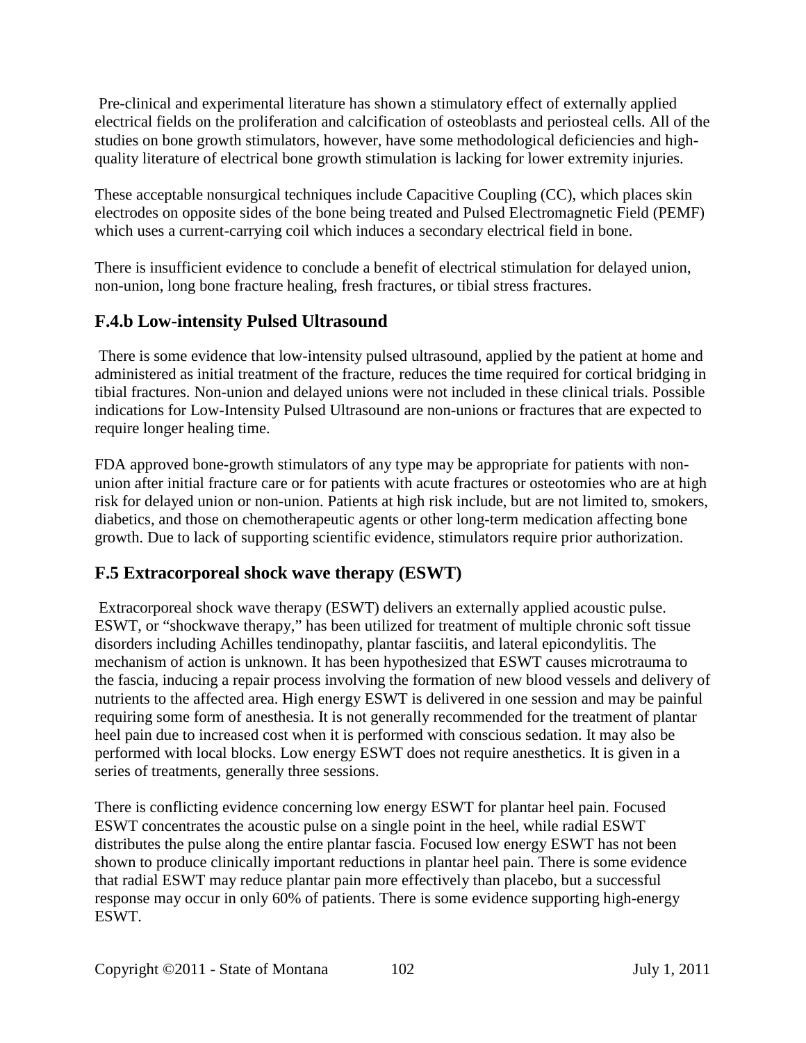Pre-clinical and experimental literature has shown a stimulatory effect of externally applied electrical fields on the proliferation and calcification of osteoblasts and periosteal cells. All of the studies on bone growth stimulators, however, have some methodological deficiencies and high-quality literature of electrical bone growth stimulation is lacking for lower extremity injuries.

These acceptable nonsurgical techniques include Capacitive Coupling (CC), which places skin electrodes on opposite sides of the bone being treated and Pulsed Electromagnetic Field (PEMF) which uses a current-carrying coil which induces a secondary electrical field in bone.

There is insufficient evidence to conclude a benefit of electrical stimulation for delayed union, non-union, long bone fracture healing, fresh fractures, or tibial stress fractures.

## F.4.b Low-intensity Pulsed Ultrasound

There is some evidence that low-intensity pulsed ultrasound, applied by the patient at home and administered as initial treatment of the fracture, reduces the time required for cortical bridging in tibial fractures. Non-union and delayed unions were not included in these clinical trials. Possible indications for Low-Intensity Pulsed Ultrasound are non-unions or fractures that are expected to require longer healing time.

FDA approved bone-growth stimulators of any type may be appropriate for patients with non-union after initial fracture care or for patients with acute fractures or osteotomies who are at high risk for delayed union or non-union. Patients at high risk include, but are not limited to, smokers, diabetics, and those on chemotherapeutic agents or other long-term medication affecting bone growth. Due to lack of supporting scientific evidence, stimulators require prior authorization.

## F.5 Extracorporeal shock wave therapy (ESWT)

Extracorporeal shock wave therapy (ESWT) delivers an externally applied acoustic pulse. ESWT, or "shockwave therapy," has been utilized for treatment of multiple chronic soft tissue disorders including Achilles tendinopathy, plantar fasciitis, and lateral epicondylitis. The mechanism of action is unknown. It has been hypothesized that ESWT causes microtrauma to the fascia, inducing a repair process involving the formation of new blood vessels and delivery of nutrients to the affected area. High energy ESWT is delivered in one session and may be painful requiring some form of anesthesia. It is not generally recommended for the treatment of plantar heel pain due to increased cost when it is performed with conscious sedation. It may also be performed with local blocks. Low energy ESWT does not require anesthetics. It is given in a series of treatments, generally three sessions.

There is conflicting evidence concerning low energy ESWT for plantar heel pain. Focused ESWT concentrates the acoustic pulse on a single point in the heel, while radial ESWT distributes the pulse along the entire plantar fascia. Focused low energy ESWT has not been shown to produce clinically important reductions in plantar heel pain. There is some evidence that radial ESWT may reduce plantar pain more effectively than placebo, but a successful response may occur in only 60% of patients. There is some evidence supporting high-energy ESWT.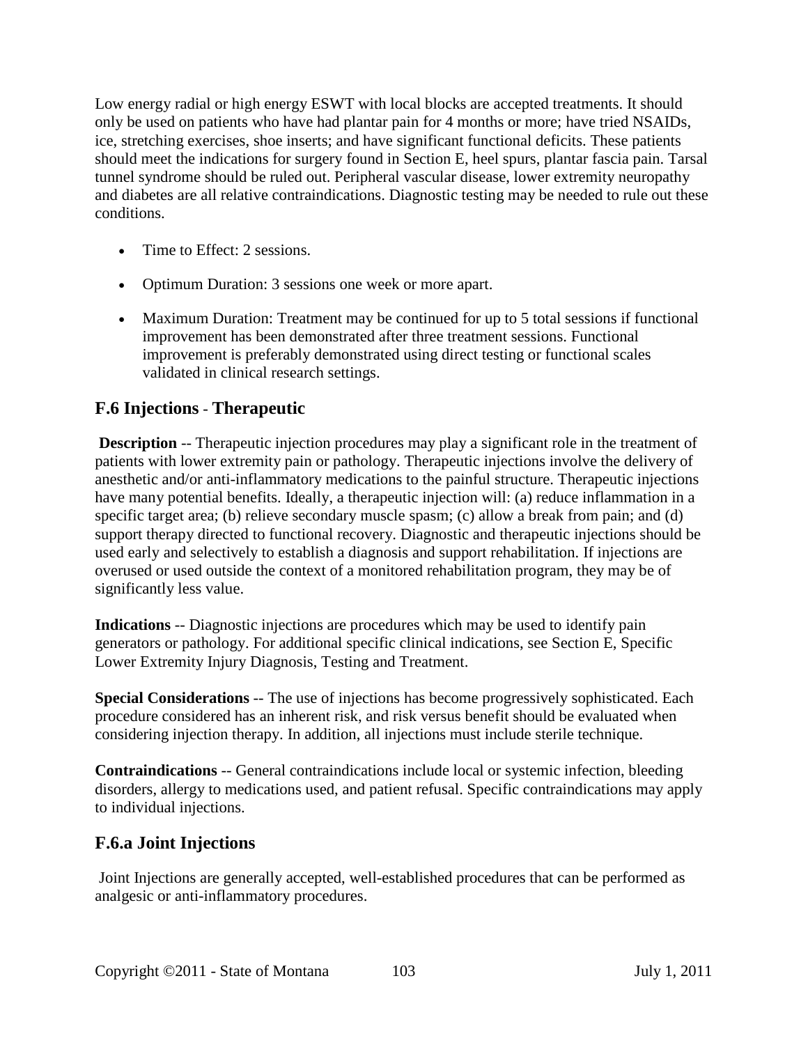Low energy radial or high energy ESWT with local blocks are accepted treatments. It should only be used on patients who have had plantar pain for 4 months or more; have tried NSAIDs, ice, stretching exercises, shoe inserts; and have significant functional deficits. These patients should meet the indications for surgery found in Section E, heel spurs, plantar fascia pain. Tarsal tunnel syndrome should be ruled out. Peripheral vascular disease, lower extremity neuropathy and diabetes are all relative contraindications. Diagnostic testing may be needed to rule out these conditions.

- Time to Effect: 2 sessions.
- Optimum Duration: 3 sessions one week or more apart.
- Maximum Duration: Treatment may be continued for up to 5 total sessions if functional improvement has been demonstrated after three treatment sessions. Functional improvement is preferably demonstrated using direct testing or functional scales validated in clinical research settings.

## F.6 Injections - Therapeutic

**Description** -- Therapeutic injection procedures may play a significant role in the treatment of patients with lower extremity pain or pathology. Therapeutic injections involve the delivery of anesthetic and/or anti-inflammatory medications to the painful structure. Therapeutic injections have many potential benefits. Ideally, a therapeutic injection will: (a) reduce inflammation in a specific target area; (b) relieve secondary muscle spasm; (c) allow a break from pain; and (d) support therapy directed to functional recovery. Diagnostic and therapeutic injections should be used early and selectively to establish a diagnosis and support rehabilitation. If injections are overused or used outside the context of a monitored rehabilitation program, they may be of significantly less value.

**Indications** -- Diagnostic injections are procedures which may be used to identify pain generators or pathology. For additional specific clinical indications, see Section E, Specific Lower Extremity Injury Diagnosis, Testing and Treatment.

**Special Considerations** -- The use of injections has become progressively sophisticated. Each procedure considered has an inherent risk, and risk versus benefit should be evaluated when considering injection therapy. In addition, all injections must include sterile technique.

**Contraindications** -- General contraindications include local or systemic infection, bleeding disorders, allergy to medications used, and patient refusal. Specific contraindications may apply to individual injections.

## F.6.a Joint Injections

Joint Injections are generally accepted, well-established procedures that can be performed as analgesic or anti-inflammatory procedures.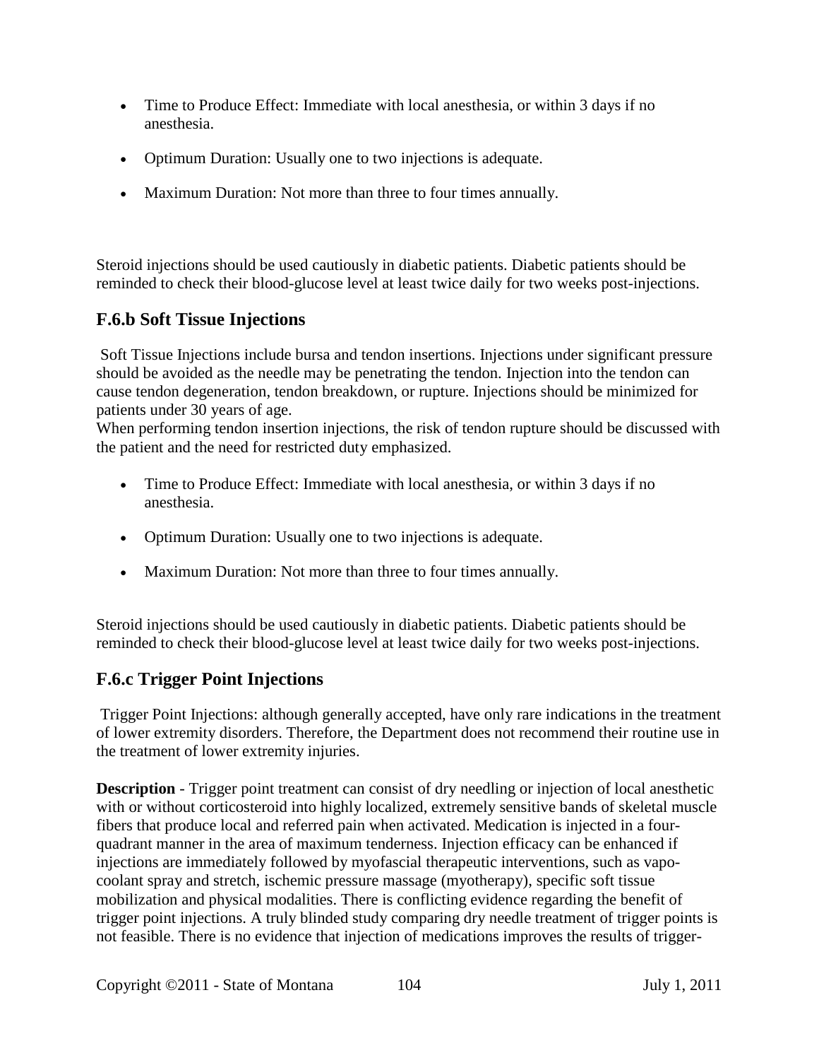- Time to Produce Effect: Immediate with local anesthesia, or within 3 days if no anesthesia.
- Optimum Duration: Usually one to two injections is adequate.
- Maximum Duration: Not more than three to four times annually.

Steroid injections should be used cautiously in diabetic patients. Diabetic patients should be reminded to check their blood-glucose level at least twice daily for two weeks post-injections.

### F.6.b Soft Tissue Injections

Soft Tissue Injections include bursa and tendon insertions. Injections under significant pressure should be avoided as the needle may be penetrating the tendon. Injection into the tendon can cause tendon degeneration, tendon breakdown, or rupture. Injections should be minimized for patients under 30 years of age.
When performing tendon insertion injections, the risk of tendon rupture should be discussed with the patient and the need for restricted duty emphasized.

- Time to Produce Effect: Immediate with local anesthesia, or within 3 days if no anesthesia.
- Optimum Duration: Usually one to two injections is adequate.
- Maximum Duration: Not more than three to four times annually.

Steroid injections should be used cautiously in diabetic patients. Diabetic patients should be reminded to check their blood-glucose level at least twice daily for two weeks post-injections.

### F.6.c Trigger Point Injections

Trigger Point Injections: although generally accepted, have only rare indications in the treatment of lower extremity disorders. Therefore, the Department does not recommend their routine use in the treatment of lower extremity injuries.

**Description** - Trigger point treatment can consist of dry needling or injection of local anesthetic with or without corticosteroid into highly localized, extremely sensitive bands of skeletal muscle fibers that produce local and referred pain when activated. Medication is injected in a four-quadrant manner in the area of maximum tenderness. Injection efficacy can be enhanced if injections are immediately followed by myofascial therapeutic interventions, such as vapo-coolant spray and stretch, ischemic pressure massage (myotherapy), specific soft tissue mobilization and physical modalities. There is conflicting evidence regarding the benefit of trigger point injections. A truly blinded study comparing dry needle treatment of trigger points is not feasible. There is no evidence that injection of medications improves the results of trigger-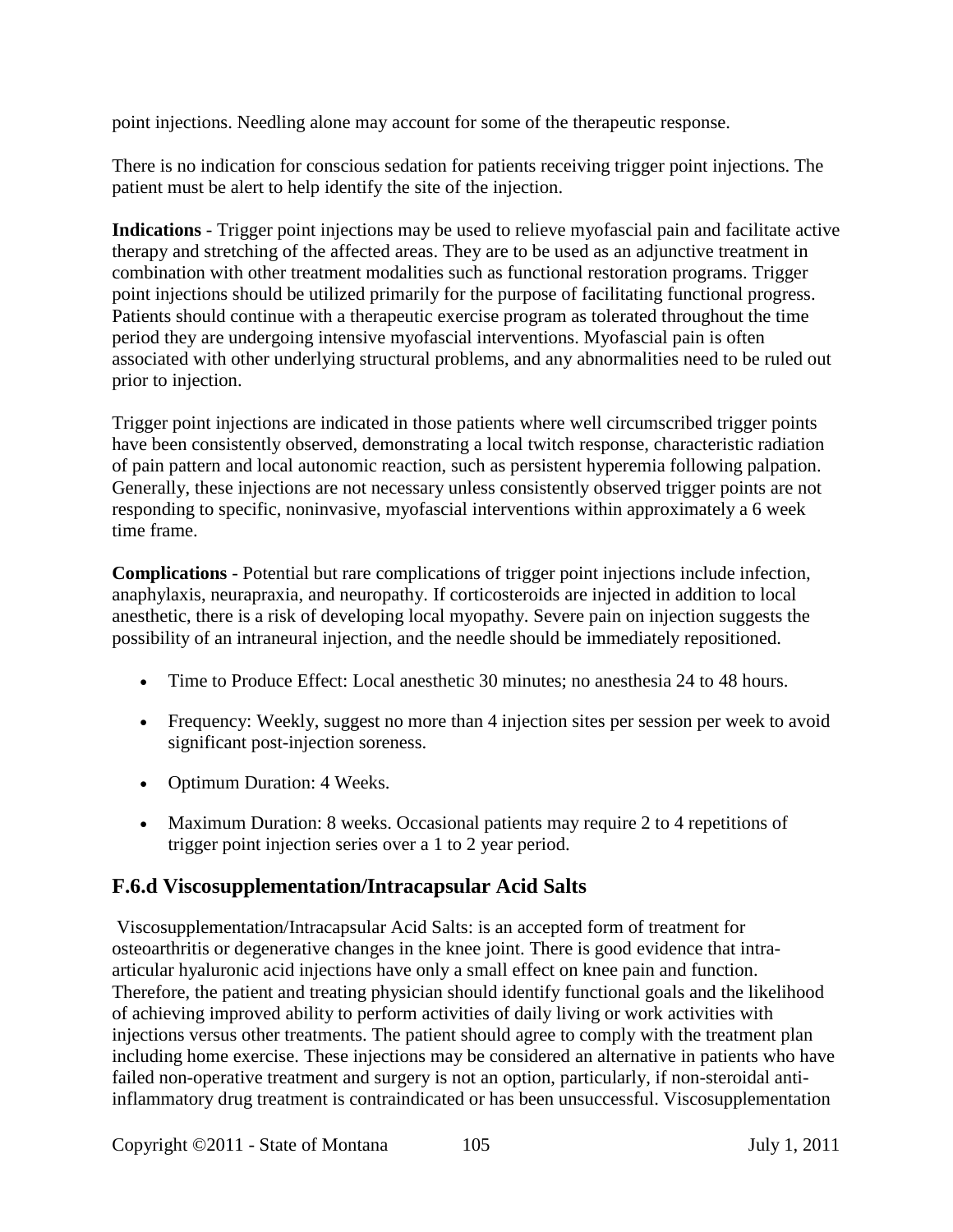point injections. Needling alone may account for some of the therapeutic response.

There is no indication for conscious sedation for patients receiving trigger point injections. The patient must be alert to help identify the site of the injection.

**Indications** - Trigger point injections may be used to relieve myofascial pain and facilitate active therapy and stretching of the affected areas. They are to be used as an adjunctive treatment in combination with other treatment modalities such as functional restoration programs. Trigger point injections should be utilized primarily for the purpose of facilitating functional progress. Patients should continue with a therapeutic exercise program as tolerated throughout the time period they are undergoing intensive myofascial interventions. Myofascial pain is often associated with other underlying structural problems, and any abnormalities need to be ruled out prior to injection.

Trigger point injections are indicated in those patients where well circumscribed trigger points have been consistently observed, demonstrating a local twitch response, characteristic radiation of pain pattern and local autonomic reaction, such as persistent hyperemia following palpation. Generally, these injections are not necessary unless consistently observed trigger points are not responding to specific, noninvasive, myofascial interventions within approximately a 6 week time frame.

**Complications** - Potential but rare complications of trigger point injections include infection, anaphylaxis, neurapraxia, and neuropathy. If corticosteroids are injected in addition to local anesthetic, there is a risk of developing local myopathy. Severe pain on injection suggests the possibility of an intraneural injection, and the needle should be immediately repositioned.

- Time to Produce Effect: Local anesthetic 30 minutes; no anesthesia 24 to 48 hours.
- Frequency: Weekly, suggest no more than 4 injection sites per session per week to avoid significant post-injection soreness.
- Optimum Duration: 4 Weeks.
- Maximum Duration: 8 weeks. Occasional patients may require 2 to 4 repetitions of trigger point injection series over a 1 to 2 year period.

## F.6.d Viscosupplementation/Intracapsular Acid Salts

Viscosupplementation/Intracapsular Acid Salts: is an accepted form of treatment for osteoarthritis or degenerative changes in the knee joint. There is good evidence that intra-articular hyaluronic acid injections have only a small effect on knee pain and function. Therefore, the patient and treating physician should identify functional goals and the likelihood of achieving improved ability to perform activities of daily living or work activities with injections versus other treatments. The patient should agree to comply with the treatment plan including home exercise. These injections may be considered an alternative in patients who have failed non-operative treatment and surgery is not an option, particularly, if non-steroidal anti-inflammatory drug treatment is contraindicated or has been unsuccessful. Viscosupplementation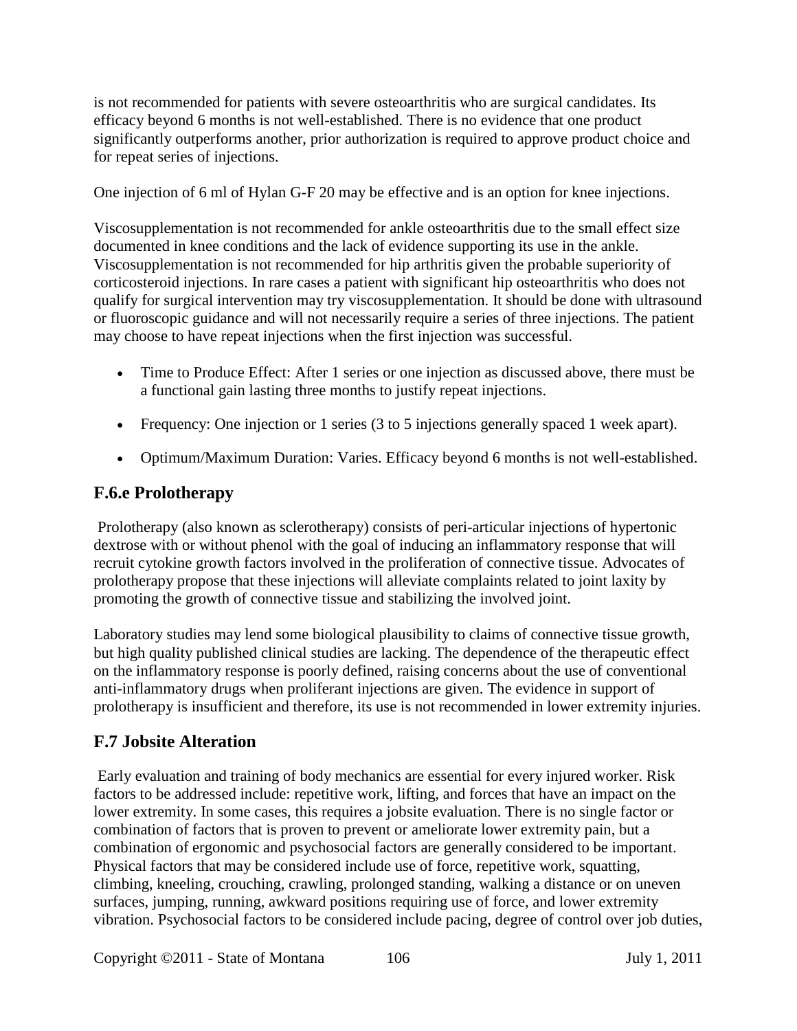is not recommended for patients with severe osteoarthritis who are surgical candidates. Its efficacy beyond 6 months is not well-established. There is no evidence that one product significantly outperforms another, prior authorization is required to approve product choice and for repeat series of injections.

One injection of 6 ml of Hylan G-F 20 may be effective and is an option for knee injections.

Viscosupplementation is not recommended for ankle osteoarthritis due to the small effect size documented in knee conditions and the lack of evidence supporting its use in the ankle. Viscosupplementation is not recommended for hip arthritis given the probable superiority of corticosteroid injections. In rare cases a patient with significant hip osteoarthritis who does not qualify for surgical intervention may try viscosupplementation. It should be done with ultrasound or fluoroscopic guidance and will not necessarily require a series of three injections. The patient may choose to have repeat injections when the first injection was successful.

- Time to Produce Effect: After 1 series or one injection as discussed above, there must be a functional gain lasting three months to justify repeat injections.
- Frequency: One injection or 1 series (3 to 5 injections generally spaced 1 week apart).
- Optimum/Maximum Duration: Varies. Efficacy beyond 6 months is not well-established.

## F.6.e Prolotherapy

Prolotherapy (also known as sclerotherapy) consists of peri-articular injections of hypertonic dextrose with or without phenol with the goal of inducing an inflammatory response that will recruit cytokine growth factors involved in the proliferation of connective tissue. Advocates of prolotherapy propose that these injections will alleviate complaints related to joint laxity by promoting the growth of connective tissue and stabilizing the involved joint.

Laboratory studies may lend some biological plausibility to claims of connective tissue growth, but high quality published clinical studies are lacking. The dependence of the therapeutic effect on the inflammatory response is poorly defined, raising concerns about the use of conventional anti-inflammatory drugs when proliferant injections are given. The evidence in support of prolotherapy is insufficient and therefore, its use is not recommended in lower extremity injuries.

## F.7 Jobsite Alteration

Early evaluation and training of body mechanics are essential for every injured worker. Risk factors to be addressed include: repetitive work, lifting, and forces that have an impact on the lower extremity. In some cases, this requires a jobsite evaluation. There is no single factor or combination of factors that is proven to prevent or ameliorate lower extremity pain, but a combination of ergonomic and psychosocial factors are generally considered to be important. Physical factors that may be considered include use of force, repetitive work, squatting, climbing, kneeling, crouching, crawling, prolonged standing, walking a distance or on uneven surfaces, jumping, running, awkward positions requiring use of force, and lower extremity vibration. Psychosocial factors to be considered include pacing, degree of control over job duties,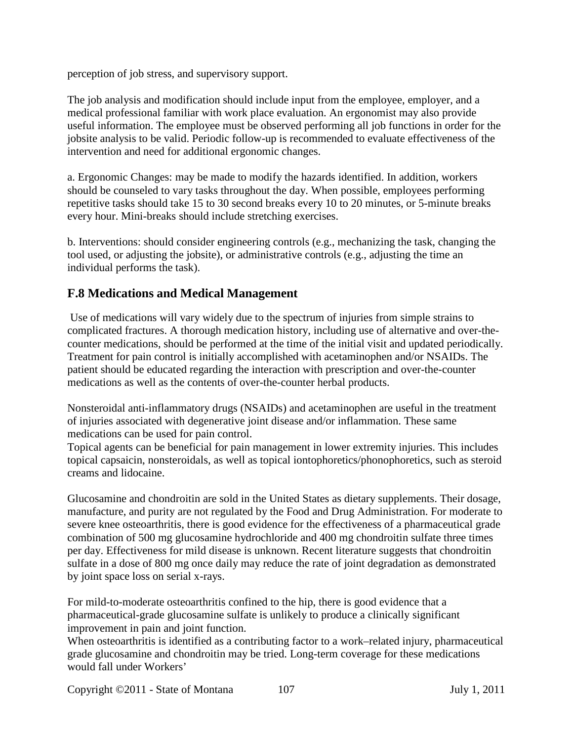perception of job stress, and supervisory support.

The job analysis and modification should include input from the employee, employer, and a medical professional familiar with work place evaluation. An ergonomist may also provide useful information. The employee must be observed performing all job functions in order for the jobsite analysis to be valid. Periodic follow-up is recommended to evaluate effectiveness of the intervention and need for additional ergonomic changes.

a. Ergonomic Changes: may be made to modify the hazards identified. In addition, workers should be counseled to vary tasks throughout the day. When possible, employees performing repetitive tasks should take 15 to 30 second breaks every 10 to 20 minutes, or 5-minute breaks every hour. Mini-breaks should include stretching exercises.

b. Interventions: should consider engineering controls (e.g., mechanizing the task, changing the tool used, or adjusting the jobsite), or administrative controls (e.g., adjusting the time an individual performs the task).

## F.8 Medications and Medical Management

Use of medications will vary widely due to the spectrum of injuries from simple strains to complicated fractures. A thorough medication history, including use of alternative and over-the-counter medications, should be performed at the time of the initial visit and updated periodically. Treatment for pain control is initially accomplished with acetaminophen and/or NSAIDs. The patient should be educated regarding the interaction with prescription and over-the-counter medications as well as the contents of over-the-counter herbal products.

Nonsteroidal anti-inflammatory drugs (NSAIDs) and acetaminophen are useful in the treatment of injuries associated with degenerative joint disease and/or inflammation. These same medications can be used for pain control.

Topical agents can be beneficial for pain management in lower extremity injuries. This includes topical capsaicin, nonsteroidals, as well as topical iontophoretics/phonophoretics, such as steroid creams and lidocaine.

Glucosamine and chondroitin are sold in the United States as dietary supplements. Their dosage, manufacture, and purity are not regulated by the Food and Drug Administration. For moderate to severe knee osteoarthritis, there is good evidence for the effectiveness of a pharmaceutical grade combination of 500 mg glucosamine hydrochloride and 400 mg chondroitin sulfate three times per day. Effectiveness for mild disease is unknown. Recent literature suggests that chondroitin sulfate in a dose of 800 mg once daily may reduce the rate of joint degradation as demonstrated by joint space loss on serial x-rays.

For mild-to-moderate osteoarthritis confined to the hip, there is good evidence that a pharmaceutical-grade glucosamine sulfate is unlikely to produce a clinically significant improvement in pain and joint function.

When osteoarthritis is identified as a contributing factor to a work–related injury, pharmaceutical grade glucosamine and chondroitin may be tried. Long-term coverage for these medications would fall under Workers'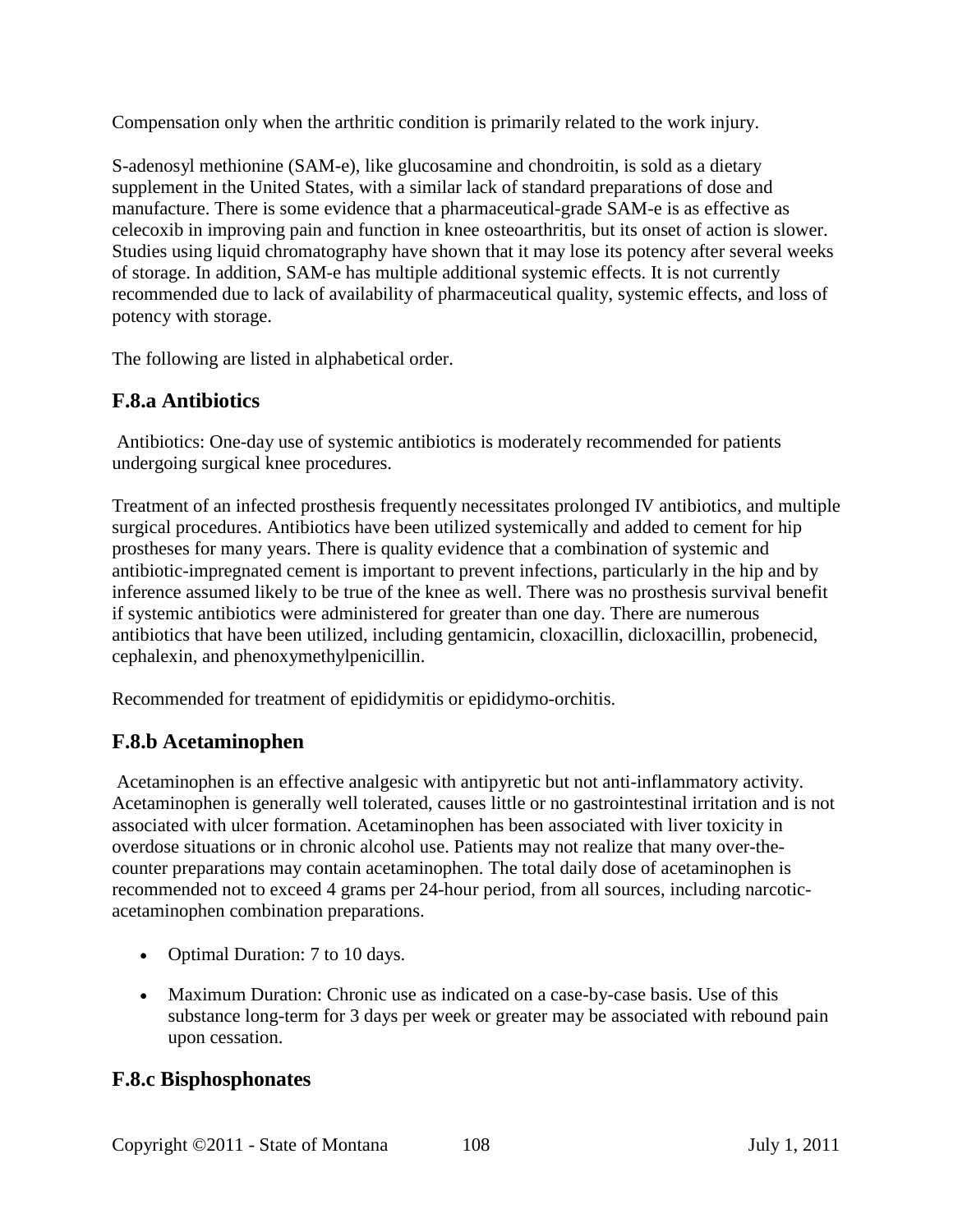Compensation only when the arthritic condition is primarily related to the work injury.

S-adenosyl methionine (SAM-e), like glucosamine and chondroitin, is sold as a dietary supplement in the United States, with a similar lack of standard preparations of dose and manufacture. There is some evidence that a pharmaceutical-grade SAM-e is as effective as celecoxib in improving pain and function in knee osteoarthritis, but its onset of action is slower. Studies using liquid chromatography have shown that it may lose its potency after several weeks of storage. In addition, SAM-e has multiple additional systemic effects. It is not currently recommended due to lack of availability of pharmaceutical quality, systemic effects, and loss of potency with storage.

The following are listed in alphabetical order.

## F.8.a Antibiotics

Antibiotics: One-day use of systemic antibiotics is moderately recommended for patients undergoing surgical knee procedures.

Treatment of an infected prosthesis frequently necessitates prolonged IV antibiotics, and multiple surgical procedures. Antibiotics have been utilized systemically and added to cement for hip prostheses for many years. There is quality evidence that a combination of systemic and antibiotic-impregnated cement is important to prevent infections, particularly in the hip and by inference assumed likely to be true of the knee as well. There was no prosthesis survival benefit if systemic antibiotics were administered for greater than one day. There are numerous antibiotics that have been utilized, including gentamicin, cloxacillin, dicloxacillin, probenecid, cephalexin, and phenoxymethylpenicillin.

Recommended for treatment of epididymitis or epididymo-orchitis.

## F.8.b Acetaminophen

Acetaminophen is an effective analgesic with antipyretic but not anti-inflammatory activity. Acetaminophen is generally well tolerated, causes little or no gastrointestinal irritation and is not associated with ulcer formation. Acetaminophen has been associated with liver toxicity in overdose situations or in chronic alcohol use. Patients may not realize that many over-the-counter preparations may contain acetaminophen. The total daily dose of acetaminophen is recommended not to exceed 4 grams per 24-hour period, from all sources, including narcotic-acetaminophen combination preparations.

- Optimal Duration: 7 to 10 days.
- Maximum Duration: Chronic use as indicated on a case-by-case basis. Use of this substance long-term for 3 days per week or greater may be associated with rebound pain upon cessation.

## F.8.c Bisphosphonates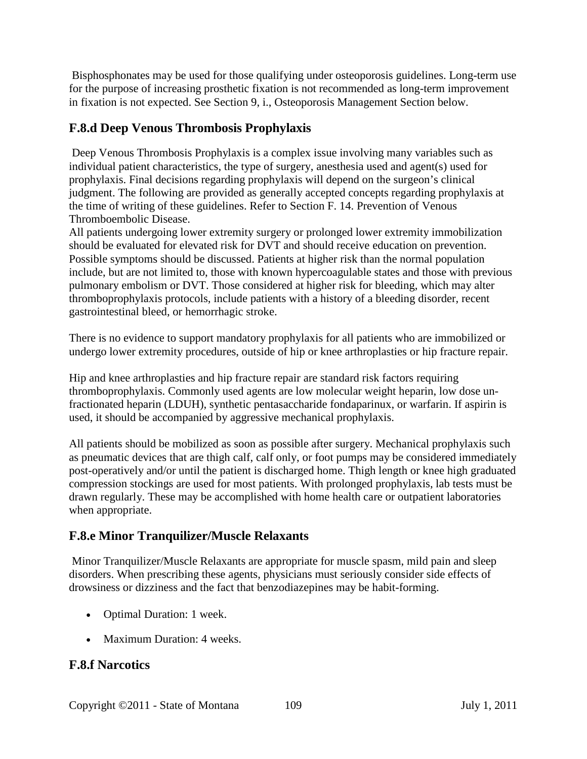Bisphosphonates may be used for those qualifying under osteoporosis guidelines. Long-term use for the purpose of increasing prosthetic fixation is not recommended as long-term improvement in fixation is not expected. See Section 9, i., Osteoporosis Management Section below.

## F.8.d Deep Venous Thrombosis Prophylaxis

Deep Venous Thrombosis Prophylaxis is a complex issue involving many variables such as individual patient characteristics, the type of surgery, anesthesia used and agent(s) used for prophylaxis. Final decisions regarding prophylaxis will depend on the surgeon's clinical judgment. The following are provided as generally accepted concepts regarding prophylaxis at the time of writing of these guidelines. Refer to Section F. 14. Prevention of Venous Thromboembolic Disease.

All patients undergoing lower extremity surgery or prolonged lower extremity immobilization should be evaluated for elevated risk for DVT and should receive education on prevention. Possible symptoms should be discussed. Patients at higher risk than the normal population include, but are not limited to, those with known hypercoagulable states and those with previous pulmonary embolism or DVT. Those considered at higher risk for bleeding, which may alter thromboprophylaxis protocols, include patients with a history of a bleeding disorder, recent gastrointestinal bleed, or hemorrhagic stroke.

There is no evidence to support mandatory prophylaxis for all patients who are immobilized or undergo lower extremity procedures, outside of hip or knee arthroplasties or hip fracture repair.

Hip and knee arthroplasties and hip fracture repair are standard risk factors requiring thromboprophylaxis. Commonly used agents are low molecular weight heparin, low dose un-fractionated heparin (LDUH), synthetic pentasaccharide fondaparinux, or warfarin. If aspirin is used, it should be accompanied by aggressive mechanical prophylaxis.

All patients should be mobilized as soon as possible after surgery. Mechanical prophylaxis such as pneumatic devices that are thigh calf, calf only, or foot pumps may be considered immediately post-operatively and/or until the patient is discharged home. Thigh length or knee high graduated compression stockings are used for most patients. With prolonged prophylaxis, lab tests must be drawn regularly. These may be accomplished with home health care or outpatient laboratories when appropriate.

## F.8.e Minor Tranquilizer/Muscle Relaxants

Minor Tranquilizer/Muscle Relaxants are appropriate for muscle spasm, mild pain and sleep disorders. When prescribing these agents, physicians must seriously consider side effects of drowsiness or dizziness and the fact that benzodiazepines may be habit-forming.

- Optimal Duration: 1 week.
- Maximum Duration: 4 weeks.

## F.8.f Narcotics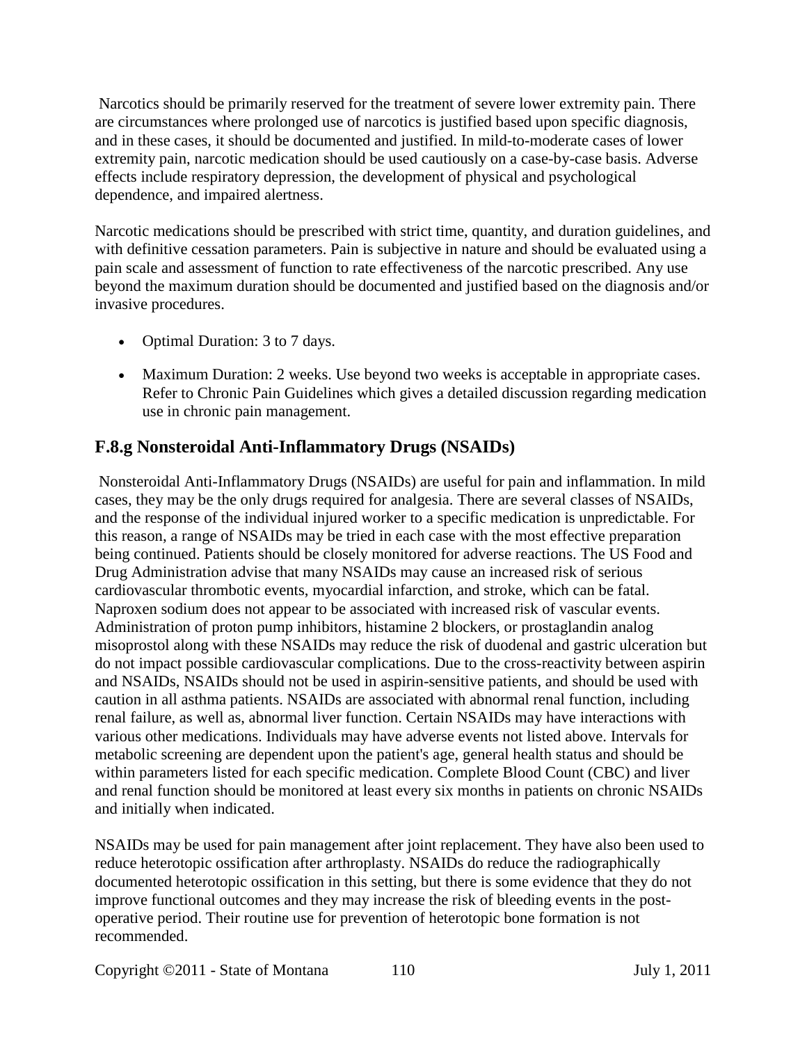Narcotics should be primarily reserved for the treatment of severe lower extremity pain. There are circumstances where prolonged use of narcotics is justified based upon specific diagnosis, and in these cases, it should be documented and justified. In mild-to-moderate cases of lower extremity pain, narcotic medication should be used cautiously on a case-by-case basis. Adverse effects include respiratory depression, the development of physical and psychological dependence, and impaired alertness.

Narcotic medications should be prescribed with strict time, quantity, and duration guidelines, and with definitive cessation parameters. Pain is subjective in nature and should be evaluated using a pain scale and assessment of function to rate effectiveness of the narcotic prescribed. Any use beyond the maximum duration should be documented and justified based on the diagnosis and/or invasive procedures.

- Optimal Duration: 3 to 7 days.
- Maximum Duration: 2 weeks. Use beyond two weeks is acceptable in appropriate cases. Refer to Chronic Pain Guidelines which gives a detailed discussion regarding medication use in chronic pain management.

## F.8.g Nonsteroidal Anti-Inflammatory Drugs (NSAIDs)

Nonsteroidal Anti-Inflammatory Drugs (NSAIDs) are useful for pain and inflammation. In mild cases, they may be the only drugs required for analgesia. There are several classes of NSAIDs, and the response of the individual injured worker to a specific medication is unpredictable. For this reason, a range of NSAIDs may be tried in each case with the most effective preparation being continued. Patients should be closely monitored for adverse reactions. The US Food and Drug Administration advise that many NSAIDs may cause an increased risk of serious cardiovascular thrombotic events, myocardial infarction, and stroke, which can be fatal. Naproxen sodium does not appear to be associated with increased risk of vascular events. Administration of proton pump inhibitors, histamine 2 blockers, or prostaglandin analog misoprostol along with these NSAIDs may reduce the risk of duodenal and gastric ulceration but do not impact possible cardiovascular complications. Due to the cross-reactivity between aspirin and NSAIDs, NSAIDs should not be used in aspirin-sensitive patients, and should be used with caution in all asthma patients. NSAIDs are associated with abnormal renal function, including renal failure, as well as, abnormal liver function. Certain NSAIDs may have interactions with various other medications. Individuals may have adverse events not listed above. Intervals for metabolic screening are dependent upon the patient's age, general health status and should be within parameters listed for each specific medication. Complete Blood Count (CBC) and liver and renal function should be monitored at least every six months in patients on chronic NSAIDs and initially when indicated.

NSAIDs may be used for pain management after joint replacement. They have also been used to reduce heterotopic ossification after arthroplasty. NSAIDs do reduce the radiographically documented heterotopic ossification in this setting, but there is some evidence that they do not improve functional outcomes and they may increase the risk of bleeding events in the post-operative period. Their routine use for prevention of heterotopic bone formation is not recommended.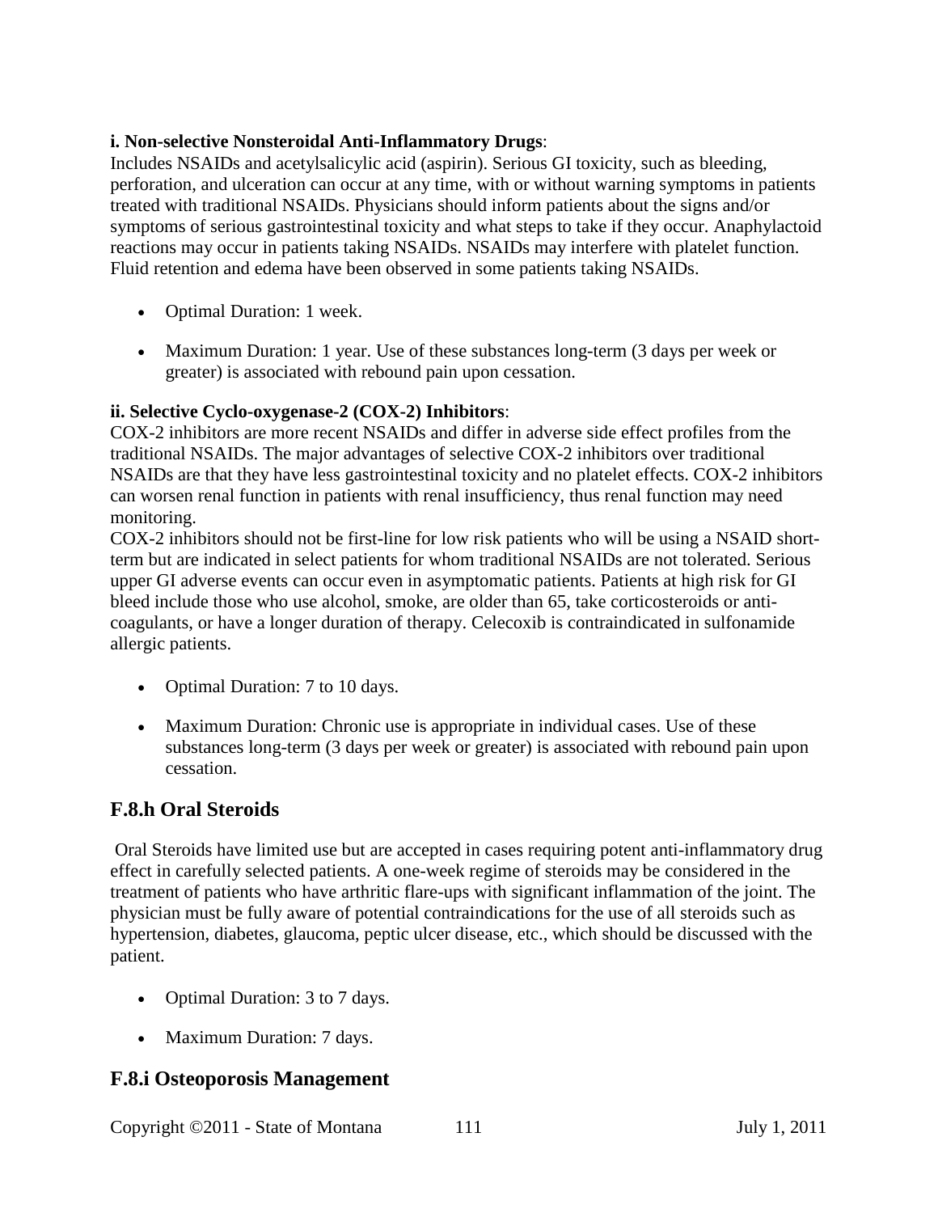**i. Non-selective Nonsteroidal Anti-Inflammatory Drugs**:

Includes NSAIDs and acetylsalicylic acid (aspirin). Serious GI toxicity, such as bleeding, perforation, and ulceration can occur at any time, with or without warning symptoms in patients treated with traditional NSAIDs. Physicians should inform patients about the signs and/or symptoms of serious gastrointestinal toxicity and what steps to take if they occur. Anaphylactoid reactions may occur in patients taking NSAIDs. NSAIDs may interfere with platelet function. Fluid retention and edema have been observed in some patients taking NSAIDs.

- Optimal Duration: 1 week.
- Maximum Duration: 1 year. Use of these substances long-term (3 days per week or greater) is associated with rebound pain upon cessation.

**ii. Selective Cyclo-oxygenase-2 (COX-2) Inhibitors**:

COX-2 inhibitors are more recent NSAIDs and differ in adverse side effect profiles from the traditional NSAIDs. The major advantages of selective COX-2 inhibitors over traditional NSAIDs are that they have less gastrointestinal toxicity and no platelet effects. COX-2 inhibitors can worsen renal function in patients with renal insufficiency, thus renal function may need monitoring.

COX-2 inhibitors should not be first-line for low risk patients who will be using a NSAID short-term but are indicated in select patients for whom traditional NSAIDs are not tolerated. Serious upper GI adverse events can occur even in asymptomatic patients. Patients at high risk for GI bleed include those who use alcohol, smoke, are older than 65, take corticosteroids or anti-coagulants, or have a longer duration of therapy. Celecoxib is contraindicated in sulfonamide allergic patients.

- Optimal Duration: 7 to 10 days.
- Maximum Duration: Chronic use is appropriate in individual cases. Use of these substances long-term (3 days per week or greater) is associated with rebound pain upon cessation.

## F.8.h Oral Steroids

Oral Steroids have limited use but are accepted in cases requiring potent anti-inflammatory drug effect in carefully selected patients. A one-week regime of steroids may be considered in the treatment of patients who have arthritic flare-ups with significant inflammation of the joint. The physician must be fully aware of potential contraindications for the use of all steroids such as hypertension, diabetes, glaucoma, peptic ulcer disease, etc., which should be discussed with the patient.

- Optimal Duration: 3 to 7 days.
- Maximum Duration: 7 days.

## F.8.i Osteoporosis Management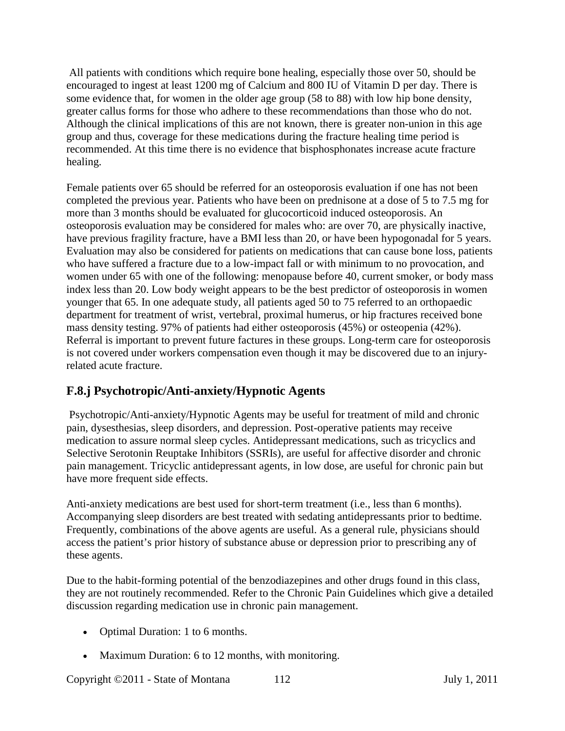All patients with conditions which require bone healing, especially those over 50, should be encouraged to ingest at least 1200 mg of Calcium and 800 IU of Vitamin D per day. There is some evidence that, for women in the older age group (58 to 88) with low hip bone density, greater callus forms for those who adhere to these recommendations than those who do not. Although the clinical implications of this are not known, there is greater non-union in this age group and thus, coverage for these medications during the fracture healing time period is recommended. At this time there is no evidence that bisphosphonates increase acute fracture healing.

Female patients over 65 should be referred for an osteoporosis evaluation if one has not been completed the previous year. Patients who have been on prednisone at a dose of 5 to 7.5 mg for more than 3 months should be evaluated for glucocorticoid induced osteoporosis. An osteoporosis evaluation may be considered for males who: are over 70, are physically inactive, have previous fragility fracture, have a BMI less than 20, or have been hypogonadal for 5 years. Evaluation may also be considered for patients on medications that can cause bone loss, patients who have suffered a fracture due to a low-impact fall or with minimum to no provocation, and women under 65 with one of the following: menopause before 40, current smoker, or body mass index less than 20. Low body weight appears to be the best predictor of osteoporosis in women younger that 65. In one adequate study, all patients aged 50 to 75 referred to an orthopaedic department for treatment of wrist, vertebral, proximal humerus, or hip fractures received bone mass density testing. 97% of patients had either osteoporosis (45%) or osteopenia (42%). Referral is important to prevent future factures in these groups. Long-term care for osteoporosis is not covered under workers compensation even though it may be discovered due to an injury-related acute fracture.

## F.8.j Psychotropic/Anti-anxiety/Hypnotic Agents

Psychotropic/Anti-anxiety/Hypnotic Agents may be useful for treatment of mild and chronic pain, dysesthesias, sleep disorders, and depression. Post-operative patients may receive medication to assure normal sleep cycles. Antidepressant medications, such as tricyclics and Selective Serotonin Reuptake Inhibitors (SSRIs), are useful for affective disorder and chronic pain management. Tricyclic antidepressant agents, in low dose, are useful for chronic pain but have more frequent side effects.

Anti-anxiety medications are best used for short-term treatment (i.e., less than 6 months). Accompanying sleep disorders are best treated with sedating antidepressants prior to bedtime. Frequently, combinations of the above agents are useful. As a general rule, physicians should access the patient's prior history of substance abuse or depression prior to prescribing any of these agents.

Due to the habit-forming potential of the benzodiazepines and other drugs found in this class, they are not routinely recommended. Refer to the Chronic Pain Guidelines which give a detailed discussion regarding medication use in chronic pain management.

- Optimal Duration: 1 to 6 months.
- Maximum Duration: 6 to 12 months, with monitoring.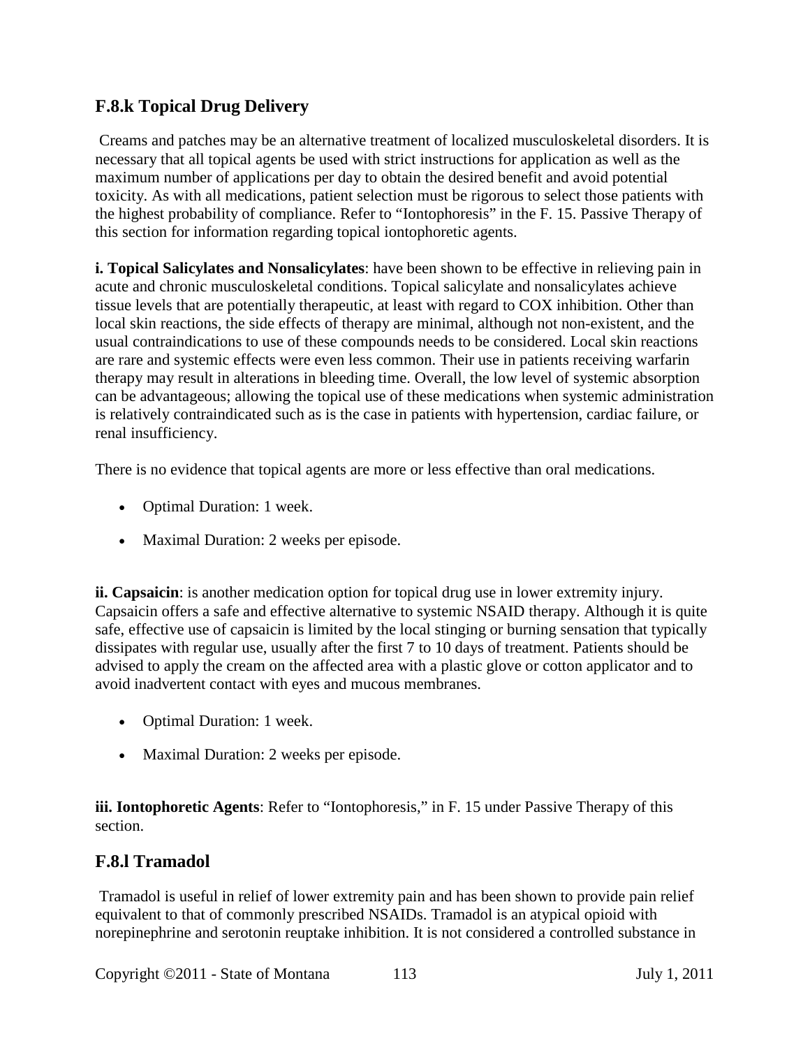## F.8.k Topical Drug Delivery

Creams and patches may be an alternative treatment of localized musculoskeletal disorders. It is necessary that all topical agents be used with strict instructions for application as well as the maximum number of applications per day to obtain the desired benefit and avoid potential toxicity. As with all medications, patient selection must be rigorous to select those patients with the highest probability of compliance. Refer to "Iontophoresis" in the F. 15. Passive Therapy of this section for information regarding topical iontophoretic agents.

**i. Topical Salicylates and Nonsalicylates**: have been shown to be effective in relieving pain in acute and chronic musculoskeletal conditions. Topical salicylate and nonsalicylates achieve tissue levels that are potentially therapeutic, at least with regard to COX inhibition. Other than local skin reactions, the side effects of therapy are minimal, although not non-existent, and the usual contraindications to use of these compounds needs to be considered. Local skin reactions are rare and systemic effects were even less common. Their use in patients receiving warfarin therapy may result in alterations in bleeding time. Overall, the low level of systemic absorption can be advantageous; allowing the topical use of these medications when systemic administration is relatively contraindicated such as is the case in patients with hypertension, cardiac failure, or renal insufficiency.

There is no evidence that topical agents are more or less effective than oral medications.

- Optimal Duration: 1 week.
- Maximal Duration: 2 weeks per episode.

**ii. Capsaicin**: is another medication option for topical drug use in lower extremity injury. Capsaicin offers a safe and effective alternative to systemic NSAID therapy. Although it is quite safe, effective use of capsaicin is limited by the local stinging or burning sensation that typically dissipates with regular use, usually after the first 7 to 10 days of treatment. Patients should be advised to apply the cream on the affected area with a plastic glove or cotton applicator and to avoid inadvertent contact with eyes and mucous membranes.

- Optimal Duration: 1 week.
- Maximal Duration: 2 weeks per episode.

**iii. Iontophoretic Agents**: Refer to "Iontophoresis," in F. 15 under Passive Therapy of this section.

## F.8.l Tramadol

Tramadol is useful in relief of lower extremity pain and has been shown to provide pain relief equivalent to that of commonly prescribed NSAIDs. Tramadol is an atypical opioid with norepinephrine and serotonin reuptake inhibition. It is not considered a controlled substance in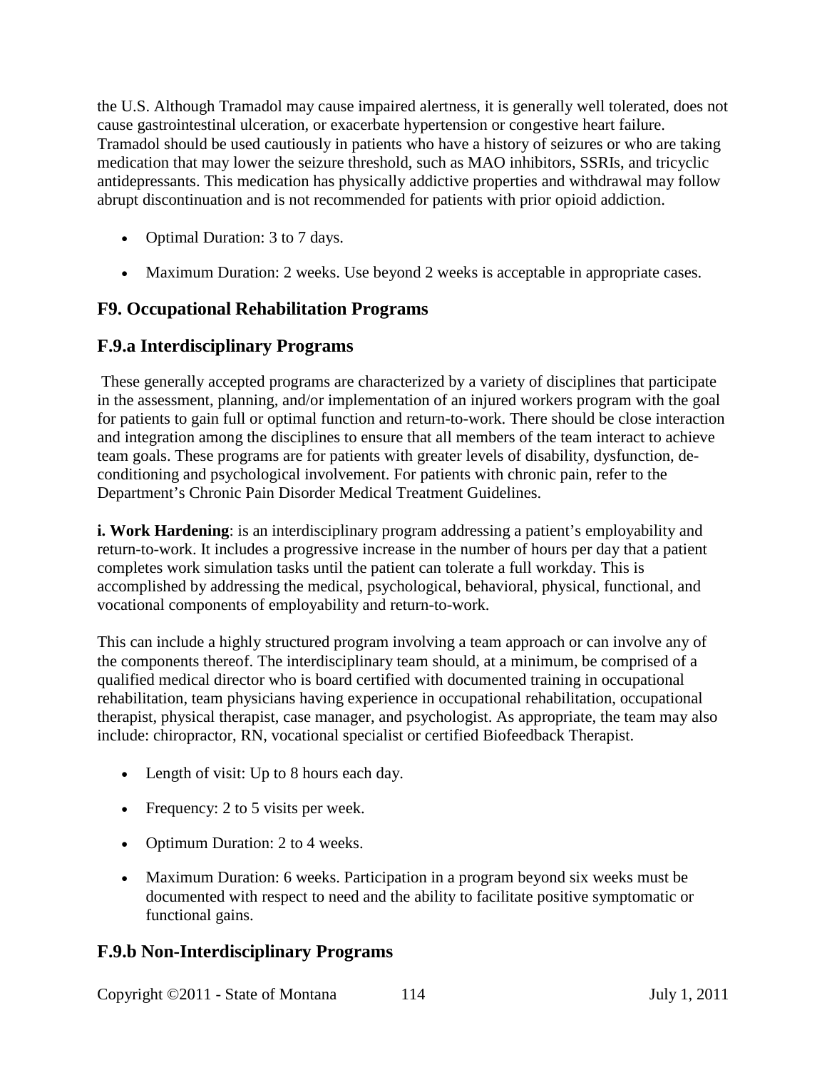the U.S. Although Tramadol may cause impaired alertness, it is generally well tolerated, does not cause gastrointestinal ulceration, or exacerbate hypertension or congestive heart failure. Tramadol should be used cautiously in patients who have a history of seizures or who are taking medication that may lower the seizure threshold, such as MAO inhibitors, SSRIs, and tricyclic antidepressants. This medication has physically addictive properties and withdrawal may follow abrupt discontinuation and is not recommended for patients with prior opioid addiction.

- Optimal Duration: 3 to 7 days.
- Maximum Duration: 2 weeks. Use beyond 2 weeks is acceptable in appropriate cases.

## F9. Occupational Rehabilitation Programs

## F.9.a Interdisciplinary Programs

These generally accepted programs are characterized by a variety of disciplines that participate in the assessment, planning, and/or implementation of an injured workers program with the goal for patients to gain full or optimal function and return-to-work. There should be close interaction and integration among the disciplines to ensure that all members of the team interact to achieve team goals. These programs are for patients with greater levels of disability, dysfunction, de-conditioning and psychological involvement. For patients with chronic pain, refer to the Department's Chronic Pain Disorder Medical Treatment Guidelines.

**i. Work Hardening**: is an interdisciplinary program addressing a patient's employability and return-to-work. It includes a progressive increase in the number of hours per day that a patient completes work simulation tasks until the patient can tolerate a full workday. This is accomplished by addressing the medical, psychological, behavioral, physical, functional, and vocational components of employability and return-to-work.

This can include a highly structured program involving a team approach or can involve any of the components thereof. The interdisciplinary team should, at a minimum, be comprised of a qualified medical director who is board certified with documented training in occupational rehabilitation, team physicians having experience in occupational rehabilitation, occupational therapist, physical therapist, case manager, and psychologist. As appropriate, the team may also include: chiropractor, RN, vocational specialist or certified Biofeedback Therapist.

- Length of visit: Up to 8 hours each day.
- Frequency: 2 to 5 visits per week.
- Optimum Duration: 2 to 4 weeks.
- Maximum Duration: 6 weeks. Participation in a program beyond six weeks must be documented with respect to need and the ability to facilitate positive symptomatic or functional gains.

## F.9.b Non-Interdisciplinary Programs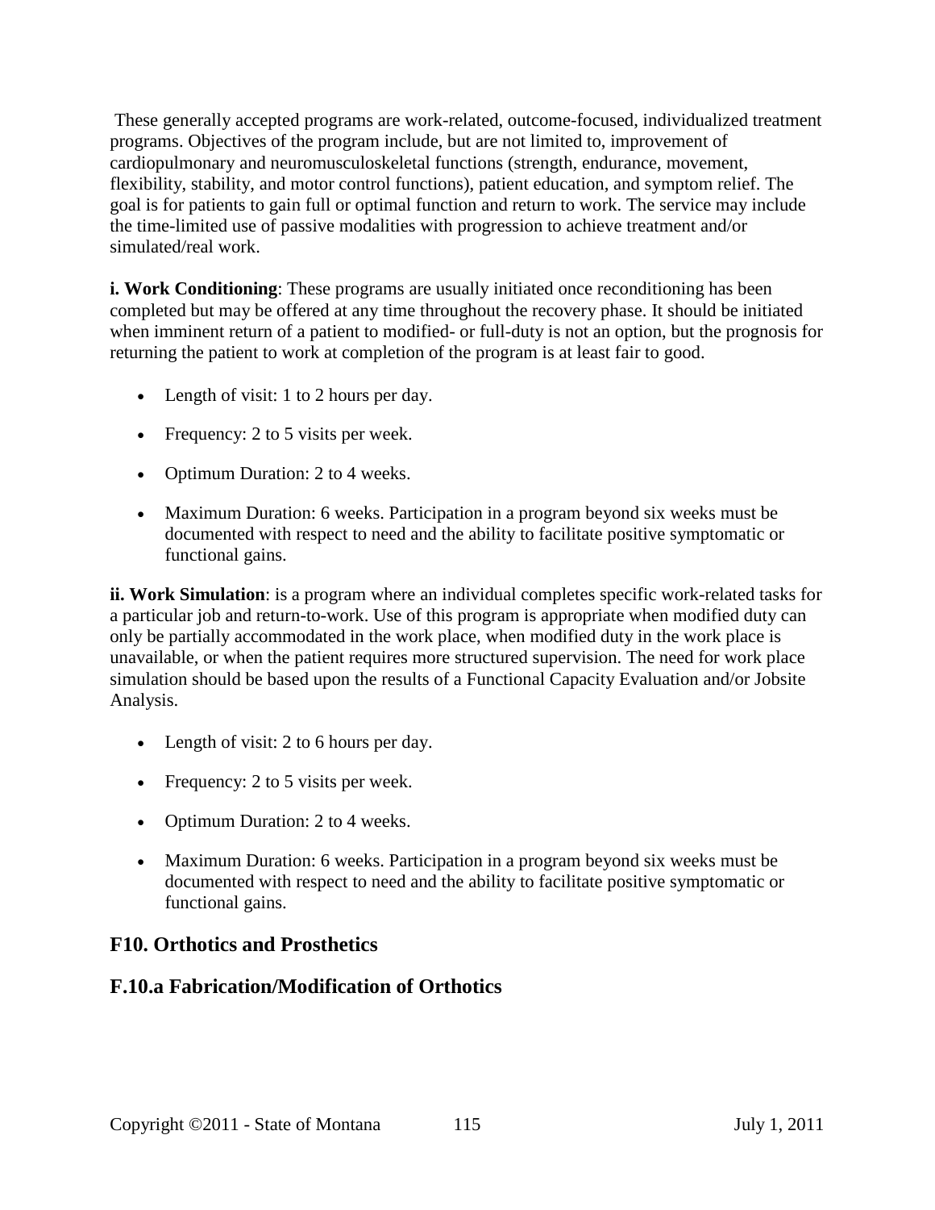These generally accepted programs are work-related, outcome-focused, individualized treatment programs. Objectives of the program include, but are not limited to, improvement of cardiopulmonary and neuromusculoskeletal functions (strength, endurance, movement, flexibility, stability, and motor control functions), patient education, and symptom relief. The goal is for patients to gain full or optimal function and return to work. The service may include the time-limited use of passive modalities with progression to achieve treatment and/or simulated/real work.

**i. Work Conditioning**: These programs are usually initiated once reconditioning has been completed but may be offered at any time throughout the recovery phase. It should be initiated when imminent return of a patient to modified- or full-duty is not an option, but the prognosis for returning the patient to work at completion of the program is at least fair to good.

- Length of visit: 1 to 2 hours per day.
- Frequency: 2 to 5 visits per week.
- Optimum Duration: 2 to 4 weeks.
- Maximum Duration: 6 weeks. Participation in a program beyond six weeks must be documented with respect to need and the ability to facilitate positive symptomatic or functional gains.

**ii. Work Simulation**: is a program where an individual completes specific work-related tasks for a particular job and return-to-work. Use of this program is appropriate when modified duty can only be partially accommodated in the work place, when modified duty in the work place is unavailable, or when the patient requires more structured supervision. The need for work place simulation should be based upon the results of a Functional Capacity Evaluation and/or Jobsite Analysis.

- Length of visit: 2 to 6 hours per day.
- Frequency: 2 to 5 visits per week.
- Optimum Duration: 2 to 4 weeks.
- Maximum Duration: 6 weeks. Participation in a program beyond six weeks must be documented with respect to need and the ability to facilitate positive symptomatic or functional gains.

## F10. Orthotics and Prosthetics

## F.10.a Fabrication/Modification of Orthotics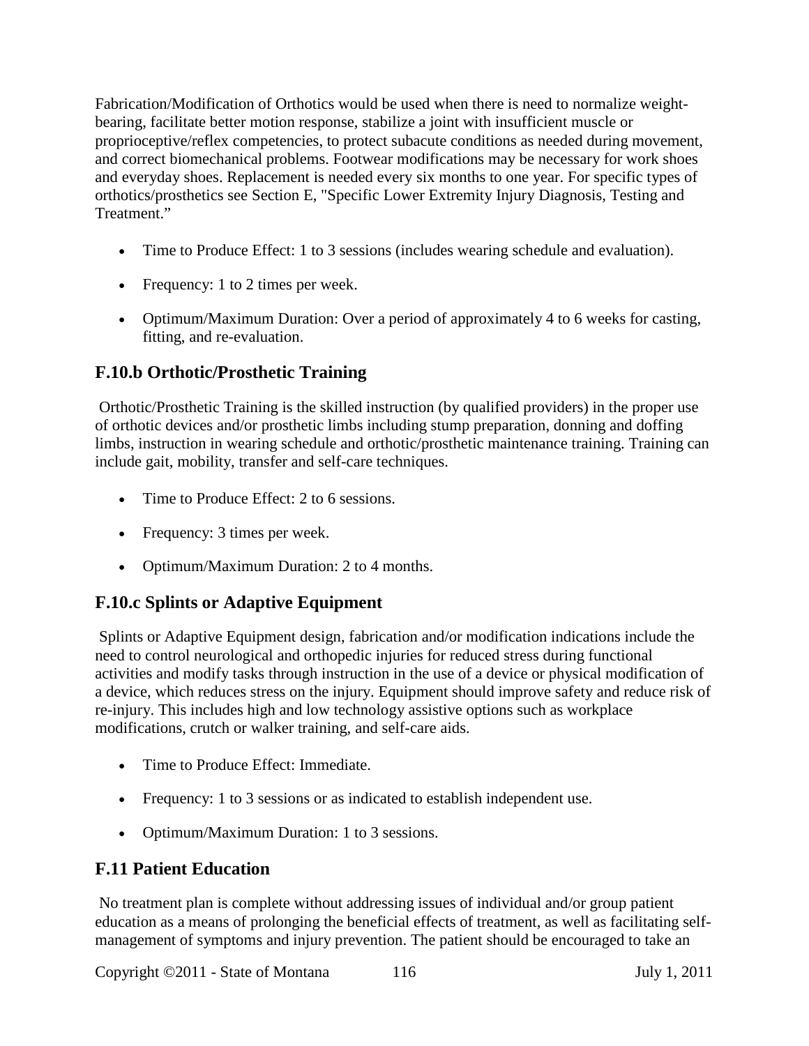Fabrication/Modification of Orthotics would be used when there is need to normalize weight-bearing, facilitate better motion response, stabilize a joint with insufficient muscle or proprioceptive/reflex competencies, to protect subacute conditions as needed during movement, and correct biomechanical problems. Footwear modifications may be necessary for work shoes and everyday shoes. Replacement is needed every six months to one year. For specific types of orthotics/prosthetics see Section E, "Specific Lower Extremity Injury Diagnosis, Testing and Treatment."

- Time to Produce Effect: 1 to 3 sessions (includes wearing schedule and evaluation).
- Frequency: 1 to 2 times per week.
- Optimum/Maximum Duration: Over a period of approximately 4 to 6 weeks for casting, fitting, and re-evaluation.

## F.10.b Orthotic/Prosthetic Training

Orthotic/Prosthetic Training is the skilled instruction (by qualified providers) in the proper use of orthotic devices and/or prosthetic limbs including stump preparation, donning and doffing limbs, instruction in wearing schedule and orthotic/prosthetic maintenance training. Training can include gait, mobility, transfer and self-care techniques.

- Time to Produce Effect: 2 to 6 sessions.
- Frequency: 3 times per week.
- Optimum/Maximum Duration: 2 to 4 months.

## F.10.c Splints or Adaptive Equipment

Splints or Adaptive Equipment design, fabrication and/or modification indications include the need to control neurological and orthopedic injuries for reduced stress during functional activities and modify tasks through instruction in the use of a device or physical modification of a device, which reduces stress on the injury. Equipment should improve safety and reduce risk of re-injury. This includes high and low technology assistive options such as workplace modifications, crutch or walker training, and self-care aids.

- Time to Produce Effect: Immediate.
- Frequency: 1 to 3 sessions or as indicated to establish independent use.
- Optimum/Maximum Duration: 1 to 3 sessions.

## F.11 Patient Education

No treatment plan is complete without addressing issues of individual and/or group patient education as a means of prolonging the beneficial effects of treatment, as well as facilitating self-management of symptoms and injury prevention. The patient should be encouraged to take an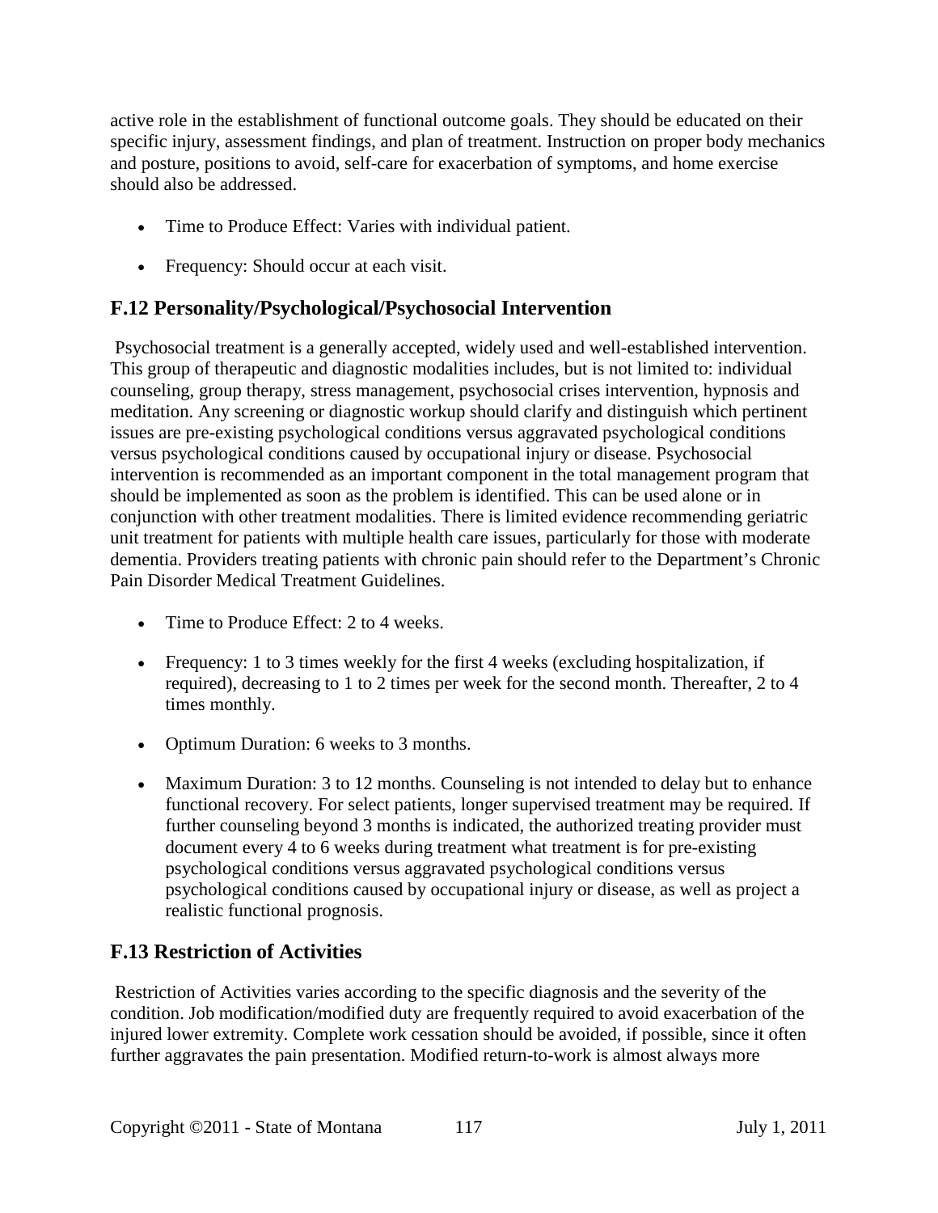active role in the establishment of functional outcome goals. They should be educated on their specific injury, assessment findings, and plan of treatment. Instruction on proper body mechanics and posture, positions to avoid, self-care for exacerbation of symptoms, and home exercise should also be addressed.

- Time to Produce Effect: Varies with individual patient.
- Frequency: Should occur at each visit.

## F.12 Personality/Psychological/Psychosocial Intervention

Psychosocial treatment is a generally accepted, widely used and well-established intervention. This group of therapeutic and diagnostic modalities includes, but is not limited to: individual counseling, group therapy, stress management, psychosocial crises intervention, hypnosis and meditation. Any screening or diagnostic workup should clarify and distinguish which pertinent issues are pre-existing psychological conditions versus aggravated psychological conditions versus psychological conditions caused by occupational injury or disease. Psychosocial intervention is recommended as an important component in the total management program that should be implemented as soon as the problem is identified. This can be used alone or in conjunction with other treatment modalities. There is limited evidence recommending geriatric unit treatment for patients with multiple health care issues, particularly for those with moderate dementia. Providers treating patients with chronic pain should refer to the Department's Chronic Pain Disorder Medical Treatment Guidelines.

- Time to Produce Effect: 2 to 4 weeks.
- Frequency: 1 to 3 times weekly for the first 4 weeks (excluding hospitalization, if required), decreasing to 1 to 2 times per week for the second month. Thereafter, 2 to 4 times monthly.
- Optimum Duration: 6 weeks to 3 months.
- Maximum Duration: 3 to 12 months. Counseling is not intended to delay but to enhance functional recovery. For select patients, longer supervised treatment may be required. If further counseling beyond 3 months is indicated, the authorized treating provider must document every 4 to 6 weeks during treatment what treatment is for pre-existing psychological conditions versus aggravated psychological conditions versus psychological conditions caused by occupational injury or disease, as well as project a realistic functional prognosis.

## F.13 Restriction of Activities

Restriction of Activities varies according to the specific diagnosis and the severity of the condition. Job modification/modified duty are frequently required to avoid exacerbation of the injured lower extremity. Complete work cessation should be avoided, if possible, since it often further aggravates the pain presentation. Modified return-to-work is almost always more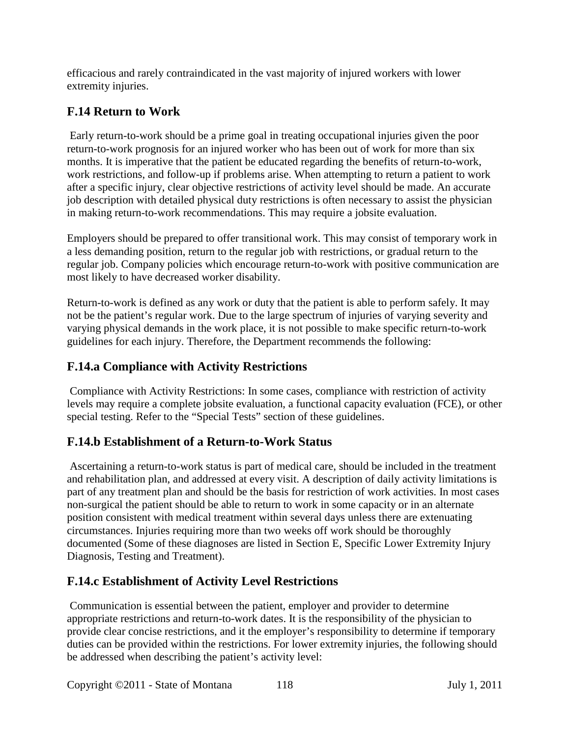efficacious and rarely contraindicated in the vast majority of injured workers with lower extremity injuries.

## F.14 Return to Work

Early return-to-work should be a prime goal in treating occupational injuries given the poor return-to-work prognosis for an injured worker who has been out of work for more than six months. It is imperative that the patient be educated regarding the benefits of return-to-work, work restrictions, and follow-up if problems arise. When attempting to return a patient to work after a specific injury, clear objective restrictions of activity level should be made. An accurate job description with detailed physical duty restrictions is often necessary to assist the physician in making return-to-work recommendations. This may require a jobsite evaluation.

Employers should be prepared to offer transitional work. This may consist of temporary work in a less demanding position, return to the regular job with restrictions, or gradual return to the regular job. Company policies which encourage return-to-work with positive communication are most likely to have decreased worker disability.

Return-to-work is defined as any work or duty that the patient is able to perform safely. It may not be the patient's regular work. Due to the large spectrum of injuries of varying severity and varying physical demands in the work place, it is not possible to make specific return-to-work guidelines for each injury. Therefore, the Department recommends the following:

## F.14.a Compliance with Activity Restrictions

Compliance with Activity Restrictions: In some cases, compliance with restriction of activity levels may require a complete jobsite evaluation, a functional capacity evaluation (FCE), or other special testing. Refer to the "Special Tests" section of these guidelines.

## F.14.b Establishment of a Return-to-Work Status

Ascertaining a return-to-work status is part of medical care, should be included in the treatment and rehabilitation plan, and addressed at every visit. A description of daily activity limitations is part of any treatment plan and should be the basis for restriction of work activities. In most cases non-surgical the patient should be able to return to work in some capacity or in an alternate position consistent with medical treatment within several days unless there are extenuating circumstances. Injuries requiring more than two weeks off work should be thoroughly documented (Some of these diagnoses are listed in Section E, Specific Lower Extremity Injury Diagnosis, Testing and Treatment).

## F.14.c Establishment of Activity Level Restrictions

Communication is essential between the patient, employer and provider to determine appropriate restrictions and return-to-work dates. It is the responsibility of the physician to provide clear concise restrictions, and it the employer's responsibility to determine if temporary duties can be provided within the restrictions. For lower extremity injuries, the following should be addressed when describing the patient's activity level: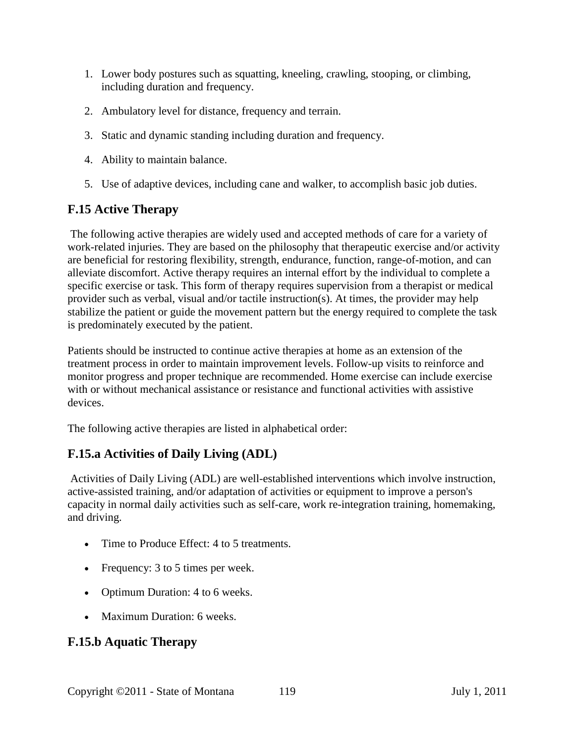1. Lower body postures such as squatting, kneeling, crawling, stooping, or climbing, including duration and frequency.

2. Ambulatory level for distance, frequency and terrain.

3. Static and dynamic standing including duration and frequency.

4. Ability to maintain balance.

5. Use of adaptive devices, including cane and walker, to accomplish basic job duties.

## F.15 Active Therapy

The following active therapies are widely used and accepted methods of care for a variety of work-related injuries. They are based on the philosophy that therapeutic exercise and/or activity are beneficial for restoring flexibility, strength, endurance, function, range-of-motion, and can alleviate discomfort. Active therapy requires an internal effort by the individual to complete a specific exercise or task. This form of therapy requires supervision from a therapist or medical provider such as verbal, visual and/or tactile instruction(s). At times, the provider may help stabilize the patient or guide the movement pattern but the energy required to complete the task is predominately executed by the patient.

Patients should be instructed to continue active therapies at home as an extension of the treatment process in order to maintain improvement levels. Follow-up visits to reinforce and monitor progress and proper technique are recommended. Home exercise can include exercise with or without mechanical assistance or resistance and functional activities with assistive devices.

The following active therapies are listed in alphabetical order:

### F.15.a Activities of Daily Living (ADL)

Activities of Daily Living (ADL) are well-established interventions which involve instruction, active-assisted training, and/or adaptation of activities or equipment to improve a person's capacity in normal daily activities such as self-care, work re-integration training, homemaking, and driving.

- Time to Produce Effect: 4 to 5 treatments.
- Frequency: 3 to 5 times per week.
- Optimum Duration: 4 to 6 weeks.
- Maximum Duration: 6 weeks.

### F.15.b Aquatic Therapy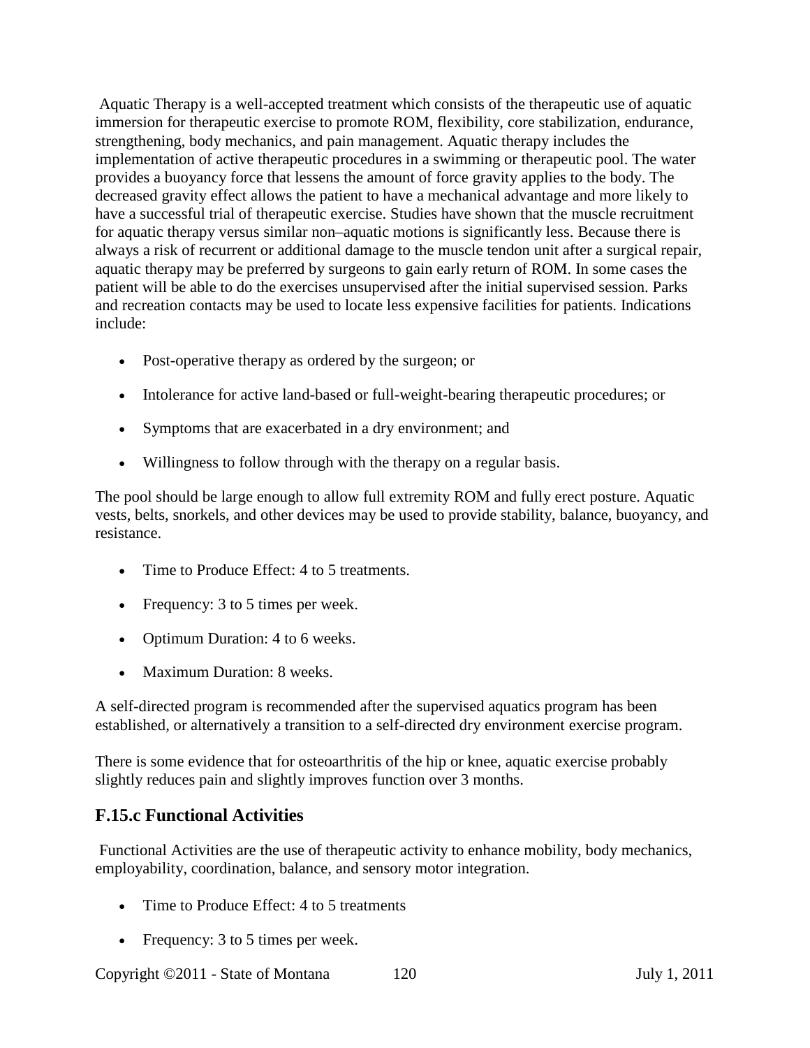Aquatic Therapy is a well-accepted treatment which consists of the therapeutic use of aquatic immersion for therapeutic exercise to promote ROM, flexibility, core stabilization, endurance, strengthening, body mechanics, and pain management. Aquatic therapy includes the implementation of active therapeutic procedures in a swimming or therapeutic pool. The water provides a buoyancy force that lessens the amount of force gravity applies to the body. The decreased gravity effect allows the patient to have a mechanical advantage and more likely to have a successful trial of therapeutic exercise. Studies have shown that the muscle recruitment for aquatic therapy versus similar non–aquatic motions is significantly less. Because there is always a risk of recurrent or additional damage to the muscle tendon unit after a surgical repair, aquatic therapy may be preferred by surgeons to gain early return of ROM. In some cases the patient will be able to do the exercises unsupervised after the initial supervised session. Parks and recreation contacts may be used to locate less expensive facilities for patients. Indications include:

- Post-operative therapy as ordered by the surgeon; or
- Intolerance for active land-based or full-weight-bearing therapeutic procedures; or
- Symptoms that are exacerbated in a dry environment; and
- Willingness to follow through with the therapy on a regular basis.

The pool should be large enough to allow full extremity ROM and fully erect posture. Aquatic vests, belts, snorkels, and other devices may be used to provide stability, balance, buoyancy, and resistance.

- Time to Produce Effect: 4 to 5 treatments.
- Frequency: 3 to 5 times per week.
- Optimum Duration: 4 to 6 weeks.
- Maximum Duration: 8 weeks.

A self-directed program is recommended after the supervised aquatics program has been established, or alternatively a transition to a self-directed dry environment exercise program.

There is some evidence that for osteoarthritis of the hip or knee, aquatic exercise probably slightly reduces pain and slightly improves function over 3 months.

### F.15.c Functional Activities

Functional Activities are the use of therapeutic activity to enhance mobility, body mechanics, employability, coordination, balance, and sensory motor integration.

- Time to Produce Effect: 4 to 5 treatments
- Frequency: 3 to 5 times per week.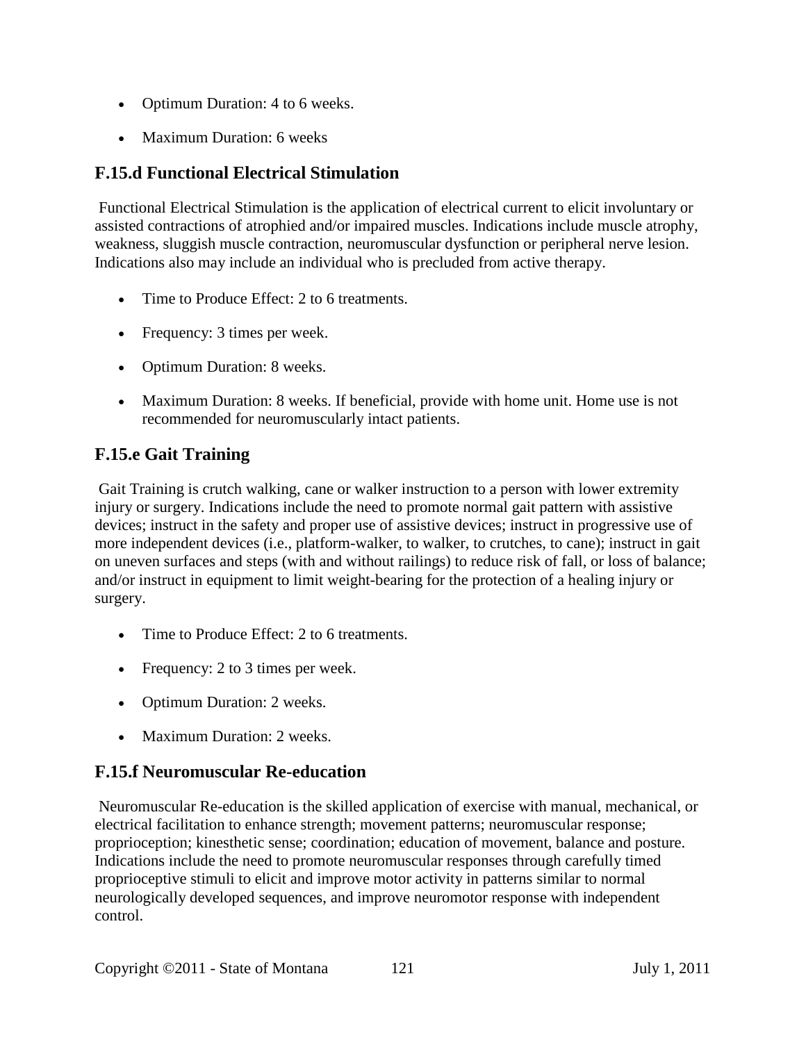- Optimum Duration: 4 to 6 weeks.
- Maximum Duration: 6 weeks

## F.15.d Functional Electrical Stimulation

Functional Electrical Stimulation is the application of electrical current to elicit involuntary or assisted contractions of atrophied and/or impaired muscles. Indications include muscle atrophy, weakness, sluggish muscle contraction, neuromuscular dysfunction or peripheral nerve lesion. Indications also may include an individual who is precluded from active therapy.

- Time to Produce Effect: 2 to 6 treatments.
- Frequency: 3 times per week.
- Optimum Duration: 8 weeks.
- Maximum Duration: 8 weeks. If beneficial, provide with home unit. Home use is not recommended for neuromuscularly intact patients.

## F.15.e Gait Training

Gait Training is crutch walking, cane or walker instruction to a person with lower extremity injury or surgery. Indications include the need to promote normal gait pattern with assistive devices; instruct in the safety and proper use of assistive devices; instruct in progressive use of more independent devices (i.e., platform-walker, to walker, to crutches, to cane); instruct in gait on uneven surfaces and steps (with and without railings) to reduce risk of fall, or loss of balance; and/or instruct in equipment to limit weight-bearing for the protection of a healing injury or surgery.

- Time to Produce Effect: 2 to 6 treatments.
- Frequency: 2 to 3 times per week.
- Optimum Duration: 2 weeks.
- Maximum Duration: 2 weeks.

## F.15.f Neuromuscular Re-education

Neuromuscular Re-education is the skilled application of exercise with manual, mechanical, or electrical facilitation to enhance strength; movement patterns; neuromuscular response; proprioception; kinesthetic sense; coordination; education of movement, balance and posture. Indications include the need to promote neuromuscular responses through carefully timed proprioceptive stimuli to elicit and improve motor activity in patterns similar to normal neurologically developed sequences, and improve neuromotor response with independent control.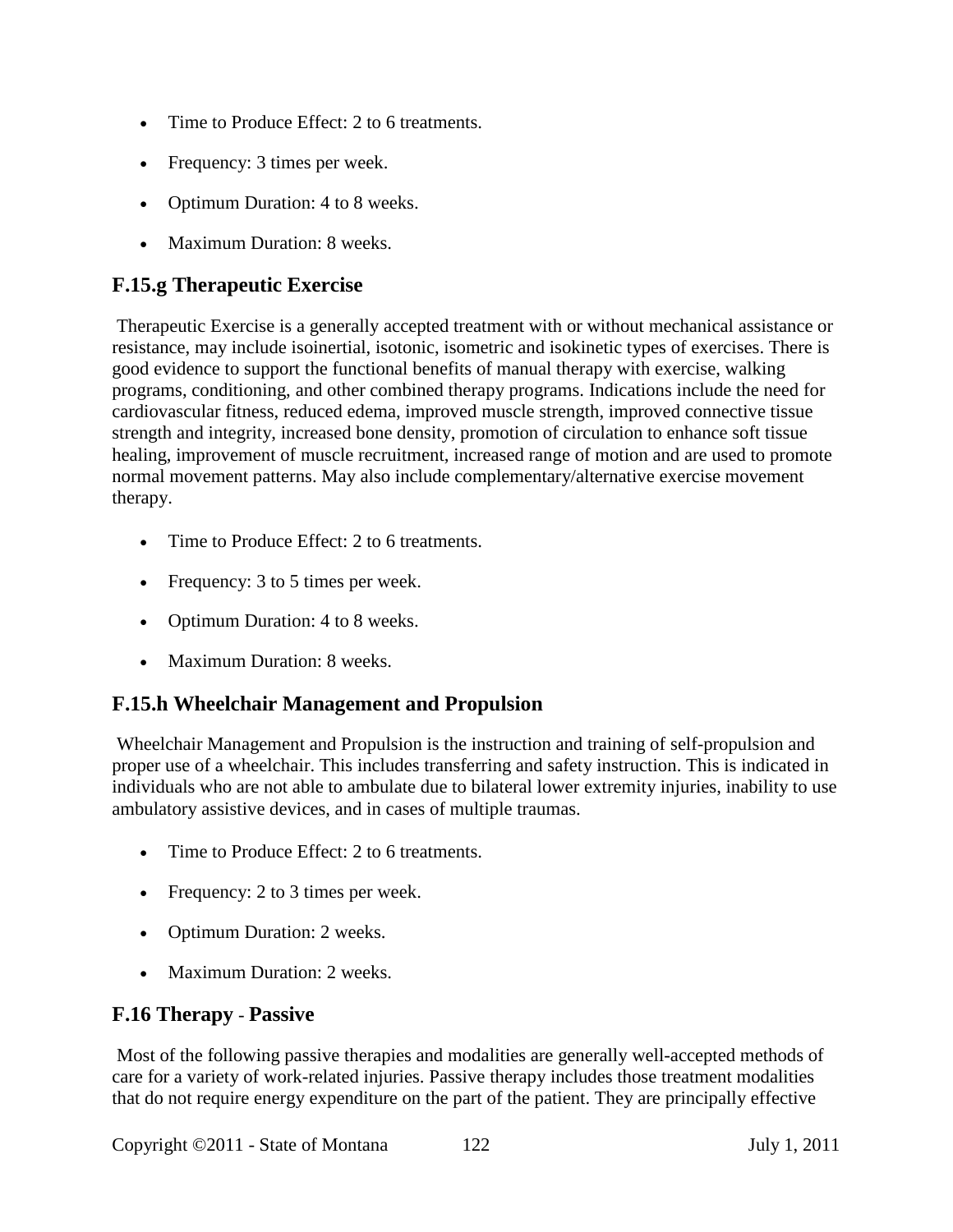- Time to Produce Effect: 2 to 6 treatments.
- Frequency: 3 times per week.
- Optimum Duration: 4 to 8 weeks.
- Maximum Duration: 8 weeks.

## F.15.g Therapeutic Exercise

Therapeutic Exercise is a generally accepted treatment with or without mechanical assistance or resistance, may include isoinertial, isotonic, isometric and isokinetic types of exercises. There is good evidence to support the functional benefits of manual therapy with exercise, walking programs, conditioning, and other combined therapy programs. Indications include the need for cardiovascular fitness, reduced edema, improved muscle strength, improved connective tissue strength and integrity, increased bone density, promotion of circulation to enhance soft tissue healing, improvement of muscle recruitment, increased range of motion and are used to promote normal movement patterns. May also include complementary/alternative exercise movement therapy.

- Time to Produce Effect: 2 to 6 treatments.
- Frequency: 3 to 5 times per week.
- Optimum Duration: 4 to 8 weeks.
- Maximum Duration: 8 weeks.

## F.15.h Wheelchair Management and Propulsion

Wheelchair Management and Propulsion is the instruction and training of self-propulsion and proper use of a wheelchair. This includes transferring and safety instruction. This is indicated in individuals who are not able to ambulate due to bilateral lower extremity injuries, inability to use ambulatory assistive devices, and in cases of multiple traumas.

- Time to Produce Effect: 2 to 6 treatments.
- Frequency: 2 to 3 times per week.
- Optimum Duration: 2 weeks.
- Maximum Duration: 2 weeks.

## F.16 Therapy - Passive

Most of the following passive therapies and modalities are generally well-accepted methods of care for a variety of work-related injuries. Passive therapy includes those treatment modalities that do not require energy expenditure on the part of the patient. They are principally effective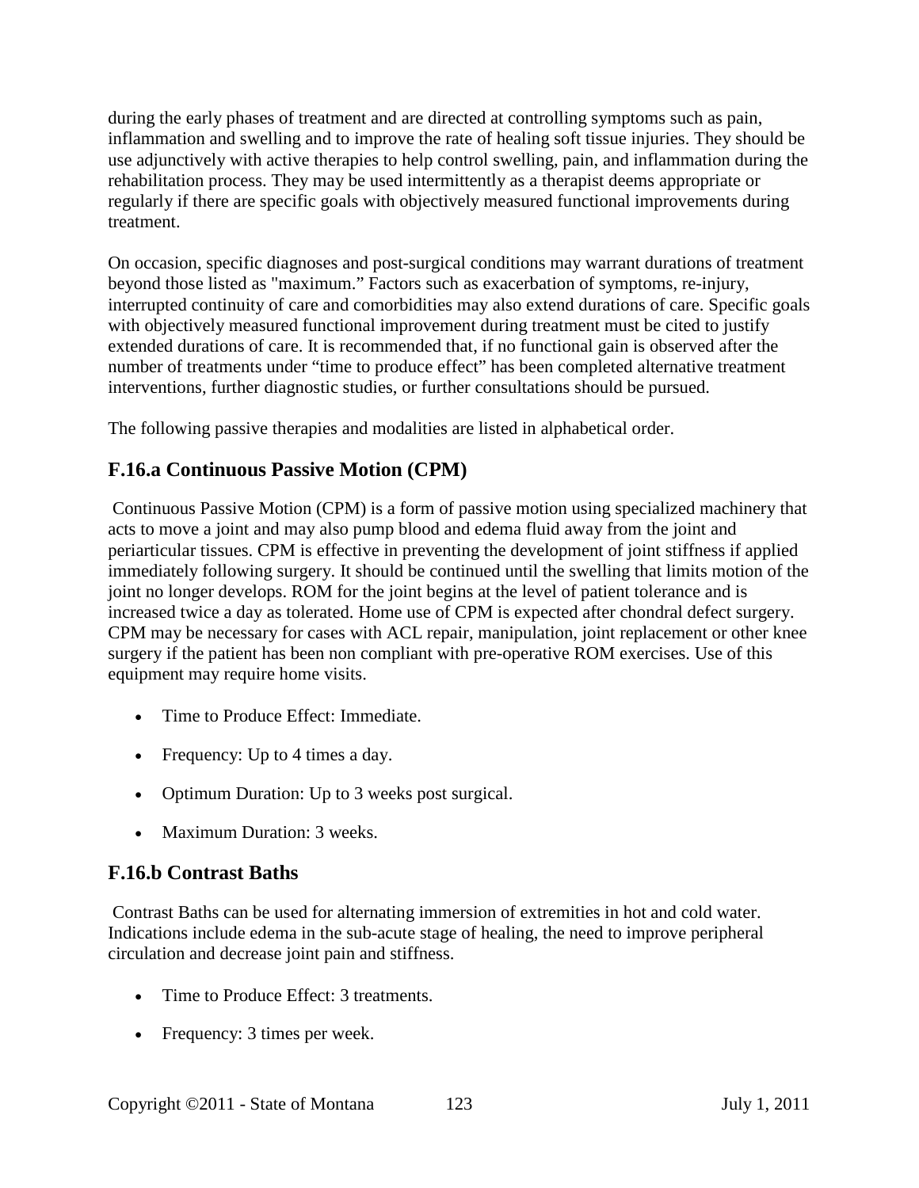during the early phases of treatment and are directed at controlling symptoms such as pain, inflammation and swelling and to improve the rate of healing soft tissue injuries. They should be use adjunctively with active therapies to help control swelling, pain, and inflammation during the rehabilitation process. They may be used intermittently as a therapist deems appropriate or regularly if there are specific goals with objectively measured functional improvements during treatment.

On occasion, specific diagnoses and post-surgical conditions may warrant durations of treatment beyond those listed as "maximum." Factors such as exacerbation of symptoms, re-injury, interrupted continuity of care and comorbidities may also extend durations of care. Specific goals with objectively measured functional improvement during treatment must be cited to justify extended durations of care. It is recommended that, if no functional gain is observed after the number of treatments under "time to produce effect" has been completed alternative treatment interventions, further diagnostic studies, or further consultations should be pursued.

The following passive therapies and modalities are listed in alphabetical order.

## F.16.a Continuous Passive Motion (CPM)

Continuous Passive Motion (CPM) is a form of passive motion using specialized machinery that acts to move a joint and may also pump blood and edema fluid away from the joint and periarticular tissues. CPM is effective in preventing the development of joint stiffness if applied immediately following surgery. It should be continued until the swelling that limits motion of the joint no longer develops. ROM for the joint begins at the level of patient tolerance and is increased twice a day as tolerated. Home use of CPM is expected after chondral defect surgery. CPM may be necessary for cases with ACL repair, manipulation, joint replacement or other knee surgery if the patient has been non compliant with pre-operative ROM exercises. Use of this equipment may require home visits.

- Time to Produce Effect: Immediate.
- Frequency: Up to 4 times a day.
- Optimum Duration: Up to 3 weeks post surgical.
- Maximum Duration: 3 weeks.

## F.16.b Contrast Baths

Contrast Baths can be used for alternating immersion of extremities in hot and cold water. Indications include edema in the sub-acute stage of healing, the need to improve peripheral circulation and decrease joint pain and stiffness.

- Time to Produce Effect: 3 treatments.
- Frequency: 3 times per week.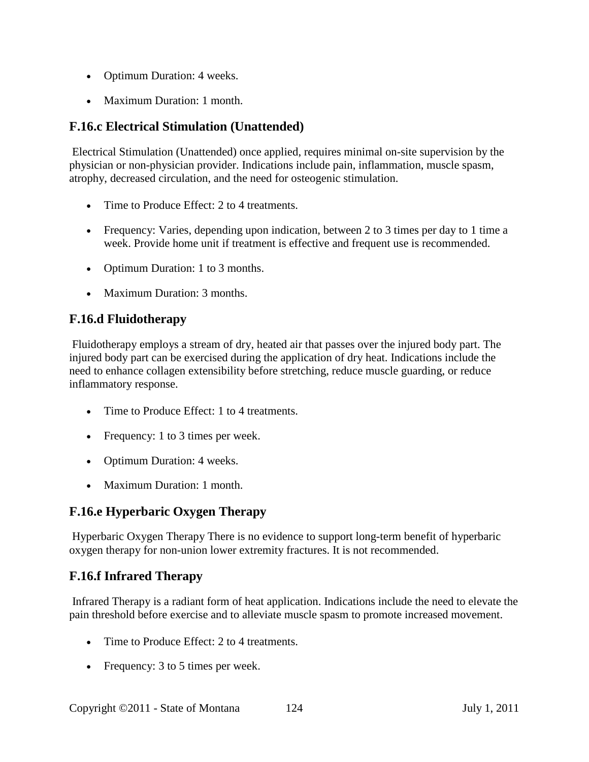- Optimum Duration: 4 weeks.
- Maximum Duration: 1 month.

### F.16.c Electrical Stimulation (Unattended)

Electrical Stimulation (Unattended) once applied, requires minimal on-site supervision by the physician or non-physician provider. Indications include pain, inflammation, muscle spasm, atrophy, decreased circulation, and the need for osteogenic stimulation.

- Time to Produce Effect: 2 to 4 treatments.
- Frequency: Varies, depending upon indication, between 2 to 3 times per day to 1 time a week. Provide home unit if treatment is effective and frequent use is recommended.
- Optimum Duration: 1 to 3 months.
- Maximum Duration: 3 months.

### F.16.d Fluidotherapy

Fluidotherapy employs a stream of dry, heated air that passes over the injured body part. The injured body part can be exercised during the application of dry heat. Indications include the need to enhance collagen extensibility before stretching, reduce muscle guarding, or reduce inflammatory response.

- Time to Produce Effect: 1 to 4 treatments.
- Frequency: 1 to 3 times per week.
- Optimum Duration: 4 weeks.
- Maximum Duration: 1 month.

### F.16.e Hyperbaric Oxygen Therapy

Hyperbaric Oxygen Therapy There is no evidence to support long-term benefit of hyperbaric oxygen therapy for non-union lower extremity fractures. It is not recommended.

### F.16.f Infrared Therapy

Infrared Therapy is a radiant form of heat application. Indications include the need to elevate the pain threshold before exercise and to alleviate muscle spasm to promote increased movement.

- Time to Produce Effect: 2 to 4 treatments.
- Frequency: 3 to 5 times per week.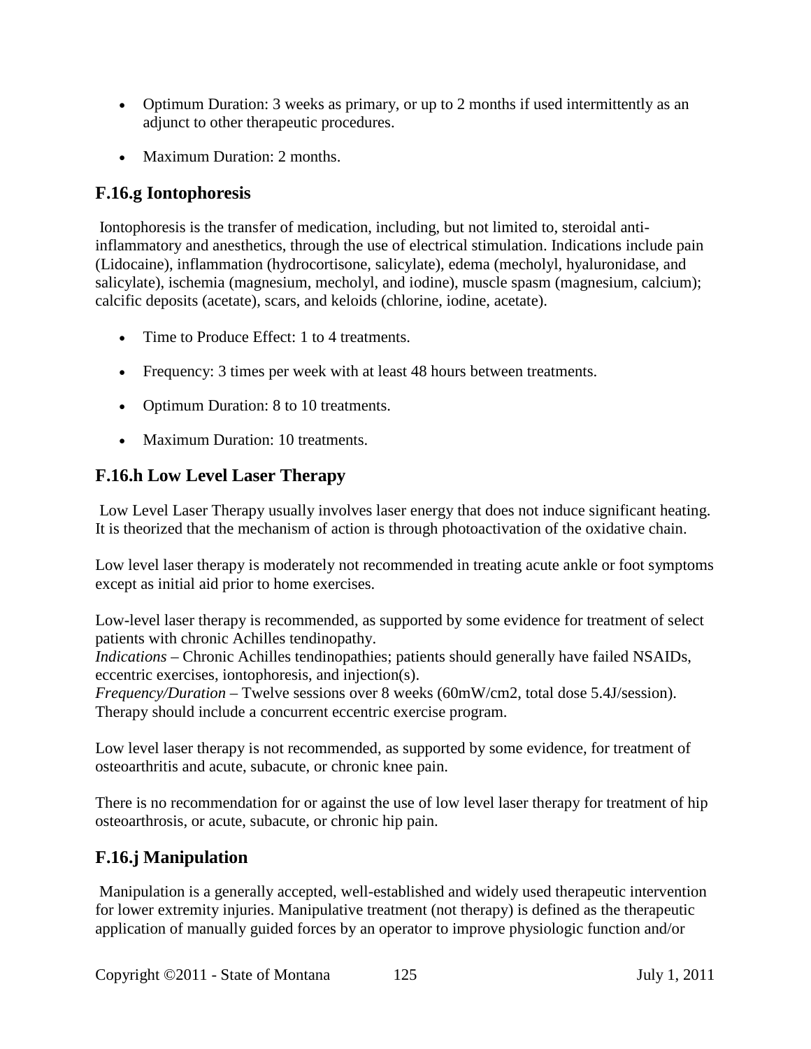- Optimum Duration: 3 weeks as primary, or up to 2 months if used intermittently as an adjunct to other therapeutic procedures.
- Maximum Duration: 2 months.

## F.16.g Iontophoresis

Iontophoresis is the transfer of medication, including, but not limited to, steroidal anti-inflammatory and anesthetics, through the use of electrical stimulation. Indications include pain (Lidocaine), inflammation (hydrocortisone, salicylate), edema (mecholyl, hyaluronidase, and salicylate), ischemia (magnesium, mecholyl, and iodine), muscle spasm (magnesium, calcium); calcific deposits (acetate), scars, and keloids (chlorine, iodine, acetate).

- Time to Produce Effect: 1 to 4 treatments.
- Frequency: 3 times per week with at least 48 hours between treatments.
- Optimum Duration: 8 to 10 treatments.
- Maximum Duration: 10 treatments.

## F.16.h Low Level Laser Therapy

Low Level Laser Therapy usually involves laser energy that does not induce significant heating. It is theorized that the mechanism of action is through photoactivation of the oxidative chain.

Low level laser therapy is moderately not recommended in treating acute ankle or foot symptoms except as initial aid prior to home exercises.

Low-level laser therapy is recommended, as supported by some evidence for treatment of select patients with chronic Achilles tendinopathy.
*Indications* – Chronic Achilles tendinopathies; patients should generally have failed NSAIDs, eccentric exercises, iontophoresis, and injection(s).
*Frequency/Duration* – Twelve sessions over 8 weeks (60mW/cm2, total dose 5.4J/session). Therapy should include a concurrent eccentric exercise program.

Low level laser therapy is not recommended, as supported by some evidence, for treatment of osteoarthritis and acute, subacute, or chronic knee pain.

There is no recommendation for or against the use of low level laser therapy for treatment of hip osteoarthrosis, or acute, subacute, or chronic hip pain.

## F.16.j Manipulation

Manipulation is a generally accepted, well-established and widely used therapeutic intervention for lower extremity injuries. Manipulative treatment (not therapy) is defined as the therapeutic application of manually guided forces by an operator to improve physiologic function and/or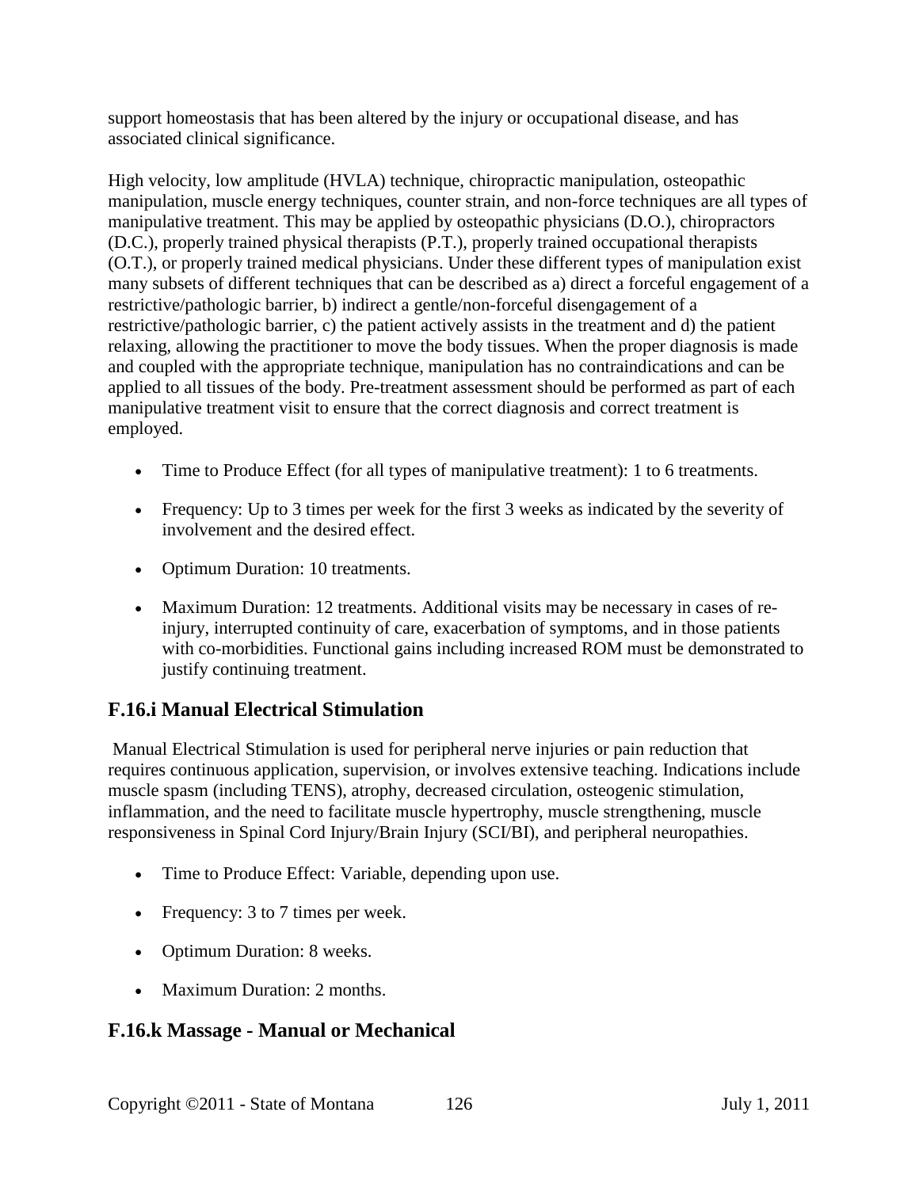support homeostasis that has been altered by the injury or occupational disease, and has associated clinical significance.

High velocity, low amplitude (HVLA) technique, chiropractic manipulation, osteopathic manipulation, muscle energy techniques, counter strain, and non-force techniques are all types of manipulative treatment. This may be applied by osteopathic physicians (D.O.), chiropractors (D.C.), properly trained physical therapists (P.T.), properly trained occupational therapists (O.T.), or properly trained medical physicians. Under these different types of manipulation exist many subsets of different techniques that can be described as a) direct a forceful engagement of a restrictive/pathologic barrier, b) indirect a gentle/non-forceful disengagement of a restrictive/pathologic barrier, c) the patient actively assists in the treatment and d) the patient relaxing, allowing the practitioner to move the body tissues. When the proper diagnosis is made and coupled with the appropriate technique, manipulation has no contraindications and can be applied to all tissues of the body. Pre-treatment assessment should be performed as part of each manipulative treatment visit to ensure that the correct diagnosis and correct treatment is employed.

- Time to Produce Effect (for all types of manipulative treatment): 1 to 6 treatments.
- Frequency: Up to 3 times per week for the first 3 weeks as indicated by the severity of involvement and the desired effect.
- Optimum Duration: 10 treatments.
- Maximum Duration: 12 treatments. Additional visits may be necessary in cases of re-injury, interrupted continuity of care, exacerbation of symptoms, and in those patients with co-morbidities. Functional gains including increased ROM must be demonstrated to justify continuing treatment.

## F.16.i Manual Electrical Stimulation

Manual Electrical Stimulation is used for peripheral nerve injuries or pain reduction that requires continuous application, supervision, or involves extensive teaching. Indications include muscle spasm (including TENS), atrophy, decreased circulation, osteogenic stimulation, inflammation, and the need to facilitate muscle hypertrophy, muscle strengthening, muscle responsiveness in Spinal Cord Injury/Brain Injury (SCI/BI), and peripheral neuropathies.

- Time to Produce Effect: Variable, depending upon use.
- Frequency: 3 to 7 times per week.
- Optimum Duration: 8 weeks.
- Maximum Duration: 2 months.

## F.16.k Massage - Manual or Mechanical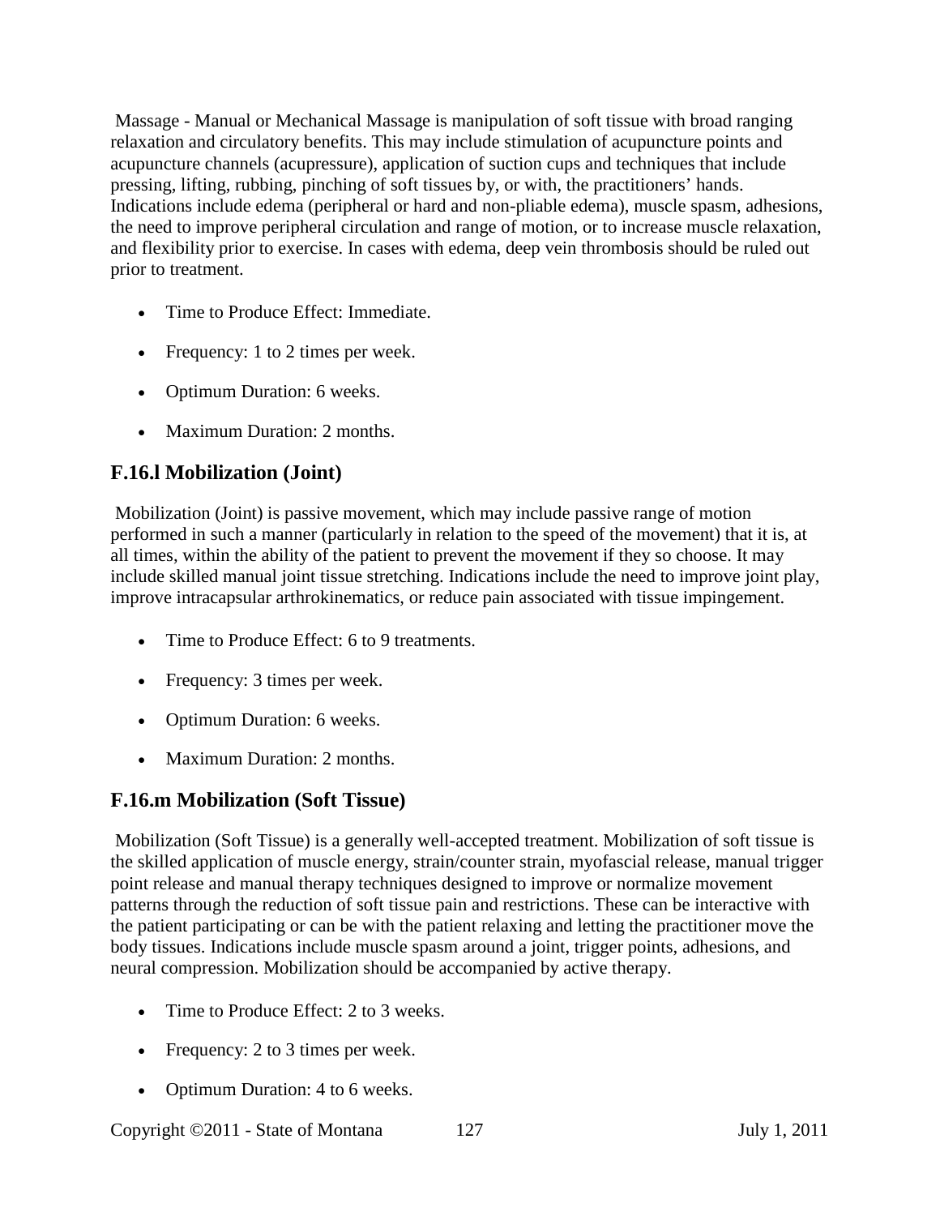Massage - Manual or Mechanical Massage is manipulation of soft tissue with broad ranging relaxation and circulatory benefits. This may include stimulation of acupuncture points and acupuncture channels (acupressure), application of suction cups and techniques that include pressing, lifting, rubbing, pinching of soft tissues by, or with, the practitioners' hands. Indications include edema (peripheral or hard and non-pliable edema), muscle spasm, adhesions, the need to improve peripheral circulation and range of motion, or to increase muscle relaxation, and flexibility prior to exercise. In cases with edema, deep vein thrombosis should be ruled out prior to treatment.

- Time to Produce Effect: Immediate.
- Frequency: 1 to 2 times per week.
- Optimum Duration: 6 weeks.
- Maximum Duration: 2 months.

### F.16.l Mobilization (Joint)

Mobilization (Joint) is passive movement, which may include passive range of motion performed in such a manner (particularly in relation to the speed of the movement) that it is, at all times, within the ability of the patient to prevent the movement if they so choose. It may include skilled manual joint tissue stretching. Indications include the need to improve joint play, improve intracapsular arthrokinematics, or reduce pain associated with tissue impingement.

- Time to Produce Effect: 6 to 9 treatments.
- Frequency: 3 times per week.
- Optimum Duration: 6 weeks.
- Maximum Duration: 2 months.

### F.16.m Mobilization (Soft Tissue)

Mobilization (Soft Tissue) is a generally well-accepted treatment. Mobilization of soft tissue is the skilled application of muscle energy, strain/counter strain, myofascial release, manual trigger point release and manual therapy techniques designed to improve or normalize movement patterns through the reduction of soft tissue pain and restrictions. These can be interactive with the patient participating or can be with the patient relaxing and letting the practitioner move the body tissues. Indications include muscle spasm around a joint, trigger points, adhesions, and neural compression. Mobilization should be accompanied by active therapy.

- Time to Produce Effect: 2 to 3 weeks.
- Frequency: 2 to 3 times per week.
- Optimum Duration: 4 to 6 weeks.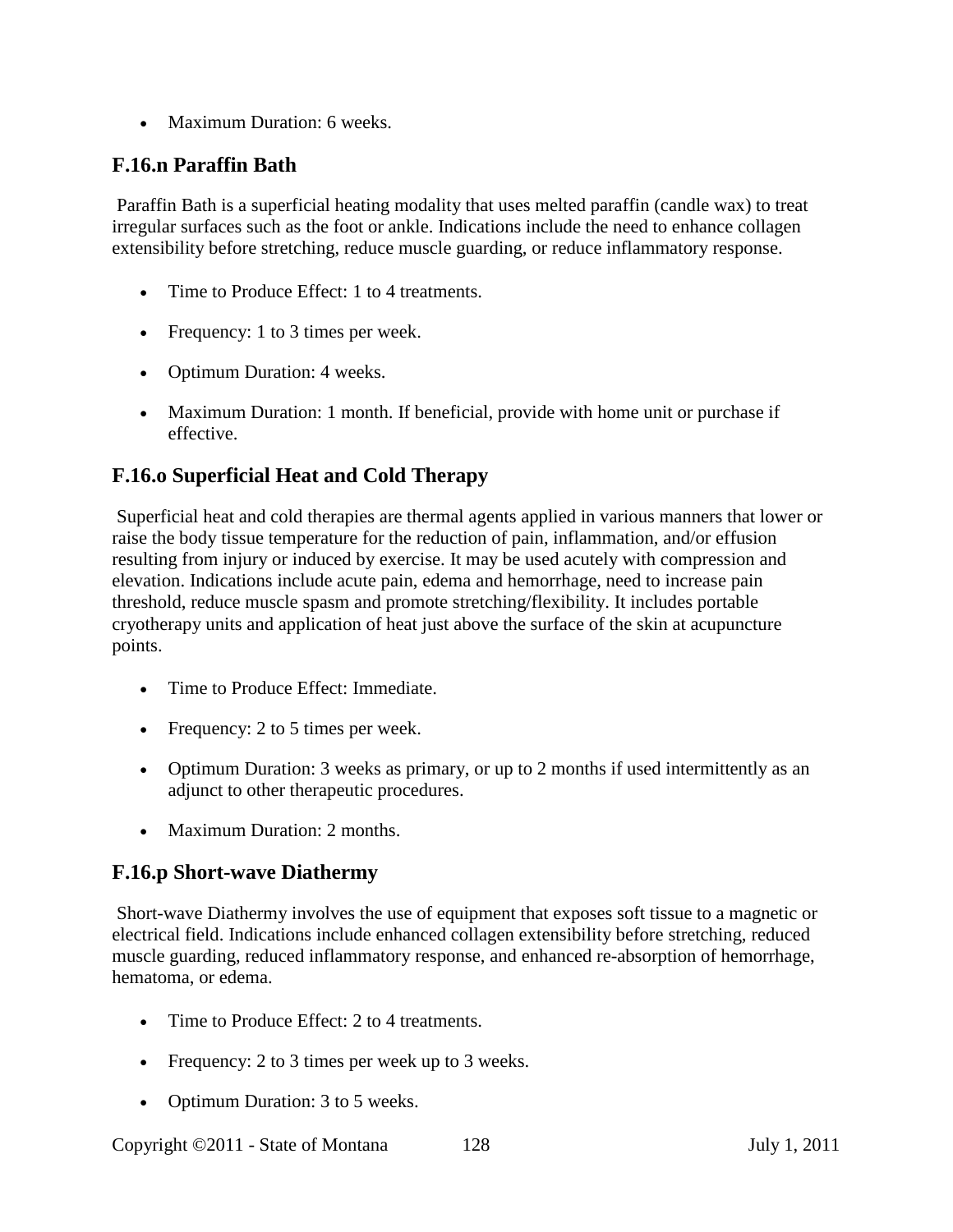- Maximum Duration: 6 weeks.

### F.16.n Paraffin Bath

Paraffin Bath is a superficial heating modality that uses melted paraffin (candle wax) to treat irregular surfaces such as the foot or ankle. Indications include the need to enhance collagen extensibility before stretching, reduce muscle guarding, or reduce inflammatory response.

- Time to Produce Effect: 1 to 4 treatments.
- Frequency: 1 to 3 times per week.
- Optimum Duration: 4 weeks.
- Maximum Duration: 1 month. If beneficial, provide with home unit or purchase if effective.

### F.16.o Superficial Heat and Cold Therapy

Superficial heat and cold therapies are thermal agents applied in various manners that lower or raise the body tissue temperature for the reduction of pain, inflammation, and/or effusion resulting from injury or induced by exercise. It may be used acutely with compression and elevation. Indications include acute pain, edema and hemorrhage, need to increase pain threshold, reduce muscle spasm and promote stretching/flexibility. It includes portable cryotherapy units and application of heat just above the surface of the skin at acupuncture points.

- Time to Produce Effect: Immediate.
- Frequency: 2 to 5 times per week.
- Optimum Duration: 3 weeks as primary, or up to 2 months if used intermittently as an adjunct to other therapeutic procedures.
- Maximum Duration: 2 months.

### F.16.p Short-wave Diathermy

Short-wave Diathermy involves the use of equipment that exposes soft tissue to a magnetic or electrical field. Indications include enhanced collagen extensibility before stretching, reduced muscle guarding, reduced inflammatory response, and enhanced re-absorption of hemorrhage, hematoma, or edema.

- Time to Produce Effect: 2 to 4 treatments.
- Frequency: 2 to 3 times per week up to 3 weeks.
- Optimum Duration: 3 to 5 weeks.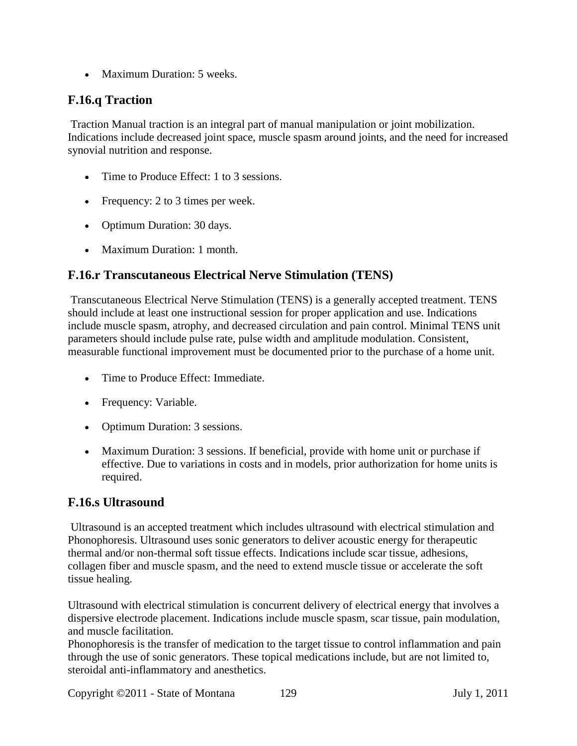- Maximum Duration: 5 weeks.

## F.16.q Traction

Traction Manual traction is an integral part of manual manipulation or joint mobilization. Indications include decreased joint space, muscle spasm around joints, and the need for increased synovial nutrition and response.

- Time to Produce Effect: 1 to 3 sessions.
- Frequency: 2 to 3 times per week.
- Optimum Duration: 30 days.
- Maximum Duration: 1 month.

## F.16.r Transcutaneous Electrical Nerve Stimulation (TENS)

Transcutaneous Electrical Nerve Stimulation (TENS) is a generally accepted treatment. TENS should include at least one instructional session for proper application and use. Indications include muscle spasm, atrophy, and decreased circulation and pain control. Minimal TENS unit parameters should include pulse rate, pulse width and amplitude modulation. Consistent, measurable functional improvement must be documented prior to the purchase of a home unit.

- Time to Produce Effect: Immediate.
- Frequency: Variable.
- Optimum Duration: 3 sessions.
- Maximum Duration: 3 sessions. If beneficial, provide with home unit or purchase if effective. Due to variations in costs and in models, prior authorization for home units is required.

## F.16.s Ultrasound

Ultrasound is an accepted treatment which includes ultrasound with electrical stimulation and Phonophoresis. Ultrasound uses sonic generators to deliver acoustic energy for therapeutic thermal and/or non-thermal soft tissue effects. Indications include scar tissue, adhesions, collagen fiber and muscle spasm, and the need to extend muscle tissue or accelerate the soft tissue healing.

Ultrasound with electrical stimulation is concurrent delivery of electrical energy that involves a dispersive electrode placement. Indications include muscle spasm, scar tissue, pain modulation, and muscle facilitation.
Phonophoresis is the transfer of medication to the target tissue to control inflammation and pain through the use of sonic generators. These topical medications include, but are not limited to, steroidal anti-inflammatory and anesthetics.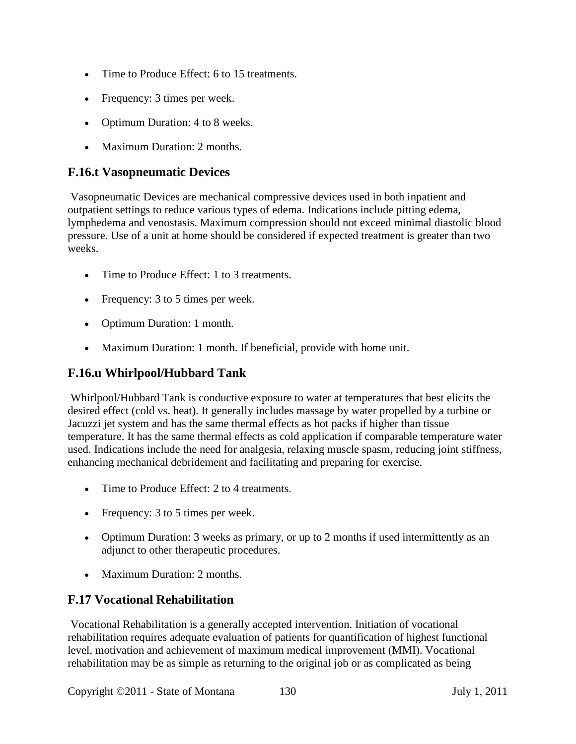- Time to Produce Effect: 6 to 15 treatments.
- Frequency: 3 times per week.
- Optimum Duration: 4 to 8 weeks.
- Maximum Duration: 2 months.

## F.16.t Vasopneumatic Devices

Vasopneumatic Devices are mechanical compressive devices used in both inpatient and outpatient settings to reduce various types of edema. Indications include pitting edema, lymphedema and venostasis. Maximum compression should not exceed minimal diastolic blood pressure. Use of a unit at home should be considered if expected treatment is greater than two weeks.

- Time to Produce Effect: 1 to 3 treatments.
- Frequency: 3 to 5 times per week.
- Optimum Duration: 1 month.
- Maximum Duration: 1 month. If beneficial, provide with home unit.

## F.16.u Whirlpool/Hubbard Tank

Whirlpool/Hubbard Tank is conductive exposure to water at temperatures that best elicits the desired effect (cold vs. heat). It generally includes massage by water propelled by a turbine or Jacuzzi jet system and has the same thermal effects as hot packs if higher than tissue temperature. It has the same thermal effects as cold application if comparable temperature water used. Indications include the need for analgesia, relaxing muscle spasm, reducing joint stiffness, enhancing mechanical debridement and facilitating and preparing for exercise.

- Time to Produce Effect: 2 to 4 treatments.
- Frequency: 3 to 5 times per week.
- Optimum Duration: 3 weeks as primary, or up to 2 months if used intermittently as an adjunct to other therapeutic procedures.
- Maximum Duration: 2 months.

## F.17 Vocational Rehabilitation

Vocational Rehabilitation is a generally accepted intervention. Initiation of vocational rehabilitation requires adequate evaluation of patients for quantification of highest functional level, motivation and achievement of maximum medical improvement (MMI). Vocational rehabilitation may be as simple as returning to the original job or as complicated as being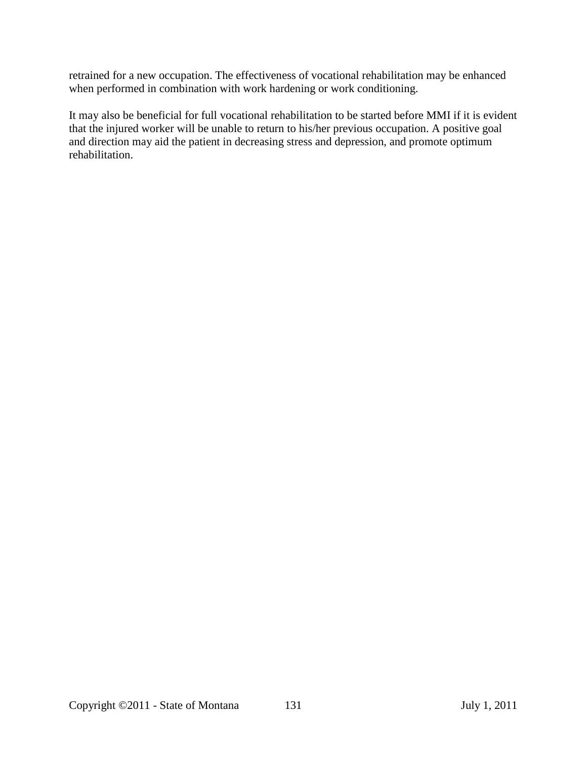retrained for a new occupation. The effectiveness of vocational rehabilitation may be enhanced when performed in combination with work hardening or work conditioning.

It may also be beneficial for full vocational rehabilitation to be started before MMI if it is evident that the injured worker will be unable to return to his/her previous occupation. A positive goal and direction may aid the patient in decreasing stress and depression, and promote optimum rehabilitation.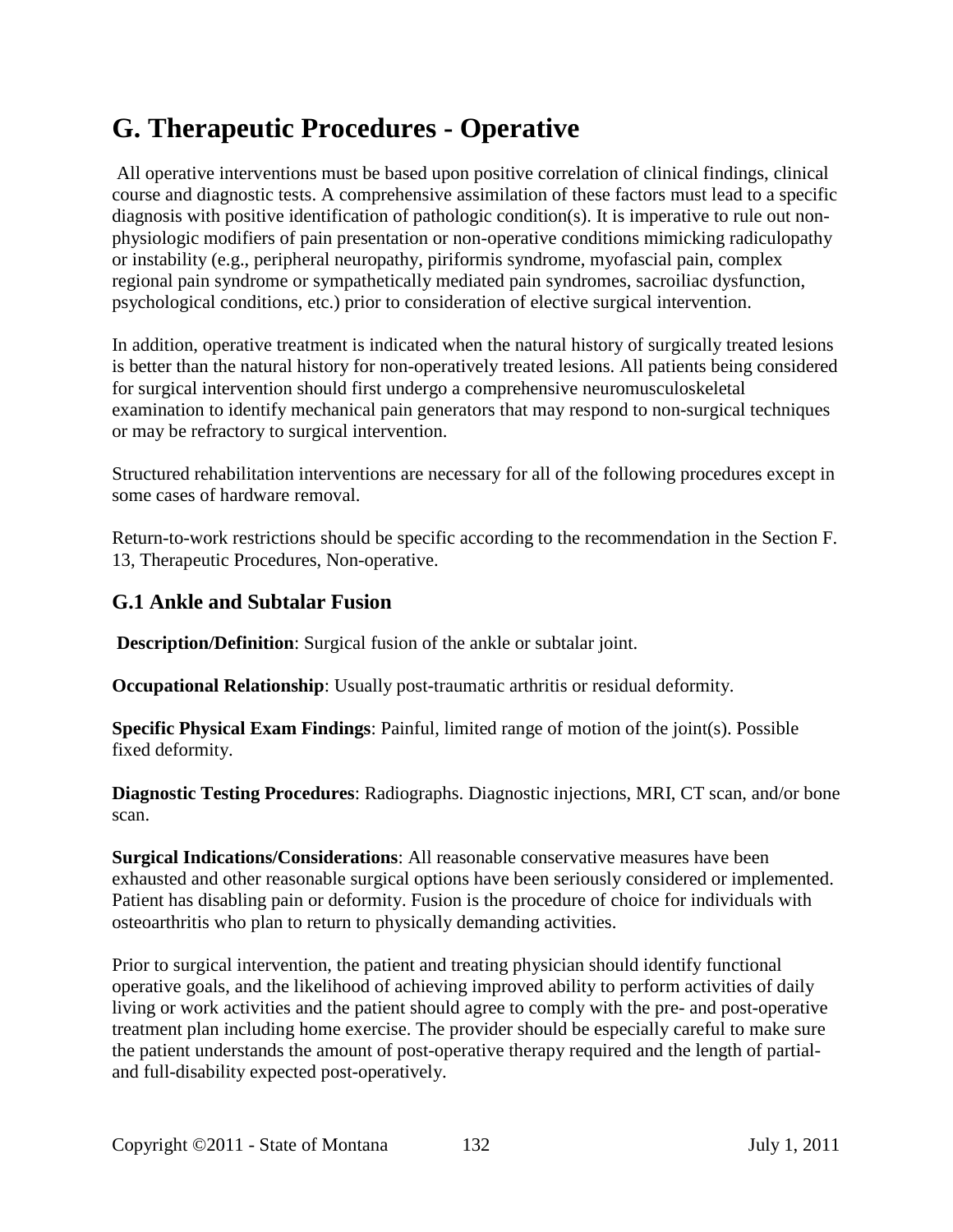# G. Therapeutic Procedures - Operative

All operative interventions must be based upon positive correlation of clinical findings, clinical course and diagnostic tests. A comprehensive assimilation of these factors must lead to a specific diagnosis with positive identification of pathologic condition(s). It is imperative to rule out non-physiologic modifiers of pain presentation or non-operative conditions mimicking radiculopathy or instability (e.g., peripheral neuropathy, piriformis syndrome, myofascial pain, complex regional pain syndrome or sympathetically mediated pain syndromes, sacroiliac dysfunction, psychological conditions, etc.) prior to consideration of elective surgical intervention.

In addition, operative treatment is indicated when the natural history of surgically treated lesions is better than the natural history for non-operatively treated lesions. All patients being considered for surgical intervention should first undergo a comprehensive neuromusculoskeletal examination to identify mechanical pain generators that may respond to non-surgical techniques or may be refractory to surgical intervention.

Structured rehabilitation interventions are necessary for all of the following procedures except in some cases of hardware removal.

Return-to-work restrictions should be specific according to the recommendation in the Section F. 13, Therapeutic Procedures, Non-operative.

## G.1 Ankle and Subtalar Fusion

**Description/Definition**: Surgical fusion of the ankle or subtalar joint.

**Occupational Relationship**: Usually post-traumatic arthritis or residual deformity.

**Specific Physical Exam Findings**: Painful, limited range of motion of the joint(s). Possible fixed deformity.

**Diagnostic Testing Procedures**: Radiographs. Diagnostic injections, MRI, CT scan, and/or bone scan.

**Surgical Indications/Considerations**: All reasonable conservative measures have been exhausted and other reasonable surgical options have been seriously considered or implemented. Patient has disabling pain or deformity. Fusion is the procedure of choice for individuals with osteoarthritis who plan to return to physically demanding activities.

Prior to surgical intervention, the patient and treating physician should identify functional operative goals, and the likelihood of achieving improved ability to perform activities of daily living or work activities and the patient should agree to comply with the pre- and post-operative treatment plan including home exercise. The provider should be especially careful to make sure the patient understands the amount of post-operative therapy required and the length of partial- and full-disability expected post-operatively.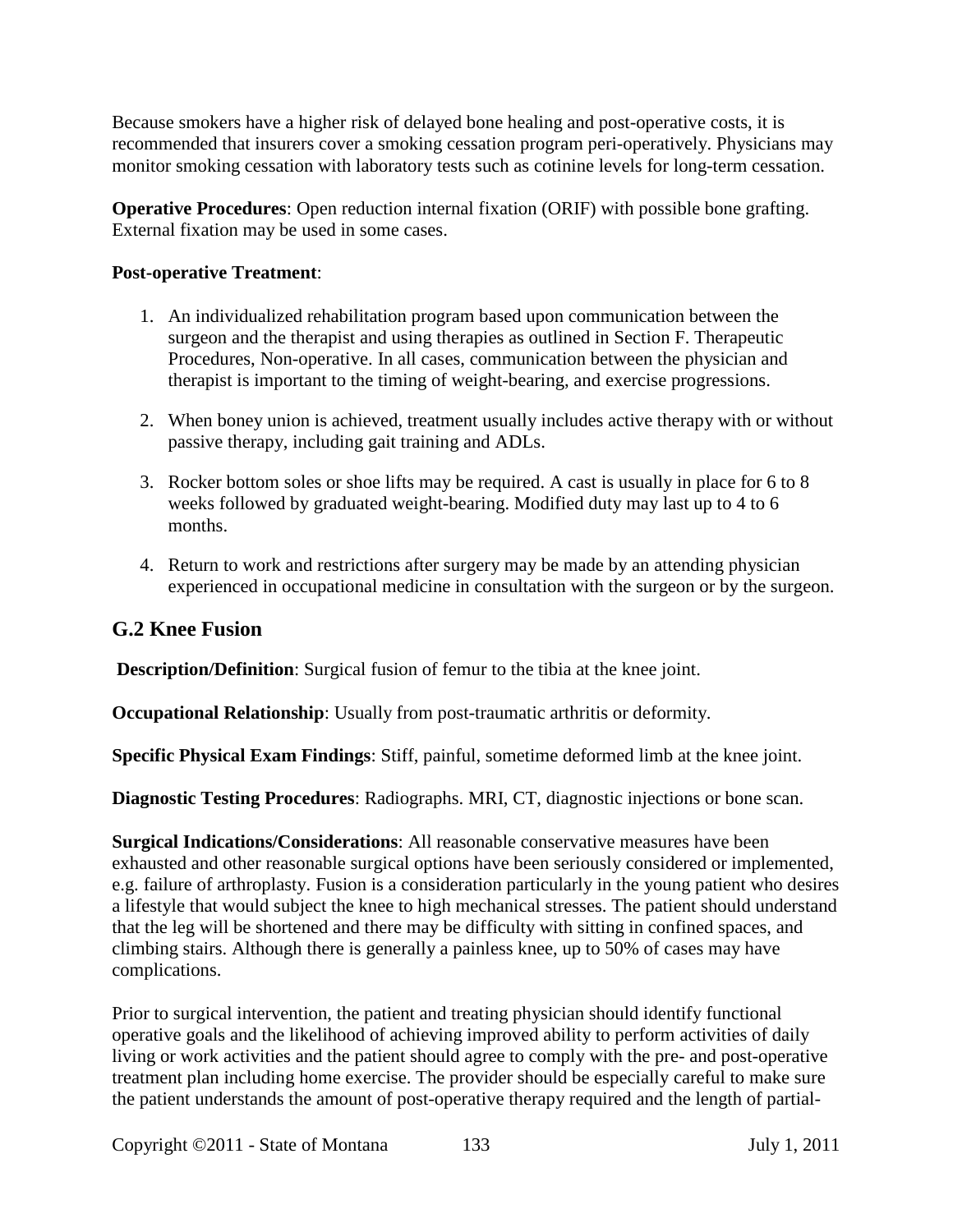Because smokers have a higher risk of delayed bone healing and post-operative costs, it is recommended that insurers cover a smoking cessation program peri-operatively. Physicians may monitor smoking cessation with laboratory tests such as cotinine levels for long-term cessation.

**Operative Procedures**: Open reduction internal fixation (ORIF) with possible bone grafting. External fixation may be used in some cases.

**Post-operative Treatment**:

1. An individualized rehabilitation program based upon communication between the surgeon and the therapist and using therapies as outlined in Section F. Therapeutic Procedures, Non-operative. In all cases, communication between the physician and therapist is important to the timing of weight-bearing, and exercise progressions.

2. When boney union is achieved, treatment usually includes active therapy with or without passive therapy, including gait training and ADLs.

3. Rocker bottom soles or shoe lifts may be required. A cast is usually in place for 6 to 8 weeks followed by graduated weight-bearing. Modified duty may last up to 4 to 6 months.

4. Return to work and restrictions after surgery may be made by an attending physician experienced in occupational medicine in consultation with the surgeon or by the surgeon.

## G.2 Knee Fusion

**Description/Definition**: Surgical fusion of femur to the tibia at the knee joint.

**Occupational Relationship**: Usually from post-traumatic arthritis or deformity.

**Specific Physical Exam Findings**: Stiff, painful, sometime deformed limb at the knee joint.

**Diagnostic Testing Procedures**: Radiographs. MRI, CT, diagnostic injections or bone scan.

**Surgical Indications/Considerations**: All reasonable conservative measures have been exhausted and other reasonable surgical options have been seriously considered or implemented, e.g. failure of arthroplasty. Fusion is a consideration particularly in the young patient who desires a lifestyle that would subject the knee to high mechanical stresses. The patient should understand that the leg will be shortened and there may be difficulty with sitting in confined spaces, and climbing stairs. Although there is generally a painless knee, up to 50% of cases may have complications.

Prior to surgical intervention, the patient and treating physician should identify functional operative goals and the likelihood of achieving improved ability to perform activities of daily living or work activities and the patient should agree to comply with the pre- and post-operative treatment plan including home exercise. The provider should be especially careful to make sure the patient understands the amount of post-operative therapy required and the length of partial-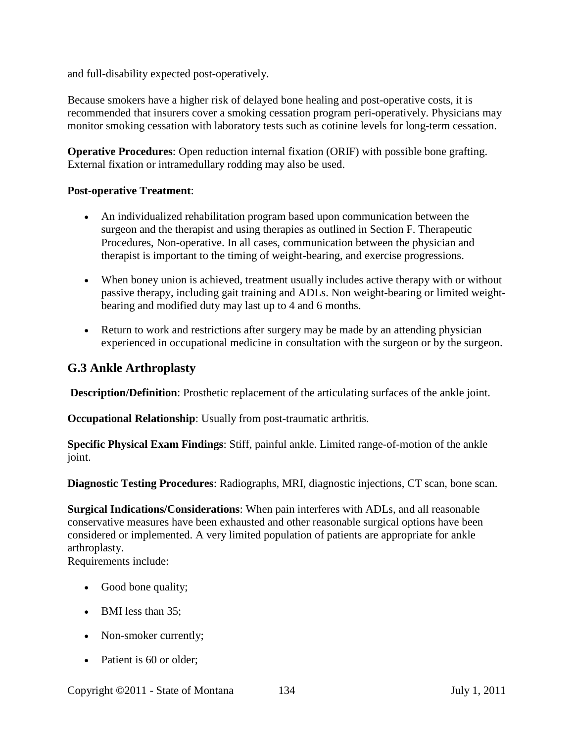and full-disability expected post-operatively.

Because smokers have a higher risk of delayed bone healing and post-operative costs, it is recommended that insurers cover a smoking cessation program peri-operatively. Physicians may monitor smoking cessation with laboratory tests such as cotinine levels for long-term cessation.

**Operative Procedures**: Open reduction internal fixation (ORIF) with possible bone grafting. External fixation or intramedullary rodding may also be used.

**Post-operative Treatment**:

- An individualized rehabilitation program based upon communication between the surgeon and the therapist and using therapies as outlined in Section F. Therapeutic Procedures, Non-operative. In all cases, communication between the physician and therapist is important to the timing of weight-bearing, and exercise progressions.

- When boney union is achieved, treatment usually includes active therapy with or without passive therapy, including gait training and ADLs. Non weight-bearing or limited weight-bearing and modified duty may last up to 4 and 6 months.

- Return to work and restrictions after surgery may be made by an attending physician experienced in occupational medicine in consultation with the surgeon or by the surgeon.

## G.3 Ankle Arthroplasty

**Description/Definition**: Prosthetic replacement of the articulating surfaces of the ankle joint.

**Occupational Relationship**: Usually from post-traumatic arthritis.

**Specific Physical Exam Findings**: Stiff, painful ankle. Limited range-of-motion of the ankle joint.

**Diagnostic Testing Procedures**: Radiographs, MRI, diagnostic injections, CT scan, bone scan.

**Surgical Indications/Considerations**: When pain interferes with ADLs, and all reasonable conservative measures have been exhausted and other reasonable surgical options have been considered or implemented. A very limited population of patients are appropriate for ankle arthroplasty.
Requirements include:

- Good bone quality;

- BMI less than 35;

- Non-smoker currently;

- Patient is 60 or older;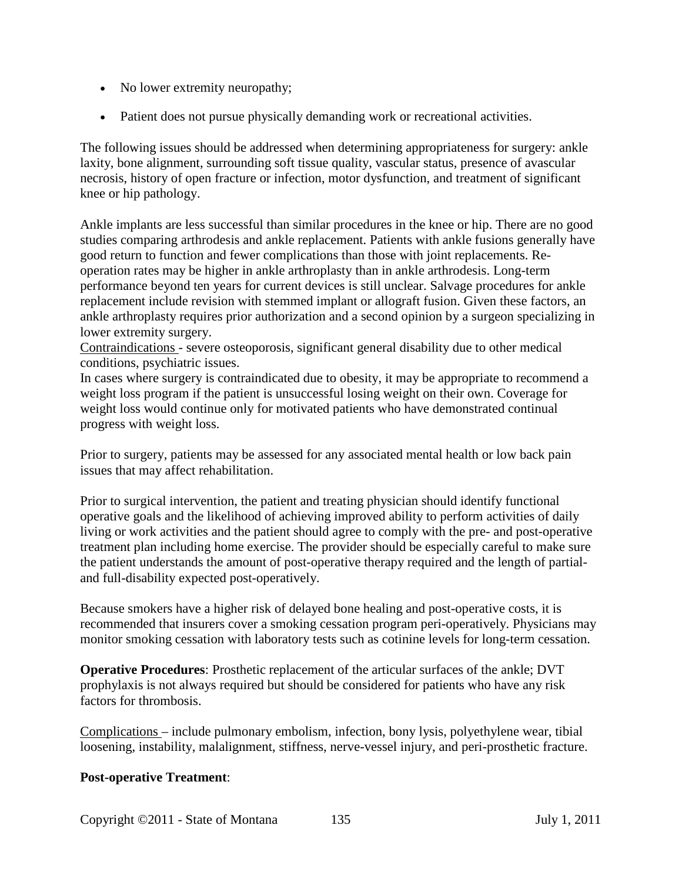- No lower extremity neuropathy;
- Patient does not pursue physically demanding work or recreational activities.

The following issues should be addressed when determining appropriateness for surgery: ankle laxity, bone alignment, surrounding soft tissue quality, vascular status, presence of avascular necrosis, history of open fracture or infection, motor dysfunction, and treatment of significant knee or hip pathology.

Ankle implants are less successful than similar procedures in the knee or hip. There are no good studies comparing arthrodesis and ankle replacement. Patients with ankle fusions generally have good return to function and fewer complications than those with joint replacements. Re-operation rates may be higher in ankle arthroplasty than in ankle arthrodesis. Long-term performance beyond ten years for current devices is still unclear. Salvage procedures for ankle replacement include revision with stemmed implant or allograft fusion. Given these factors, an ankle arthroplasty requires prior authorization and a second opinion by a surgeon specializing in lower extremity surgery.

Contraindications - severe osteoporosis, significant general disability due to other medical conditions, psychiatric issues.

In cases where surgery is contraindicated due to obesity, it may be appropriate to recommend a weight loss program if the patient is unsuccessful losing weight on their own. Coverage for weight loss would continue only for motivated patients who have demonstrated continual progress with weight loss.

Prior to surgery, patients may be assessed for any associated mental health or low back pain issues that may affect rehabilitation.

Prior to surgical intervention, the patient and treating physician should identify functional operative goals and the likelihood of achieving improved ability to perform activities of daily living or work activities and the patient should agree to comply with the pre- and post-operative treatment plan including home exercise. The provider should be especially careful to make sure the patient understands the amount of post-operative therapy required and the length of partial- and full-disability expected post-operatively.

Because smokers have a higher risk of delayed bone healing and post-operative costs, it is recommended that insurers cover a smoking cessation program peri-operatively. Physicians may monitor smoking cessation with laboratory tests such as cotinine levels for long-term cessation.

**Operative Procedures**: Prosthetic replacement of the articular surfaces of the ankle; DVT prophylaxis is not always required but should be considered for patients who have any risk factors for thrombosis.

Complications – include pulmonary embolism, infection, bony lysis, polyethylene wear, tibial loosening, instability, malalignment, stiffness, nerve-vessel injury, and peri-prosthetic fracture.

**Post-operative Treatment**: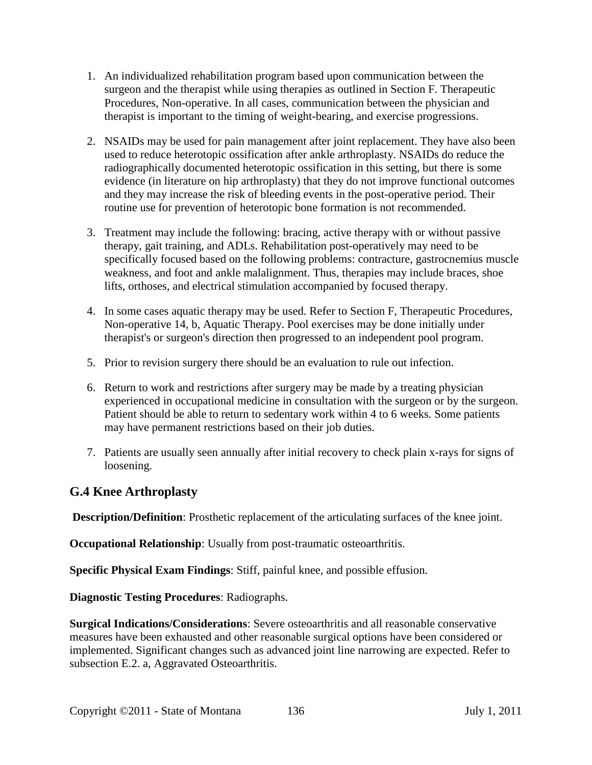1. An individualized rehabilitation program based upon communication between the surgeon and the therapist while using therapies as outlined in Section F. Therapeutic Procedures, Non-operative. In all cases, communication between the physician and therapist is important to the timing of weight-bearing, and exercise progressions.

2. NSAIDs may be used for pain management after joint replacement. They have also been used to reduce heterotopic ossification after ankle arthroplasty. NSAIDs do reduce the radiographically documented heterotopic ossification in this setting, but there is some evidence (in literature on hip arthroplasty) that they do not improve functional outcomes and they may increase the risk of bleeding events in the post-operative period. Their routine use for prevention of heterotopic bone formation is not recommended.

3. Treatment may include the following: bracing, active therapy with or without passive therapy, gait training, and ADLs. Rehabilitation post-operatively may need to be specifically focused based on the following problems: contracture, gastrocnemius muscle weakness, and foot and ankle malalignment. Thus, therapies may include braces, shoe lifts, orthoses, and electrical stimulation accompanied by focused therapy.

4. In some cases aquatic therapy may be used. Refer to Section F, Therapeutic Procedures, Non-operative 14, b, Aquatic Therapy. Pool exercises may be done initially under therapist's or surgeon's direction then progressed to an independent pool program.

5. Prior to revision surgery there should be an evaluation to rule out infection.

6. Return to work and restrictions after surgery may be made by a treating physician experienced in occupational medicine in consultation with the surgeon or by the surgeon. Patient should be able to return to sedentary work within 4 to 6 weeks. Some patients may have permanent restrictions based on their job duties.

7. Patients are usually seen annually after initial recovery to check plain x-rays for signs of loosening.

## G.4 Knee Arthroplasty

**Description/Definition**: Prosthetic replacement of the articulating surfaces of the knee joint.

**Occupational Relationship**: Usually from post-traumatic osteoarthritis.

**Specific Physical Exam Findings**: Stiff, painful knee, and possible effusion.

**Diagnostic Testing Procedures**: Radiographs.

**Surgical Indications/Considerations**: Severe osteoarthritis and all reasonable conservative measures have been exhausted and other reasonable surgical options have been considered or implemented. Significant changes such as advanced joint line narrowing are expected. Refer to subsection E.2. a, Aggravated Osteoarthritis.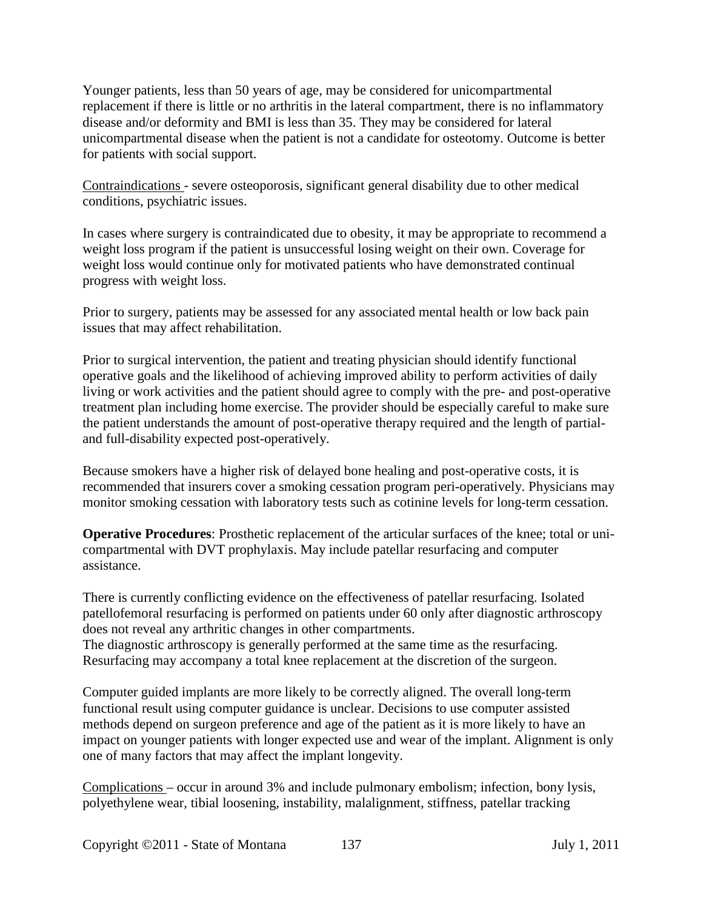Younger patients, less than 50 years of age, may be considered for unicompartmental replacement if there is little or no arthritis in the lateral compartment, there is no inflammatory disease and/or deformity and BMI is less than 35. They may be considered for lateral unicompartmental disease when the patient is not a candidate for osteotomy. Outcome is better for patients with social support.

Contraindications - severe osteoporosis, significant general disability due to other medical conditions, psychiatric issues.

In cases where surgery is contraindicated due to obesity, it may be appropriate to recommend a weight loss program if the patient is unsuccessful losing weight on their own. Coverage for weight loss would continue only for motivated patients who have demonstrated continual progress with weight loss.

Prior to surgery, patients may be assessed for any associated mental health or low back pain issues that may affect rehabilitation.

Prior to surgical intervention, the patient and treating physician should identify functional operative goals and the likelihood of achieving improved ability to perform activities of daily living or work activities and the patient should agree to comply with the pre- and post-operative treatment plan including home exercise. The provider should be especially careful to make sure the patient understands the amount of post-operative therapy required and the length of partial- and full-disability expected post-operatively.

Because smokers have a higher risk of delayed bone healing and post-operative costs, it is recommended that insurers cover a smoking cessation program peri-operatively. Physicians may monitor smoking cessation with laboratory tests such as cotinine levels for long-term cessation.

**Operative Procedures**: Prosthetic replacement of the articular surfaces of the knee; total or uni-compartmental with DVT prophylaxis. May include patellar resurfacing and computer assistance.

There is currently conflicting evidence on the effectiveness of patellar resurfacing. Isolated patellofemoral resurfacing is performed on patients under 60 only after diagnostic arthroscopy does not reveal any arthritic changes in other compartments.
The diagnostic arthroscopy is generally performed at the same time as the resurfacing. Resurfacing may accompany a total knee replacement at the discretion of the surgeon.

Computer guided implants are more likely to be correctly aligned. The overall long-term functional result using computer guidance is unclear. Decisions to use computer assisted methods depend on surgeon preference and age of the patient as it is more likely to have an impact on younger patients with longer expected use and wear of the implant. Alignment is only one of many factors that may affect the implant longevity.

Complications – occur in around 3% and include pulmonary embolism; infection, bony lysis, polyethylene wear, tibial loosening, instability, malalignment, stiffness, patellar tracking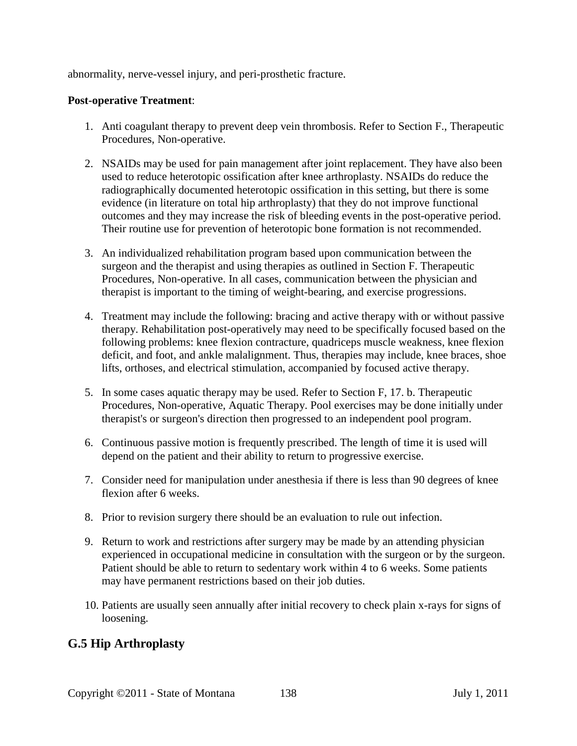abnormality, nerve-vessel injury, and peri-prosthetic fracture.

**Post-operative Treatment**:

1. Anti coagulant therapy to prevent deep vein thrombosis. Refer to Section F., Therapeutic Procedures, Non-operative.

2. NSAIDs may be used for pain management after joint replacement. They have also been used to reduce heterotopic ossification after knee arthroplasty. NSAIDs do reduce the radiographically documented heterotopic ossification in this setting, but there is some evidence (in literature on total hip arthroplasty) that they do not improve functional outcomes and they may increase the risk of bleeding events in the post-operative period. Their routine use for prevention of heterotopic bone formation is not recommended.

3. An individualized rehabilitation program based upon communication between the surgeon and the therapist and using therapies as outlined in Section F. Therapeutic Procedures, Non-operative. In all cases, communication between the physician and therapist is important to the timing of weight-bearing, and exercise progressions.

4. Treatment may include the following: bracing and active therapy with or without passive therapy. Rehabilitation post-operatively may need to be specifically focused based on the following problems: knee flexion contracture, quadriceps muscle weakness, knee flexion deficit, and foot, and ankle malalignment. Thus, therapies may include, knee braces, shoe lifts, orthoses, and electrical stimulation, accompanied by focused active therapy.

5. In some cases aquatic therapy may be used. Refer to Section F, 17. b. Therapeutic Procedures, Non-operative, Aquatic Therapy. Pool exercises may be done initially under therapist's or surgeon's direction then progressed to an independent pool program.

6. Continuous passive motion is frequently prescribed. The length of time it is used will depend on the patient and their ability to return to progressive exercise.

7. Consider need for manipulation under anesthesia if there is less than 90 degrees of knee flexion after 6 weeks.

8. Prior to revision surgery there should be an evaluation to rule out infection.

9. Return to work and restrictions after surgery may be made by an attending physician experienced in occupational medicine in consultation with the surgeon or by the surgeon. Patient should be able to return to sedentary work within 4 to 6 weeks. Some patients may have permanent restrictions based on their job duties.

10. Patients are usually seen annually after initial recovery to check plain x-rays for signs of loosening.

## G.5 Hip Arthroplasty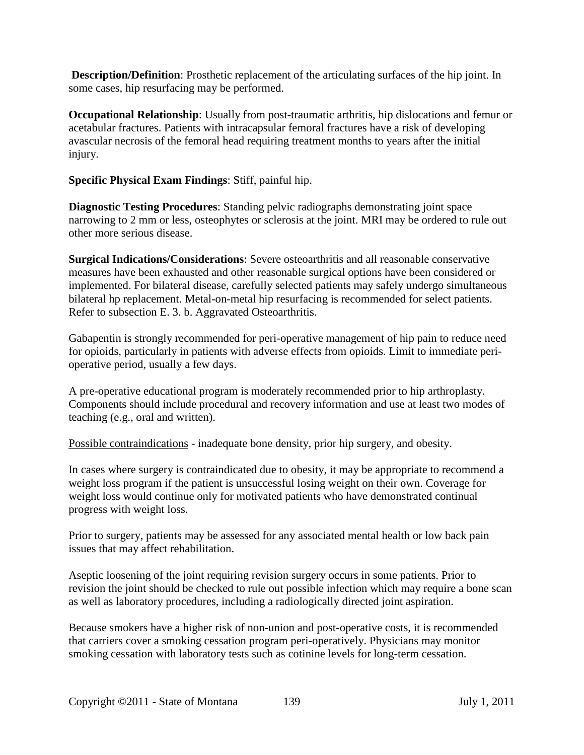**Description/Definition**: Prosthetic replacement of the articulating surfaces of the hip joint. In some cases, hip resurfacing may be performed.

**Occupational Relationship**: Usually from post-traumatic arthritis, hip dislocations and femur or acetabular fractures. Patients with intracapsular femoral fractures have a risk of developing avascular necrosis of the femoral head requiring treatment months to years after the initial injury.

**Specific Physical Exam Findings**: Stiff, painful hip.

**Diagnostic Testing Procedures**: Standing pelvic radiographs demonstrating joint space narrowing to 2 mm or less, osteophytes or sclerosis at the joint. MRI may be ordered to rule out other more serious disease.

**Surgical Indications/Considerations**: Severe osteoarthritis and all reasonable conservative measures have been exhausted and other reasonable surgical options have been considered or implemented. For bilateral disease, carefully selected patients may safely undergo simultaneous bilateral hp replacement. Metal-on-metal hip resurfacing is recommended for select patients. Refer to subsection E. 3. b. Aggravated Osteoarthritis.

Gabapentin is strongly recommended for peri-operative management of hip pain to reduce need for opioids, particularly in patients with adverse effects from opioids. Limit to immediate peri-operative period, usually a few days.

A pre-operative educational program is moderately recommended prior to hip arthroplasty. Components should include procedural and recovery information and use at least two modes of teaching (e.g., oral and written).

<u>Possible contraindications</u> - inadequate bone density, prior hip surgery, and obesity.

In cases where surgery is contraindicated due to obesity, it may be appropriate to recommend a weight loss program if the patient is unsuccessful losing weight on their own. Coverage for weight loss would continue only for motivated patients who have demonstrated continual progress with weight loss.

Prior to surgery, patients may be assessed for any associated mental health or low back pain issues that may affect rehabilitation.

Aseptic loosening of the joint requiring revision surgery occurs in some patients. Prior to revision the joint should be checked to rule out possible infection which may require a bone scan as well as laboratory procedures, including a radiologically directed joint aspiration.

Because smokers have a higher risk of non-union and post-operative costs, it is recommended that carriers cover a smoking cessation program peri-operatively. Physicians may monitor smoking cessation with laboratory tests such as cotinine levels for long-term cessation.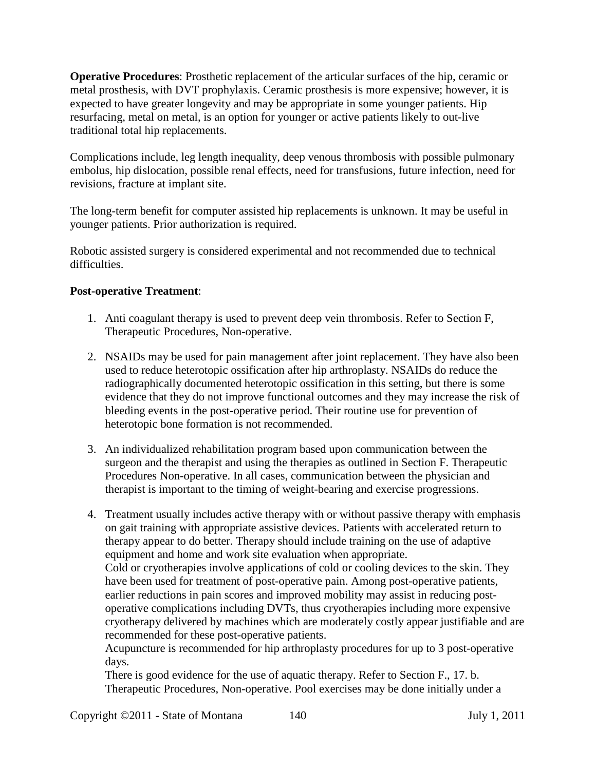**Operative Procedures**: Prosthetic replacement of the articular surfaces of the hip, ceramic or metal prosthesis, with DVT prophylaxis. Ceramic prosthesis is more expensive; however, it is expected to have greater longevity and may be appropriate in some younger patients. Hip resurfacing, metal on metal, is an option for younger or active patients likely to out-live traditional total hip replacements.

Complications include, leg length inequality, deep venous thrombosis with possible pulmonary embolus, hip dislocation, possible renal effects, need for transfusions, future infection, need for revisions, fracture at implant site.

The long-term benefit for computer assisted hip replacements is unknown. It may be useful in younger patients. Prior authorization is required.

Robotic assisted surgery is considered experimental and not recommended due to technical difficulties.

**Post-operative Treatment**:

1. Anti coagulant therapy is used to prevent deep vein thrombosis. Refer to Section F, Therapeutic Procedures, Non-operative.

2. NSAIDs may be used for pain management after joint replacement. They have also been used to reduce heterotopic ossification after hip arthroplasty. NSAIDs do reduce the radiographically documented heterotopic ossification in this setting, but there is some evidence that they do not improve functional outcomes and they may increase the risk of bleeding events in the post-operative period. Their routine use for prevention of heterotopic bone formation is not recommended.

3. An individualized rehabilitation program based upon communication between the surgeon and the therapist and using the therapies as outlined in Section F. Therapeutic Procedures Non-operative. In all cases, communication between the physician and therapist is important to the timing of weight-bearing and exercise progressions.

4. Treatment usually includes active therapy with or without passive therapy with emphasis on gait training with appropriate assistive devices. Patients with accelerated return to therapy appear to do better. Therapy should include training on the use of adaptive equipment and home and work site evaluation when appropriate.
   Cold or cryotherapies involve applications of cold or cooling devices to the skin. They have been used for treatment of post-operative pain. Among post-operative patients, earlier reductions in pain scores and improved mobility may assist in reducing post-operative complications including DVTs, thus cryotherapies including more expensive cryotherapy delivered by machines which are moderately costly appear justifiable and are recommended for these post-operative patients.
   Acupuncture is recommended for hip arthroplasty procedures for up to 3 post-operative days.
   There is good evidence for the use of aquatic therapy. Refer to Section F., 17. b. Therapeutic Procedures, Non-operative. Pool exercises may be done initially under a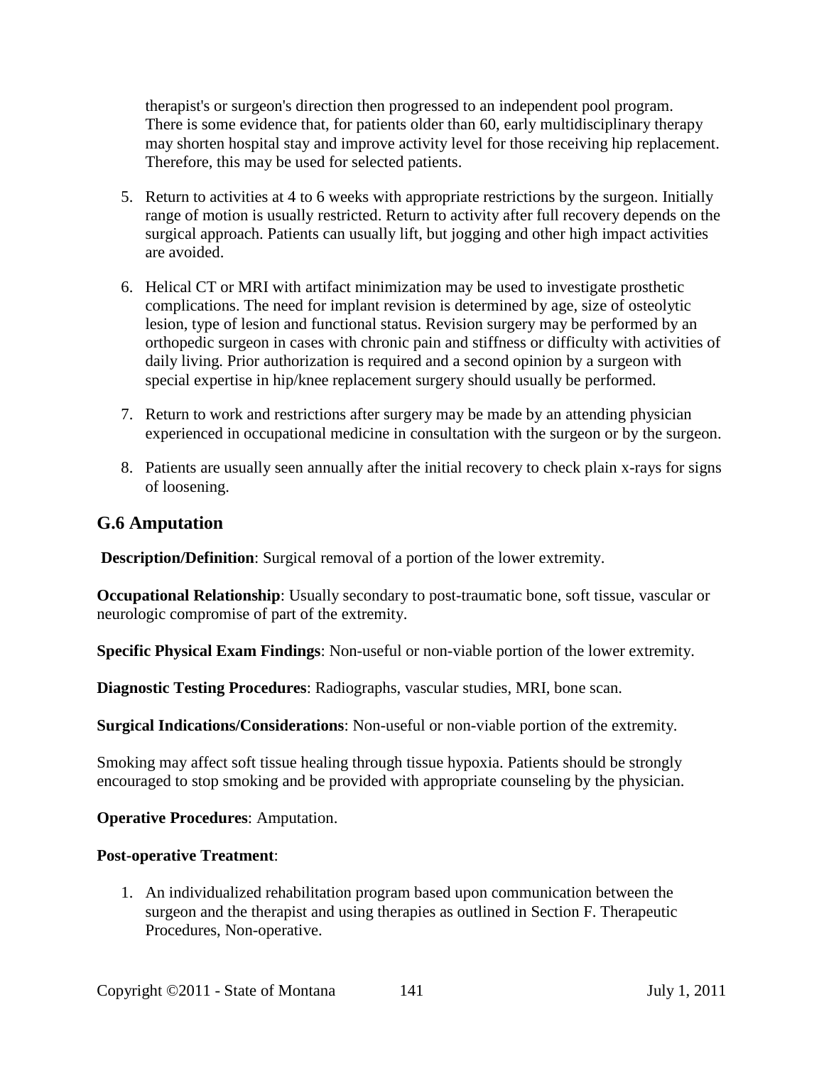therapist's or surgeon's direction then progressed to an independent pool program. There is some evidence that, for patients older than 60, early multidisciplinary therapy may shorten hospital stay and improve activity level for those receiving hip replacement. Therefore, this may be used for selected patients.

5. Return to activities at 4 to 6 weeks with appropriate restrictions by the surgeon. Initially range of motion is usually restricted. Return to activity after full recovery depends on the surgical approach. Patients can usually lift, but jogging and other high impact activities are avoided.

6. Helical CT or MRI with artifact minimization may be used to investigate prosthetic complications. The need for implant revision is determined by age, size of osteolytic lesion, type of lesion and functional status. Revision surgery may be performed by an orthopedic surgeon in cases with chronic pain and stiffness or difficulty with activities of daily living. Prior authorization is required and a second opinion by a surgeon with special expertise in hip/knee replacement surgery should usually be performed.

7. Return to work and restrictions after surgery may be made by an attending physician experienced in occupational medicine in consultation with the surgeon or by the surgeon.

8. Patients are usually seen annually after the initial recovery to check plain x-rays for signs of loosening.

## G.6 Amputation

**Description/Definition**: Surgical removal of a portion of the lower extremity.

**Occupational Relationship**: Usually secondary to post-traumatic bone, soft tissue, vascular or neurologic compromise of part of the extremity.

**Specific Physical Exam Findings**: Non-useful or non-viable portion of the lower extremity.

**Diagnostic Testing Procedures**: Radiographs, vascular studies, MRI, bone scan.

**Surgical Indications/Considerations**: Non-useful or non-viable portion of the extremity.

Smoking may affect soft tissue healing through tissue hypoxia. Patients should be strongly encouraged to stop smoking and be provided with appropriate counseling by the physician.

**Operative Procedures**: Amputation.

**Post-operative Treatment**:

1. An individualized rehabilitation program based upon communication between the surgeon and the therapist and using therapies as outlined in Section F. Therapeutic Procedures, Non-operative.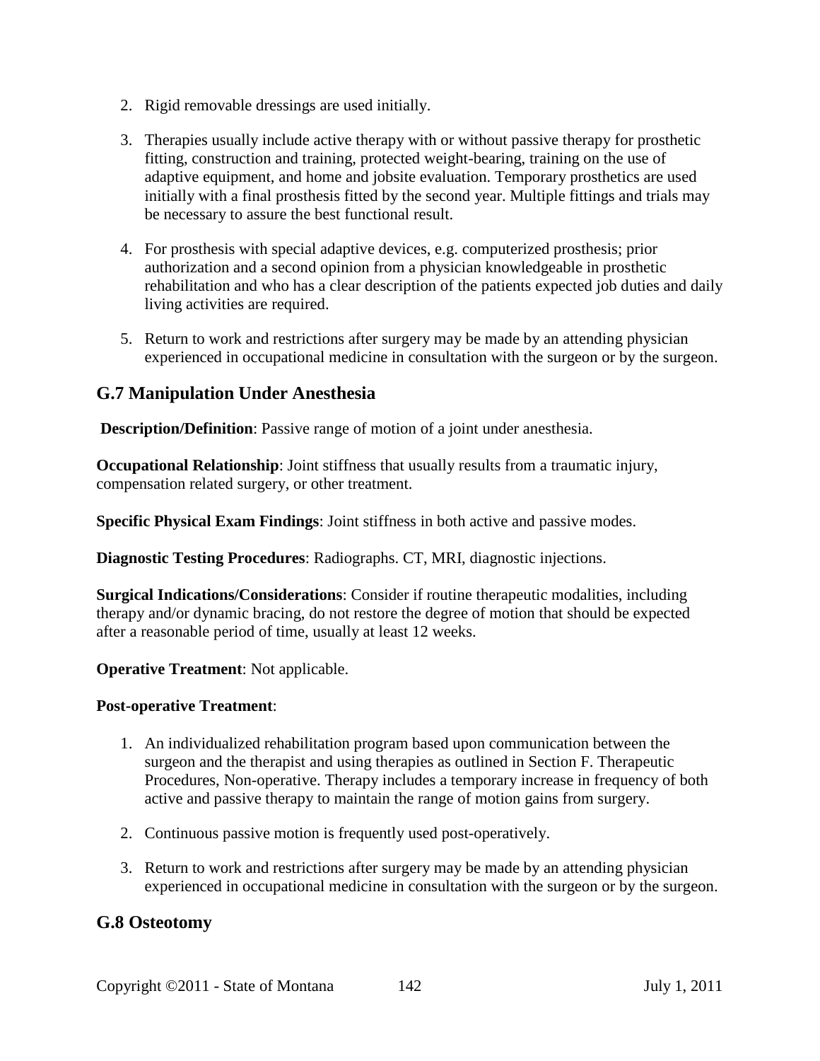2. Rigid removable dressings are used initially.

3. Therapies usually include active therapy with or without passive therapy for prosthetic fitting, construction and training, protected weight-bearing, training on the use of adaptive equipment, and home and jobsite evaluation. Temporary prosthetics are used initially with a final prosthesis fitted by the second year. Multiple fittings and trials may be necessary to assure the best functional result.

4. For prosthesis with special adaptive devices, e.g. computerized prosthesis; prior authorization and a second opinion from a physician knowledgeable in prosthetic rehabilitation and who has a clear description of the patients expected job duties and daily living activities are required.

5. Return to work and restrictions after surgery may be made by an attending physician experienced in occupational medicine in consultation with the surgeon or by the surgeon.

## G.7 Manipulation Under Anesthesia

**Description/Definition**: Passive range of motion of a joint under anesthesia.

**Occupational Relationship**: Joint stiffness that usually results from a traumatic injury, compensation related surgery, or other treatment.

**Specific Physical Exam Findings**: Joint stiffness in both active and passive modes.

**Diagnostic Testing Procedures**: Radiographs. CT, MRI, diagnostic injections.

**Surgical Indications/Considerations**: Consider if routine therapeutic modalities, including therapy and/or dynamic bracing, do not restore the degree of motion that should be expected after a reasonable period of time, usually at least 12 weeks.

**Operative Treatment**: Not applicable.

**Post-operative Treatment**:

1. An individualized rehabilitation program based upon communication between the surgeon and the therapist and using therapies as outlined in Section F. Therapeutic Procedures, Non-operative. Therapy includes a temporary increase in frequency of both active and passive therapy to maintain the range of motion gains from surgery.

2. Continuous passive motion is frequently used post-operatively.

3. Return to work and restrictions after surgery may be made by an attending physician experienced in occupational medicine in consultation with the surgeon or by the surgeon.

## G.8 Osteotomy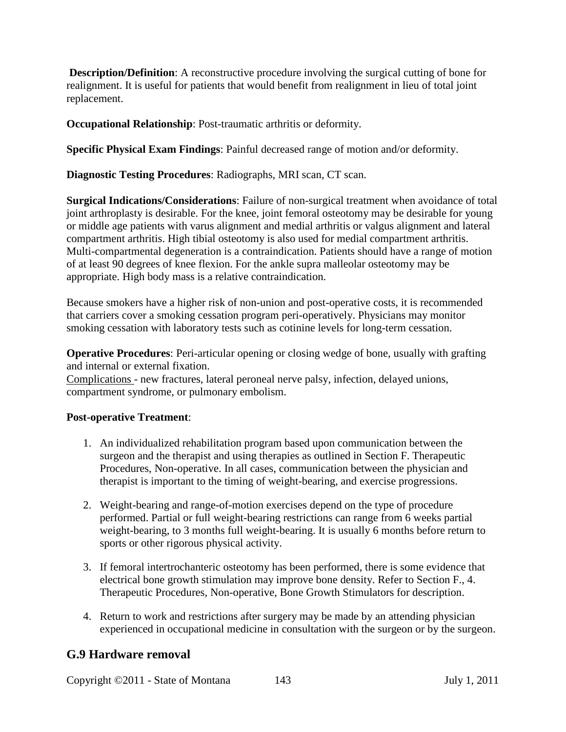**Description/Definition**: A reconstructive procedure involving the surgical cutting of bone for realignment. It is useful for patients that would benefit from realignment in lieu of total joint replacement.

**Occupational Relationship**: Post-traumatic arthritis or deformity.

**Specific Physical Exam Findings**: Painful decreased range of motion and/or deformity.

**Diagnostic Testing Procedures**: Radiographs, MRI scan, CT scan.

**Surgical Indications/Considerations**: Failure of non-surgical treatment when avoidance of total joint arthroplasty is desirable. For the knee, joint femoral osteotomy may be desirable for young or middle age patients with varus alignment and medial arthritis or valgus alignment and lateral compartment arthritis. High tibial osteotomy is also used for medial compartment arthritis. Multi-compartmental degeneration is a contraindication. Patients should have a range of motion of at least 90 degrees of knee flexion. For the ankle supra malleolar osteotomy may be appropriate. High body mass is a relative contraindication.

Because smokers have a higher risk of non-union and post-operative costs, it is recommended that carriers cover a smoking cessation program peri-operatively. Physicians may monitor smoking cessation with laboratory tests such as cotinine levels for long-term cessation.

**Operative Procedures**: Peri-articular opening or closing wedge of bone, usually with grafting and internal or external fixation.
Complications - new fractures, lateral peroneal nerve palsy, infection, delayed unions, compartment syndrome, or pulmonary embolism.

**Post-operative Treatment**:

1. An individualized rehabilitation program based upon communication between the surgeon and the therapist and using therapies as outlined in Section F. Therapeutic Procedures, Non-operative. In all cases, communication between the physician and therapist is important to the timing of weight-bearing, and exercise progressions.

2. Weight-bearing and range-of-motion exercises depend on the type of procedure performed. Partial or full weight-bearing restrictions can range from 6 weeks partial weight-bearing, to 3 months full weight-bearing. It is usually 6 months before return to sports or other rigorous physical activity.

3. If femoral intertrochanteric osteotomy has been performed, there is some evidence that electrical bone growth stimulation may improve bone density. Refer to Section F., 4. Therapeutic Procedures, Non-operative, Bone Growth Stimulators for description.

4. Return to work and restrictions after surgery may be made by an attending physician experienced in occupational medicine in consultation with the surgeon or by the surgeon.

## G.9 Hardware removal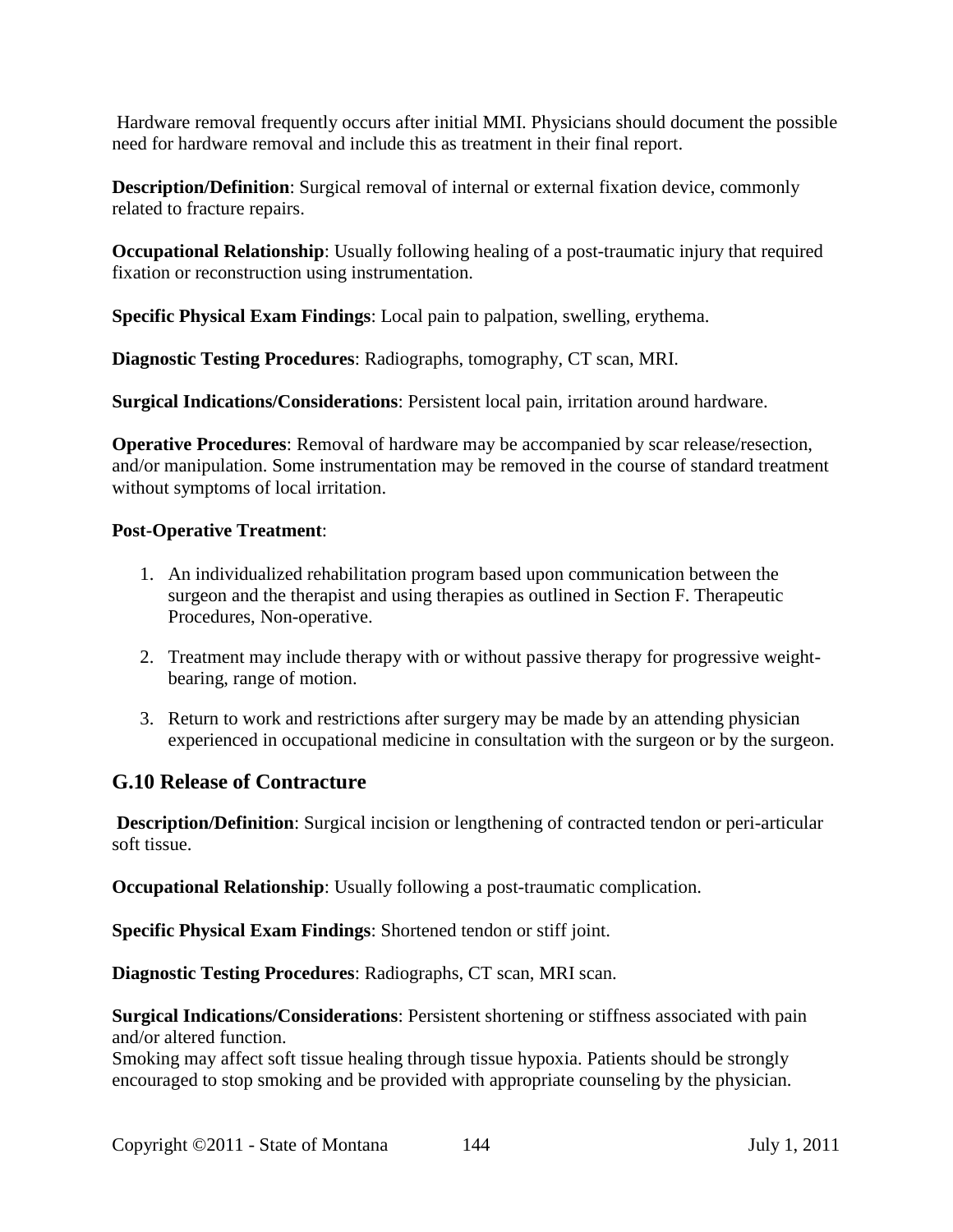Hardware removal frequently occurs after initial MMI. Physicians should document the possible need for hardware removal and include this as treatment in their final report.

**Description/Definition**: Surgical removal of internal or external fixation device, commonly related to fracture repairs.

**Occupational Relationship**: Usually following healing of a post-traumatic injury that required fixation or reconstruction using instrumentation.

**Specific Physical Exam Findings**: Local pain to palpation, swelling, erythema.

**Diagnostic Testing Procedures**: Radiographs, tomography, CT scan, MRI.

**Surgical Indications/Considerations**: Persistent local pain, irritation around hardware.

**Operative Procedures**: Removal of hardware may be accompanied by scar release/resection, and/or manipulation. Some instrumentation may be removed in the course of standard treatment without symptoms of local irritation.

**Post-Operative Treatment**:

1. An individualized rehabilitation program based upon communication between the surgeon and the therapist and using therapies as outlined in Section F. Therapeutic Procedures, Non-operative.
2. Treatment may include therapy with or without passive therapy for progressive weight-bearing, range of motion.
3. Return to work and restrictions after surgery may be made by an attending physician experienced in occupational medicine in consultation with the surgeon or by the surgeon.

## G.10 Release of Contracture

**Description/Definition**: Surgical incision or lengthening of contracted tendon or peri-articular soft tissue.

**Occupational Relationship**: Usually following a post-traumatic complication.

**Specific Physical Exam Findings**: Shortened tendon or stiff joint.

**Diagnostic Testing Procedures**: Radiographs, CT scan, MRI scan.

**Surgical Indications/Considerations**: Persistent shortening or stiffness associated with pain and/or altered function.
Smoking may affect soft tissue healing through tissue hypoxia. Patients should be strongly encouraged to stop smoking and be provided with appropriate counseling by the physician.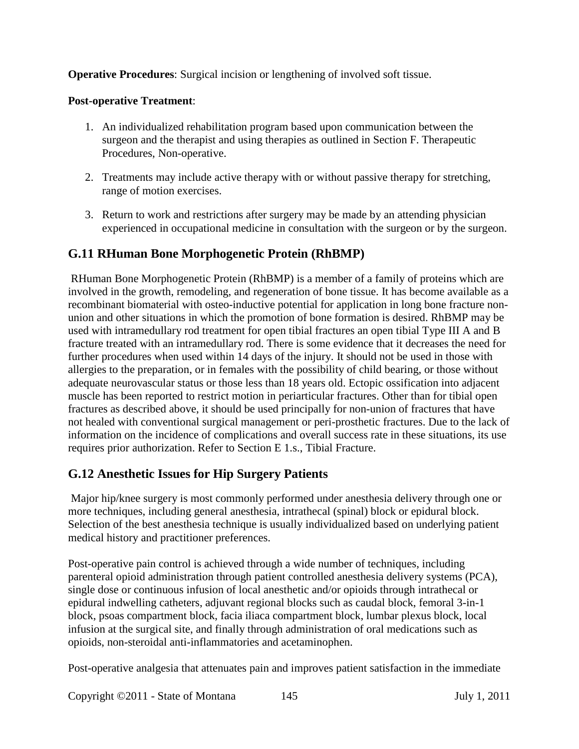**Operative Procedures**: Surgical incision or lengthening of involved soft tissue.

**Post-operative Treatment**:

1. An individualized rehabilitation program based upon communication between the surgeon and the therapist and using therapies as outlined in Section F. Therapeutic Procedures, Non-operative.
2. Treatments may include active therapy with or without passive therapy for stretching, range of motion exercises.
3. Return to work and restrictions after surgery may be made by an attending physician experienced in occupational medicine in consultation with the surgeon or by the surgeon.

## G.11 RHuman Bone Morphogenetic Protein (RhBMP)

RHuman Bone Morphogenetic Protein (RhBMP) is a member of a family of proteins which are involved in the growth, remodeling, and regeneration of bone tissue. It has become available as a recombinant biomaterial with osteo-inductive potential for application in long bone fracture non-union and other situations in which the promotion of bone formation is desired. RhBMP may be used with intramedullary rod treatment for open tibial fractures an open tibial Type III A and B fracture treated with an intramedullary rod. There is some evidence that it decreases the need for further procedures when used within 14 days of the injury. It should not be used in those with allergies to the preparation, or in females with the possibility of child bearing, or those without adequate neurovascular status or those less than 18 years old. Ectopic ossification into adjacent muscle has been reported to restrict motion in periarticular fractures. Other than for tibial open fractures as described above, it should be used principally for non-union of fractures that have not healed with conventional surgical management or peri-prosthetic fractures. Due to the lack of information on the incidence of complications and overall success rate in these situations, its use requires prior authorization. Refer to Section E 1.s., Tibial Fracture.

## G.12 Anesthetic Issues for Hip Surgery Patients

Major hip/knee surgery is most commonly performed under anesthesia delivery through one or more techniques, including general anesthesia, intrathecal (spinal) block or epidural block. Selection of the best anesthesia technique is usually individualized based on underlying patient medical history and practitioner preferences.

Post-operative pain control is achieved through a wide number of techniques, including parenteral opioid administration through patient controlled anesthesia delivery systems (PCA), single dose or continuous infusion of local anesthetic and/or opioids through intrathecal or epidural indwelling catheters, adjuvant regional blocks such as caudal block, femoral 3-in-1 block, psoas compartment block, facia iliaca compartment block, lumbar plexus block, local infusion at the surgical site, and finally through administration of oral medications such as opioids, non-steroidal anti-inflammatories and acetaminophen.

Post-operative analgesia that attenuates pain and improves patient satisfaction in the immediate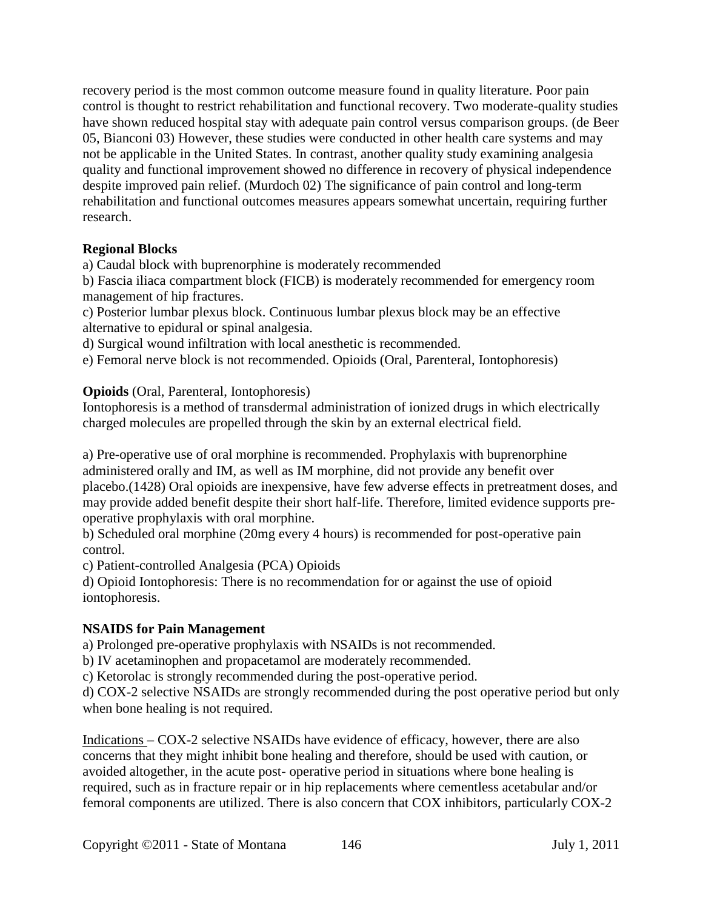recovery period is the most common outcome measure found in quality literature. Poor pain control is thought to restrict rehabilitation and functional recovery. Two moderate-quality studies have shown reduced hospital stay with adequate pain control versus comparison groups. (de Beer 05, Bianconi 03) However, these studies were conducted in other health care systems and may not be applicable in the United States. In contrast, another quality study examining analgesia quality and functional improvement showed no difference in recovery of physical independence despite improved pain relief. (Murdoch 02) The significance of pain control and long-term rehabilitation and functional outcomes measures appears somewhat uncertain, requiring further research.

**Regional Blocks**

a) Caudal block with buprenorphine is moderately recommended
b) Fascia iliaca compartment block (FICB) is moderately recommended for emergency room management of hip fractures.
c) Posterior lumbar plexus block. Continuous lumbar plexus block may be an effective alternative to epidural or spinal analgesia.
d) Surgical wound infiltration with local anesthetic is recommended.
e) Femoral nerve block is not recommended. Opioids (Oral, Parenteral, Iontophoresis)

**Opioids** (Oral, Parenteral, Iontophoresis)

Iontophoresis is a method of transdermal administration of ionized drugs in which electrically charged molecules are propelled through the skin by an external electrical field.

a) Pre-operative use of oral morphine is recommended. Prophylaxis with buprenorphine administered orally and IM, as well as IM morphine, did not provide any benefit over placebo.(1428) Oral opioids are inexpensive, have few adverse effects in pretreatment doses, and may provide added benefit despite their short half-life. Therefore, limited evidence supports pre-operative prophylaxis with oral morphine.
b) Scheduled oral morphine (20mg every 4 hours) is recommended for post-operative pain control.
c) Patient-controlled Analgesia (PCA) Opioids
d) Opioid Iontophoresis: There is no recommendation for or against the use of opioid iontophoresis.

**NSAIDS for Pain Management**

a) Prolonged pre-operative prophylaxis with NSAIDs is not recommended.
b) IV acetaminophen and propacetamol are moderately recommended.
c) Ketorolac is strongly recommended during the post-operative period.
d) COX-2 selective NSAIDs are strongly recommended during the post operative period but only when bone healing is not required.

Indications – COX-2 selective NSAIDs have evidence of efficacy, however, there are also concerns that they might inhibit bone healing and therefore, should be used with caution, or avoided altogether, in the acute post- operative period in situations where bone healing is required, such as in fracture repair or in hip replacements where cementless acetabular and/or femoral components are utilized. There is also concern that COX inhibitors, particularly COX-2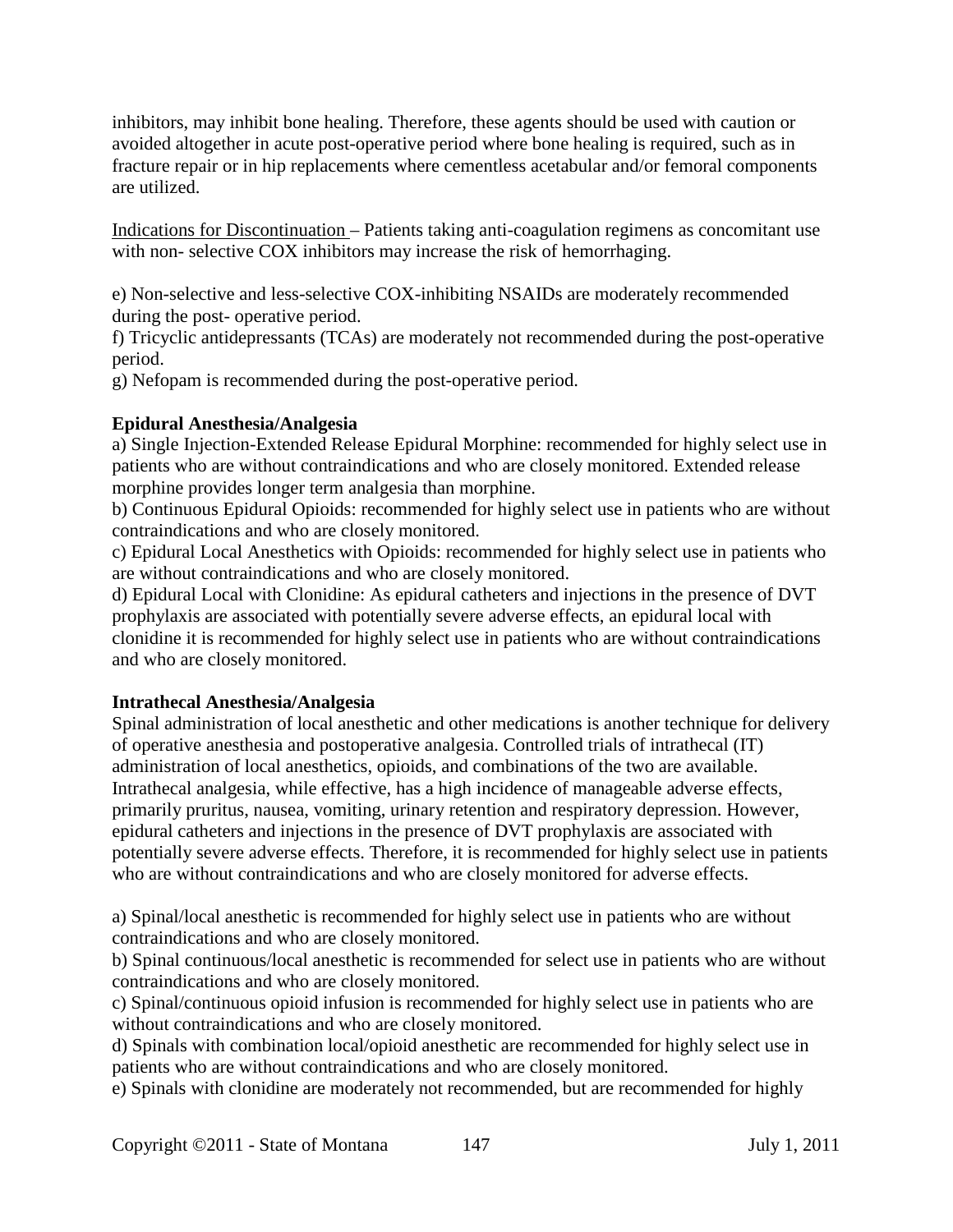inhibitors, may inhibit bone healing. Therefore, these agents should be used with caution or avoided altogether in acute post-operative period where bone healing is required, such as in fracture repair or in hip replacements where cementless acetabular and/or femoral components are utilized.

Indications for Discontinuation – Patients taking anti-coagulation regimens as concomitant use with non- selective COX inhibitors may increase the risk of hemorrhaging.

e) Non-selective and less-selective COX-inhibiting NSAIDs are moderately recommended during the post- operative period.
f) Tricyclic antidepressants (TCAs) are moderately not recommended during the post-operative period.
g) Nefopam is recommended during the post-operative period.

**Epidural Anesthesia/Analgesia**
a) Single Injection-Extended Release Epidural Morphine: recommended for highly select use in patients who are without contraindications and who are closely monitored. Extended release morphine provides longer term analgesia than morphine.
b) Continuous Epidural Opioids: recommended for highly select use in patients who are without contraindications and who are closely monitored.
c) Epidural Local Anesthetics with Opioids: recommended for highly select use in patients who are without contraindications and who are closely monitored.
d) Epidural Local with Clonidine: As epidural catheters and injections in the presence of DVT prophylaxis are associated with potentially severe adverse effects, an epidural local with clonidine it is recommended for highly select use in patients who are without contraindications and who are closely monitored.

**Intrathecal Anesthesia/Analgesia**
Spinal administration of local anesthetic and other medications is another technique for delivery of operative anesthesia and postoperative analgesia. Controlled trials of intrathecal (IT) administration of local anesthetics, opioids, and combinations of the two are available. Intrathecal analgesia, while effective, has a high incidence of manageable adverse effects, primarily pruritus, nausea, vomiting, urinary retention and respiratory depression. However, epidural catheters and injections in the presence of DVT prophylaxis are associated with potentially severe adverse effects. Therefore, it is recommended for highly select use in patients who are without contraindications and who are closely monitored for adverse effects.

a) Spinal/local anesthetic is recommended for highly select use in patients who are without contraindications and who are closely monitored.
b) Spinal continuous/local anesthetic is recommended for select use in patients who are without contraindications and who are closely monitored.
c) Spinal/continuous opioid infusion is recommended for highly select use in patients who are without contraindications and who are closely monitored.
d) Spinals with combination local/opioid anesthetic are recommended for highly select use in patients who are without contraindications and who are closely monitored.
e) Spinals with clonidine are moderately not recommended, but are recommended for highly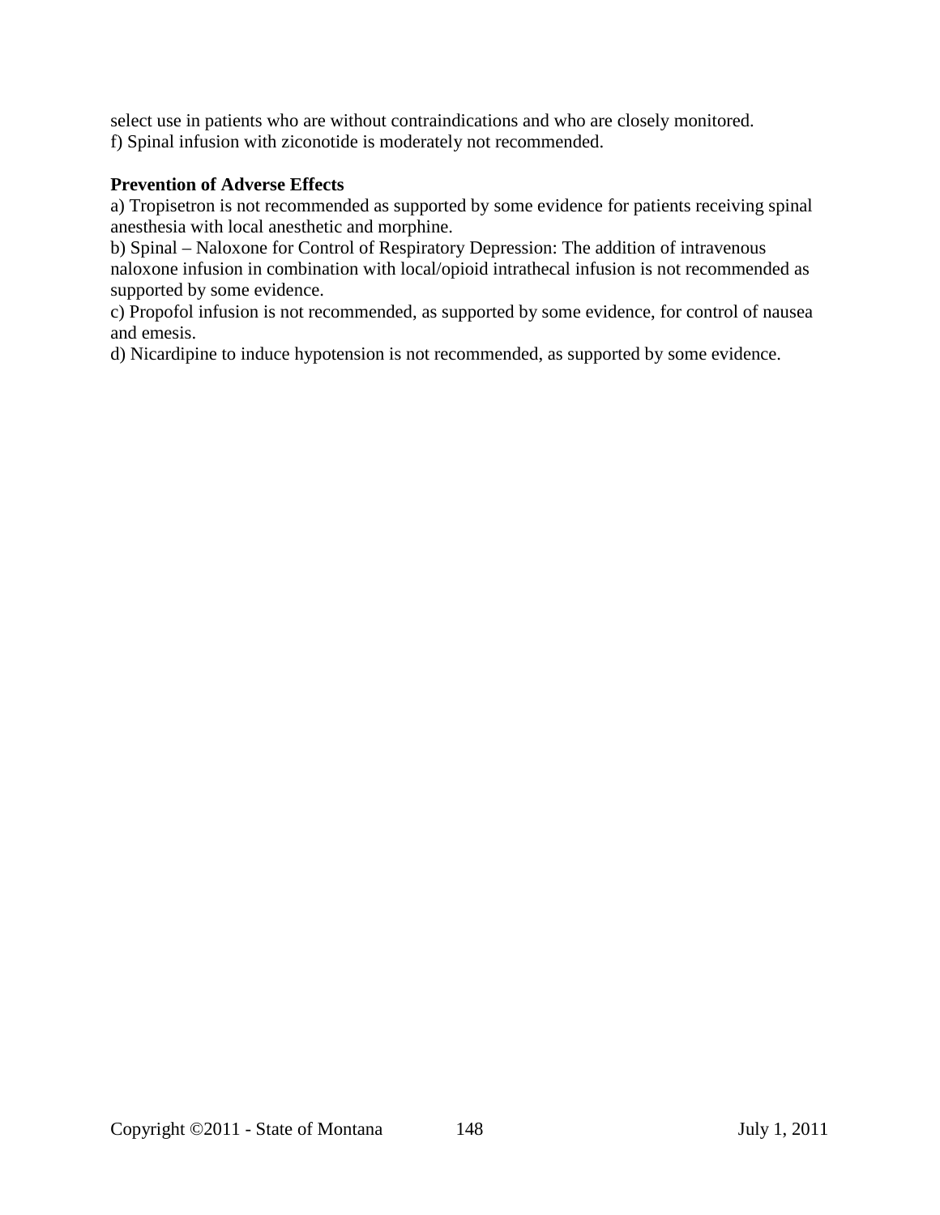select use in patients who are without contraindications and who are closely monitored.
f) Spinal infusion with ziconotide is moderately not recommended.

**Prevention of Adverse Effects**

a) Tropisetron is not recommended as supported by some evidence for patients receiving spinal anesthesia with local anesthetic and morphine.
b) Spinal – Naloxone for Control of Respiratory Depression: The addition of intravenous naloxone infusion in combination with local/opioid intrathecal infusion is not recommended as supported by some evidence.
c) Propofol infusion is not recommended, as supported by some evidence, for control of nausea and emesis.
d) Nicardipine to induce hypotension is not recommended, as supported by some evidence.